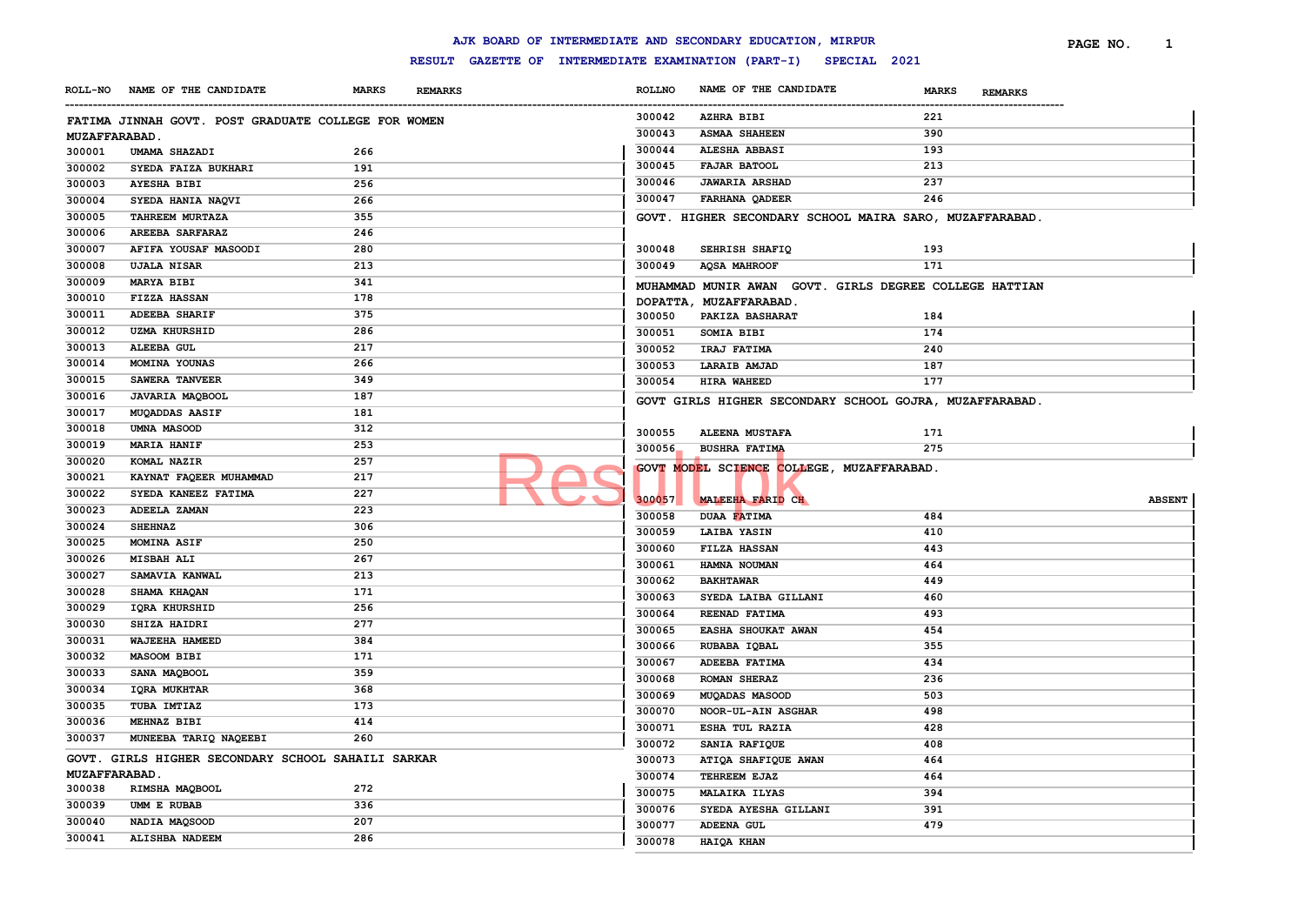# AJK BOARD OF INTERMEDIATE AND SECONDARY EDUCATION, MIRPUR

## RESULT GAZETTE OF INTERMEDIATE EXAMINATION (PART-I) SPECIAL 2021

### FATIMA JINNAH GOVT. POST GRADUATE COLLEGE FOR WOMEN MUZAFFARABAD.

| ROLL-NO | NAME OF THE CANDIDATE | MARKS | REMARKS |
|---|---|---|---|
| 300001 | UMAMA SHAZADI | 266 | |
| 300002 | SYEDA FAIZA BUKHARI | 191 | |
| 300003 | AYESHA BIBI | 256 | |
| 300004 | SYEDA HANIA NAQVI | 266 | |
| 300005 | TAHREEM MURTAZA | 355 | |
| 300006 | AREEBA SARFARAZ | 246 | |
| 300007 | AFIFA YOUSAF MASOODI | 280 | |
| 300008 | UJALA NISAR | 213 | |
| 300009 | MARYA BIBI | 341 | |
| 300010 | FIZZA HASSAN | 178 | |
| 300011 | ADEEBA SHARIF | 375 | |
| 300012 | UZMA KHURSHID | 286 | |
| 300013 | ALEEBA GUL | 217 | |
| 300014 | MOMINA YOUNAS | 266 | |
| 300015 | SAWERA TANVEER | 349 | |
| 300016 | JAVARIA MAQBOOL | 187 | |
| 300017 | MUQADDAS AASIF | 181 | |
| 300018 | UMNA MASOOD | 312 | |
| 300019 | MARIA HANIF | 253 | |
| 300020 | KOMAL NAZIR | 257 | |
| 300021 | KAYNAT FAQEER MUHAMMAD | 217 | |
| 300022 | SYEDA KANEEZ FATIMA | 227 | |
| 300023 | ADEELA ZAMAN | 223 | |
| 300024 | SHEHNAZ | 306 | |
| 300025 | MOMINA ASIF | 250 | |
| 300026 | MISBAH ALI | 267 | |
| 300027 | SAMAVIA KANWAL | 213 | |
| 300028 | SHAMA KHAQAN | 171 | |
| 300029 | IQRA KHURSHID | 256 | |
| 300030 | SHIZA HAIDRI | 277 | |
| 300031 | WAJEEHA HAMEED | 384 | |
| 300032 | MASOOM BIBI | 171 | |
| 300033 | SANA MAQBOOL | 359 | |
| 300034 | IQRA MUKHTAR | 368 | |
| 300035 | TUBA IMTIAZ | 173 | |
| 300036 | MEHNAZ BIBI | 414 | |
| 300037 | MUNEEBA TARIQ NAQEEBI | 260 | |

### GOVT. GIRLS HIGHER SECONDARY SCHOOL SAHAILI SARKAR MUZAFFARABAD.

| ROLL-NO | NAME OF THE CANDIDATE | MARKS | REMARKS |
|---|---|---|---|
| 300038 | RIMSHA MAQBOOL | 272 | |
| 300039 | UMM E RUBAB | 336 | |
| 300040 | NADIA MAQSOOD | 207 | |
| 300041 | ALISHBA NADEEM | 286 | |
| 300042 | AZHRA BIBI | 221 | |
| 300043 | ASMAA SHAHEEN | 390 | |
| 300044 | ALESHA ABBASI | 193 | |
| 300045 | FAJAR BATOOL | 213 | |
| 300046 | JAWARIA ARSHAD | 237 | |
| 300047 | FARHANA QADEER | 246 | |

### GOVT. HIGHER SECONDARY SCHOOL MAIRA SARO, MUZAFFARABAD.

| ROLL-NO | NAME OF THE CANDIDATE | MARKS | REMARKS |
|---|---|---|---|
| 300048 | SEHRISH SHAFIQ | 193 | |
| 300049 | AQSA MAHROOF | 171 | |

### MUHAMMAD MUNIR AWAN GOVT. GIRLS DEGREE COLLEGE HATTIAN DOPATTA, MUZAFFARABAD.

| ROLL-NO | NAME OF THE CANDIDATE | MARKS | REMARKS |
|---|---|---|---|
| 300050 | PAKIZA BASHARAT | 184 | |
| 300051 | SOMIA BIBI | 174 | |
| 300052 | IRAJ FATIMA | 240 | |
| 300053 | LARAIB AMJAD | 187 | |
| 300054 | HIRA WAHEED | 177 | |

### GOVT GIRLS HIGHER SECONDARY SCHOOL GOJRA, MUZAFFARABAD.

| ROLL-NO | NAME OF THE CANDIDATE | MARKS | REMARKS |
|---|---|---|---|
| 300055 | ALEENA MUSTAFA | 171 | |
| 300056 | BUSHRA FATIMA | 275 | |

### GOVT MODEL SCIENCE COLLEGE, MUZAFFARABAD.

| ROLL-NO | NAME OF THE CANDIDATE | MARKS | REMARKS |
|---|---|---|---|
| 300057 | MALEEHA FARID CH | | ABSENT |
| 300058 | DUAA FATIMA | 484 | |
| 300059 | LAIBA YASIN | 410 | |
| 300060 | FILZA HASSAN | 443 | |
| 300061 | HAMNA NOUMAN | 464 | |
| 300062 | BAKHTAWAR | 449 | |
| 300063 | SYEDA LAIBA GILLANI | 460 | |
| 300064 | REENAD FATIMA | 493 | |
| 300065 | EASHA SHOUKAT AWAN | 454 | |
| 300066 | RUBABA IQBAL | 355 | |
| 300067 | ADEEBA FATIMA | 434 | |
| 300068 | ROMAN SHERAZ | 236 | |
| 300069 | MUQADAS MASOOD | 503 | |
| 300070 | NOOR-UL-AIN ASGHAR | 498 | |
| 300071 | ESHA TUL RAZIA | 428 | |
| 300072 | SANIA RAFIQUE | 408 | |
| 300073 | ATIQA SHAFIQUE AWAN | 464 | |
| 300074 | TEHREEM EJAZ | 464 | |
| 300075 | MALAIKA ILYAS | 394 | |
| 300076 | SYEDA AYESHA GILLANI | 391 | |
| 300077 | ADEENA GUL | 479 | |
| 300078 | HAIQA KHAN | | |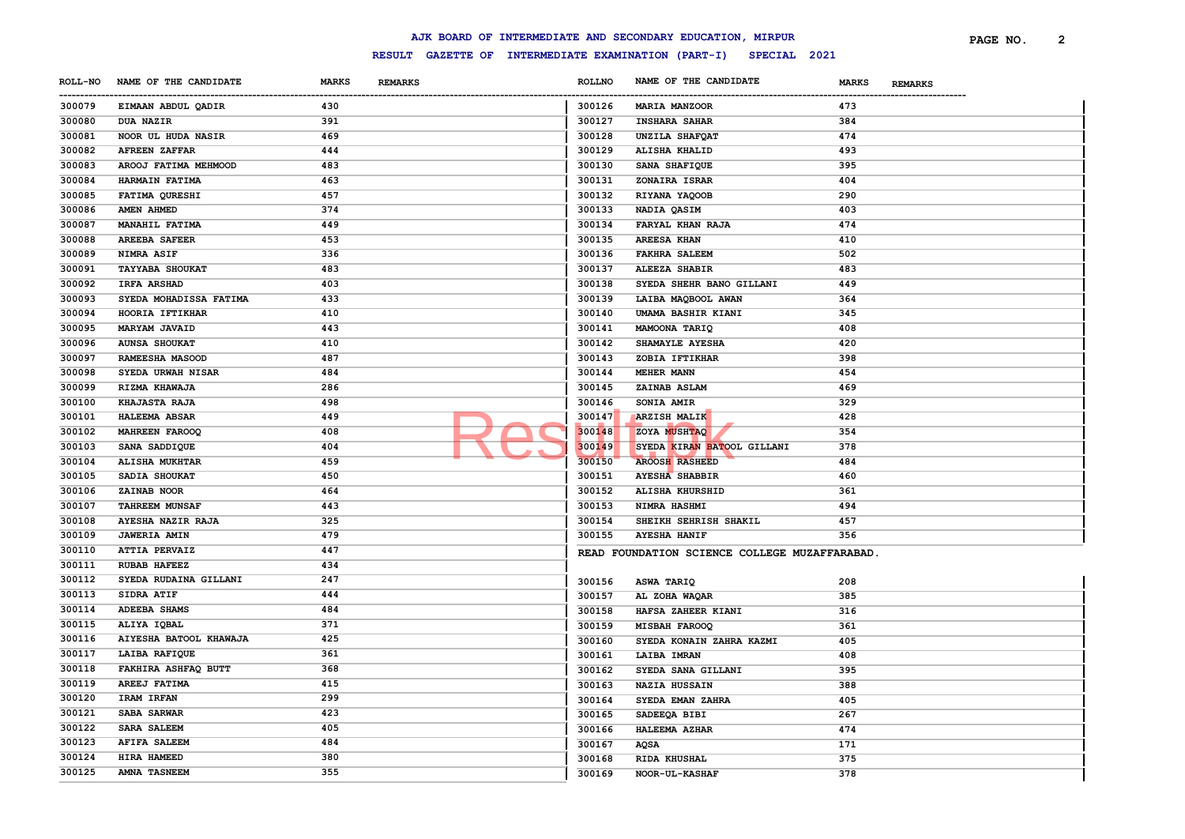# AJK BOARD OF INTERMEDIATE AND SECONDARY EDUCATION, MIRPUR

## RESULT GAZETTE OF INTERMEDIATE EXAMINATION (PART-I) SPECIAL 2021

| ROLL-NO | NAME OF THE CANDIDATE | MARKS | REMARKS |
|---|---|---|---|
| 300079 | EIMAAN ABDUL QADIR | 430 | |
| 300080 | DUA NAZIR | 391 | |
| 300081 | NOOR UL HUDA NASIR | 469 | |
| 300082 | AFREEN ZAFFAR | 444 | |
| 300083 | AROOJ FATIMA MEHMOOD | 483 | |
| 300084 | HARMAIN FATIMA | 463 | |
| 300085 | FATIMA QURESHI | 457 | |
| 300086 | AMEN AHMED | 374 | |
| 300087 | MANAHIL FATIMA | 449 | |
| 300088 | AREEBA SAFEER | 453 | |
| 300089 | NIMRA ASIF | 336 | |
| 300091 | TAYYABA SHOUKAT | 483 | |
| 300092 | IRFA ARSHAD | 403 | |
| 300093 | SYEDA MOHADISSA FATIMA | 433 | |
| 300094 | HOORIA IFTIKHAR | 410 | |
| 300095 | MARYAM JAVAID | 443 | |
| 300096 | AUNSA SHOUKAT | 410 | |
| 300097 | RAMEESHA MASOOD | 487 | |
| 300098 | SYEDA URWAH NISAR | 484 | |
| 300099 | RIZMA KHAWAJA | 286 | |
| 300100 | KHAJASTA RAJA | 498 | |
| 300101 | HALEEMA ABSAR | 449 | |
| 300102 | MAHREEN FAROOQ | 408 | |
| 300103 | SANA SADDIQUE | 404 | |
| 300104 | ALISHA MUKHTAR | 459 | |
| 300105 | SADIA SHOUKAT | 450 | |
| 300106 | ZAINAB NOOR | 464 | |
| 300107 | TAHREEM MUNSAF | 443 | |
| 300108 | AYESHA NAZIR RAJA | 325 | |
| 300109 | JAWERIA AMIN | 479 | |
| 300110 | ATTIA PERVAIZ | 447 | |
| 300111 | RUBAB HAFEEZ | 434 | |
| 300112 | SYEDA RUDAINA GILLANI | 247 | |
| 300113 | SIDRA ATIF | 444 | |
| 300114 | ADEEBA SHAMS | 484 | |
| 300115 | ALIYA IQBAL | 371 | |
| 300116 | AIYESHA BATOOL KHAWAJA | 425 | |
| 300117 | LAIBA RAFIQUE | 361 | |
| 300118 | FAKHIRA ASHFAQ BUTT | 368 | |
| 300119 | AREEJ FATIMA | 415 | |
| 300120 | IRAM IRFAN | 299 | |
| 300121 | SABA SARWAR | 423 | |
| 300122 | SARA SALEEM | 405 | |
| 300123 | AFIFA SALEEM | 484 | |
| 300124 | HIRA HAMEED | 380 | |
| 300125 | AMNA TASNEEM | 355 | |
| 300126 | MARIA MANZOOR | 473 | |
| 300127 | INSHARA SAHAR | 384 | |
| 300128 | UNZILA SHAFQAT | 474 | |
| 300129 | ALISHA KHALID | 493 | |
| 300130 | SANA SHAFIQUE | 395 | |
| 300131 | ZONAIRA ISRAR | 404 | |
| 300132 | RIYANA YAQOOB | 290 | |
| 300133 | NADIA QASIM | 403 | |
| 300134 | FARYAL KHAN RAJA | 474 | |
| 300135 | AREESA KHAN | 410 | |
| 300136 | FAKHRA SALEEM | 502 | |
| 300137 | ALEEZA SHABIR | 483 | |
| 300138 | SYEDA SHEHR BANO GILLANI | 449 | |
| 300139 | LAIBA MAQBOOL AWAN | 364 | |
| 300140 | UMAMA BASHIR KIANI | 345 | |
| 300141 | MAMOONA TARIQ | 408 | |
| 300142 | SHAMAYLE AYESHA | 420 | |
| 300143 | ZOBIA IFTIKHAR | 398 | |
| 300144 | MEHER MANN | 454 | |
| 300145 | ZAINAB ASLAM | 469 | |
| 300146 | SONIA AMIR | 329 | |
| 300147 | ARZISH MALIK | 428 | |
| 300148 | ZOYA MUSHTAQ | 354 | |
| 300149 | SYEDA KIRAN BATOOL GILLANI | 378 | |
| 300150 | AROOSH RASHEED | 484 | |
| 300151 | AYESHA SHABBIR | 460 | |
| 300152 | ALISHA KHURSHID | 361 | |
| 300153 | NIMRA HASHMI | 494 | |
| 300154 | SHEIKH SEHRISH SHAKIL | 457 | |
| 300155 | AYESHA HANIF | 356 | |

**READ FOUNDATION SCIENCE COLLEGE MUZAFFARABAD.**

| ROLL-NO | NAME OF THE CANDIDATE | MARKS | REMARKS |
|---|---|---|---|
| 300156 | ASWA TARIQ | 208 | |
| 300157 | AL ZOHA WAQAR | 385 | |
| 300158 | HAFSA ZAHEER KIANI | 316 | |
| 300159 | MISBAH FAROOQ | 361 | |
| 300160 | SYEDA KONAIN ZAHRA KAZMI | 405 | |
| 300161 | LAIBA IMRAN | 408 | |
| 300162 | SYEDA SANA GILLANI | 395 | |
| 300163 | NAZIA HUSSAIN | 388 | |
| 300164 | SYEDA EMAN ZAHRA | 405 | |
| 300165 | SADEEQA BIBI | 267 | |
| 300166 | HALEEMA AZHAR | 474 | |
| 300167 | AQSA | 171 | |
| 300168 | RIDA KHUSHAL | 375 | |
| 300169 | NOOR-UL-KASHAF | 378 | |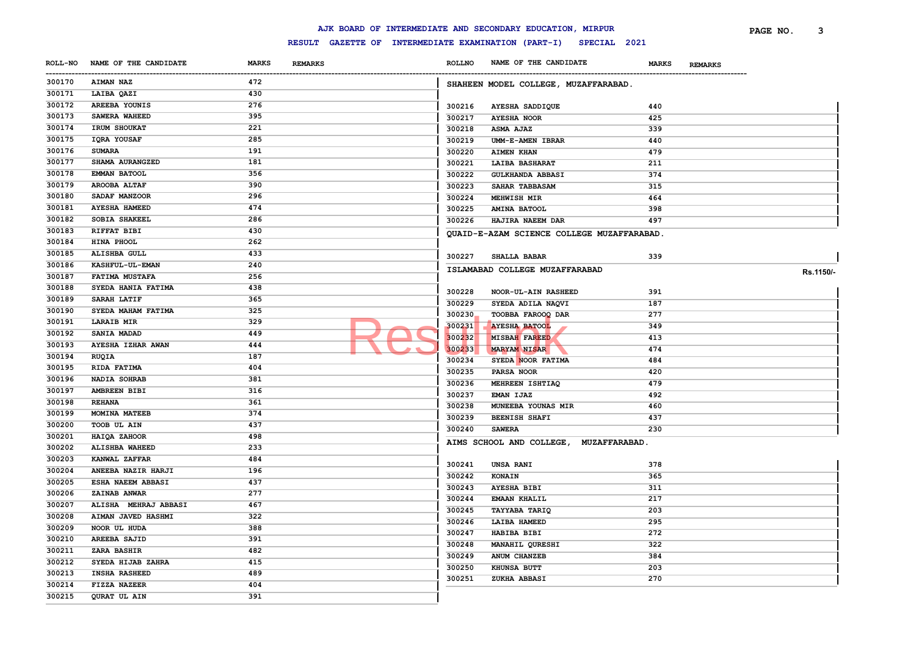# AJK BOARD OF INTERMEDIATE AND SECONDARY EDUCATION, MIRPUR

## RESULT GAZETTE OF INTERMEDIATE EXAMINATION (PART-I) SPECIAL 2021

| ROLL-NO | NAME OF THE CANDIDATE | MARKS | REMARKS |
|---|---|---|---|
| 300170 | AIMAN NAZ | 472 | |
| 300171 | LAIBA QAZI | 430 | |
| 300172 | AREEBA YOUNIS | 276 | |
| 300173 | SAWERA WAHEED | 395 | |
| 300174 | IRUM SHOUKAT | 221 | |
| 300175 | IQRA YOUSAF | 285 | |
| 300176 | SUMARA | 191 | |
| 300177 | SHAMA AURANGZED | 181 | |
| 300178 | EMMAN BATOOL | 356 | |
| 300179 | AROOBA ALTAF | 390 | |
| 300180 | SADAF MANZOOR | 296 | |
| 300181 | AYESHA HAMEED | 474 | |
| 300182 | SOBIA SHAKEEL | 286 | |
| 300183 | RIFFAT BIBI | 430 | |
| 300184 | HINA PHOOL | 262 | |
| 300185 | ALISHBA GULL | 433 | |
| 300186 | KASHFUL-UL-EMAN | 240 | |
| 300187 | FATIMA MUSTAFA | 256 | |
| 300188 | SYEDA HANIA FATIMA | 438 | |
| 300189 | SARAH LATIF | 365 | |
| 300190 | SYEDA MAHAM FATIMA | 325 | |
| 300191 | LARAIB MIR | 329 | |
| 300192 | SANIA MADAD | 449 | |
| 300193 | AYESHA IZHAR AWAN | 444 | |
| 300194 | RUQIA | 187 | |
| 300195 | RIDA FATIMA | 404 | |
| 300196 | NADIA SOHRAB | 381 | |
| 300197 | AMBREEN BIBI | 316 | |
| 300198 | REHANA | 361 | |
| 300199 | MOMINA MATEEB | 374 | |
| 300200 | TOOB UL AIN | 437 | |
| 300201 | HAIQA ZAHOOR | 498 | |
| 300202 | ALISHBA WAHEED | 233 | |
| 300203 | KANWAL ZAFFAR | 484 | |
| 300204 | ANEEBA NAZIR HARJI | 196 | |
| 300205 | ESHA NAEEM ABBASI | 437 | |
| 300206 | ZAINAB ANWAR | 277 | |
| 300207 | ALISHA MEHRAJ ABBASI | 467 | |
| 300208 | AIMAN JAVED HASHMI | 322 | |
| 300209 | NOOR UL HUDA | 388 | |
| 300210 | AREEBA SAJID | 391 | |
| 300211 | ZARA BASHIR | 482 | |
| 300212 | SYEDA HIJAB ZAHRA | 415 | |
| 300213 | INSHA RASHEED | 489 | |
| 300214 | FIZZA NAZEER | 404 | |
| 300215 | QURAT UL AIN | 391 | |

### SHAHEEN MODEL COLLEGE, MUZAFFARABAD.

| ROLLNO | NAME OF THE CANDIDATE | MARKS | REMARKS |
|---|---|---|---|
| 300216 | AYESHA SADDIQUE | 440 | |
| 300217 | AYESHA NOOR | 425 | |
| 300218 | ASMA AJAZ | 339 | |
| 300219 | UMM-E-AMEN IBRAR | 440 | |
| 300220 | AIMEN KHAN | 479 | |
| 300221 | LAIBA BASHARAT | 211 | |
| 300222 | GULKHANDA ABBASI | 374 | |
| 300223 | SAHAR TABBASAM | 315 | |
| 300224 | MEHWISH MIR | 464 | |
| 300225 | AMINA BATOOL | 398 | |
| 300226 | HAJIRA NAEEM DAR | 497 | |

### QUAID-E-AZAM SCIENCE COLLEGE MUZAFFARABAD.

| ROLLNO | NAME OF THE CANDIDATE | MARKS | REMARKS |
|---|---|---|---|
| 300227 | SHALLA BABAR | 339 | |

### ISLAMABAD COLLEGE MUZAFFARABAD

Rs.1150/-

| ROLLNO | NAME OF THE CANDIDATE | MARKS | REMARKS |
|---|---|---|---|
| 300228 | NOOR-UL-AIN RASHEED | 391 | |
| 300229 | SYEDA ADILA NAQVI | 187 | |
| 300230 | TOOBBA FAROOQ DAR | 277 | |
| 300231 | AYESHA BATOOL | 349 | |
| 300232 | MISBAH FAREED | 413 | |
| 300233 | MARYAM NISAR | 474 | |
| 300234 | SYEDA NOOR FATIMA | 484 | |
| 300235 | PARSA NOOR | 420 | |
| 300236 | MEHREEN ISHTIAQ | 479 | |
| 300237 | EMAN IJAZ | 492 | |
| 300238 | MUNEEBA YOUNAS MIR | 460 | |
| 300239 | BEENISH SHAFI | 437 | |
| 300240 | SAWERA | 230 | |

### AIMS SCHOOL AND COLLEGE, MUZAFFARABAD.

| ROLLNO | NAME OF THE CANDIDATE | MARKS | REMARKS |
|---|---|---|---|
| 300241 | UNSA RANI | 378 | |
| 300242 | KONAIN | 365 | |
| 300243 | AYESHA BIBI | 311 | |
| 300244 | EMAAN KHALIL | 217 | |
| 300245 | TAYYABA TARIQ | 203 | |
| 300246 | LAIBA HAMEED | 295 | |
| 300247 | HABIBA BIBI | 272 | |
| 300248 | MANAHIL QURESHI | 322 | |
| 300249 | ANUM CHANZEB | 384 | |
| 300250 | KHUNSA BUTT | 203 | |
| 300251 | ZUKHA ABBASI | 270 | |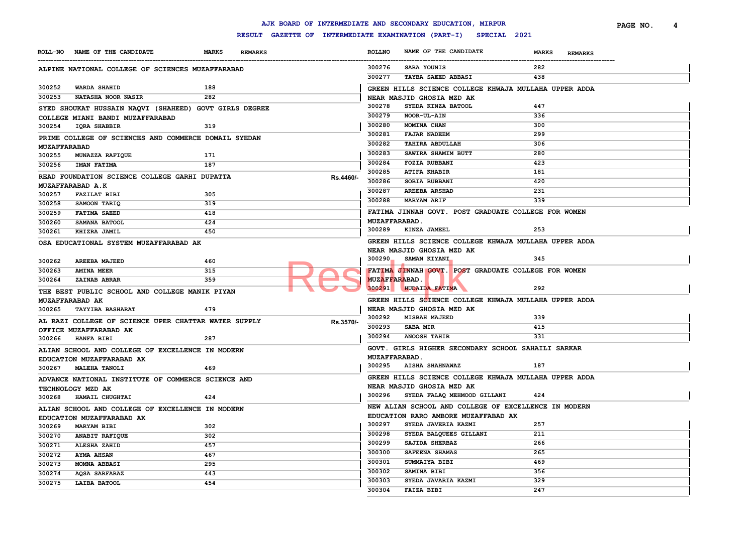# AJK BOARD OF INTERMEDIATE AND SECONDARY EDUCATION, MIRPUR

## RESULT GAZETTE OF INTERMEDIATE EXAMINATION (PART-I) SPECIAL 2021

| ROLL-NO | NAME OF THE CANDIDATE | MARKS | REMARKS |
|---|---|---|---|
| **ALPINE NATIONAL COLLEGE OF SCIENCES MUZAFFARABAD** | | | |
| 300252 | WARDA SHAHID | 188 | |
| 300253 | NATASHA NOOR NASIR | 282 | |
| **SYED SHOUKAT HUSSAIN NAQVI (SHAHEED) GOVT GIRLS DEGREE COLLEGE MIANI BANDI MUZAFFARABAD** | | | |
| 300254 | IQRA SHABBIR | 319 | |
| **PRIME COLLEGE OF SCIENCES AND COMMERCE DOMAIL SYEDAN MUZAFFARABAD** | | | |
| 300255 | MUNAZZA RAFIQUE | 171 | |
| 300256 | IMAN FATIMA | 187 | |
| **READ FOUNDATION SCIENCE COLLEGE GARHI DUPATTA MUZAFFARABAD A.K** | | | Rs.4460/- |
| 300257 | FAZILAT BIBI | 305 | |
| 300258 | SAMOON TARIQ | 319 | |
| 300259 | FATIMA SAEED | 418 | |
| 300260 | SAMANA BATOOL | 424 | |
| 300261 | KHIZRA JAMIL | 450 | |
| **OSA EDUCATIONAL SYSTEM MUZAFFARABAD AK** | | | |
| 300262 | AREEBA MAJEED | 460 | |
| 300263 | AMINA MEER | 315 | |
| 300264 | ZAINAB ABRAR | 359 | |
| **THE BEST PUBLIC SCHOOL AND COLLEGE MANIK PIYAN MUZAFFARABAD AK** | | | |
| 300265 | TAYYIBA BASHARAT | 479 | |
| **AL RAZI COLLEGE OF SCIENCE UPER CHATTAR WATER SUPPLY OFFICE MUZAFFARABAD AK** | | | Rs.3570/- |
| 300266 | HANFA BIBI | 287 | |
| **ALIAN SCHOOL AND COLLEGE OF EXCELLENCE IN MODERN EDUCATION MUZAFFARABAD AK** | | | |
| 300267 | MALEHA TANOLI | 469 | |
| **ADVANCE NATIONAL INSTITUTE OF COMMERCE SCIENCE AND TECHNOLOGY MZD AK** | | | |
| 300268 | HAMAIL CHUGHTAI | 424 | |
| **ALIAN SCHOOL AND COLLEGE OF EXCELLENCE IN MODERN EDUCATION MUZAFFARABAD AK** | | | |
| 300269 | MARYAM BIBI | 302 | |
| 300270 | ANABIT RAFIQUE | 302 | |
| 300271 | ALESHA ZAHID | 457 | |
| 300272 | AYMA AHSAN | 467 | |
| 300273 | MOMNA ABBASI | 295 | |
| 300274 | AQSA SARFARAZ | 443 | |
| 300275 | LAIBA BATOOL | 454 | |
| 300276 | SARA YOUNIS | 282 | |
| 300277 | TAYBA SAEED ABBASI | 438 | |
| **GREEN HILLS SCIENCE COLLEGE KHWAJA MULLAHA UPPER ADDA NEAR MASJID GHOSIA MZD AK** | | | |
| 300278 | SYEDA KINZA BATOOL | 447 | |
| 300279 | NOOR-UL-AIN | 336 | |
| 300280 | MOMINA CHAN | 300 | |
| 300281 | FAJAR NADEEM | 299 | |
| 300282 | TAHIRA ABDULLAH | 306 | |
| 300283 | SAWIRA SHAMIM BUTT | 280 | |
| 300284 | FOZIA RUBBANI | 423 | |
| 300285 | ATIFA KHABIR | 181 | |
| 300286 | SOBIA RUBBANI | 420 | |
| 300287 | AREEBA ARSHAD | 231 | |
| 300288 | MARYAM ARIF | 339 | |
| **FATIMA JINNAH GOVT. POST GRADUATE COLLEGE FOR WOMEN MUZAFFARABAD.** | | | |
| 300289 | KINZA JAMEEL | 253 | |
| **GREEN HILLS SCIENCE COLLEGE KHWAJA MULLAHA UPPER ADDA NEAR MASJID GHOSIA MZD AK** | | | |
| 300290 | SAMAN KIYANI | 345 | |
| **FATIMA JINNAH GOVT. POST GRADUATE COLLEGE FOR WOMEN MUZAFFARABAD.** | | | |
| 300291 | HUDAIDA FATIMA | 292 | |
| **GREEN HILLS SCIENCE COLLEGE KHWAJA MULLAHA UPPER ADDA NEAR MASJID GHOSIA MZD AK** | | | |
| 300292 | MISBAH MAJEED | 339 | |
| 300293 | SABA MIR | 415 | |
| 300294 | ANOOSH TAHIR | 331 | |
| **GOVT. GIRLS HIGHER SECONDARY SCHOOL SAHAILI SARKAR MUZAFFARABAD.** | | | |
| 300295 | AISHA SHAHNAWAZ | 187 | |
| **GREEN HILLS SCIENCE COLLEGE KHWAJA MULLAHA UPPER ADDA NEAR MASJID GHOSIA MZD AK** | | | |
| 300296 | SYEDA FALAQ MEHMOOD GILLANI | 424 | |
| **NEW ALIAN SCHOOL AND COLLEGE OF EXCELLENCE IN MODERN EDUCATION RARO AMBORE MUZAFFABAD AK** | | | |
| 300297 | SYEDA JAVERIA KAZMI | 257 | |
| 300298 | SYEDA BALQUEES GILLANI | 211 | |
| 300299 | SAJIDA SHERBAZ | 266 | |
| 300300 | SAFEENA SHAMAS | 265 | |
| 300301 | SUMMAIYA BIBI | 469 | |
| 300302 | SAMINA BIBI | 356 | |
| 300303 | SYEDA JAVARIA KAZMI | 329 | |
| 300304 | FAIZA BIBI | 247 | |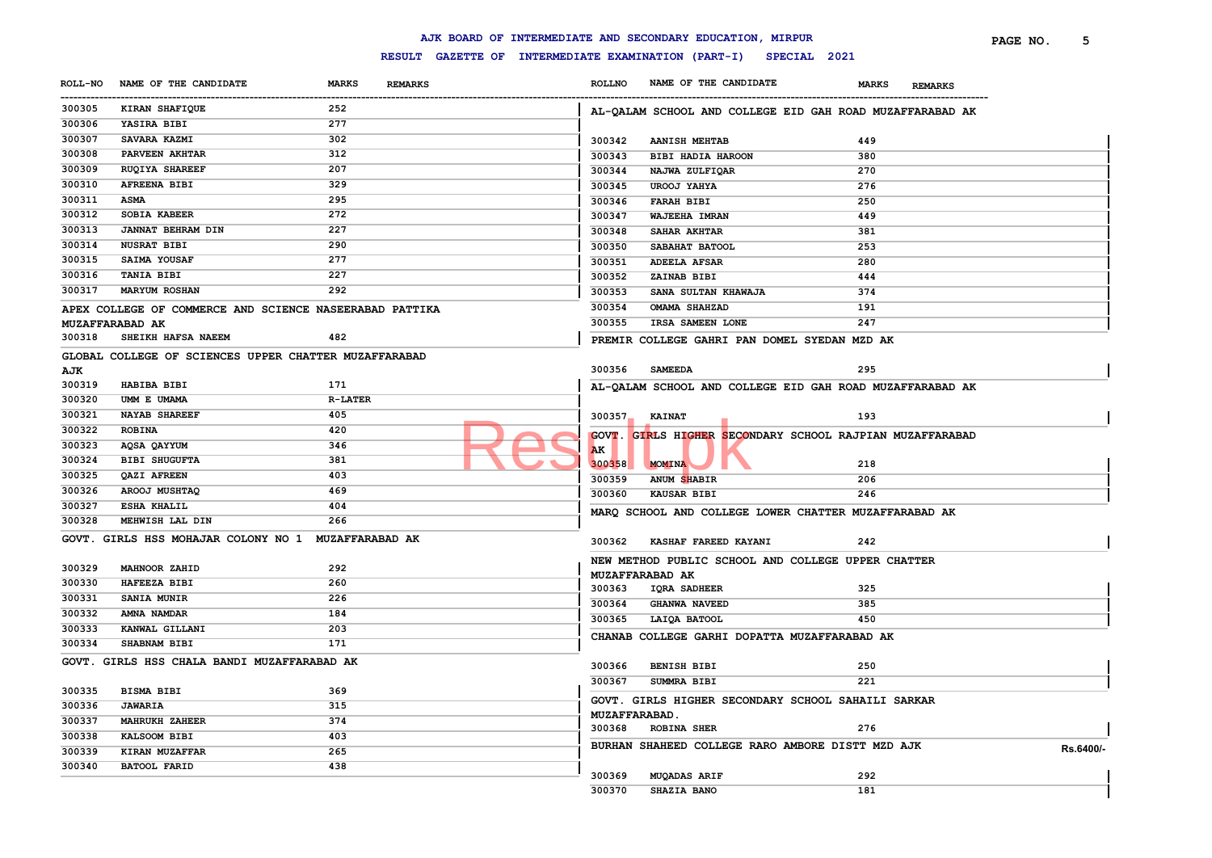## AJK BOARD OF INTERMEDIATE AND SECONDARY EDUCATION, MIRPUR

### RESULT GAZETTE OF INTERMEDIATE EXAMINATION (PART-I) SPECIAL 2021

| ROLL-NO | NAME OF THE CANDIDATE | MARKS | REMARKS |
|---|---|---|---|
| 300305 | KIRAN SHAFIQUE | 252 | |
| 300306 | YASIRA BIBI | 277 | |
| 300307 | SAVARA KAZMI | 302 | |
| 300308 | PARVEEN AKHTAR | 312 | |
| 300309 | RUQIYA SHAREEF | 207 | |
| 300310 | AFREENA BIBI | 329 | |
| 300311 | ASMA | 295 | |
| 300312 | SOBIA KABEER | 272 | |
| 300313 | JANNAT BEHRAM DIN | 227 | |
| 300314 | NUSRAT BIBI | 290 | |
| 300315 | SAIMA YOUSAF | 277 | |
| 300316 | TANIA BIBI | 227 | |
| 300317 | MARYUM ROSHAN | 292 | |

**APEX COLLEGE OF COMMERCE AND SCIENCE NASEERABAD PATTIKA MUZAFFARABAD AK**

| ROLL-NO | NAME OF THE CANDIDATE | MARKS | REMARKS |
|---|---|---|---|
| 300318 | SHEIKH HAFSA NAEEM | 482 | |

**GLOBAL COLLEGE OF SCIENCES UPPER CHATTER MUZAFFARABAD AJK**

| ROLL-NO | NAME OF THE CANDIDATE | MARKS | REMARKS |
|---|---|---|---|
| 300319 | HABIBA BIBI | 171 | |
| 300320 | UMM E UMAMA | R-LATER | |
| 300321 | NAYAB SHAREEF | 405 | |
| 300322 | ROBINA | 420 | |
| 300323 | AQSA QAYYUM | 346 | |
| 300324 | BIBI SHUGUFTA | 381 | |
| 300325 | QAZI AFREEN | 403 | |
| 300326 | AROOJ MUSHTAQ | 469 | |
| 300327 | ESHA KHALIL | 404 | |
| 300328 | MEHWISH LAL DIN | 266 | |

**GOVT. GIRLS HSS MOHAJAR COLONY NO 1 MUZAFFARABAD AK**

| ROLL-NO | NAME OF THE CANDIDATE | MARKS | REMARKS |
|---|---|---|---|
| 300329 | MAHNOOR ZAHID | 292 | |
| 300330 | HAFEEZA BIBI | 260 | |
| 300331 | SANIA MUNIR | 226 | |
| 300332 | AMNA NAMDAR | 184 | |
| 300333 | KANWAL GILLANI | 203 | |
| 300334 | SHABNAM BIBI | 171 | |

**GOVT. GIRLS HSS CHALA BANDI MUZAFFARABAD AK**

| ROLL-NO | NAME OF THE CANDIDATE | MARKS | REMARKS |
|---|---|---|---|
| 300335 | BISMA BIBI | 369 | |
| 300336 | JAWARIA | 315 | |
| 300337 | MAHRUKH ZAHEER | 374 | |
| 300338 | KALSOOM BIBI | 403 | |
| 300339 | KIRAN MUZAFFAR | 265 | |
| 300340 | BATOOL FARID | 438 | |

**AL-QALAM SCHOOL AND COLLEGE EID GAH ROAD MUZAFFARABAD AK**

| ROLLNO | NAME OF THE CANDIDATE | MARKS | REMARKS |
|---|---|---|---|
| 300342 | AANISH MEHTAB | 449 | |
| 300343 | BIBI HADIA HAROON | 380 | |
| 300344 | NAJWA ZULFIQAR | 270 | |
| 300345 | UROOJ YAHYA | 276 | |
| 300346 | FARAH BIBI | 250 | |
| 300347 | WAJEEHA IMRAN | 449 | |
| 300348 | SAHAR AKHTAR | 381 | |
| 300350 | SABAHAT BATOOL | 253 | |
| 300351 | ADEELA AFSAR | 280 | |
| 300352 | ZAINAB BIBI | 444 | |
| 300353 | SANA SULTAN KHAWAJA | 374 | |
| 300354 | OMAMA SHAHZAD | 191 | |
| 300355 | IRSA SAMEEN LONE | 247 | |

**PREMIR COLLEGE GAHRI PAN DOMEL SYEDAN MZD AK**

| ROLLNO | NAME OF THE CANDIDATE | MARKS | REMARKS |
|---|---|---|---|
| 300356 | SAMEEDA | 295 | |

**AL-QALAM SCHOOL AND COLLEGE EID GAH ROAD MUZAFFARABAD AK**

| ROLLNO | NAME OF THE CANDIDATE | MARKS | REMARKS |
|---|---|---|---|
| 300357 | KAINAT | 193 | |

**GOVT. GIRLS HIGHER SECONDARY SCHOOL RAJPIAN MUZAFFARABAD AK**

| ROLLNO | NAME OF THE CANDIDATE | MARKS | REMARKS |
|---|---|---|---|
| 300358 | MOMINA | 218 | |
| 300359 | ANUM SHABIR | 206 | |
| 300360 | KAUSAR BIBI | 246 | |

**MARQ SCHOOL AND COLLEGE LOWER CHATTER MUZAFFARABAD AK**

| ROLLNO | NAME OF THE CANDIDATE | MARKS | REMARKS |
|---|---|---|---|
| 300362 | KASHAF FAREED KAYANI | 242 | |

**NEW METHOD PUBLIC SCHOOL AND COLLEGE UPPER CHATTER MUZAFFARABAD AK**

| ROLLNO | NAME OF THE CANDIDATE | MARKS | REMARKS |
|---|---|---|---|
| 300363 | IQRA SADHEER | 325 | |
| 300364 | GHANWA NAVEED | 385 | |
| 300365 | LAIQA BATOOL | 450 | |

**CHANAB COLLEGE GARHI DOPATTA MUZAFFARABAD AK**

| ROLLNO | NAME OF THE CANDIDATE | MARKS | REMARKS |
|---|---|---|---|
| 300366 | BENISH BIBI | 250 | |
| 300367 | SUMMRA BIBI | 221 | |

**GOVT. GIRLS HIGHER SECONDARY SCHOOL SAHAILI SARKAR MUZAFFARABAD.**

| ROLLNO | NAME OF THE CANDIDATE | MARKS | REMARKS |
|---|---|---|---|
| 300368 | ROBINA SHER | 276 | |

**BURHAN SHAHEED COLLEGE RARO AMBORE DISTT MZD AJK**

| ROLLNO | NAME OF THE CANDIDATE | MARKS | REMARKS |
|---|---|---|---|
| 300369 | MUQADAS ARIF | 292 | |
| 300370 | SHAZIA BANO | 181 | |

Rs.6400/-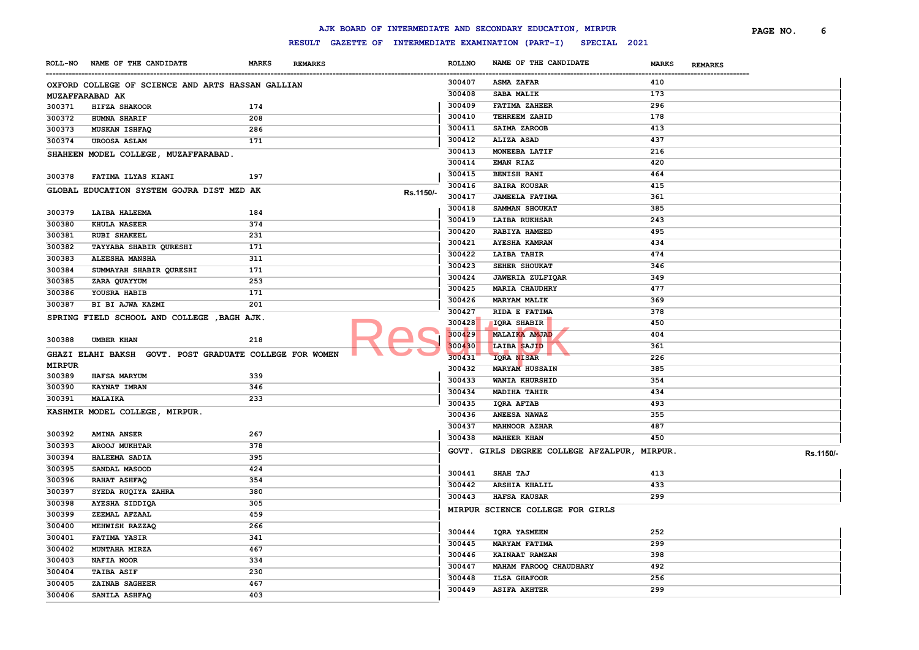# AJK BOARD OF INTERMEDIATE AND SECONDARY EDUCATION, MIRPUR

## RESULT GAZETTE OF INTERMEDIATE EXAMINATION (PART-I) SPECIAL 2021

| ROLL-NO | NAME OF THE CANDIDATE | MARKS | REMARKS |
|---|---|---|---|
| **OXFORD COLLEGE OF SCIENCE AND ARTS HASSAN GALLIAN MUZAFFARABAD AK** | | | |
| 300371 | HIFZA SHAKOOR | 174 | |
| 300372 | HUMNA SHARIF | 208 | |
| 300373 | MUSKAN ISHFAQ | 286 | |
| 300374 | UROOSA ASLAM | 171 | |
| **SHAHEEN MODEL COLLEGE, MUZAFFARABAD.** | | | |
| 300378 | FATIMA ILYAS KIANI | 197 | |
| **GLOBAL EDUCATION SYSTEM GOJRA DIST MZD AK** | | | Rs.1150/- |
| 300379 | LAIBA HALEEMA | 184 | |
| 300380 | KHULA NASEER | 374 | |
| 300381 | RUBI SHAKEEL | 231 | |
| 300382 | TAYYABA SHABIR QURESHI | 171 | |
| 300383 | ALEESHA MANSHA | 311 | |
| 300384 | SUMMAYAH SHABIR QURESHI | 171 | |
| 300385 | ZARA QUAYYUM | 253 | |
| 300386 | YOUSRA HABIB | 171 | |
| 300387 | BI BI AJWA KAZMI | 201 | |
| **SPRING FIELD SCHOOL AND COLLEGE ,BAGH AJK.** | | | |
| 300388 | UMBER KHAN | 218 | |
| **GHAZI ELAHI BAKSH GOVT. POST GRADUATE COLLEGE FOR WOMEN MIRPUR** | | | |
| 300389 | HAFSA MARYUM | 339 | |
| 300390 | KAYNAT IMRAN | 346 | |
| 300391 | MALAIKA | 233 | |
| **KASHMIR MODEL COLLEGE, MIRPUR.** | | | |
| 300392 | AMINA ANSER | 267 | |
| 300393 | AROOJ MUKHTAR | 378 | |
| 300394 | HALEEMA SADIA | 395 | |
| 300395 | SANDAL MASOOD | 424 | |
| 300396 | RAHAT ASHFAQ | 354 | |
| 300397 | SYEDA RUQIYA ZAHRA | 380 | |
| 300398 | AYESHA SIDDIQA | 305 | |
| 300399 | ZEEMAL AFZAAL | 459 | |
| 300400 | MEHWISH RAZZAQ | 266 | |
| 300401 | FATIMA YASIR | 341 | |
| 300402 | MUNTAHA MIRZA | 467 | |
| 300403 | NAFIA NOOR | 334 | |
| 300404 | TAIBA ASIF | 230 | |
| 300405 | ZAINAB SAGHEER | 467 | |
| 300406 | SANILA ASHFAQ | 403 | |
| 300407 | ASMA ZAFAR | 410 | |
| 300408 | SABA MALIK | 173 | |
| 300409 | FATIMA ZAHEER | 296 | |
| 300410 | TEHREEM ZAHID | 178 | |
| 300411 | SAIMA ZAROOB | 413 | |
| 300412 | ALIZA ASAD | 437 | |
| 300413 | MONEEBA LATIF | 216 | |
| 300414 | EMAN RIAZ | 420 | |
| 300415 | BENISH RANI | 464 | |
| 300416 | SAIRA KOUSAR | 415 | |
| 300417 | JAMEELA FATIMA | 361 | |
| 300418 | SAMMAN SHOUKAT | 385 | |
| 300419 | LAIBA RUKHSAR | 243 | |
| 300420 | RABIYA HAMEED | 495 | |
| 300421 | AYESHA KAMRAN | 434 | |
| 300422 | LAIBA TAHIR | 474 | |
| 300423 | SEHER SHOUKAT | 346 | |
| 300424 | JAWERIA ZULFIQAR | 349 | |
| 300425 | MARIA CHAUDHRY | 477 | |
| 300426 | MARYAM MALIK | 369 | |
| 300427 | RIDA E FATIMA | 378 | |
| 300428 | IQRA SHABIR | 450 | |
| 300429 | MALAIKA AMJAD | 404 | |
| 300430 | LAIBA SAJID | 361 | |
| 300431 | IQRA NISAR | 226 | |
| 300432 | MARYAM HUSSAIN | 385 | |
| 300433 | WANIA KHURSHID | 354 | |
| 300434 | MADIHA TAHIR | 434 | |
| 300435 | IQRA AFTAB | 493 | |
| 300436 | ANEESA NAWAZ | 355 | |
| 300437 | MAHNOOR AZHAR | 487 | |
| 300438 | MAHEER KHAN | 450 | |
| **GOVT. GIRLS DEGREE COLLEGE AFZALPUR, MIRPUR.** | | | Rs.1150/- |
| 300441 | SHAH TAJ | 413 | |
| 300442 | ARSHIA KHALIL | 433 | |
| 300443 | HAFSA KAUSAR | 299 | |
| **MIRPUR SCIENCE COLLEGE FOR GIRLS** | | | |
| 300444 | IQRA YASMEEN | 252 | |
| 300445 | MARYAM FATIMA | 299 | |
| 300446 | KAINAAT RAMZAN | 398 | |
| 300447 | MAHAM FAROOQ CHAUDHARY | 492 | |
| 300448 | ILSA GHAFOOR | 256 | |
| 300449 | ASIFA AKHTER | 299 | |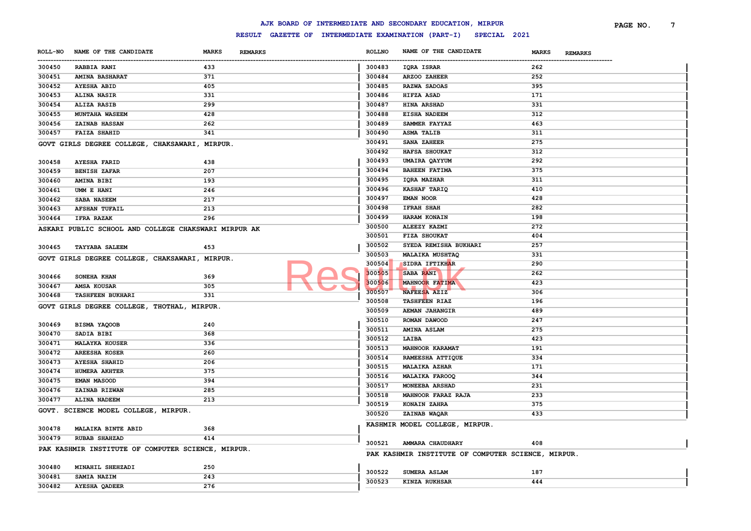# AJK BOARD OF INTERMEDIATE AND SECONDARY EDUCATION, MIRPUR

## RESULT GAZETTE OF INTERMEDIATE EXAMINATION (PART-I) SPECIAL 2021

| ROLL-NO | NAME OF THE CANDIDATE | MARKS | REMARKS |
|---|---|---|---|
| 300450 | RABBIA RANI | 433 | |
| 300451 | AMINA BASHARAT | 371 | |
| 300452 | AYESHA ABID | 405 | |
| 300453 | ALINA NASIR | 331 | |
| 300454 | ALIZA RASIB | 299 | |
| 300455 | MUNTAHA WASEEM | 428 | |
| 300456 | ZAINAB HASSAN | 262 | |
| 300457 | FAIZA SHAHID | 341 | |

GOVT GIRLS DEGREE COLLEGE, CHAKSAWARI, MIRPUR.

| ROLL-NO | NAME OF THE CANDIDATE | MARKS | REMARKS |
|---|---|---|---|
| 300458 | AYESHA FARID | 438 | |
| 300459 | BENISH ZAFAR | 207 | |
| 300460 | AMINA BIBI | 193 | |
| 300461 | UMM E HANI | 246 | |
| 300462 | SABA NASEEM | 217 | |
| 300463 | AFSHAN TUFAIL | 213 | |
| 300464 | IFRA RAZAK | 296 | |

ASKARI PUBLIC SCHOOL AND COLLEGE CHAKSWARI MIRPUR AK

| ROLL-NO | NAME OF THE CANDIDATE | MARKS | REMARKS |
|---|---|---|---|
| 300465 | TAYYABA SALEEM | 453 | |

GOVT GIRLS DEGREE COLLEGE, CHAKSAWARI, MIRPUR.

| ROLL-NO | NAME OF THE CANDIDATE | MARKS | REMARKS |
|---|---|---|---|
| 300466 | SONEHA KHAN | 369 | |
| 300467 | AMSA KOUSAR | 305 | |
| 300468 | TASHFEEN BUKHARI | 331 | |

GOVT GIRLS DEGREE COLLEGE, THOTHAL, MIRPUR.

| ROLL-NO | NAME OF THE CANDIDATE | MARKS | REMARKS |
|---|---|---|---|
| 300469 | BISMA YAQOOB | 240 | |
| 300470 | SADIA BIBI | 368 | |
| 300471 | MALAYKA KOUSER | 336 | |
| 300472 | AREESHA KOSER | 260 | |
| 300473 | AYESHA SHAHID | 206 | |
| 300474 | HUMERA AKHTER | 375 | |
| 300475 | EMAN MASOOD | 394 | |
| 300476 | ZAINAB RIZWAN | 285 | |
| 300477 | ALINA NADEEM | 213 | |

GOVT. SCIENCE MODEL COLLEGE, MIRPUR.

| ROLL-NO | NAME OF THE CANDIDATE | MARKS | REMARKS |
|---|---|---|---|
| 300478 | MALAIKA BINTE ABID | 368 | |
| 300479 | RUBAB SHAHZAD | 414 | |

PAK KASHMIR INSTITUTE OF COMPUTER SCIENCE, MIRPUR.

| ROLL-NO | NAME OF THE CANDIDATE | MARKS | REMARKS |
|---|---|---|---|
| 300480 | MINAHIL SHEHZADI | 250 | |
| 300481 | SAMIA NAZIM | 243 | |
| 300482 | AYESHA QADEER | 276 | |
| 300483 | IQRA ISRAR | 262 | |
| 300484 | ARZOO ZAHEER | 252 | |
| 300485 | RAZWA SADOAS | 395 | |
| 300486 | HIFZA ASAD | 171 | |
| 300487 | HINA ARSHAD | 331 | |
| 300488 | EISHA NADEEM | 312 | |
| 300489 | SAMMER FAYYAZ | 463 | |
| 300490 | ASMA TALIB | 311 | |
| 300491 | SANA ZAHEER | 275 | |
| 300492 | HAFSA SHOUKAT | 312 | |
| 300493 | UMAIRA QAYYUM | 292 | |
| 300494 | BAHEEN FATIMA | 375 | |
| 300495 | IQRA MAZHAR | 311 | |
| 300496 | KASHAF TARIQ | 410 | |
| 300497 | EMAN NOOR | 428 | |
| 300498 | IFRAH SHAH | 282 | |
| 300499 | HARAM KONAIN | 198 | |
| 300500 | ALEEZY KAZMI | 272 | |
| 300501 | FIZA SHOUKAT | 404 | |
| 300502 | SYEDA REMISHA BUKHARI | 257 | |
| 300503 | MALAIKA MUSHTAQ | 331 | |
| 300504 | SIDRA IFTIKHAR | 290 | |
| 300505 | SABA RANI | 262 | |
| 300506 | MAHNOOR FATIMA | 423 | |
| 300507 | NAFEESA AZIZ | 306 | |
| 300508 | TASHFEEN RIAZ | 196 | |
| 300509 | AEMAN JAHANGIR | 489 | |
| 300510 | ROMAN DAWOOD | 247 | |
| 300511 | AMINA ASLAM | 275 | |
| 300512 | LAIBA | 423 | |
| 300513 | MAHNOOR KARAMAT | 191 | |
| 300514 | RAMEESHA ATTIQUE | 334 | |
| 300515 | MALAIKA AZHAR | 171 | |
| 300516 | MALAIKA FAROOQ | 344 | |
| 300517 | MONEEBA ARSHAD | 231 | |
| 300518 | MAHNOOR FARAZ RAJA | 233 | |
| 300519 | KONAIN ZAHRA | 375 | |
| 300520 | ZAINAB WAQAR | 433 | |

KASHMIR MODEL COLLEGE, MIRPUR.

| ROLL-NO | NAME OF THE CANDIDATE | MARKS | REMARKS |
|---|---|---|---|
| 300521 | AMMARA CHAUDHARY | 408 | |

PAK KASHMIR INSTITUTE OF COMPUTER SCIENCE, MIRPUR.

| ROLL-NO | NAME OF THE CANDIDATE | MARKS | REMARKS |
|---|---|---|---|
| 300522 | SUMERA ASLAM | 187 | |
| 300523 | KINZA RUKHSAR | 444 | |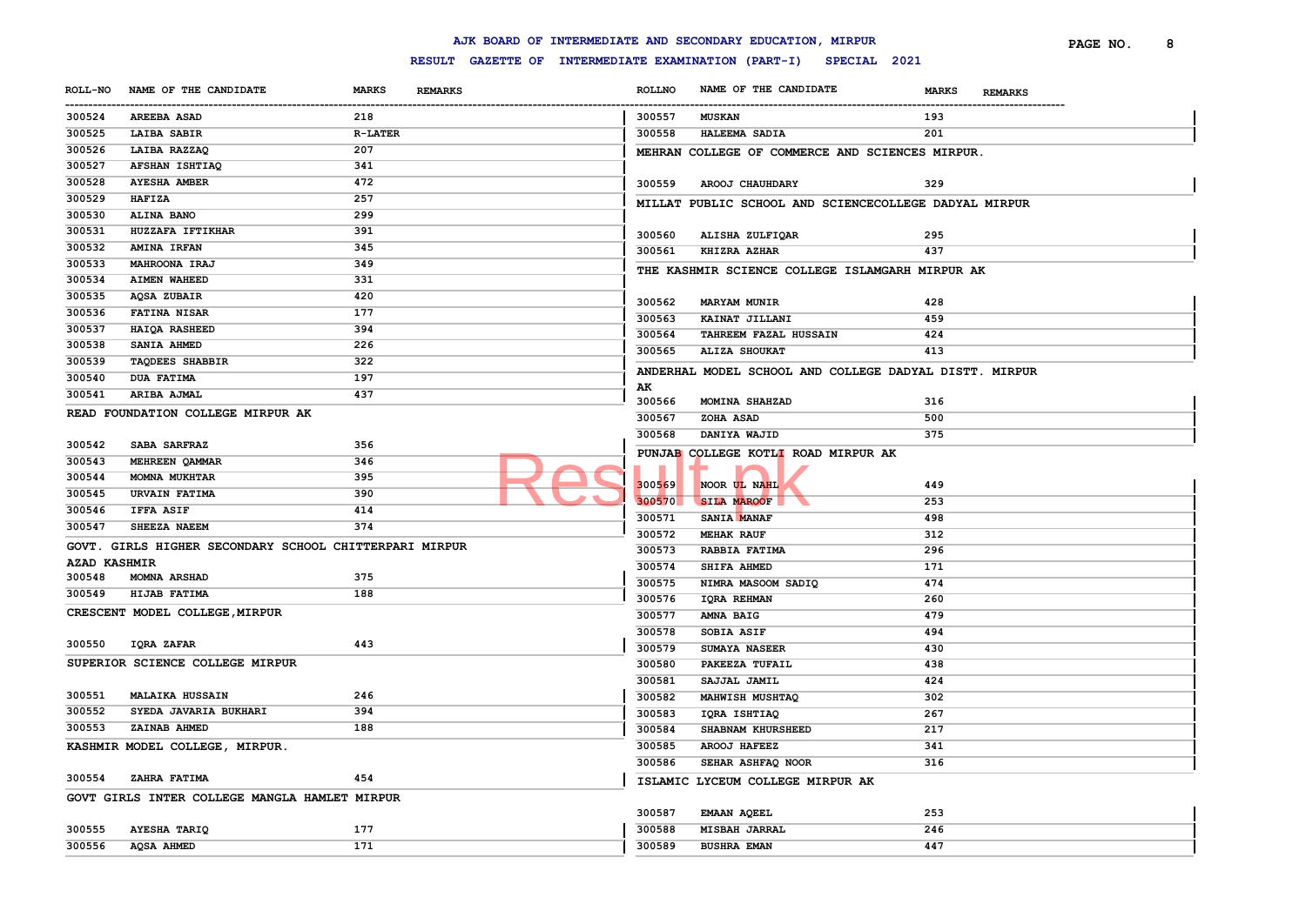# AJK BOARD OF INTERMEDIATE AND SECONDARY EDUCATION, MIRPUR

## RESULT GAZETTE OF INTERMEDIATE EXAMINATION (PART-I) SPECIAL 2021

| ROLL-NO | NAME OF THE CANDIDATE | MARKS | REMARKS |
|---|---|---|---|
| 300524 | AREEBA ASAD | 218 | |
| 300525 | LAIBA SABIR | R-LATER | |
| 300526 | LAIBA RAZZAQ | 207 | |
| 300527 | AFSHAN ISHTIAQ | 341 | |
| 300528 | AYESHA AMBER | 472 | |
| 300529 | HAFIZA | 257 | |
| 300530 | ALINA BANO | 299 | |
| 300531 | HUZZAFA IFTIKHAR | 391 | |
| 300532 | AMINA IRFAN | 345 | |
| 300533 | MAHROONA IRAJ | 349 | |
| 300534 | AIMEN WAHEED | 331 | |
| 300535 | AQSA ZUBAIR | 420 | |
| 300536 | FATINA NISAR | 177 | |
| 300537 | HAIQA RASHEED | 394 | |
| 300538 | SANIA AHMED | 226 | |
| 300539 | TAQDEES SHABBIR | 322 | |
| 300540 | DUA FATIMA | 197 | |
| 300541 | ARIBA AJMAL | 437 | |

READ FOUNDATION COLLEGE MIRPUR AK

| ROLL-NO | NAME OF THE CANDIDATE | MARKS | REMARKS |
|---|---|---|---|
| 300542 | SABA SARFRAZ | 356 | |
| 300543 | MEHREEN QAMMAR | 346 | |
| 300544 | MOMNA MUKHTAR | 395 | |
| 300545 | URVAIN FATIMA | 390 | |
| 300546 | IFFA ASIF | 414 | |
| 300547 | SHEEZA NAEEM | 374 | |

GOVT. GIRLS HIGHER SECONDARY SCHOOL CHITTERPARI MIRPUR AZAD KASHMIR

| ROLL-NO | NAME OF THE CANDIDATE | MARKS | REMARKS |
|---|---|---|---|
| 300548 | MOMNA ARSHAD | 375 | |
| 300549 | HIJAB FATIMA | 188 | |

CRESCENT MODEL COLLEGE,MIRPUR

| ROLL-NO | NAME OF THE CANDIDATE | MARKS | REMARKS |
|---|---|---|---|
| 300550 | IQRA ZAFAR | 443 | |

SUPERIOR SCIENCE COLLEGE MIRPUR

| ROLL-NO | NAME OF THE CANDIDATE | MARKS | REMARKS |
|---|---|---|---|
| 300551 | MALAIKA HUSSAIN | 246 | |
| 300552 | SYEDA JAVARIA BUKHARI | 394 | |
| 300553 | ZAINAB AHMED | 188 | |

KASHMIR MODEL COLLEGE, MIRPUR.

| ROLL-NO | NAME OF THE CANDIDATE | MARKS | REMARKS |
|---|---|---|---|
| 300554 | ZAHRA FATIMA | 454 | |

GOVT GIRLS INTER COLLEGE MANGLA HAMLET MIRPUR

| ROLL-NO | NAME OF THE CANDIDATE | MARKS | REMARKS |
|---|---|---|---|
| 300555 | AYESHA TARIQ | 177 | |
| 300556 | AQSA AHMED | 171 | |
| 300557 | MUSKAN | 193 | |
| 300558 | HALEEMA SADIA | 201 | |

MEHRAN COLLEGE OF COMMERCE AND SCIENCES MIRPUR.

| ROLL-NO | NAME OF THE CANDIDATE | MARKS | REMARKS |
|---|---|---|---|
| 300559 | AROOJ CHAUHDARY | 329 | |

MILLAT PUBLIC SCHOOL AND SCIENCECOLLEGE DADYAL MIRPUR

| ROLL-NO | NAME OF THE CANDIDATE | MARKS | REMARKS |
|---|---|---|---|
| 300560 | ALISHA ZULFIQAR | 295 | |
| 300561 | KHIZRA AZHAR | 437 | |

THE KASHMIR SCIENCE COLLEGE ISLAMGARH MIRPUR AK

| ROLL-NO | NAME OF THE CANDIDATE | MARKS | REMARKS |
|---|---|---|---|
| 300562 | MARYAM MUNIR | 428 | |
| 300563 | KAINAT JILLANI | 459 | |
| 300564 | TAHREEM FAZAL HUSSAIN | 424 | |
| 300565 | ALIZA SHOUKAT | 413 | |

ANDERHAL MODEL SCHOOL AND COLLEGE DADYAL DISTT. MIRPUR AK

| ROLL-NO | NAME OF THE CANDIDATE | MARKS | REMARKS |
|---|---|---|---|
| 300566 | MOMINA SHAHZAD | 316 | |
| 300567 | ZOHA ASAD | 500 | |
| 300568 | DANIYA WAJID | 375 | |

PUNJAB COLLEGE KOTLI ROAD MIRPUR AK

| ROLL-NO | NAME OF THE CANDIDATE | MARKS | REMARKS |
|---|---|---|---|
| 300569 | NOOR UL NAHL | 449 | |
| 300570 | SILA MAROOF | 253 | |
| 300571 | SANIA MANAF | 498 | |
| 300572 | MEHAK RAUF | 312 | |
| 300573 | RABBIA FATIMA | 296 | |
| 300574 | SHIFA AHMED | 171 | |
| 300575 | NIMRA MASOOM SADIQ | 474 | |
| 300576 | IQRA REHMAN | 260 | |
| 300577 | AMNA BAIG | 479 | |
| 300578 | SOBIA ASIF | 494 | |
| 300579 | SUMAYA NASEER | 430 | |
| 300580 | PAKEEZA TUFAIL | 438 | |
| 300581 | SAJJAL JAMIL | 424 | |
| 300582 | MAHWISH MUSHTAQ | 302 | |
| 300583 | IQRA ISHTIAQ | 267 | |
| 300584 | SHABNAM KHURSHEED | 217 | |
| 300585 | AROOJ HAFEEZ | 341 | |
| 300586 | SEHAR ASHFAQ NOOR | 316 | |

ISLAMIC LYCEUM COLLEGE MIRPUR AK

| ROLL-NO | NAME OF THE CANDIDATE | MARKS | REMARKS |
|---|---|---|---|
| 300587 | EMAAN AQEEL | 253 | |
| 300588 | MISBAH JARRAL | 246 | |
| 300589 | BUSHRA EMAN | 447 | |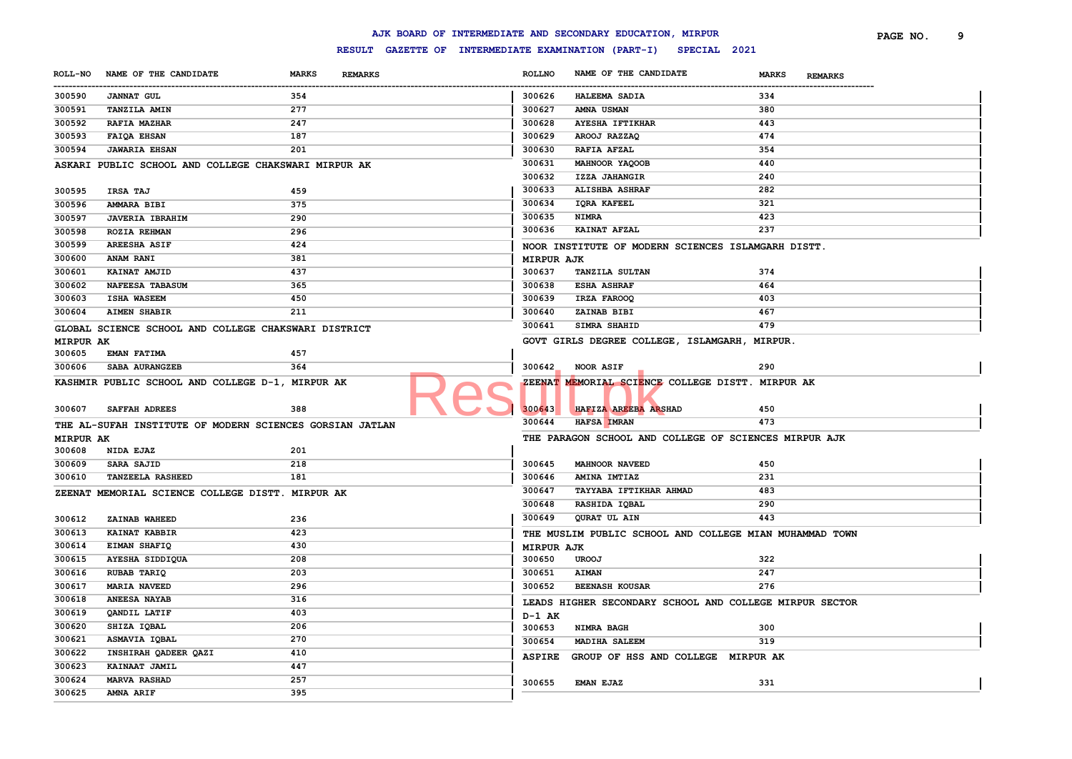# AJK BOARD OF INTERMEDIATE AND SECONDARY EDUCATION, MIRPUR

## RESULT GAZETTE OF INTERMEDIATE EXAMINATION (PART-I) SPECIAL 2021

| ROLL-NO | NAME OF THE CANDIDATE | MARKS | REMARKS |
|---|---|---|---|
| 300590 | JANNAT GUL | 354 | |
| 300591 | TANZILA AMIN | 277 | |
| 300592 | RAFIA MAZHAR | 247 | |
| 300593 | FAIQA EHSAN | 187 | |
| 300594 | JAWARIA EHSAN | 201 | |

**ASKARI PUBLIC SCHOOL AND COLLEGE CHAKSWARI MIRPUR AK**

| ROLL-NO | NAME OF THE CANDIDATE | MARKS | REMARKS |
|---|---|---|---|
| 300595 | IRSA TAJ | 459 | |
| 300596 | AMMARA BIBI | 375 | |
| 300597 | JAVERIA IBRAHIM | 290 | |
| 300598 | ROZIA REHMAN | 296 | |
| 300599 | AREESHA ASIF | 424 | |
| 300600 | ANAM RANI | 381 | |
| 300601 | KAINAT AMJID | 437 | |
| 300602 | NAFEESA TABASUM | 365 | |
| 300603 | ISHA WASEEM | 450 | |
| 300604 | AIMEN SHABIR | 211 | |

**GLOBAL SCIENCE SCHOOL AND COLLEGE CHAKSWARI DISTRICT MIRPUR AK**

| ROLL-NO | NAME OF THE CANDIDATE | MARKS | REMARKS |
|---|---|---|---|
| 300605 | EMAN FATIMA | 457 | |
| 300606 | SABA AURANGZEB | 364 | |

**KASHMIR PUBLIC SCHOOL AND COLLEGE D-1, MIRPUR AK**

| ROLL-NO | NAME OF THE CANDIDATE | MARKS | REMARKS |
|---|---|---|---|
| 300607 | SAFFAH ADREES | 388 | |

**THE AL-SUFAH INSTITUTE OF MODERN SCIENCES GORSIAN JATLAN MIRPUR AK**

| ROLL-NO | NAME OF THE CANDIDATE | MARKS | REMARKS |
|---|---|---|---|
| 300608 | NIDA EJAZ | 201 | |
| 300609 | SARA SAJID | 218 | |
| 300610 | TANZEELA RASHEED | 181 | |

**ZEENAT MEMORIAL SCIENCE COLLEGE DISTT. MIRPUR AK**

| ROLL-NO | NAME OF THE CANDIDATE | MARKS | REMARKS |
|---|---|---|---|
| 300612 | ZAINAB WAHEED | 236 | |
| 300613 | KAINAT KABBIR | 423 | |
| 300614 | EIMAN SHAFIQ | 430 | |
| 300615 | AYESHA SIDDIQUA | 208 | |
| 300616 | RUBAB TARIQ | 203 | |
| 300617 | MARIA NAVEED | 296 | |
| 300618 | ANEESA NAYAB | 316 | |
| 300619 | QANDIL LATIF | 403 | |
| 300620 | SHIZA IQBAL | 206 | |
| 300621 | ASMAVIA IQBAL | 270 | |
| 300622 | INSHIRAH QADEER QAZI | 410 | |
| 300623 | KAINAAT JAMIL | 447 | |
| 300624 | MARVA RASHAD | 257 | |
| 300625 | AMNA ARIF | 395 | |
| 300626 | HALEEMA SADIA | 334 | |
| 300627 | AMNA USMAN | 380 | |
| 300628 | AYESHA IFTIKHAR | 443 | |
| 300629 | AROOJ RAZZAQ | 474 | |
| 300630 | RAFIA AFZAL | 354 | |
| 300631 | MAHNOOR YAQOOB | 440 | |
| 300632 | IZZA JAHANGIR | 240 | |
| 300633 | ALISHBA ASHRAF | 282 | |
| 300634 | IQRA KAFEEL | 321 | |
| 300635 | NIMRA | 423 | |
| 300636 | KAINAT AFZAL | 237 | |

**NOOR INSTITUTE OF MODERN SCIENCES ISLAMGARH DISTT. MIRPUR AJK**

| ROLL-NO | NAME OF THE CANDIDATE | MARKS | REMARKS |
|---|---|---|---|
| 300637 | TANZILA SULTAN | 374 | |
| 300638 | ESHA ASHRAF | 464 | |
| 300639 | IRZA FAROOQ | 403 | |
| 300640 | ZAINAB BIBI | 467 | |
| 300641 | SIMRA SHAHID | 479 | |

**GOVT GIRLS DEGREE COLLEGE, ISLAMGARH, MIRPUR.**

| ROLL-NO | NAME OF THE CANDIDATE | MARKS | REMARKS |
|---|---|---|---|
| 300642 | NOOR ASIF | 290 | |

**ZEENAT MEMORIAL SCIENCE COLLEGE DISTT. MIRPUR AK**

| ROLL-NO | NAME OF THE CANDIDATE | MARKS | REMARKS |
|---|---|---|---|
| 300643 | HAFIZA AREEBA ARSHAD | 450 | |
| 300644 | HAFSA IMRAN | 473 | |

**THE PARAGON SCHOOL AND COLLEGE OF SCIENCES MIRPUR AJK**

| ROLL-NO | NAME OF THE CANDIDATE | MARKS | REMARKS |
|---|---|---|---|
| 300645 | MAHNOOR NAVEED | 450 | |
| 300646 | AMINA IMTIAZ | 231 | |
| 300647 | TAYYABA IFTIKHAR AHMAD | 483 | |
| 300648 | RASHIDA IQBAL | 290 | |
| 300649 | QURAT UL AIN | 443 | |

**THE MUSLIM PUBLIC SCHOOL AND COLLEGE MIAN MUHAMMAD TOWN MIRPUR AJK**

| ROLL-NO | NAME OF THE CANDIDATE | MARKS | REMARKS |
|---|---|---|---|
| 300650 | UROOJ | 322 | |
| 300651 | AIMAN | 247 | |
| 300652 | BEENASH KOUSAR | 276 | |

**LEADS HIGHER SECONDARY SCHOOL AND COLLEGE MIRPUR SECTOR D-1 AK**

| ROLL-NO | NAME OF THE CANDIDATE | MARKS | REMARKS |
|---|---|---|---|
| 300653 | NIMRA BAGH | 300 | |
| 300654 | MADIHA SALEEM | 319 | |

**ASPIRE GROUP OF HSS AND COLLEGE MIRPUR AK**

| ROLL-NO | NAME OF THE CANDIDATE | MARKS | REMARKS |
|---|---|---|---|
| 300655 | EMAN EJAZ | 331 | |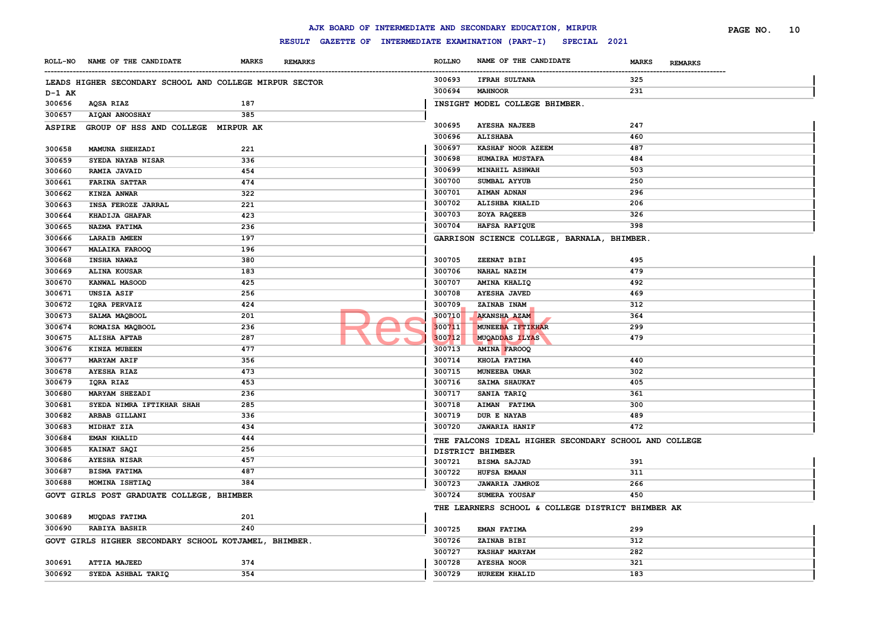# AJK BOARD OF INTERMEDIATE AND SECONDARY EDUCATION, MIRPUR

## RESULT GAZETTE OF INTERMEDIATE EXAMINATION (PART-I) SPECIAL 2021

### LEADS HIGHER SECONDARY SCHOOL AND COLLEGE MIRPUR SECTOR D-1 AK

| ROLL-NO | NAME OF THE CANDIDATE | MARKS | REMARKS |
|---|---|---|---|
| 300656 | AQSA RIAZ | 187 | |
| 300657 | AIQAN ANOOSHAY | 385 | |

### ASPIRE GROUP OF HSS AND COLLEGE MIRPUR AK

| ROLL-NO | NAME OF THE CANDIDATE | MARKS | REMARKS |
|---|---|---|---|
| 300658 | MAMUNA SHEHZADI | 221 | |
| 300659 | SYEDA NAYAB NISAR | 336 | |
| 300660 | RAMIA JAVAID | 454 | |
| 300661 | FARINA SATTAR | 474 | |
| 300662 | KINZA ANWAR | 322 | |
| 300663 | INSA FEROZE JARRAL | 221 | |
| 300664 | KHADIJA GHAFAR | 423 | |
| 300665 | NAZMA FATIMA | 236 | |
| 300666 | LARAIB AMEEN | 197 | |
| 300667 | MALAIKA FAROOQ | 196 | |
| 300668 | INSHA NAWAZ | 380 | |
| 300669 | ALINA KOUSAR | 183 | |
| 300670 | KANWAL MASOOD | 425 | |
| 300671 | UNSIA ASIF | 256 | |
| 300672 | IQRA PERVAIZ | 424 | |
| 300673 | SALMA MAQBOOL | 201 | |
| 300674 | ROMAISA MAQBOOL | 236 | |
| 300675 | ALISHA AFTAB | 287 | |
| 300676 | KINZA MUBEEN | 477 | |
| 300677 | MARYAM ARIF | 356 | |
| 300678 | AYESHA RIAZ | 473 | |
| 300679 | IQRA RIAZ | 453 | |
| 300680 | MARYAM SHEZADI | 236 | |
| 300681 | SYEDA NIMRA IFTIKHAR SHAH | 285 | |
| 300682 | ARBAB GILLANI | 336 | |
| 300683 | MIDHAT ZIA | 434 | |
| 300684 | EMAN KHALID | 444 | |
| 300685 | KAINAT SAQI | 256 | |
| 300686 | AYESHA NISAR | 457 | |
| 300687 | BISMA FATIMA | 487 | |
| 300688 | MOMINA ISHTIAQ | 384 | |

### GOVT GIRLS POST GRADUATE COLLEGE, BHIMBER

| ROLL-NO | NAME OF THE CANDIDATE | MARKS | REMARKS |
|---|---|---|---|
| 300689 | MUQDAS FATIMA | 201 | |
| 300690 | RABIYA BASHIR | 240 | |

### GOVT GIRLS HIGHER SECONDARY SCHOOL KOTJAMEL, BHIMBER.

| ROLL-NO | NAME OF THE CANDIDATE | MARKS | REMARKS |
|---|---|---|---|
| 300691 | ATTIA MAJEED | 374 | |
| 300692 | SYEDA ASHBAL TARIQ | 354 | |
| 300693 | IFRAH SULTANA | 325 | |
| 300694 | MAHNOOR | 231 | |

### INSIGHT MODEL COLLEGE BHIMBER.

| ROLL-NO | NAME OF THE CANDIDATE | MARKS | REMARKS |
|---|---|---|---|
| 300695 | AYESHA NAJEEB | 247 | |
| 300696 | ALISHABA | 460 | |
| 300697 | KASHAF NOOR AZEEM | 487 | |
| 300698 | HUMAIRA MUSTAFA | 484 | |
| 300699 | MINAHIL ASHWAH | 503 | |
| 300700 | SUMBAL AYYUB | 250 | |
| 300701 | AIMAN ADNAN | 296 | |
| 300702 | ALISHBA KHALID | 206 | |
| 300703 | ZOYA RAQEEB | 326 | |
| 300704 | HAFSA RAFIQUE | 398 | |

### GARRISON SCIENCE COLLEGE, BARNALA, BHIMBER.

| ROLL-NO | NAME OF THE CANDIDATE | MARKS | REMARKS |
|---|---|---|---|
| 300705 | ZEENAT BIBI | 495 | |
| 300706 | NAHAL NAZIM | 479 | |
| 300707 | AMINA KHALIQ | 492 | |
| 300708 | AYESHA JAVED | 469 | |
| 300709 | ZAINAB INAM | 312 | |
| 300710 | AKANSHA AZAM | 364 | |
| 300711 | MUNEEBA IFTIKHAR | 299 | |
| 300712 | MUQADDAS ILYAS | 479 | |
| 300713 | AMINA FAROOQ | | |
| 300714 | KHOLA FATIMA | 440 | |
| 300715 | MUNEEBA UMAR | 302 | |
| 300716 | SAIMA SHAUKAT | 405 | |
| 300717 | SANIA TARIQ | 361 | |
| 300718 | AIMAN FATIMA | 300 | |
| 300719 | DUR E NAYAB | 489 | |
| 300720 | JAWARIA HANIF | 472 | |

### THE FALCONS IDEAL HIGHER SECONDARY SCHOOL AND COLLEGE DISTRICT BHIMBER

| ROLL-NO | NAME OF THE CANDIDATE | MARKS | REMARKS |
|---|---|---|---|
| 300721 | BISMA SAJJAD | 391 | |
| 300722 | HUFSA EMAAN | 311 | |
| 300723 | JAWARIA JAMROZ | 266 | |
| 300724 | SUMERA YOUSAF | 450 | |

### THE LEARNERS SCHOOL & COLLEGE DISTRICT BHIMBER AK

| ROLL-NO | NAME OF THE CANDIDATE | MARKS | REMARKS |
|---|---|---|---|
| 300725 | EMAN FATIMA | 299 | |
| 300726 | ZAINAB BIBI | 312 | |
| 300727 | KASHAF MARYAM | 282 | |
| 300728 | AYESHA NOOR | 321 | |
| 300729 | HUREEM KHALID | 183 | |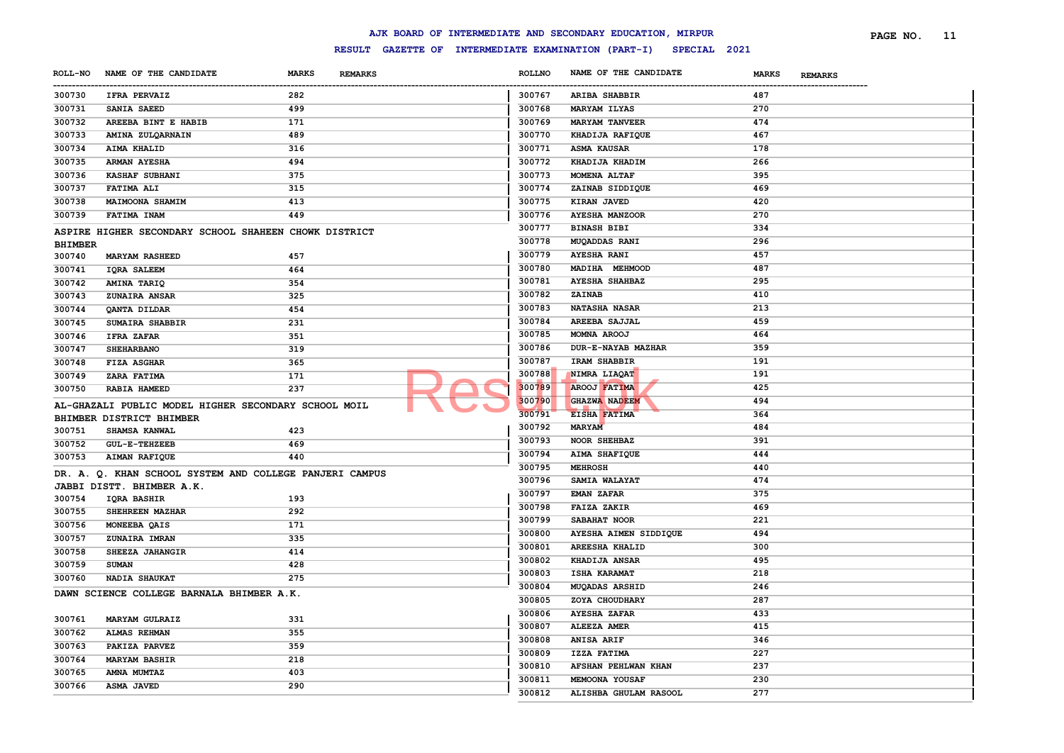# AJK BOARD OF INTERMEDIATE AND SECONDARY EDUCATION, MIRPUR

## RESULT GAZETTE OF INTERMEDIATE EXAMINATION (PART-I) SPECIAL 2021

| ROLL-NO | NAME OF THE CANDIDATE | MARKS | REMARKS |
|---|---|---|---|
| 300730 | IFRA PERVAIZ | 282 | |
| 300731 | SANIA SAEED | 499 | |
| 300732 | AREEBA BINT E HABIB | 171 | |
| 300733 | AMINA ZULQARNAIN | 489 | |
| 300734 | AIMA KHALID | 316 | |
| 300735 | ARMAN AYESHA | 494 | |
| 300736 | KASHAF SUBHANI | 375 | |
| 300737 | FATIMA ALI | 315 | |
| 300738 | MAIMOONA SHAMIM | 413 | |
| 300739 | FATIMA INAM | 449 | |

**ASPIRE HIGHER SECONDARY SCHOOL SHAHEEN CHOWK DISTRICT BHIMBER**

| ROLL-NO | NAME OF THE CANDIDATE | MARKS | REMARKS |
|---|---|---|---|
| 300740 | MARYAM RASHEED | 457 | |
| 300741 | IQRA SALEEM | 464 | |
| 300742 | AMINA TARIQ | 354 | |
| 300743 | ZUNAIRA ANSAR | 325 | |
| 300744 | QANTA DILDAR | 454 | |
| 300745 | SUMAIRA SHABBIR | 231 | |
| 300746 | IFRA ZAFAR | 351 | |
| 300747 | SHEHARBANO | 319 | |
| 300748 | FIZA ASGHAR | 365 | |
| 300749 | ZARA FATIMA | 171 | |
| 300750 | RABIA HAMEED | 237 | |

**AL-GHAZALI PUBLIC MODEL HIGHER SECONDARY SCHOOL MOIL BHIMBER DISTRICT BHIMBER**

| ROLL-NO | NAME OF THE CANDIDATE | MARKS | REMARKS |
|---|---|---|---|
| 300751 | SHAMSA KANWAL | 423 | |
| 300752 | GUL-E-TEHZEEB | 469 | |
| 300753 | AIMAN RAFIQUE | 440 | |

**DR. A. Q. KHAN SCHOOL SYSTEM AND COLLEGE PANJERI CAMPUS JABBI DISTT. BHIMBER A.K.**

| ROLL-NO | NAME OF THE CANDIDATE | MARKS | REMARKS |
|---|---|---|---|
| 300754 | IQRA BASHIR | 193 | |
| 300755 | SHEHREEN MAZHAR | 292 | |
| 300756 | MONEEBA QAIS | 171 | |
| 300757 | ZUNAIRA IMRAN | 335 | |
| 300758 | SHEEZA JAHANGIR | 414 | |
| 300759 | SUMAN | 428 | |
| 300760 | NADIA SHAUKAT | 275 | |

**DAWN SCIENCE COLLEGE BARNALA BHIMBER A.K.**

| ROLL-NO | NAME OF THE CANDIDATE | MARKS | REMARKS |
|---|---|---|---|
| 300761 | MARYAM GULRAIZ | 331 | |
| 300762 | ALMAS REHMAN | 355 | |
| 300763 | PAKIZA PARVEZ | 359 | |
| 300764 | MARYAM BASHIR | 218 | |
| 300765 | AMNA MUMTAZ | 403 | |
| 300766 | ASMA JAVED | 290 | |
| 300767 | ARIBA SHABBIR | 487 | |
| 300768 | MARYAM ILYAS | 270 | |
| 300769 | MARYAM TANVEER | 474 | |
| 300770 | KHADIJA RAFIQUE | 467 | |
| 300771 | ASMA KAUSAR | 178 | |
| 300772 | KHADIJA KHADIM | 266 | |
| 300773 | MOMENA ALTAF | 395 | |
| 300774 | ZAINAB SIDDIQUE | 469 | |
| 300775 | KIRAN JAVED | 420 | |
| 300776 | AYESHA MANZOOR | 270 | |
| 300777 | BINASH BIBI | 334 | |
| 300778 | MUQADDAS RANI | 296 | |
| 300779 | AYESHA RANI | 457 | |
| 300780 | MADIHA MEHMOOD | 487 | |
| 300781 | AYESHA SHAHBAZ | 295 | |
| 300782 | ZAINAB | 410 | |
| 300783 | NATASHA NASAR | 213 | |
| 300784 | AREEBA SAJJAL | 459 | |
| 300785 | MOMNA AROOJ | 464 | |
| 300786 | DUR-E-NAYAB MAZHAR | 359 | |
| 300787 | IRAM SHABBIR | 191 | |
| 300788 | NIMRA LIAQAT | 191 | |
| 300789 | AROOJ FATIMA | 425 | |
| 300790 | GHAZWA NADEEM | 494 | |
| 300791 | EISHA FATIMA | 364 | |
| 300792 | MARYAM | 484 | |
| 300793 | NOOR SHEHBAZ | 391 | |
| 300794 | AIMA SHAFIQUE | 444 | |
| 300795 | MEHROSH | 440 | |
| 300796 | SAMIA WALAYAT | 474 | |
| 300797 | EMAN ZAFAR | 375 | |
| 300798 | FAIZA ZAKIR | 469 | |
| 300799 | SABAHAT NOOR | 221 | |
| 300800 | AYESHA AIMEN SIDDIQUE | 494 | |
| 300801 | AREESHA KHALID | 300 | |
| 300802 | KHADIJA ANSAR | 495 | |
| 300803 | ISHA KARAMAT | 218 | |
| 300804 | MUQADAS ARSHID | 246 | |
| 300805 | ZOYA CHOUDHARY | 287 | |
| 300806 | AYESHA ZAFAR | 433 | |
| 300807 | ALEEZA AMER | 415 | |
| 300808 | ANISA ARIF | 346 | |
| 300809 | IZZA FATIMA | 227 | |
| 300810 | AFSHAN PEHLWAN KHAN | 237 | |
| 300811 | MEMOONA YOUSAF | 230 | |
| 300812 | ALISHBA GHULAM RASOOL | 277 | |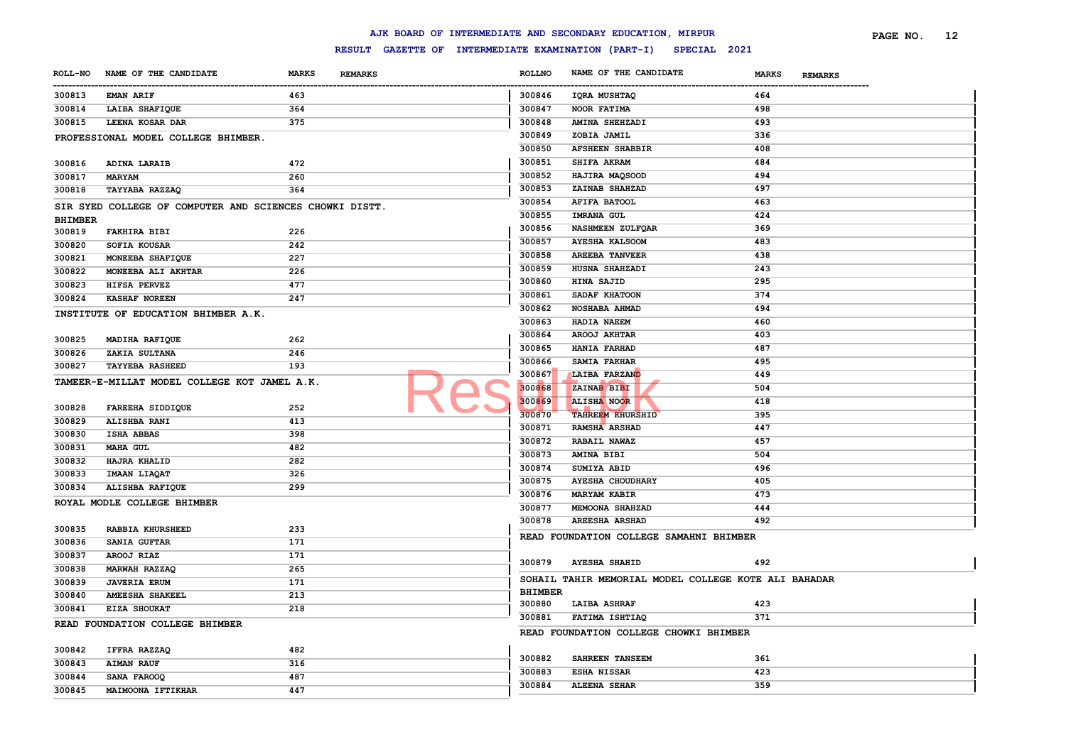# AJK BOARD OF INTERMEDIATE AND SECONDARY EDUCATION, MIRPUR

## RESULT GAZETTE OF INTERMEDIATE EXAMINATION (PART-I) SPECIAL 2021

| ROLL-NO | NAME OF THE CANDIDATE | MARKS | REMARKS |
|---|---|---|---|
| 300813 | EMAN ARIF | 463 | |
| 300814 | LAIBA SHAFIQUE | 364 | |
| 300815 | LEENA KOSAR DAR | 375 | |

**PROFESSIONAL MODEL COLLEGE BHIMBER.**

| ROLL-NO | NAME OF THE CANDIDATE | MARKS | REMARKS |
|---|---|---|---|
| 300816 | ADINA LARAIB | 472 | |
| 300817 | MARYAM | 260 | |
| 300818 | TAYYABA RAZZAQ | 364 | |

**SIR SYED COLLEGE OF COMPUTER AND SCIENCES CHOWKI DISTT. BHIMBER**

| ROLL-NO | NAME OF THE CANDIDATE | MARKS | REMARKS |
|---|---|---|---|
| 300819 | FAKHIRA BIBI | 226 | |
| 300820 | SOFIA KOUSAR | 242 | |
| 300821 | MONEEBA SHAFIQUE | 227 | |
| 300822 | MONEEBA ALI AKHTAR | 226 | |
| 300823 | HIFSA PERVEZ | 477 | |
| 300824 | KASHAF NOREEN | 247 | |

**INSTITUTE OF EDUCATION BHIMBER A.K.**

| ROLL-NO | NAME OF THE CANDIDATE | MARKS | REMARKS |
|---|---|---|---|
| 300825 | MADIHA RAFIQUE | 262 | |
| 300826 | ZAKIA SULTANA | 246 | |
| 300827 | TAYYEBA RASHEED | 193 | |

**TAMEER-E-MILLAT MODEL COLLEGE KOT JAMEL A.K.**

| ROLL-NO | NAME OF THE CANDIDATE | MARKS | REMARKS |
|---|---|---|---|
| 300828 | FAREEHA SIDDIQUE | 252 | |
| 300829 | ALISHBA RANI | 413 | |
| 300830 | ISHA ABBAS | 398 | |
| 300831 | MAHA GUL | 482 | |
| 300832 | HAJRA KHALID | 282 | |
| 300833 | IMAAN LIAQAT | 326 | |
| 300834 | ALISHBA RAFIQUE | 299 | |

**ROYAL MODLE COLLEGE BHIMBER**

| ROLL-NO | NAME OF THE CANDIDATE | MARKS | REMARKS |
|---|---|---|---|
| 300835 | RABBIA KHURSHEED | 233 | |
| 300836 | SANIA GUFTAR | 171 | |
| 300837 | AROOJ RIAZ | 171 | |
| 300838 | MARWAH RAZZAQ | 265 | |
| 300839 | JAVERIA ERUM | 171 | |
| 300840 | AMEESHA SHAKEEL | 213 | |
| 300841 | EIZA SHOUKAT | 218 | |

**READ FOUNDATION COLLEGE BHIMBER**

| ROLL-NO | NAME OF THE CANDIDATE | MARKS | REMARKS |
|---|---|---|---|
| 300842 | IFFRA RAZZAQ | 482 | |
| 300843 | AIMAN RAUF | 316 | |
| 300844 | SANA FAROOQ | 487 | |
| 300845 | MAIMOONA IFTIKHAR | 447 | |
| 300846 | IQRA MUSHTAQ | 464 | |
| 300847 | NOOR FATIMA | 498 | |
| 300848 | AMINA SHEHZADI | 493 | |
| 300849 | ZOBIA JAMIL | 336 | |
| 300850 | AFSHEEN SHABBIR | 408 | |
| 300851 | SHIFA AKRAM | 484 | |
| 300852 | HAJIRA MAQSOOD | 494 | |
| 300853 | ZAINAB SHAHZAD | 497 | |
| 300854 | AFIFA BATOOL | 463 | |
| 300855 | IMRANA GUL | 424 | |
| 300856 | NASHMEEN ZULFQAR | 369 | |
| 300857 | AYESHA KALSOOM | 483 | |
| 300858 | AREEBA TANVEER | 438 | |
| 300859 | HUSNA SHAHZADI | 243 | |
| 300860 | HINA SAJID | 295 | |
| 300861 | SADAF KHATOON | 374 | |
| 300862 | NOSHABA AHMAD | 494 | |
| 300863 | HADIA NAEEM | 460 | |
| 300864 | AROOJ AKHTAR | 403 | |
| 300865 | HANIA FARHAD | 487 | |
| 300866 | SAMIA FAKHAR | 495 | |
| 300867 | LAIBA FARZAND | 449 | |
| 300868 | ZAINAB BIBI | 504 | |
| 300869 | ALISHA NOOR | 418 | |
| 300870 | TAHREEM KHURSHID | 395 | |
| 300871 | RAMSHA ARSHAD | 447 | |
| 300872 | RABAIL NAWAZ | 457 | |
| 300873 | AMINA BIBI | 504 | |
| 300874 | SUMIYA ABID | 496 | |
| 300875 | AYESHA CHOUDHARY | 405 | |
| 300876 | MARYAM KABIR | 473 | |
| 300877 | MEMOONA SHAHZAD | 444 | |
| 300878 | AREESHA ARSHAD | 492 | |

**READ FOUNDATION COLLEGE SAMAHNI BHIMBER**

| ROLL-NO | NAME OF THE CANDIDATE | MARKS | REMARKS |
|---|---|---|---|
| 300879 | AYESHA SHAHID | 492 | |

**SOHAIL TAHIR MEMORIAL MODEL COLLEGE KOTE ALI BAHADAR BHIMBER**

| ROLL-NO | NAME OF THE CANDIDATE | MARKS | REMARKS |
|---|---|---|---|
| 300880 | LAIBA ASHRAF | 423 | |
| 300881 | FATIMA ISHTIAQ | 371 | |

**READ FOUNDATION COLLEGE CHOWKI BHIMBER**

| ROLL-NO | NAME OF THE CANDIDATE | MARKS | REMARKS |
|---|---|---|---|
| 300882 | SAHREEN TANSEEM | 361 | |
| 300883 | ESHA NISSAR | 423 | |
| 300884 | ALEENA SEHAR | 359 | |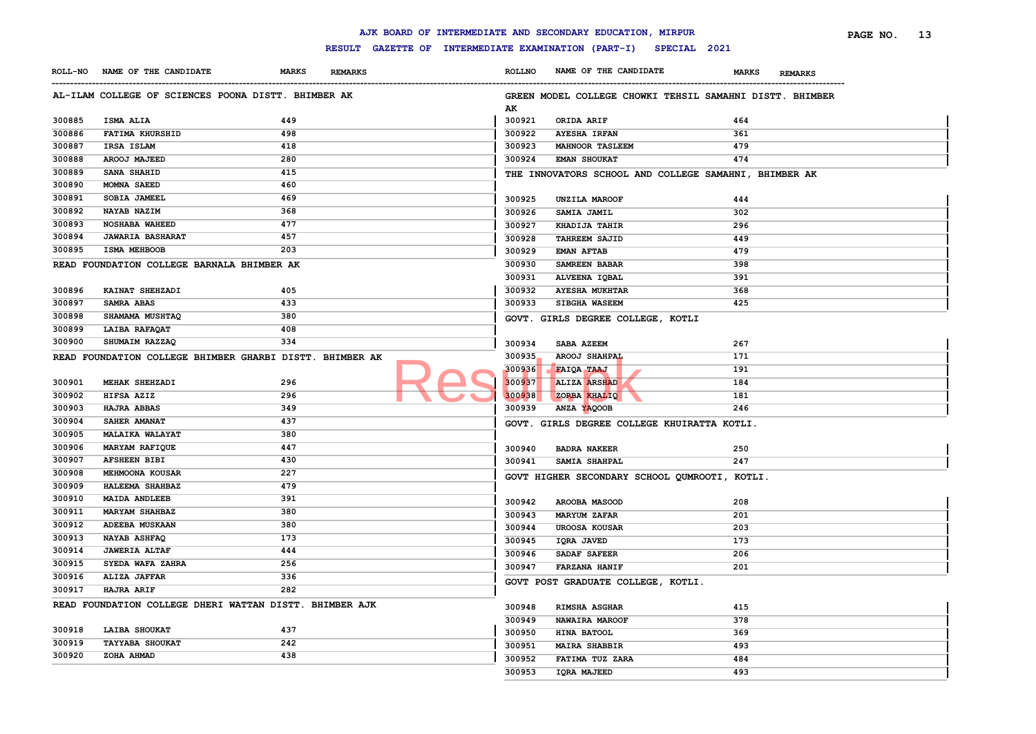AJK BOARD OF INTERMEDIATE AND SECONDARY EDUCATION, MIRPUR

RESULT GAZETTE OF INTERMEDIATE EXAMINATION (PART-I) SPECIAL 2021

### AL-ILAM COLLEGE OF SCIENCES POONA DISTT. BHIMBER AK

| ROLL-NO | NAME OF THE CANDIDATE | MARKS | REMARKS |
|---|---|---|---|
| 300885 | ISMA ALIA | 449 | |
| 300886 | FATIMA KHURSHID | 498 | |
| 300887 | IRSA ISLAM | 418 | |
| 300888 | AROOJ MAJEED | 280 | |
| 300889 | SANA SHAHID | 415 | |
| 300890 | MOMNA SAEED | 460 | |
| 300891 | SOBIA JAMEEL | 469 | |
| 300892 | NAYAB NAZIM | 368 | |
| 300893 | NOSHABA WAHEED | 477 | |
| 300894 | JAWARIA BASHARAT | 457 | |
| 300895 | ISMA MEHBOOB | 203 | |

### READ FOUNDATION COLLEGE BARNALA BHIMBER AK

| ROLL-NO | NAME OF THE CANDIDATE | MARKS | REMARKS |
|---|---|---|---|
| 300896 | KAINAT SHEHZADI | 405 | |
| 300897 | SAMRA ABAS | 433 | |
| 300898 | SHAMAMA MUSHTAQ | 380 | |
| 300899 | LAIBA RAFAQAT | 408 | |
| 300900 | SHUMAIM RAZZAQ | 334 | |

### READ FOUNDATION COLLEGE BHIMBER GHARBI DISTT. BHIMBER AK

| ROLL-NO | NAME OF THE CANDIDATE | MARKS | REMARKS |
|---|---|---|---|
| 300901 | MEHAK SHEHZADI | 296 | |
| 300902 | HIFSA AZIZ | 296 | |
| 300903 | HAJRA ABBAS | 349 | |
| 300904 | SAHER AMANAT | 437 | |
| 300905 | MALAIKA WALAYAT | 380 | |
| 300906 | MARYAM RAFIQUE | 447 | |
| 300907 | AFSHEEN BIBI | 430 | |
| 300908 | MEHMOONA KOUSAR | 227 | |
| 300909 | HALEEMA SHAHBAZ | 479 | |
| 300910 | MAIDA ANDLEEB | 391 | |
| 300911 | MARYAM SHAHBAZ | 380 | |
| 300912 | ADEEBA MUSKAAN | 380 | |
| 300913 | NAYAB ASHFAQ | 173 | |
| 300914 | JAWERIA ALTAF | 444 | |
| 300915 | SYEDA WAFA ZAHRA | 256 | |
| 300916 | ALIZA JAFFAR | 336 | |
| 300917 | HAJRA ARIF | 282 | |

### READ FOUNDATION COLLEGE DHERI WATTAN DISTT. BHIMBER AJK

| ROLL-NO | NAME OF THE CANDIDATE | MARKS | REMARKS |
|---|---|---|---|
| 300918 | LAIBA SHOUKAT | 437 | |
| 300919 | TAYYABA SHOUKAT | 242 | |
| 300920 | ZOHA AHMAD | 438 | |

### GREEN MODEL COLLEGE CHOWKI TEHSIL SAMAHNI DISTT. BHIMBER AK

| ROLLNO | NAME OF THE CANDIDATE | MARKS | REMARKS |
|---|---|---|---|
| 300921 | ORIDA ARIF | 464 | |
| 300922 | AYESHA IRFAN | 361 | |
| 300923 | MAHNOOR TASLEEM | 479 | |
| 300924 | EMAN SHOUKAT | 474 | |

### THE INNOVATORS SCHOOL AND COLLEGE SAMAHNI, BHIMBER AK

| ROLLNO | NAME OF THE CANDIDATE | MARKS | REMARKS |
|---|---|---|---|
| 300925 | UNZILA MAROOF | 444 | |
| 300926 | SAMIA JAMIL | 302 | |
| 300927 | KHADIJA TAHIR | 296 | |
| 300928 | TAHREEM SAJID | 449 | |
| 300929 | EMAN AFTAB | 479 | |
| 300930 | SAMREEN BABAR | 398 | |
| 300931 | ALVEENA IQBAL | 391 | |
| 300932 | AYESHA MUKHTAR | 368 | |
| 300933 | SIBGHA WASEEM | 425 | |

### GOVT. GIRLS DEGREE COLLEGE, KOTLI

| ROLLNO | NAME OF THE CANDIDATE | MARKS | REMARKS |
|---|---|---|---|
| 300934 | SABA AZEEM | 267 | |
| 300935 | AROOJ SHAHPAL | 171 | |
| 300936 | FAIQA TAAJ | 191 | |
| 300937 | ALIZA ARSHAD | 184 | |
| 300938 | ZOBRA KHALIQ | 181 | |
| 300939 | ANZA YAQOOB | 246 | |

### GOVT. GIRLS DEGREE COLLEGE KHUIRATTA KOTLI.

| ROLLNO | NAME OF THE CANDIDATE | MARKS | REMARKS |
|---|---|---|---|
| 300940 | BADRA NAKEER | 250 | |
| 300941 | SAMIA SHAHPAL | 247 | |

### GOVT HIGHER SECONDARY SCHOOL QUMROOTI, KOTLI.

| ROLLNO | NAME OF THE CANDIDATE | MARKS | REMARKS |
|---|---|---|---|
| 300942 | AROOBA MASOOD | 208 | |
| 300943 | MARYUM ZAFAR | 201 | |
| 300944 | UROOSA KOUSAR | 203 | |
| 300945 | IQRA JAVED | 173 | |
| 300946 | SADAF SAFEER | 206 | |
| 300947 | FARZANA HANIF | 201 | |

### GOVT POST GRADUATE COLLEGE, KOTLI.

| ROLLNO | NAME OF THE CANDIDATE | MARKS | REMARKS |
|---|---|---|---|
| 300948 | RIMSHA ASGHAR | 415 | |
| 300949 | NAWAIRA MAROOF | 378 | |
| 300950 | HINA BATOOL | 369 | |
| 300951 | MAIRA SHABBIR | 493 | |
| 300952 | FATIMA TUZ ZARA | 484 | |
| 300953 | IQRA MAJEED | 493 | |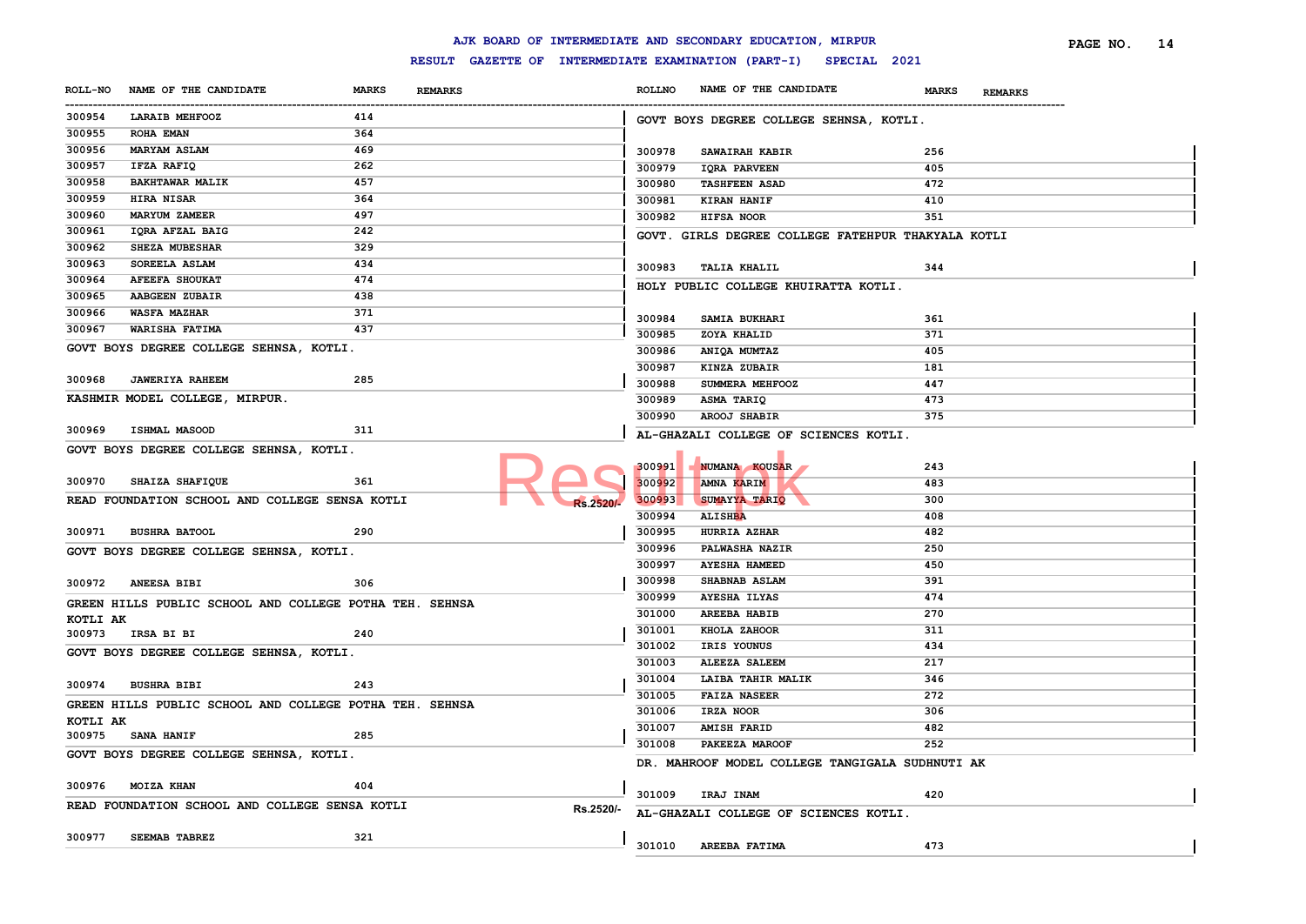# AJK BOARD OF INTERMEDIATE AND SECONDARY EDUCATION, MIRPUR

## RESULT GAZETTE OF INTERMEDIATE EXAMINATION (PART-I) SPECIAL 2021

| ROLL-NO | NAME OF THE CANDIDATE | MARKS | REMARKS |
|---|---|---|---|
| 300954 | LARAIB MEHFOOZ | 414 | |
| 300955 | ROHA EMAN | 364 | |
| 300956 | MARYAM ASLAM | 469 | |
| 300957 | IFZA RAFIQ | 262 | |
| 300958 | BAKHTAWAR MALIK | 457 | |
| 300959 | HIRA NISAR | 364 | |
| 300960 | MARYUM ZAMEER | 497 | |
| 300961 | IQRA AFZAL BAIG | 242 | |
| 300962 | SHEZA MUBESHAR | 329 | |
| 300963 | SOREELA ASLAM | 434 | |
| 300964 | AFEEFA SHOUKAT | 474 | |
| 300965 | AABGEEN ZUBAIR | 438 | |
| 300966 | WASFA MAZHAR | 371 | |
| 300967 | WARISHA FATIMA | 437 | |

GOVT BOYS DEGREE COLLEGE SEHNSA, KOTLI.

| ROLL-NO | NAME OF THE CANDIDATE | MARKS | REMARKS |
|---|---|---|---|
| 300968 | JAWERIYA RAHEEM | 285 | |

KASHMIR MODEL COLLEGE, MIRPUR.

| ROLL-NO | NAME OF THE CANDIDATE | MARKS | REMARKS |
|---|---|---|---|
| 300969 | ISHMAL MASOOD | 311 | |

GOVT BOYS DEGREE COLLEGE SEHNSA, KOTLI.

| ROLL-NO | NAME OF THE CANDIDATE | MARKS | REMARKS |
|---|---|---|---|
| 300970 | SHAIZA SHAFIQUE | 361 | |

READ FOUNDATION SCHOOL AND COLLEGE SENSA KOTLI — Rs.2520/-

| ROLL-NO | NAME OF THE CANDIDATE | MARKS | REMARKS |
|---|---|---|---|
| 300971 | BUSHRA BATOOL | 290 | |

GOVT BOYS DEGREE COLLEGE SEHNSA, KOTLI.

| ROLL-NO | NAME OF THE CANDIDATE | MARKS | REMARKS |
|---|---|---|---|
| 300972 | ANEESA BIBI | 306 | |

GREEN HILLS PUBLIC SCHOOL AND COLLEGE POTHA TEH. SEHNSA KOTLI AK

| ROLL-NO | NAME OF THE CANDIDATE | MARKS | REMARKS |
|---|---|---|---|
| 300973 | IRSA BI BI | 240 | |

GOVT BOYS DEGREE COLLEGE SEHNSA, KOTLI.

| ROLL-NO | NAME OF THE CANDIDATE | MARKS | REMARKS |
|---|---|---|---|
| 300974 | BUSHRA BIBI | 243 | |

GREEN HILLS PUBLIC SCHOOL AND COLLEGE POTHA TEH. SEHNSA KOTLI AK

| ROLL-NO | NAME OF THE CANDIDATE | MARKS | REMARKS |
|---|---|---|---|
| 300975 | SANA HANIF | 285 | |

GOVT BOYS DEGREE COLLEGE SEHNSA, KOTLI.

| ROLL-NO | NAME OF THE CANDIDATE | MARKS | REMARKS |
|---|---|---|---|
| 300976 | MOIZA KHAN | 404 | |

READ FOUNDATION SCHOOL AND COLLEGE SENSA KOTLI — Rs.2520/-

| ROLL-NO | NAME OF THE CANDIDATE | MARKS | REMARKS |
|---|---|---|---|
| 300977 | SEEMAB TABREZ | 321 | |

GOVT BOYS DEGREE COLLEGE SEHNSA, KOTLI.

| ROLLNO | NAME OF THE CANDIDATE | MARKS | REMARKS |
|---|---|---|---|
| 300978 | SAWAIRAH KABIR | 256 | |
| 300979 | IQRA PARVEEN | 405 | |
| 300980 | TASHFEEN ASAD | 472 | |
| 300981 | KIRAN HANIF | 410 | |
| 300982 | HIFSA NOOR | 351 | |

GOVT. GIRLS DEGREE COLLEGE FATEHPUR THAKYALA KOTLI

| ROLLNO | NAME OF THE CANDIDATE | MARKS | REMARKS |
|---|---|---|---|
| 300983 | TALIA KHALIL | 344 | |

HOLY PUBLIC COLLEGE KHUIRATTA KOTLI.

| ROLLNO | NAME OF THE CANDIDATE | MARKS | REMARKS |
|---|---|---|---|
| 300984 | SAMIA BUKHARI | 361 | |
| 300985 | ZOYA KHALID | 371 | |
| 300986 | ANIQA MUMTAZ | 405 | |
| 300987 | KINZA ZUBAIR | 181 | |
| 300988 | SUMMERA MEHFOOZ | 447 | |
| 300989 | ASMA TARIQ | 473 | |
| 300990 | AROOJ SHABIR | 375 | |

AL-GHAZALI COLLEGE OF SCIENCES KOTLI.

| ROLLNO | NAME OF THE CANDIDATE | MARKS | REMARKS |
|---|---|---|---|
| 300991 | NUMANA KOUSAR | 243 | |
| 300992 | AMNA KARIM | 483 | |
| 300993 | SUMAYYA TARIQ | 300 | |
| 300994 | ALISHBA | 408 | |
| 300995 | HURRIA AZHAR | 482 | |
| 300996 | PALWASHA NAZIR | 250 | |
| 300997 | AYESHA HAMEED | 450 | |
| 300998 | SHABNAB ASLAM | 391 | |
| 300999 | AYESHA ILYAS | 474 | |
| 301000 | AREEBA HABIB | 270 | |
| 301001 | KHOLA ZAHOOR | 311 | |
| 301002 | IRIS YOUNUS | 434 | |
| 301003 | ALEEZA SALEEM | 217 | |
| 301004 | LAIBA TAHIR MALIK | 346 | |
| 301005 | FAIZA NASEER | 272 | |
| 301006 | IRZA NOOR | 306 | |
| 301007 | AMISH FARID | 482 | |
| 301008 | PAKEEZA MAROOF | 252 | |

DR. MAHROOF MODEL COLLEGE TANGIGALA SUDHNUTI AK

| ROLLNO | NAME OF THE CANDIDATE | MARKS | REMARKS |
|---|---|---|---|
| 301009 | IRAJ INAM | 420 | |

AL-GHAZALI COLLEGE OF SCIENCES KOTLI.

| ROLLNO | NAME OF THE CANDIDATE | MARKS | REMARKS |
|---|---|---|---|
| 301010 | AREEBA FATIMA | 473 | |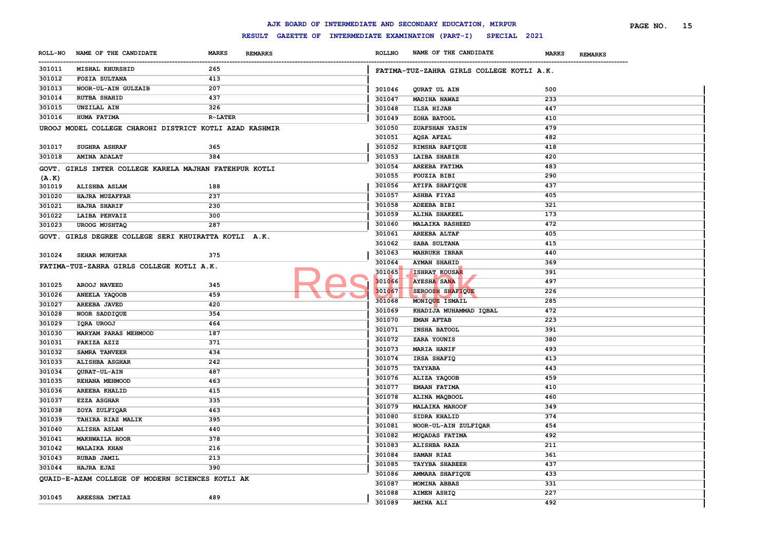# AJK BOARD OF INTERMEDIATE AND SECONDARY EDUCATION, MIRPUR

## RESULT GAZETTE OF INTERMEDIATE EXAMINATION (PART-I) SPECIAL 2021

| ROLL-NO | NAME OF THE CANDIDATE | MARKS | REMARKS |
|---|---|---|---|
| 301011 | MISHAL KHURSHID | 265 | |
| 301012 | FOZIA SULTANA | 413 | |
| 301013 | NOOR-UL-AIN GULZAIB | 207 | |
| 301014 | RUTBA SHAHID | 437 | |
| 301015 | UNZILAL AIN | 326 | |
| 301016 | HUMA FATIMA | R-LATER | |

**UROOJ MODEL COLLEGE CHAROHI DISTRICT KOTLI AZAD KASHMIR**

| ROLL-NO | NAME OF THE CANDIDATE | MARKS | REMARKS |
|---|---|---|---|
| 301017 | SUGHRA ASHRAF | 365 | |
| 301018 | AMINA ADALAT | 384 | |

**GOVT. GIRLS INTER COLLEGE KARELA MAJHAN FATEHPUR KOTLI (A.K)**

| ROLL-NO | NAME OF THE CANDIDATE | MARKS | REMARKS |
|---|---|---|---|
| 301019 | ALISHBA ASLAM | 188 | |
| 301020 | HAJRA MUZAFFAR | 237 | |
| 301021 | HAJRA SHARIF | 230 | |
| 301022 | LAIBA PERVAIZ | 300 | |
| 301023 | UROOG MUSHTAQ | 287 | |

**GOVT. GIRLS DEGREE COLLEGE SERI KHUIRATTA KOTLI A.K.**

| ROLL-NO | NAME OF THE CANDIDATE | MARKS | REMARKS |
|---|---|---|---|
| 301024 | SEHAR MUKHTAR | 375 | |

**FATIMA-TUZ-ZAHRA GIRLS COLLEGE KOTLI A.K.**

| ROLL-NO | NAME OF THE CANDIDATE | MARKS | REMARKS |
|---|---|---|---|
| 301025 | AROOJ NAVEED | 345 | |
| 301026 | ANEELA YAQOOB | 459 | |
| 301027 | AREEBA JAVED | 420 | |
| 301028 | NOOR SADDIQUE | 354 | |
| 301029 | IQRA UROOJ | 464 | |
| 301030 | MARYAM PARAS MEHMOOD | 187 | |
| 301031 | PAKIZA AZIZ | 371 | |
| 301032 | SAMRA TANVEER | 434 | |
| 301033 | ALISHBA ASGHAR | 242 | |
| 301034 | QURAT-UL-AIN | 487 | |
| 301035 | REHANA MEHMOOD | 463 | |
| 301036 | AREEBA KHALID | 415 | |
| 301037 | EZZA ASGHAR | 335 | |
| 301038 | ZOYA ZULFIQAR | 463 | |
| 301039 | TAHIRA RIAZ MALIK | 395 | |
| 301040 | ALISHA ASLAM | 440 | |
| 301041 | MAKHWAILA HOOR | 378 | |
| 301042 | MALAIKA KHAN | 216 | |
| 301043 | RUBAB JAMIL | 213 | |
| 301044 | HAJRA EJAZ | 390 | |

**QUAID-E-AZAM COLLEGE OF MODERN SCIENCES KOTLI AK**

| ROLL-NO | NAME OF THE CANDIDATE | MARKS | REMARKS |
|---|---|---|---|
| 301045 | AREESHA IMTIAZ | 489 | |

**FATIMA-TUZ-ZAHRA GIRLS COLLEGE KOTLI A.K.**

| ROLLNO | NAME OF THE CANDIDATE | MARKS | REMARKS |
|---|---|---|---|
| 301046 | QURAT UL AIN | 500 | |
| 301047 | MADIHA NAWAZ | 233 | |
| 301048 | ILSA HIJAB | 447 | |
| 301049 | ZOHA BATOOL | 410 | |
| 301050 | ZUAFSHAN YASIN | 479 | |
| 301051 | AQSA AFZAL | 482 | |
| 301052 | RIMSHA RAFIQUE | 418 | |
| 301053 | LAIBA SHABIR | 420 | |
| 301054 | AREEBA FATIMA | 483 | |
| 301055 | FOUZIA BIBI | 290 | |
| 301056 | ATIFA SHAFIQUE | 437 | |
| 301057 | ASHBA FIYAZ | 405 | |
| 301058 | ADEEBA BIBI | 321 | |
| 301059 | ALINA SHAKEEL | 173 | |
| 301060 | MALAIKA RASHEED | 472 | |
| 301061 | AREEBA ALTAF | 405 | |
| 301062 | SABA SULTANA | 415 | |
| 301063 | MAHRUKH IBRAR | 440 | |
| 301064 | AYMAN SHAHID | 369 | |
| 301065 | ISHRAT KOUSAR | 391 | |
| 301066 | AYESHA SANA | 497 | |
| 301067 | SEROOSH SHAFIQUE | 226 | |
| 301068 | MONIQUE ISMAIL | 285 | |
| 301069 | KHADIJA MUHAMMAD IQBAL | 472 | |
| 301070 | EMAN AFTAB | 223 | |
| 301071 | INSHA BATOOL | 391 | |
| 301072 | ZARA YOUNIS | 380 | |
| 301073 | MARIA HANIF | 493 | |
| 301074 | IRSA SHAFIQ | 413 | |
| 301075 | TAYYABA | 443 | |
| 301076 | ALIZA YAQOOB | 459 | |
| 301077 | EMAAN FATIMA | 410 | |
| 301078 | ALINA MAQBOOL | 460 | |
| 301079 | MALAIKA MAROOF | 349 | |
| 301080 | SIDRA KHALID | 374 | |
| 301081 | NOOR-UL-AIN ZULFIQAR | 454 | |
| 301082 | MUQADAS FATIMA | 492 | |
| 301083 | ALISHBA RAZA | 211 | |
| 301084 | SAMAN RIAZ | 361 | |
| 301085 | TAYYBA SHABEER | 437 | |
| 301086 | AMMARA SHAFIQUE | 433 | |
| 301087 | MOMINA ABBAS | 331 | |
| 301088 | AIMEN ASHIQ | 227 | |
| 301089 | AMINA ALI | 492 | |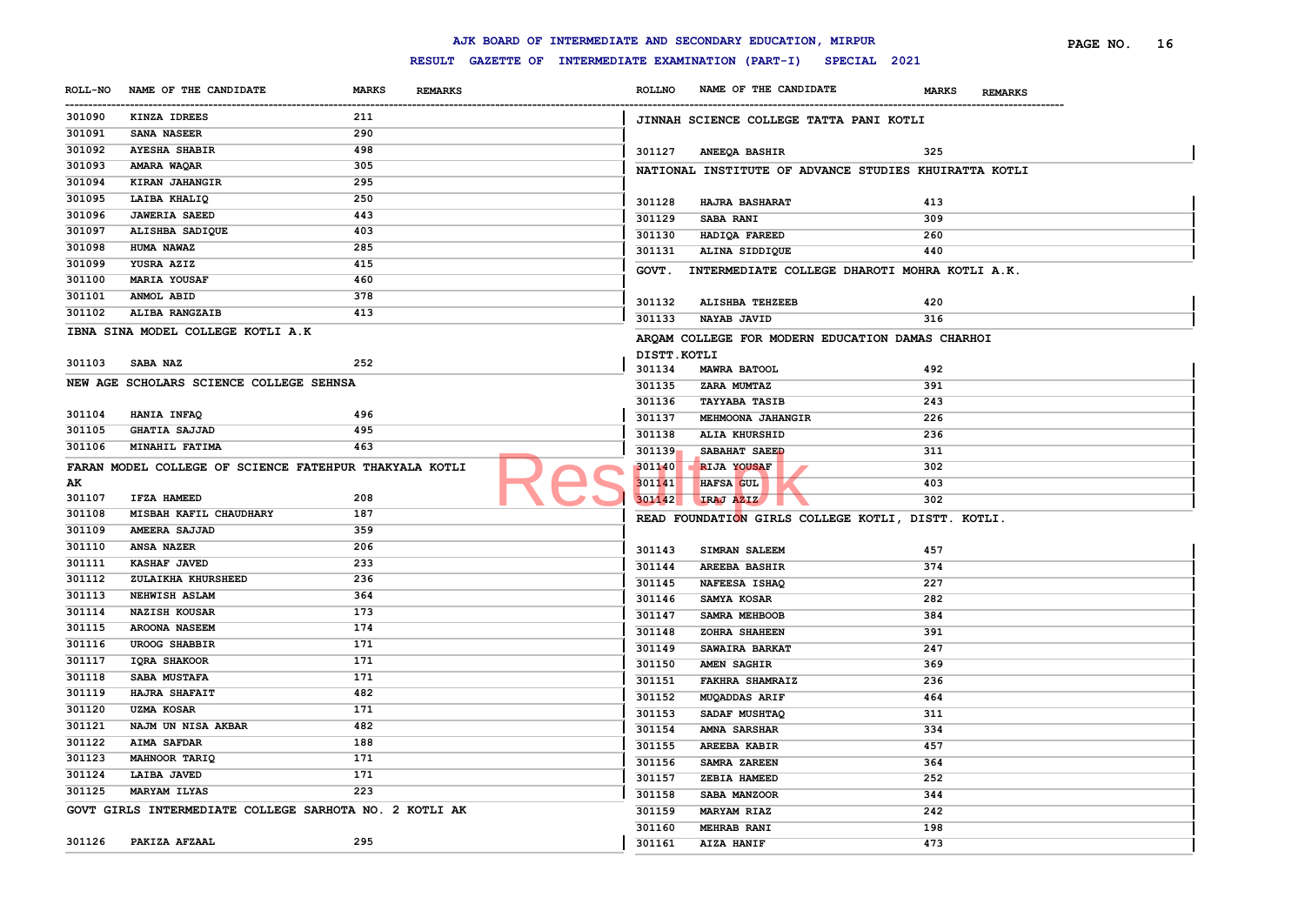AJK BOARD OF INTERMEDIATE AND SECONDARY EDUCATION, MIRPUR

RESULT GAZETTE OF INTERMEDIATE EXAMINATION (PART-I) SPECIAL 2021

| ROLL-NO | NAME OF THE CANDIDATE | MARKS | REMARKS |
|---|---|---|---|
| 301090 | KINZA IDREES | 211 | |
| 301091 | SANA NASEER | 290 | |
| 301092 | AYESHA SHABIR | 498 | |
| 301093 | AMARA WAQAR | 305 | |
| 301094 | KIRAN JAHANGIR | 295 | |
| 301095 | LAIBA KHALIQ | 250 | |
| 301096 | JAWERIA SAEED | 443 | |
| 301097 | ALISHBA SADIQUE | 403 | |
| 301098 | HUMA NAWAZ | 285 | |
| 301099 | YUSRA AZIZ | 415 | |
| 301100 | MARIA YOUSAF | 460 | |
| 301101 | ANMOL ABID | 378 | |
| 301102 | ALIBA RANGZAIB | 413 | |

IBNA SINA MODEL COLLEGE KOTLI A.K

| ROLL-NO | NAME OF THE CANDIDATE | MARKS | REMARKS |
|---|---|---|---|
| 301103 | SABA NAZ | 252 | |

NEW AGE SCHOLARS SCIENCE COLLEGE SEHNSA

| ROLL-NO | NAME OF THE CANDIDATE | MARKS | REMARKS |
|---|---|---|---|
| 301104 | HANIA INFAQ | 496 | |
| 301105 | GHATIA SAJJAD | 495 | |
| 301106 | MINAHIL FATIMA | 463 | |

FARAN MODEL COLLEGE OF SCIENCE FATEHPUR THAKYALA KOTLI AK

| ROLL-NO | NAME OF THE CANDIDATE | MARKS | REMARKS |
|---|---|---|---|
| 301107 | IFZA HAMEED | 208 | |
| 301108 | MISBAH KAFIL CHAUDHARY | 187 | |
| 301109 | AMEERA SAJJAD | 359 | |
| 301110 | ANSA NAZER | 206 | |
| 301111 | KASHAF JAVED | 233 | |
| 301112 | ZULAIKHA KHURSHEED | 236 | |
| 301113 | NEHWISH ASLAM | 364 | |
| 301114 | NAZISH KOUSAR | 173 | |
| 301115 | AROONA NASEEM | 174 | |
| 301116 | UROOG SHABBIR | 171 | |
| 301117 | IQRA SHAKOOR | 171 | |
| 301118 | SABA MUSTAFA | 171 | |
| 301119 | HAJRA SHAFAIT | 482 | |
| 301120 | UZMA KOSAR | 171 | |
| 301121 | NAJM UN NISA AKBAR | 482 | |
| 301122 | AIMA SAFDAR | 188 | |
| 301123 | MAHNOOR TARIQ | 171 | |
| 301124 | LAIBA JAVED | 171 | |
| 301125 | MARYAM ILYAS | 223 | |

GOVT GIRLS INTERMEDIATE COLLEGE SARHOTA NO. 2 KOTLI AK

| ROLL-NO | NAME OF THE CANDIDATE | MARKS | REMARKS |
|---|---|---|---|
| 301126 | PAKIZA AFZAAL | 295 | |

JINNAH SCIENCE COLLEGE TATTA PANI KOTLI

| ROLLNO | NAME OF THE CANDIDATE | MARKS | REMARKS |
|---|---|---|---|
| 301127 | ANEEQA BASHIR | 325 | |

NATIONAL INSTITUTE OF ADVANCE STUDIES KHUIRATTA KOTLI

| ROLLNO | NAME OF THE CANDIDATE | MARKS | REMARKS |
|---|---|---|---|
| 301128 | HAJRA BASHARAT | 413 | |
| 301129 | SABA RANI | 309 | |
| 301130 | HADIQA FAREED | 260 | |
| 301131 | ALINA SIDDIQUE | 440 | |

GOVT. INTERMEDIATE COLLEGE DHAROTI MOHRA KOTLI A.K.

| ROLLNO | NAME OF THE CANDIDATE | MARKS | REMARKS |
|---|---|---|---|
| 301132 | ALISHBA TEHZEEB | 420 | |
| 301133 | NAYAB JAVID | 316 | |

ARQAM COLLEGE FOR MODERN EDUCATION DAMAS CHARHOI DISTT.KOTLI

| ROLLNO | NAME OF THE CANDIDATE | MARKS | REMARKS |
|---|---|---|---|
| 301134 | MAWRA BATOOL | 492 | |
| 301135 | ZARA MUMTAZ | 391 | |
| 301136 | TAYYABA TASIB | 243 | |
| 301137 | MEHMOONA JAHANGIR | 226 | |
| 301138 | ALIA KHURSHID | 236 | |
| 301139 | SABAHAT SAEED | 311 | |
| 301140 | RIJA YOUSAF | 302 | |
| 301141 | HAFSA GUL | 403 | |
| 301142 | IRAJ AZIZ | 302 | |

READ FOUNDATION GIRLS COLLEGE KOTLI, DISTT. KOTLI.

| ROLLNO | NAME OF THE CANDIDATE | MARKS | REMARKS |
|---|---|---|---|
| 301143 | SIMRAN SALEEM | 457 | |
| 301144 | AREEBA BASHIR | 374 | |
| 301145 | NAFEESA ISHAQ | 227 | |
| 301146 | SAMYA KOSAR | 282 | |
| 301147 | SAMRA MEHBOOB | 384 | |
| 301148 | ZOHRA SHAHEEN | 391 | |
| 301149 | SAWAIRA BARKAT | 247 | |
| 301150 | AMEN SAGHIR | 369 | |
| 301151 | FAKHRA SHAMRAIZ | 236 | |
| 301152 | MUQADDAS ARIF | 464 | |
| 301153 | SADAF MUSHTAQ | 311 | |
| 301154 | AMNA SARSHAR | 334 | |
| 301155 | AREEBA KABIR | 457 | |
| 301156 | SAMRA ZAREEN | 364 | |
| 301157 | ZEBIA HAMEED | 252 | |
| 301158 | SABA MANZOOR | 344 | |
| 301159 | MARYAM RIAZ | 242 | |
| 301160 | MEHRAB RANI | 198 | |
| 301161 | AIZA HANIF | 473 | |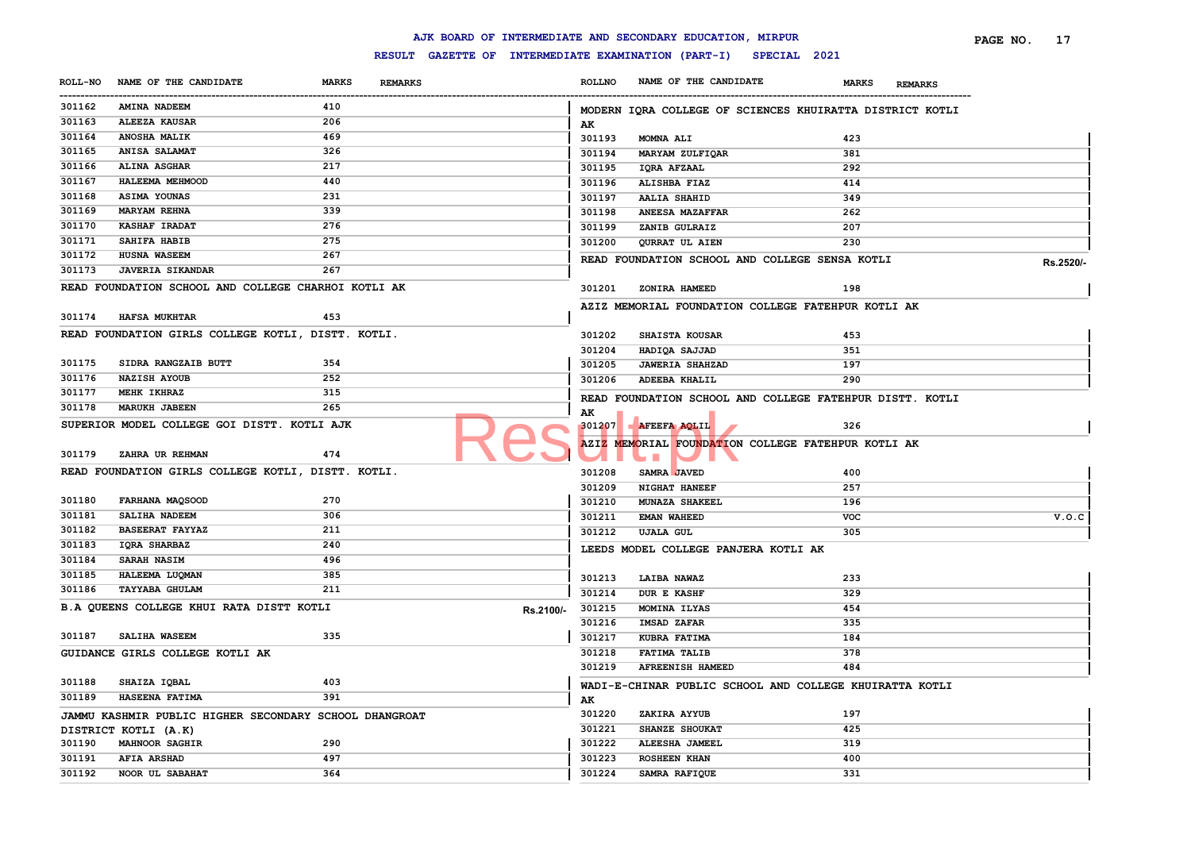# AJK BOARD OF INTERMEDIATE AND SECONDARY EDUCATION, MIRPUR

## RESULT GAZETTE OF INTERMEDIATE EXAMINATION (PART-I) SPECIAL 2021

| ROLL-NO | NAME OF THE CANDIDATE | MARKS | REMARKS |
|---|---|---|---|
| 301162 | AMINA NADEEM | 410 | |
| 301163 | ALEEZA KAUSAR | 206 | |
| 301164 | ANOSHA MALIK | 469 | |
| 301165 | ANISA SALAMAT | 326 | |
| 301166 | ALINA ASGHAR | 217 | |
| 301167 | HALEEMA MEHMOOD | 440 | |
| 301168 | ASIMA YOUNAS | 231 | |
| 301169 | MARYAM REHNA | 339 | |
| 301170 | KASHAF IRADAT | 276 | |
| 301171 | SAHIFA HABIB | 275 | |
| 301172 | HUSNA WASEEM | 267 | |
| 301173 | JAVERIA SIKANDAR | 267 | |

READ FOUNDATION SCHOOL AND COLLEGE CHARHOI KOTLI AK

| ROLL-NO | NAME OF THE CANDIDATE | MARKS | REMARKS |
|---|---|---|---|
| 301174 | HAFSA MUKHTAR | 453 | |

READ FOUNDATION GIRLS COLLEGE KOTLI, DISTT. KOTLI.

| ROLL-NO | NAME OF THE CANDIDATE | MARKS | REMARKS |
|---|---|---|---|
| 301175 | SIDRA RANGZAIB BUTT | 354 | |
| 301176 | NAZISH AYOUB | 252 | |
| 301177 | MEHK IKHRAZ | 315 | |
| 301178 | MARUKH JABEEN | 265 | |

SUPERIOR MODEL COLLEGE GOI DISTT. KOTLI AJK

| ROLL-NO | NAME OF THE CANDIDATE | MARKS | REMARKS |
|---|---|---|---|
| 301179 | ZAHRA UR REHMAN | 474 | |

READ FOUNDATION GIRLS COLLEGE KOTLI, DISTT. KOTLI.

| ROLL-NO | NAME OF THE CANDIDATE | MARKS | REMARKS |
|---|---|---|---|
| 301180 | FARHANA MAQSOOD | 270 | |
| 301181 | SALIHA NADEEM | 306 | |
| 301182 | BASEERAT FAYYAZ | 211 | |
| 301183 | IQRA SHARBAZ | 240 | |
| 301184 | SARAH NASIM | 496 | |
| 301185 | HALEEMA LUQMAN | 385 | |
| 301186 | TAYYABA GHULAM | 211 | |

B.A QUEENS COLLEGE KHUI RATA DISTT KOTLI — Rs.2100/-

| ROLL-NO | NAME OF THE CANDIDATE | MARKS | REMARKS |
|---|---|---|---|
| 301187 | SALIHA WASEEM | 335 | |

GUIDANCE GIRLS COLLEGE KOTLI AK

| ROLL-NO | NAME OF THE CANDIDATE | MARKS | REMARKS |
|---|---|---|---|
| 301188 | SHAIZA IQBAL | 403 | |
| 301189 | HASEENA FATIMA | 391 | |

JAMMU KASHMIR PUBLIC HIGHER SECONDARY SCHOOL DHANGROAT DISTRICT KOTLI (A.K)

| ROLL-NO | NAME OF THE CANDIDATE | MARKS | REMARKS |
|---|---|---|---|
| 301190 | MAHNOOR SAGHIR | 290 | |
| 301191 | AFIA ARSHAD | 497 | |
| 301192 | NOOR UL SABAHAT | 364 | |

MODERN IQRA COLLEGE OF SCIENCES KHUIRATTA DISTRICT KOTLI AK

| ROLLNO | NAME OF THE CANDIDATE | MARKS | REMARKS |
|---|---|---|---|
| 301193 | MOMNA ALI | 423 | |
| 301194 | MARYAM ZULFIQAR | 381 | |
| 301195 | IQRA AFZAAL | 292 | |
| 301196 | ALISHBA FIAZ | 414 | |
| 301197 | AALIA SHAHID | 349 | |
| 301198 | ANEESA MAZAFFAR | 262 | |
| 301199 | ZANIB GULRAIZ | 207 | |
| 301200 | QURRAT UL AIEN | 230 | |

READ FOUNDATION SCHOOL AND COLLEGE SENSA KOTLI — Rs.2520/-

| ROLLNO | NAME OF THE CANDIDATE | MARKS | REMARKS |
|---|---|---|---|
| 301201 | ZONIRA HAMEED | 198 | |

AZIZ MEMORIAL FOUNDATION COLLEGE FATEHPUR KOTLI AK

| ROLLNO | NAME OF THE CANDIDATE | MARKS | REMARKS |
|---|---|---|---|
| 301202 | SHAISTA KOUSAR | 453 | |
| 301204 | HADIQA SAJJAD | 351 | |
| 301205 | JAWERIA SHAHZAD | 197 | |
| 301206 | ADEEBA KHALIL | 290 | |

READ FOUNDATION SCHOOL AND COLLEGE FATEHPUR DISTT. KOTLI AK

| ROLLNO | NAME OF THE CANDIDATE | MARKS | REMARKS |
|---|---|---|---|
| 301207 | AFEEFA AQLIL | 326 | |

AZIZ MEMORIAL FOUNDATION COLLEGE FATEHPUR KOTLI AK

| ROLLNO | NAME OF THE CANDIDATE | MARKS | REMARKS |
|---|---|---|---|
| 301208 | SAMRA JAVED | 400 | |
| 301209 | NIGHAT HANEEF | 257 | |
| 301210 | MUNAZA SHAKEEL | 196 | |
| 301211 | EMAN WAHEED | VOC | V.O.C |
| 301212 | UJALA GUL | 305 | |

LEEDS MODEL COLLEGE PANJERA KOTLI AK

| ROLLNO | NAME OF THE CANDIDATE | MARKS | REMARKS |
|---|---|---|---|
| 301213 | LAIBA NAWAZ | 233 | |
| 301214 | DUR E KASHF | 329 | |
| 301215 | MOMINA ILYAS | 454 | |
| 301216 | IMSAD ZAFAR | 335 | |
| 301217 | KUBRA FATIMA | 184 | |
| 301218 | FATIMA TALIB | 378 | |
| 301219 | AFREENISH HAMEED | 484 | |

WADI-E-CHINAR PUBLIC SCHOOL AND COLLEGE KHUIRATTA KOTLI AK

| ROLLNO | NAME OF THE CANDIDATE | MARKS | REMARKS |
|---|---|---|---|
| 301220 | ZAKIRA AYYUB | 197 | |
| 301221 | SHANZE SHOUKAT | 425 | |
| 301222 | ALEESHA JAMEEL | 319 | |
| 301223 | ROSHEEN KHAN | 400 | |
| 301224 | SAMRA RAFIQUE | 331 | |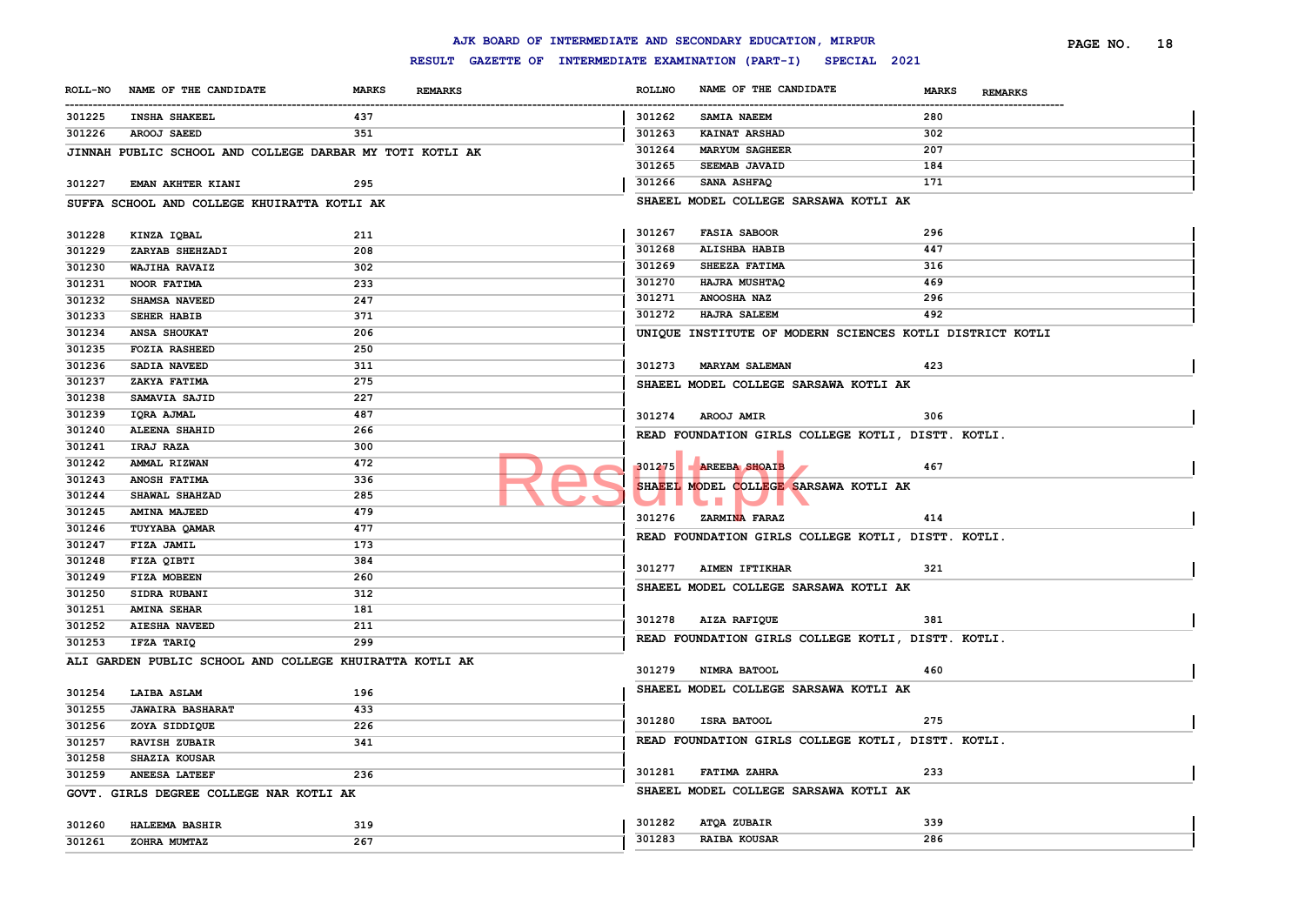# AJK BOARD OF INTERMEDIATE AND SECONDARY EDUCATION, MIRPUR

## RESULT GAZETTE OF INTERMEDIATE EXAMINATION (PART-I) SPECIAL 2021

| ROLL-NO | NAME OF THE CANDIDATE | MARKS | REMARKS |
|---|---|---|---|
| 301225 | INSHA SHAKEEL | 437 | |
| 301226 | AROOJ SAEED | 351 | |

JINNAH PUBLIC SCHOOL AND COLLEGE DARBAR MY TOTI KOTLI AK

| ROLL-NO | NAME OF THE CANDIDATE | MARKS | REMARKS |
|---|---|---|---|
| 301227 | EMAN AKHTER KIANI | 295 | |

SUFFA SCHOOL AND COLLEGE KHUIRATTA KOTLI AK

| ROLL-NO | NAME OF THE CANDIDATE | MARKS | REMARKS |
|---|---|---|---|
| 301228 | KINZA IQBAL | 211 | |
| 301229 | ZARYAB SHEHZADI | 208 | |
| 301230 | WAJIHA RAVAIZ | 302 | |
| 301231 | NOOR FATIMA | 233 | |
| 301232 | SHAMSA NAVEED | 247 | |
| 301233 | SEHER HABIB | 371 | |
| 301234 | ANSA SHOUKAT | 206 | |
| 301235 | FOZIA RASHEED | 250 | |
| 301236 | SADIA NAVEED | 311 | |
| 301237 | ZAKYA FATIMA | 275 | |
| 301238 | SAMAVIA SAJID | 227 | |
| 301239 | IQRA AJMAL | 487 | |
| 301240 | ALEENA SHAHID | 266 | |
| 301241 | IRAJ RAZA | 300 | |
| 301242 | AMMAL RIZWAN | 472 | |
| 301243 | ANOSH FATIMA | 336 | |
| 301244 | SHAWAL SHAHZAD | 285 | |
| 301245 | AMINA MAJEED | 479 | |
| 301246 | TUYYABA QAMAR | 477 | |
| 301247 | FIZA JAMIL | 173 | |
| 301248 | FIZA QIBTI | 384 | |
| 301249 | FIZA MOBEEN | 260 | |
| 301250 | SIDRA RUBANI | 312 | |
| 301251 | AMINA SEHAR | 181 | |
| 301252 | AIESHA NAVEED | 211 | |
| 301253 | IFZA TARIQ | 299 | |

ALI GARDEN PUBLIC SCHOOL AND COLLEGE KHUIRATTA KOTLI AK

| ROLL-NO | NAME OF THE CANDIDATE | MARKS | REMARKS |
|---|---|---|---|
| 301254 | LAIBA ASLAM | 196 | |
| 301255 | JAWAIRA BASHARAT | 433 | |
| 301256 | ZOYA SIDDIQUE | 226 | |
| 301257 | RAVISH ZUBAIR | 341 | |
| 301258 | SHAZIA KOUSAR | | |
| 301259 | ANEESA LATEEF | 236 | |

GOVT. GIRLS DEGREE COLLEGE NAR KOTLI AK

| ROLL-NO | NAME OF THE CANDIDATE | MARKS | REMARKS |
|---|---|---|---|
| 301260 | HALEEMA BASHIR | 319 | |
| 301261 | ZOHRA MUMTAZ | 267 | |
| 301262 | SAMIA NAEEM | 280 | |
| 301263 | KAINAT ARSHAD | 302 | |
| 301264 | MARYUM SAGHEER | 207 | |
| 301265 | SEEMAB JAVAID | 184 | |
| 301266 | SANA ASHFAQ | 171 | |

SHAEEL MODEL COLLEGE SARSAWA KOTLI AK

| ROLLNO | NAME OF THE CANDIDATE | MARKS | REMARKS |
|---|---|---|---|
| 301267 | FASIA SABOOR | 296 | |
| 301268 | ALISHBA HABIB | 447 | |
| 301269 | SHEEZA FATIMA | 316 | |
| 301270 | HAJRA MUSHTAQ | 469 | |
| 301271 | ANOOSHA NAZ | 296 | |
| 301272 | HAJRA SALEEM | 492 | |

UNIQUE INSTITUTE OF MODERN SCIENCES KOTLI DISTRICT KOTLI

| ROLLNO | NAME OF THE CANDIDATE | MARKS | REMARKS |
|---|---|---|---|
| 301273 | MARYAM SALEMAN | 423 | |

SHAEEL MODEL COLLEGE SARSAWA KOTLI AK

| ROLLNO | NAME OF THE CANDIDATE | MARKS | REMARKS |
|---|---|---|---|
| 301274 | AROOJ AMIR | 306 | |

READ FOUNDATION GIRLS COLLEGE KOTLI, DISTT. KOTLI.

| ROLLNO | NAME OF THE CANDIDATE | MARKS | REMARKS |
|---|---|---|---|
| 301275 | AREEBA SHOAIB | 467 | |

SHAEEL MODEL COLLEGE SARSAWA KOTLI AK

| ROLLNO | NAME OF THE CANDIDATE | MARKS | REMARKS |
|---|---|---|---|
| 301276 | ZARMINA FARAZ | 414 | |

READ FOUNDATION GIRLS COLLEGE KOTLI, DISTT. KOTLI.

| ROLLNO | NAME OF THE CANDIDATE | MARKS | REMARKS |
|---|---|---|---|
| 301277 | AIMEN IFTIKHAR | 321 | |

SHAEEL MODEL COLLEGE SARSAWA KOTLI AK

| ROLLNO | NAME OF THE CANDIDATE | MARKS | REMARKS |
|---|---|---|---|
| 301278 | AIZA RAFIQUE | 381 | |

READ FOUNDATION GIRLS COLLEGE KOTLI, DISTT. KOTLI.

| ROLLNO | NAME OF THE CANDIDATE | MARKS | REMARKS |
|---|---|---|---|
| 301279 | NIMRA BATOOL | 460 | |

SHAEEL MODEL COLLEGE SARSAWA KOTLI AK

| ROLLNO | NAME OF THE CANDIDATE | MARKS | REMARKS |
|---|---|---|---|
| 301280 | ISRA BATOOL | 275 | |

READ FOUNDATION GIRLS COLLEGE KOTLI, DISTT. KOTLI.

| ROLLNO | NAME OF THE CANDIDATE | MARKS | REMARKS |
|---|---|---|---|
| 301281 | FATIMA ZAHRA | 233 | |

SHAEEL MODEL COLLEGE SARSAWA KOTLI AK

| ROLLNO | NAME OF THE CANDIDATE | MARKS | REMARKS |
|---|---|---|---|
| 301282 | ATQA ZUBAIR | 339 | |
| 301283 | RAIBA KOUSAR | 286 | |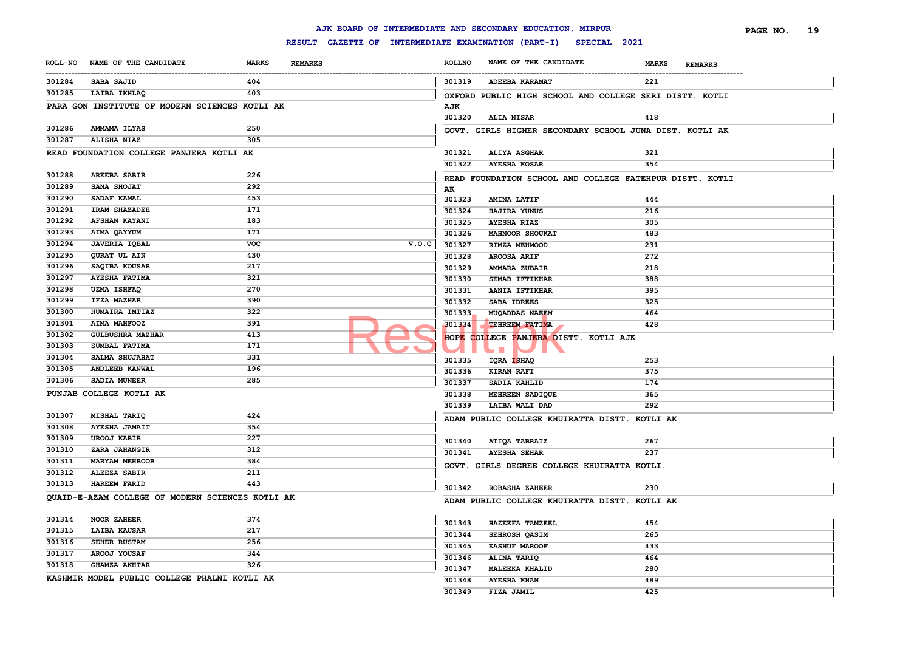# AJK BOARD OF INTERMEDIATE AND SECONDARY EDUCATION, MIRPUR

## RESULT GAZETTE OF INTERMEDIATE EXAMINATION (PART-I) SPECIAL 2021

| ROLL-NO | NAME OF THE CANDIDATE | MARKS | REMARKS |
|---|---|---|---|
| 301284 | SABA SAJID | 404 | |
| 301285 | LAIBA IKHLAQ | 403 | |

**PARA GON INSTITUTE OF MODERN SCIENCES KOTLI AK**

| ROLL-NO | NAME OF THE CANDIDATE | MARKS | REMARKS |
|---|---|---|---|
| 301286 | AMMAMA ILYAS | 250 | |
| 301287 | ALISHA NIAZ | 305 | |

**READ FOUNDATION COLLEGE PANJERA KOTLI AK**

| ROLL-NO | NAME OF THE CANDIDATE | MARKS | REMARKS |
|---|---|---|---|
| 301288 | AREEBA SABIR | 226 | |
| 301289 | SANA SHOJAT | 292 | |
| 301290 | SADAF KAMAL | 453 | |
| 301291 | IRAM SHAZADEH | 171 | |
| 301292 | AFSHAN KAYANI | 183 | |
| 301293 | AIMA QAYYUM | 171 | |
| 301294 | JAVERIA IQBAL | VOC | V.O.C |
| 301295 | QURAT UL AIN | 430 | |
| 301296 | SAQIBA KOUSAR | 217 | |
| 301297 | AYESHA FATIMA | 321 | |
| 301298 | UZMA ISHFAQ | 270 | |
| 301299 | IFZA MAZHAR | 390 | |
| 301300 | HUMAIRA IMTIAZ | 322 | |
| 301301 | AIMA MAHFOOZ | 391 | |
| 301302 | GULBUSHRA MAZHAR | 413 | |
| 301303 | SUMBAL FATIMA | 171 | |
| 301304 | SALMA SHUJAHAT | 331 | |
| 301305 | ANDLEEB KANWAL | 196 | |
| 301306 | SADIA MUNEER | 285 | |

**PUNJAB COLLEGE KOTLI AK**

| ROLL-NO | NAME OF THE CANDIDATE | MARKS | REMARKS |
|---|---|---|---|
| 301307 | MISHAL TARIQ | 424 | |
| 301308 | AYESHA JAMAIT | 354 | |
| 301309 | UROOJ KABIR | 227 | |
| 301310 | ZARA JAHANGIR | 312 | |
| 301311 | MARYAM MEHBOOB | 384 | |
| 301312 | ALEEZA SABIR | 211 | |
| 301313 | HAREEM FARID | 443 | |

**QUAID-E-AZAM COLLEGE OF MODERN SCIENCES KOTLI AK**

| ROLL-NO | NAME OF THE CANDIDATE | MARKS | REMARKS |
|---|---|---|---|
| 301314 | NOOR ZAHEER | 374 | |
| 301315 | LAIBA KAUSAR | 217 | |
| 301316 | SEHER RUSTAM | 256 | |
| 301317 | AROOJ YOUSAF | 344 | |
| 301318 | GHAMZA AKHTAR | 326 | |

**KASHMIR MODEL PUBLIC COLLEGE PHALNI KOTLI AK**

| ROLL-NO | NAME OF THE CANDIDATE | MARKS | REMARKS |
|---|---|---|---|
| 301319 | ADEEBA KARAMAT | 221 | |

**OXFORD PUBLIC HIGH SCHOOL AND COLLEGE SERI DISTT. KOTLI AJK**

| ROLL-NO | NAME OF THE CANDIDATE | MARKS | REMARKS |
|---|---|---|---|
| 301320 | ALIA NISAR | 418 | |

**GOVT. GIRLS HIGHER SECONDARY SCHOOL JUNA DIST. KOTLI AK**

| ROLL-NO | NAME OF THE CANDIDATE | MARKS | REMARKS |
|---|---|---|---|
| 301321 | ALIYA ASGHAR | 321 | |
| 301322 | AYESHA KOSAR | 354 | |

**READ FOUNDATION SCHOOL AND COLLEGE FATEHPUR DISTT. KOTLI AK**

| ROLL-NO | NAME OF THE CANDIDATE | MARKS | REMARKS |
|---|---|---|---|
| 301323 | AMINA LATIF | 444 | |
| 301324 | HAJIRA YUNUS | 216 | |
| 301325 | AYESHA RIAZ | 305 | |
| 301326 | MAHNOOR SHOUKAT | 483 | |
| 301327 | RIMZA MEHMOOD | 231 | |
| 301328 | AROOSA ARIF | 272 | |
| 301329 | AMMARA ZUBAIR | 218 | |
| 301330 | SEMAB IFTIKHAR | 388 | |
| 301331 | AANIA IFTIKHAR | 395 | |
| 301332 | SABA IDREES | 325 | |
| 301333 | MUQADDAS NAEEM | 464 | |
| 301334 | TEHREEM FATIMA | 428 | |

**HOPE COLLEGE PANJERA DISTT. KOTLI AJK**

| ROLL-NO | NAME OF THE CANDIDATE | MARKS | REMARKS |
|---|---|---|---|
| 301335 | IQRA ISHAQ | 253 | |
| 301336 | KIRAN RAFI | 375 | |
| 301337 | SADIA KAHLID | 174 | |
| 301338 | MEHREEN SADIQUE | 365 | |
| 301339 | LAIBA WALI DAD | 292 | |

**ADAM PUBLIC COLLEGE KHUIRATTA DISTT. KOTLI AK**

| ROLL-NO | NAME OF THE CANDIDATE | MARKS | REMARKS |
|---|---|---|---|
| 301340 | ATIQA TABRAIZ | 267 | |
| 301341 | AYESHA SEHAR | 237 | |

**GOVT. GIRLS DEGREE COLLEGE KHUIRATTA KOTLI.**

| ROLL-NO | NAME OF THE CANDIDATE | MARKS | REMARKS |
|---|---|---|---|
| 301342 | ROBASHA ZAHEER | 230 | |

**ADAM PUBLIC COLLEGE KHUIRATTA DISTT. KOTLI AK**

| ROLL-NO | NAME OF THE CANDIDATE | MARKS | REMARKS |
|---|---|---|---|
| 301343 | HAZEEFA TAMZEEL | 454 | |
| 301344 | SEHROSH QASIM | 265 | |
| 301345 | KASHUF MAROOF | 433 | |
| 301346 | ALINA TARIQ | 464 | |
| 301347 | MALEEKA KHALID | 280 | |
| 301348 | AYESHA KHAN | 489 | |
| 301349 | FIZA JAMIL | 425 | |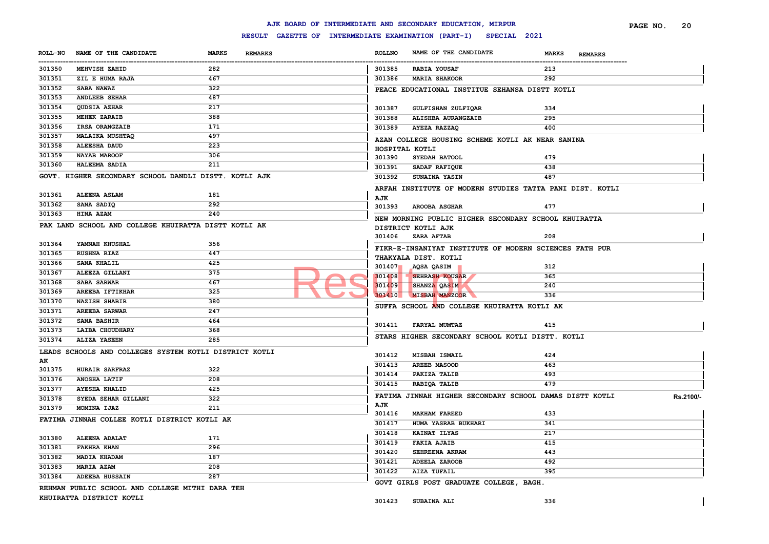# AJK BOARD OF INTERMEDIATE AND SECONDARY EDUCATION, MIRPUR

## RESULT GAZETTE OF INTERMEDIATE EXAMINATION (PART-I) SPECIAL 2021

| ROLL-NO | NAME OF THE CANDIDATE | MARKS | REMARKS |
|---|---|---|---|
| 301350 | MEHVISH ZAHID | 282 | |
| 301351 | ZIL E HUMA RAJA | 467 | |
| 301352 | SABA NAWAZ | 322 | |
| 301353 | ANDLEEB SEHAR | 487 | |
| 301354 | QUDSIA AZHAR | 217 | |
| 301355 | MEHEK ZARAIB | 388 | |
| 301356 | IRSA ORANGZAIB | 171 | |
| 301357 | MALAIKA MUSHTAQ | 497 | |
| 301358 | ALEESHA DAUD | 223 | |
| 301359 | NAYAB MAROOF | 306 | |
| 301360 | HALEEMA SADIA | 211 | |

**GOVT. HIGHER SECONDARY SCHOOL DANDLI DISTT. KOTLI AJK**

| ROLL-NO | NAME OF THE CANDIDATE | MARKS | REMARKS |
|---|---|---|---|
| 301361 | ALEENA ASLAM | 181 | |
| 301362 | SANA SADIQ | 292 | |
| 301363 | HINA AZAM | 240 | |

**PAK LAND SCHOOL AND COLLEGE KHUIRATTA DISTT KOTLI AK**

| ROLL-NO | NAME OF THE CANDIDATE | MARKS | REMARKS |
|---|---|---|---|
| 301364 | YAMNAH KHUSHAL | 356 | |
| 301365 | RUSHNA RIAZ | 447 | |
| 301366 | SANA KHALIL | 425 | |
| 301367 | ALEEZA GILLANI | 375 | |
| 301368 | SABA SARWAR | 467 | |
| 301369 | AREEBA IFTIKHAR | 325 | |
| 301370 | NAZISH SHABIR | 380 | |
| 301371 | AREEBA SARWAR | 247 | |
| 301372 | SANA BASHIR | 464 | |
| 301373 | LAIBA CHOUDHARY | 368 | |
| 301374 | ALIZA YASEEN | 285 | |

**LEADS SCHOOLS AND COLLEGES SYSTEM KOTLI DISTRICT KOTLI AK**

| ROLL-NO | NAME OF THE CANDIDATE | MARKS | REMARKS |
|---|---|---|---|
| 301375 | HURAIR SARFRAZ | 322 | |
| 301376 | ANOSHA LATIF | 208 | |
| 301377 | AYESHA KHALID | 425 | |
| 301378 | SYEDA SEHAR GILLANI | 322 | |
| 301379 | MOMINA IJAZ | 211 | |

**FATIMA JINNAH COLLEE KOTLI DISTRICT KOTLI AK**

| ROLL-NO | NAME OF THE CANDIDATE | MARKS | REMARKS |
|---|---|---|---|
| 301380 | ALEENA ADALAT | 171 | |
| 301381 | FAKHRA KHAN | 296 | |
| 301382 | MADIA KHADAM | 187 | |
| 301383 | MARIA AZAM | 208 | |
| 301384 | ADEEBA HUSSAIN | 287 | |

**REHMAN PUBLIC SCHOOL AND COLLEGE MITHI DARA TEH KHUIRATTA DISTRICT KOTLI**

| ROLL-NO | NAME OF THE CANDIDATE | MARKS | REMARKS |
|---|---|---|---|
| 301385 | RABIA YOUSAF | 213 | |
| 301386 | MARIA SHAKOOR | 292 | |

**PEACE EDUCATIONAL INSTITUE SEHANSA DISTT KOTLI**

| ROLL-NO | NAME OF THE CANDIDATE | MARKS | REMARKS |
|---|---|---|---|
| 301387 | GULFISHAN ZULFIQAR | 334 | |
| 301388 | ALISHBA AURANGZAIB | 295 | |
| 301389 | AYEZA RAZZAQ | 400 | |

**AZAN COLLEGE HOUSING SCHEME KOTLI AK NEAR SANINA HOSPITAL KOTLI**

| ROLL-NO | NAME OF THE CANDIDATE | MARKS | REMARKS |
|---|---|---|---|
| 301390 | SYEDAH BATOOL | 479 | |
| 301391 | SADAF RAFIQUE | 438 | |
| 301392 | SUNAINA YASIN | 487 | |

**ARFAH INSTITUTE OF MODERN STUDIES TATTA PANI DIST. KOTLI AJK**

| ROLL-NO | NAME OF THE CANDIDATE | MARKS | REMARKS |
|---|---|---|---|
| 301393 | AROOBA ASGHAR | 477 | |

**NEW MORNING PUBLIC HIGHER SECONDARY SCHOOL KHUIRATTA DISTRICT KOTLI AJK**

| ROLL-NO | NAME OF THE CANDIDATE | MARKS | REMARKS |
|---|---|---|---|
| 301406 | ZARA AFTAB | 208 | |

**FIKR-E-INSANIYAT INSTITUTE OF MODERN SCIENCES FATH PUR THAKYALA DIST. KOTLI**

| ROLL-NO | NAME OF THE CANDIDATE | MARKS | REMARKS |
|---|---|---|---|
| 301407 | AQSA QASIM | 312 | |
| 301408 | SEHRASH KOUSAR | 365 | |
| 301409 | SHANZA QASIM | 240 | |
| 301410 | MISBAH MANZOOR | 336 | |

**SUFFA SCHOOL AND COLLEGE KHUIRATTA KOTLI AK**

| ROLL-NO | NAME OF THE CANDIDATE | MARKS | REMARKS |
|---|---|---|---|
| 301411 | FARYAL MUMTAZ | 415 | |

**STARS HIGHER SECONDARY SCHOOL KOTLI DISTT. KOTLI**

| ROLL-NO | NAME OF THE CANDIDATE | MARKS | REMARKS |
|---|---|---|---|
| 301412 | MISBAH ISMAIL | 424 | |
| 301413 | AREEB MASOOD | 463 | |
| 301414 | PAKIZA TALIB | 493 | |
| 301415 | RABIQA TALIB | 479 | |

**FATIMA JINNAH HIGHER SECONDARY SCHOOL DAMAS DISTT KOTLI AJK** Rs.2100/-

| ROLL-NO | NAME OF THE CANDIDATE | MARKS | REMARKS |
|---|---|---|---|
| 301416 | MAKHAM FAREED | 433 | |
| 301417 | HUMA YASRAB BUKHARI | 341 | |
| 301418 | KAINAT ILYAS | 217 | |
| 301419 | FAKIA AJAIB | 415 | |
| 301420 | SEHREENA AKRAM | 443 | |
| 301421 | ADEELA ZAROOB | 492 | |
| 301422 | AIZA TUFAIL | 395 | |

**GOVT GIRLS POST GRADUATE COLLEGE, BAGH.**

| ROLL-NO | NAME OF THE CANDIDATE | MARKS | REMARKS |
|---|---|---|---|
| 301423 | SUBAINA ALI | 336 | |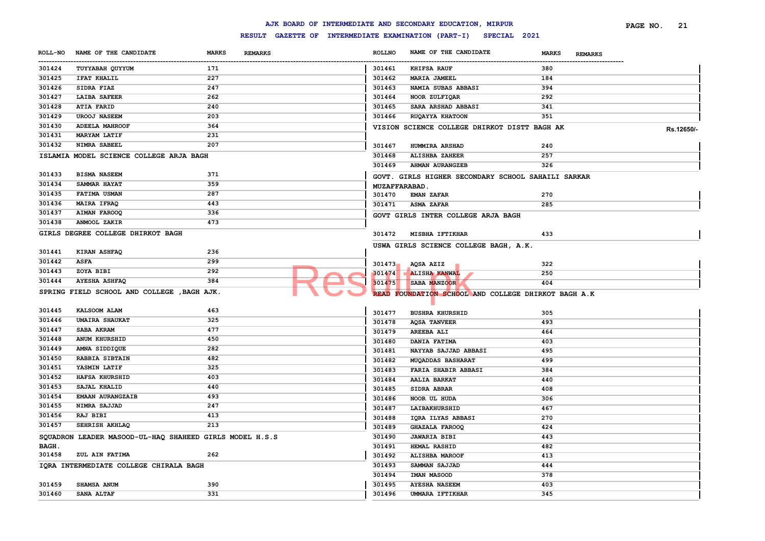AJK BOARD OF INTERMEDIATE AND SECONDARY EDUCATION, MIRPUR

RESULT GAZETTE OF INTERMEDIATE EXAMINATION (PART-I) SPECIAL 2021

| ROLL-NO | NAME OF THE CANDIDATE | MARKS | REMARKS |
|---|---|---|---|
| 301424 | TUYYABAH QUYYUM | 171 | |
| 301425 | IFAT KHALIL | 227 | |
| 301426 | SIDRA FIAZ | 247 | |
| 301427 | LAIBA SAFEER | 262 | |
| 301428 | ATIA FARID | 240 | |
| 301429 | UROOJ NASEEM | 203 | |
| 301430 | ADEELA MAHROOF | 364 | |
| 301431 | MARYAM LATIF | 231 | |
| 301432 | NIMRA SABEEL | 207 | |

ISLAMIA MODEL SCIENCE COLLEGE ARJA BAGH

| ROLL-NO | NAME OF THE CANDIDATE | MARKS | REMARKS |
|---|---|---|---|
| 301433 | BISMA NASEEM | 371 | |
| 301434 | SAMMAR HAYAT | 359 | |
| 301435 | FATIMA USMAN | 287 | |
| 301436 | MAIRA IFRAQ | 443 | |
| 301437 | AIMAN FAROOQ | 336 | |
| 301438 | ANMOOL ZAKIR | 473 | |

GIRLS DEGREE COLLEGE DHIRKOT BAGH

| ROLL-NO | NAME OF THE CANDIDATE | MARKS | REMARKS |
|---|---|---|---|
| 301441 | KIRAN ASHFAQ | 236 | |
| 301442 | ASFA | 299 | |
| 301443 | ZOYA BIBI | 292 | |
| 301444 | AYESHA ASHFAQ | 384 | |

SPRING FIELD SCHOOL AND COLLEGE ,BAGH AJK.

| ROLL-NO | NAME OF THE CANDIDATE | MARKS | REMARKS |
|---|---|---|---|
| 301445 | KALSOOM ALAM | 463 | |
| 301446 | UMAIRA SHAUKAT | 325 | |
| 301447 | SABA AKRAM | 477 | |
| 301448 | ANUM KHURSHID | 450 | |
| 301449 | AMNA SIDDIQUE | 282 | |
| 301450 | RABBIA SIBTAIN | 482 | |
| 301451 | YASMIN LATIF | 325 | |
| 301452 | HAFSA KHURSHID | 403 | |
| 301453 | SAJAL KHALID | 440 | |
| 301454 | EMAAN AURANGZAIB | 493 | |
| 301455 | NIMRA SAJJAD | 247 | |
| 301456 | RAJ BIBI | 413 | |
| 301457 | SEHRISH AKHLAQ | 213 | |

SQUADRON LEADER MASOOD-UL-HAQ SHAHEED GIRLS MODEL H.S.S BAGH.

| ROLL-NO | NAME OF THE CANDIDATE | MARKS | REMARKS |
|---|---|---|---|
| 301458 | ZUL AIN FATIMA | 262 | |

IQRA INTERMEDIATE COLLEGE CHIRALA BAGH

| ROLL-NO | NAME OF THE CANDIDATE | MARKS | REMARKS |
|---|---|---|---|
| 301459 | SHAMSA ANUM | 390 | |
| 301460 | SANA ALTAF | 331 | |
| 301461 | KHIFSA RAUF | 380 | |
| 301462 | MARIA JAMEEL | 184 | |
| 301463 | NAMIA SUBAS ABBASI | 394 | |
| 301464 | NOOR ZULFIQAR | 292 | |
| 301465 | SARA ARSHAD ABBASI | 341 | |
| 301466 | RUQAYYA KHATOON | 351 | |

VISION SCIENCE COLLEGE DHIRKOT DISTT BAGH AK — Rs.12650/-

| ROLL-NO | NAME OF THE CANDIDATE | MARKS | REMARKS |
|---|---|---|---|
| 301467 | HUMMIRA ARSHAD | 240 | |
| 301468 | ALISHBA ZAHEER | 257 | |
| 301469 | AHMAN AURANGZEB | 326 | |

GOVT. GIRLS HIGHER SECONDARY SCHOOL SAHAILI SARKAR MUZAFFARABAD.

| ROLL-NO | NAME OF THE CANDIDATE | MARKS | REMARKS |
|---|---|---|---|
| 301470 | EMAN ZAFAR | 270 | |
| 301471 | ASMA ZAFAR | 285 | |

GOVT GIRLS INTER COLLEGE ARJA BAGH

| ROLL-NO | NAME OF THE CANDIDATE | MARKS | REMARKS |
|---|---|---|---|
| 301472 | MISBHA IFTIKHAR | 433 | |

USWA GIRLS SCIENCE COLLEGE BAGH, A.K.

| ROLL-NO | NAME OF THE CANDIDATE | MARKS | REMARKS |
|---|---|---|---|
| 301473 | AQSA AZIZ | 322 | |
| 301474 | ALISHA KANWAL | 250 | |
| 301475 | SABA MANZOOR | 404 | |

READ FOUNDATION SCHOOL AND COLLEGE DHIRKOT BAGH A.K

| ROLL-NO | NAME OF THE CANDIDATE | MARKS | REMARKS |
|---|---|---|---|
| 301477 | BUSHRA KHURSHID | 305 | |
| 301478 | AQSA TANVEER | 493 | |
| 301479 | AREEBA ALI | 464 | |
| 301480 | DANIA FATIMA | 403 | |
| 301481 | NAYYAB SAJJAD ABBASI | 495 | |
| 301482 | MUQADDAS BASHARAT | 499 | |
| 301483 | FARIA SHABIR ABBASI | 384 | |
| 301484 | AALIA BARKAT | 440 | |
| 301485 | SIDRA ABRAR | 408 | |
| 301486 | NOOR UL HUDA | 306 | |
| 301487 | LAIBAKHURSHID | 467 | |
| 301488 | IQRA ILYAS ABBASI | 270 | |
| 301489 | GHAZALA FAROOQ | 424 | |
| 301490 | JAWARIA BIBI | 443 | |
| 301491 | HEMAL RASHID | 482 | |
| 301492 | ALISHBA MAROOF | 413 | |
| 301493 | SAMMAN SAJJAD | 444 | |
| 301494 | IMAN MASOOD | 378 | |
| 301495 | AYESHA NASEEM | 403 | |
| 301496 | UMMARA IFTIKHAR | 345 | |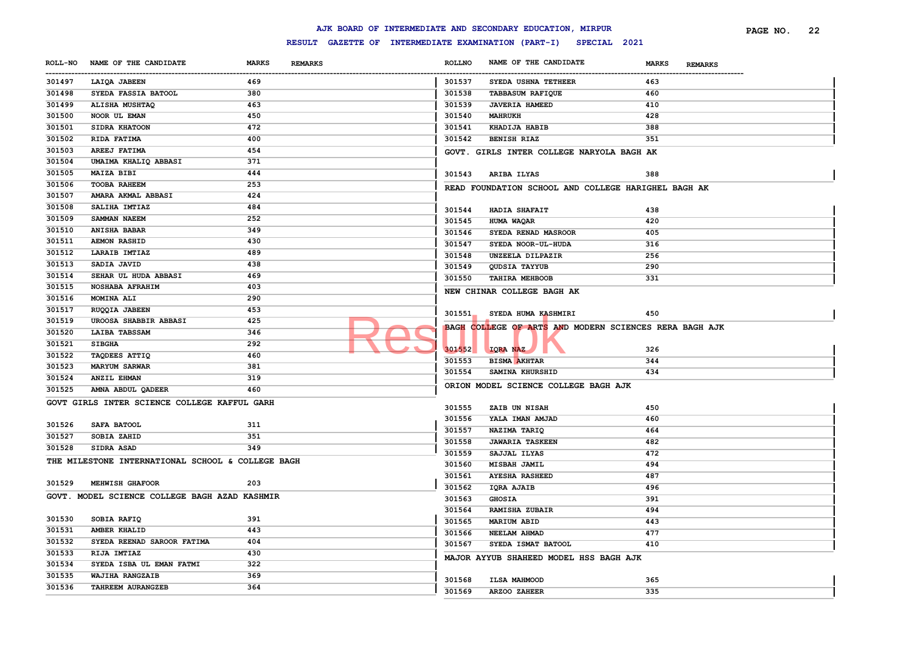# AJK BOARD OF INTERMEDIATE AND SECONDARY EDUCATION, MIRPUR

## RESULT GAZETTE OF INTERMEDIATE EXAMINATION (PART-I) SPECIAL 2021

| ROLL-NO | NAME OF THE CANDIDATE | MARKS | REMARKS |
|---|---|---|---|
| 301497 | LAIQA JABEEN | 469 | |
| 301498 | SYEDA FASSIA BATOOL | 380 | |
| 301499 | ALISHA MUSHTAQ | 463 | |
| 301500 | NOOR UL EMAN | 450 | |
| 301501 | SIDRA KHATOON | 472 | |
| 301502 | RIDA FATIMA | 400 | |
| 301503 | AREEJ FATIMA | 454 | |
| 301504 | UMAIMA KHALIQ ABBASI | 371 | |
| 301505 | MAIZA BIBI | 444 | |
| 301506 | TOOBA RAHEEM | 253 | |
| 301507 | AMARA AKMAL ABBASI | 424 | |
| 301508 | SALIHA IMTIAZ | 484 | |
| 301509 | SAMMAN NAEEM | 252 | |
| 301510 | ANISHA BABAR | 349 | |
| 301511 | AEMON RASHID | 430 | |
| 301512 | LARAIB IMTIAZ | 489 | |
| 301513 | SADIA JAVID | 438 | |
| 301514 | SEHAR UL HUDA ABBASI | 469 | |
| 301515 | NOSHABA AFRAHIM | 403 | |
| 301516 | MOMINA ALI | 290 | |
| 301517 | RUQQIA JABEEN | 453 | |
| 301519 | UROOSA SHABBIR ABBASI | 425 | |
| 301520 | LAIBA TABSSAM | 346 | |
| 301521 | SIBGHA | 292 | |
| 301522 | TAQDEES ATTIQ | 460 | |
| 301523 | MARYUM SARWAR | 381 | |
| 301524 | ANZIL EHMAN | 319 | |
| 301525 | AMNA ABDUL QADEER | 460 | |

**GOVT GIRLS INTER SCIENCE COLLEGE KAFFUL GARH**

| ROLL-NO | NAME OF THE CANDIDATE | MARKS | REMARKS |
|---|---|---|---|
| 301526 | SAFA BATOOL | 311 | |
| 301527 | SOBIA ZAHID | 351 | |
| 301528 | SIDRA ASAD | 349 | |

**THE MILESTONE INTERNATIONAL SCHOOL & COLLEGE BAGH**

| ROLL-NO | NAME OF THE CANDIDATE | MARKS | REMARKS |
|---|---|---|---|
| 301529 | MEHWISH GHAFOOR | 203 | |

**GOVT. MODEL SCIENCE COLLEGE BAGH AZAD KASHMIR**

| ROLL-NO | NAME OF THE CANDIDATE | MARKS | REMARKS |
|---|---|---|---|
| 301530 | SOBIA RAFIQ | 391 | |
| 301531 | AMBER KHALID | 443 | |
| 301532 | SYEDA REENAD SAROOR FATIMA | 404 | |
| 301533 | RIJA IMTIAZ | 430 | |
| 301534 | SYEDA ISBA UL EMAN FATMI | 322 | |
| 301535 | WAJIHA RANGZAIB | 369 | |
| 301536 | TAHREEM AURANGZEB | 364 | |
| 301537 | SYEDA USHNA TETHEER | 463 | |
| 301538 | TABBASUM RAFIQUE | 460 | |
| 301539 | JAVERIA HAMEED | 410 | |
| 301540 | MAHRUKH | 428 | |
| 301541 | KHADIJA HABIB | 388 | |
| 301542 | BENISH RIAZ | 351 | |

**GOVT. GIRLS INTER COLLEGE NARYOLA BAGH AK**

| ROLL-NO | NAME OF THE CANDIDATE | MARKS | REMARKS |
|---|---|---|---|
| 301543 | ARIBA ILYAS | 388 | |

**READ FOUNDATION SCHOOL AND COLLEGE HARIGHEL BAGH AK**

| ROLL-NO | NAME OF THE CANDIDATE | MARKS | REMARKS |
|---|---|---|---|
| 301544 | HADIA SHAFAIT | 438 | |
| 301545 | HUMA WAQAR | 420 | |
| 301546 | SYEDA RENAD MASROOR | 405 | |
| 301547 | SYEDA NOOR-UL-HUDA | 316 | |
| 301548 | UNZEELA DILPAZIR | 256 | |
| 301549 | QUDSIA TAYYUB | 290 | |
| 301550 | TAHIRA MEHBOOB | 331 | |

**NEW CHINAR COLLEGE BAGH AK**

| ROLL-NO | NAME OF THE CANDIDATE | MARKS | REMARKS |
|---|---|---|---|
| 301551 | SYEDA HUMA KASHMIRI | 450 | |

**BAGH COLLEGE OF ARTS AND MODERN SCIENCES RERA BAGH AJK**

| ROLL-NO | NAME OF THE CANDIDATE | MARKS | REMARKS |
|---|---|---|---|
| 301552 | IQRA NAZ | 326 | |
| 301553 | BISMA AKHTAR | 344 | |
| 301554 | SAMINA KHURSHID | 434 | |

**ORION MODEL SCIENCE COLLEGE BAGH AJK**

| ROLL-NO | NAME OF THE CANDIDATE | MARKS | REMARKS |
|---|---|---|---|
| 301555 | ZAIB UN NISAH | 450 | |
| 301556 | YALA IMAN AMJAD | 460 | |
| 301557 | NAZIMA TARIQ | 464 | |
| 301558 | JAWARIA TASKEEN | 482 | |
| 301559 | SAJJAL ILYAS | 472 | |
| 301560 | MISBAH JAMIL | 494 | |
| 301561 | AYESHA RASHEED | 487 | |
| 301562 | IQRA AJAIB | 496 | |
| 301563 | GHOSIA | 391 | |
| 301564 | RAMISHA ZUBAIR | 494 | |
| 301565 | MARIUM ABID | 443 | |
| 301566 | NEELAM AHMAD | 477 | |
| 301567 | SYEDA ISMAT BATOOL | 410 | |

**MAJOR AYYUB SHAHEED MODEL HSS BAGH AJK**

| ROLL-NO | NAME OF THE CANDIDATE | MARKS | REMARKS |
|---|---|---|---|
| 301568 | ILSA MAHMOOD | 365 | |
| 301569 | ARZOO ZAHEER | 335 | |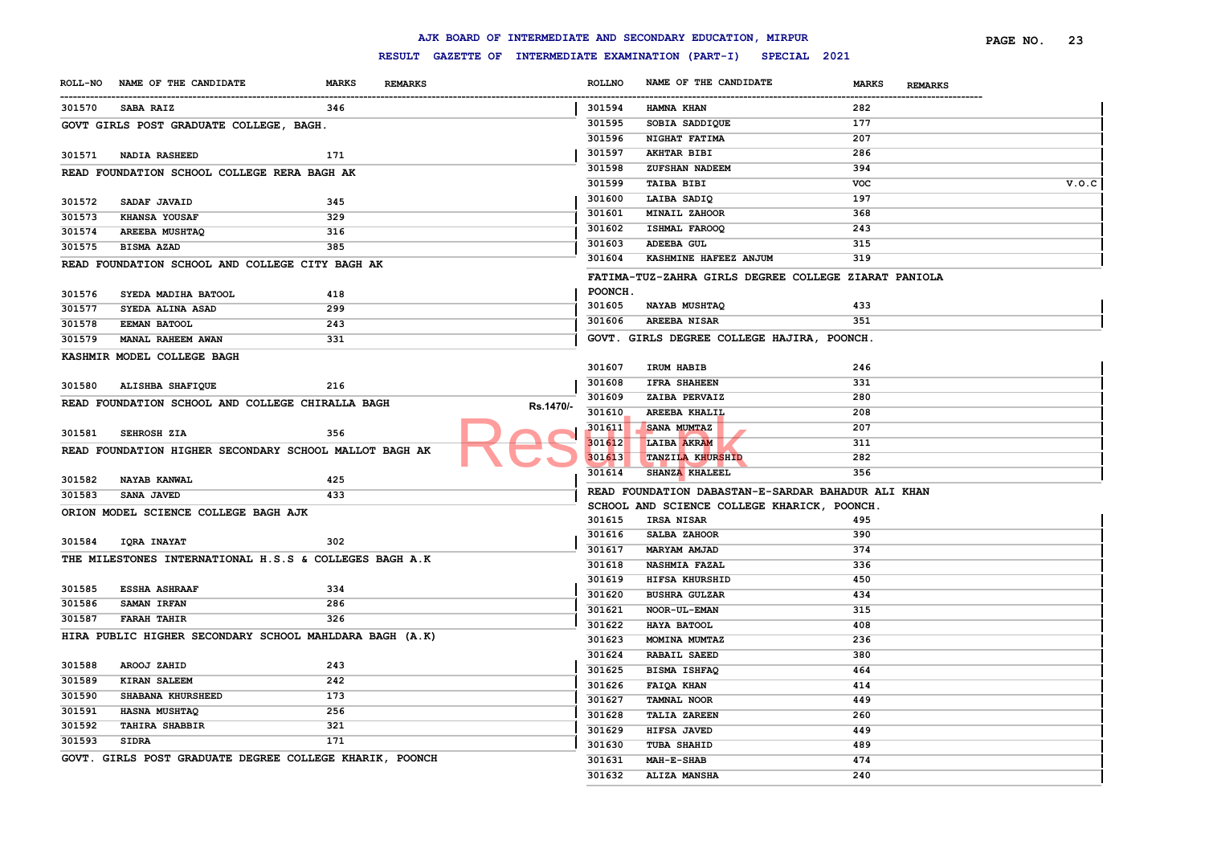# AJK BOARD OF INTERMEDIATE AND SECONDARY EDUCATION, MIRPUR

## RESULT GAZETTE OF INTERMEDIATE EXAMINATION (PART-I) SPECIAL 2021

| ROLL-NO | NAME OF THE CANDIDATE | MARKS | REMARKS |
|---|---|---|---|
| 301570 | SABA RAIZ | 346 | |

**GOVT GIRLS POST GRADUATE COLLEGE, BAGH.**

| ROLL-NO | NAME OF THE CANDIDATE | MARKS | REMARKS |
|---|---|---|---|
| 301571 | NADIA RASHEED | 171 | |

**READ FOUNDATION SCHOOL COLLEGE RERA BAGH AK**

| ROLL-NO | NAME OF THE CANDIDATE | MARKS | REMARKS |
|---|---|---|---|
| 301572 | SADAF JAVAID | 345 | |
| 301573 | KHANSA YOUSAF | 329 | |
| 301574 | AREEBA MUSHTAQ | 316 | |
| 301575 | BISMA AZAD | 385 | |

**READ FOUNDATION SCHOOL AND COLLEGE CITY BAGH AK**

| ROLL-NO | NAME OF THE CANDIDATE | MARKS | REMARKS |
|---|---|---|---|
| 301576 | SYEDA MADIHA BATOOL | 418 | |
| 301577 | SYEDA ALINA ASAD | 299 | |
| 301578 | EEMAN BATOOL | 243 | |
| 301579 | MANAL RAHEEM AWAN | 331 | |

**KASHMIR MODEL COLLEGE BAGH**

| ROLL-NO | NAME OF THE CANDIDATE | MARKS | REMARKS |
|---|---|---|---|
| 301580 | ALISHBA SHAFIQUE | 216 | |

**READ FOUNDATION SCHOOL AND COLLEGE CHIRALLA BAGH**

| ROLL-NO | NAME OF THE CANDIDATE | MARKS | REMARKS |
|---|---|---|---|
| 301581 | SEHROSH ZIA | 356 | |

**READ FOUNDATION HIGHER SECONDARY SCHOOL MALLOT BAGH AK**

| ROLL-NO | NAME OF THE CANDIDATE | MARKS | REMARKS |
|---|---|---|---|
| 301582 | NAYAB KANWAL | 425 | |
| 301583 | SANA JAVED | 433 | |

**ORION MODEL SCIENCE COLLEGE BAGH AJK**

| ROLL-NO | NAME OF THE CANDIDATE | MARKS | REMARKS |
|---|---|---|---|
| 301584 | IQRA INAYAT | 302 | |

**THE MILESTONES INTERNATIONAL H.S.S & COLLEGES BAGH A.K**

| ROLL-NO | NAME OF THE CANDIDATE | MARKS | REMARKS |
|---|---|---|---|
| 301585 | ESSHA ASHRAAF | 334 | |
| 301586 | SAMAN IRFAN | 286 | |
| 301587 | FARAH TAHIR | 326 | |

**HIRA PUBLIC HIGHER SECONDARY SCHOOL MAHLDARA BAGH (A.K)**

| ROLL-NO | NAME OF THE CANDIDATE | MARKS | REMARKS |
|---|---|---|---|
| 301588 | AROOJ ZAHID | 243 | |
| 301589 | KIRAN SALEEM | 242 | |
| 301590 | SHABANA KHURSHEED | 173 | |
| 301591 | HASNA MUSHTAQ | 256 | |
| 301592 | TAHIRA SHABBIR | 321 | |
| 301593 | SIDRA | 171 | |

**GOVT. GIRLS POST GRADUATE DEGREE COLLEGE KHARIK, POONCH**

| ROLL-NO | NAME OF THE CANDIDATE | MARKS | REMARKS |
|---|---|---|---|
| 301594 | HAMNA KHAN | 282 | |
| 301595 | SOBIA SADDIQUE | 177 | |
| 301596 | NIGHAT FATIMA | 207 | |
| 301597 | AKHTAR BIBI | 286 | |
| 301598 | ZUFSHAN NADEEM | 394 | |
| 301599 | TAIBA BIBI | VOC | V.O.C |
| 301600 | LAIBA SADIQ | 197 | |
| 301601 | MINAIL ZAHOOR | 368 | |
| 301602 | ISHMAL FAROOQ | 243 | |
| 301603 | ADEEBA GUL | 315 | |
| 301604 | KASHMINE HAFEEZ ANJUM | 319 | |

**FATIMA-TUZ-ZAHRA GIRLS DEGREE COLLEGE ZIARAT PANIOLA POONCH.**

| ROLL-NO | NAME OF THE CANDIDATE | MARKS | REMARKS |
|---|---|---|---|
| 301605 | NAYAB MUSHTAQ | 433 | |
| 301606 | AREEBA NISAR | 351 | |

**GOVT. GIRLS DEGREE COLLEGE HAJIRA, POONCH.**

| ROLL-NO | NAME OF THE CANDIDATE | MARKS | REMARKS |
|---|---|---|---|
| 301607 | IRUM HABIB | 246 | |
| 301608 | IFRA SHAHEEN | 331 | |
| 301609 | ZAIBA PERVAIZ | 280 | |
| 301610 | AREEBA KHALIL | 208 | |
| 301611 | SANA MUMTAZ | 207 | |
| 301612 | LAIBA AKRAM | 311 | |
| 301613 | TANZILA KHURSHID | 282 | |
| 301614 | SHANZA KHALEEL | 356 | |

**READ FOUNDATION DABASTAN-E-SARDAR BAHADUR ALI KHAN SCHOOL AND SCIENCE COLLEGE KHARICK, POONCH.**

| ROLL-NO | NAME OF THE CANDIDATE | MARKS | REMARKS |
|---|---|---|---|
| 301615 | IRSA NISAR | 495 | |
| 301616 | SALBA ZAHOOR | 390 | |
| 301617 | MARYAM AMJAD | 374 | |
| 301618 | NASHMIA FAZAL | 336 | |
| 301619 | HIFSA KHURSHID | 450 | |
| 301620 | BUSHRA GULZAR | 434 | |
| 301621 | NOOR-UL-EMAN | 315 | |
| 301622 | HAYA BATOOL | 408 | |
| 301623 | MOMINA MUMTAZ | 236 | |
| 301624 | RABAIL SAEED | 380 | |
| 301625 | BISMA ISHFAQ | 464 | |
| 301626 | FAIQA KHAN | 414 | |
| 301627 | TAMNAL NOOR | 449 | |
| 301628 | TALIA ZAREEN | 260 | |
| 301629 | HIFSA JAVED | 449 | |
| 301630 | TUBA SHAHID | 489 | |
| 301631 | MAH-E-SHAB | 474 | |
| 301632 | ALIZA MANSHA | 240 | |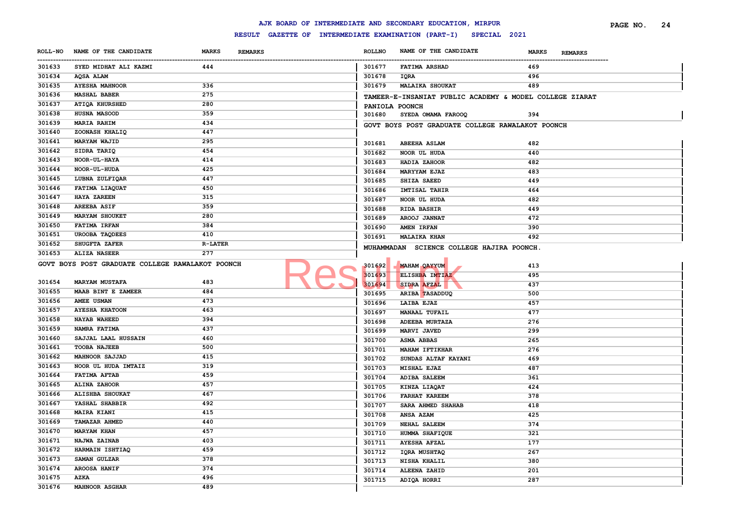# AJK BOARD OF INTERMEDIATE AND SECONDARY EDUCATION, MIRPUR

## RESULT GAZETTE OF INTERMEDIATE EXAMINATION (PART-I) SPECIAL 2021

| ROLL-NO | NAME OF THE CANDIDATE | MARKS | REMARKS |
|---|---|---|---|
| 301633 | SYED MIDHAT ALI KAZMI | 444 | |
| 301634 | AQSA ALAM | | |
| 301635 | AYESHA MAHNOOR | 336 | |
| 301636 | MASHAL BABER | 275 | |
| 301637 | ATIQA KHURSHED | 280 | |
| 301638 | HUSNA MASOOD | 359 | |
| 301639 | MARIA RAHIM | 434 | |
| 301640 | ZOONASH KHALIQ | 447 | |
| 301641 | MARYAM WAJID | 295 | |
| 301642 | SIDRA TARIQ | 454 | |
| 301643 | NOOR-UL-HAYA | 414 | |
| 301644 | NOOR-UL-HUDA | 425 | |
| 301645 | LUBNA ZULFIQAR | 447 | |
| 301646 | FATIMA LIAQUAT | 450 | |
| 301647 | HAYA ZAREEN | 315 | |
| 301648 | AREEBA ASIF | 359 | |
| 301649 | MARYAM SHOUKET | 280 | |
| 301650 | FATIMA IRFAN | 384 | |
| 301651 | UROOBA TAQDEES | 410 | |
| 301652 | SHUGFTA ZAFER | R-LATER | |
| 301653 | ALIZA NASEER | 277 | |

**GOVT BOYS POST GRADUATE COLLEGE RAWALAKOT POONCH**

| ROLL-NO | NAME OF THE CANDIDATE | MARKS | REMARKS |
|---|---|---|---|
| 301654 | MARYAM MUSTAFA | 483 | |
| 301655 | MAAB BINT E ZAMEER | 484 | |
| 301656 | AMEE USMAN | 473 | |
| 301657 | AYESHA KHATOON | 463 | |
| 301658 | NAYAB WAHEED | 394 | |
| 301659 | NAMRA FATIMA | 437 | |
| 301660 | SAJJAL LAAL HUSSAIN | 460 | |
| 301661 | TOOBA NAJEEB | 500 | |
| 301662 | MAHNOOR SAJJAD | 415 | |
| 301663 | NOOR UL HUDA IMTAIZ | 319 | |
| 301664 | FATIMA AFTAB | 459 | |
| 301665 | ALINA ZAHOOR | 457 | |
| 301666 | ALISHBA SHOUKAT | 467 | |
| 301667 | YASHAL SHABBIR | 492 | |
| 301668 | MAIRA KIANI | 415 | |
| 301669 | TAMAZAR AHMED | 440 | |
| 301670 | MARYAM KHAN | 457 | |
| 301671 | NAJWA ZAINAB | 403 | |
| 301672 | HARMAIN ISHTIAQ | 459 | |
| 301673 | SAMAN GULZAR | 378 | |
| 301674 | AROOSA HANIF | 374 | |
| 301675 | AZKA | 496 | |
| 301676 | MAHNOOR ASGHAR | 489 | |
| 301677 | FATIMA ARSHAD | 469 | |
| 301678 | IQRA | 496 | |
| 301679 | MALAIKA SHOUKAT | 489 | |

**TAMEER-E-INSANIAT PUBLIC ACADEMY & MODEL COLLEGE ZIARAT PANIOLA POONCH**

| ROLL-NO | NAME OF THE CANDIDATE | MARKS | REMARKS |
|---|---|---|---|
| 301680 | SYEDA OMAMA FAROOQ | 394 | |

**GOVT BOYS POST GRADUATE COLLEGE RAWALAKOT POONCH**

| ROLL-NO | NAME OF THE CANDIDATE | MARKS | REMARKS |
|---|---|---|---|
| 301681 | ABEEHA ASLAM | 482 | |
| 301682 | NOOR UL HUDA | 440 | |
| 301683 | HADIA ZAHOOR | 482 | |
| 301684 | MARYYAM EJAZ | 483 | |
| 301685 | SHIZA SAEED | 449 | |
| 301686 | IMTISAL TAHIR | 464 | |
| 301687 | NOOR UL HUDA | 482 | |
| 301688 | RIDA BASHIR | 449 | |
| 301689 | AROOJ JANNAT | 472 | |
| 301690 | AMEN IRFAN | 390 | |
| 301691 | MALAIKA KHAN | 492 | |

**MUHAMMADAN SCIENCE COLLEGE HAJIRA POONCH.**

| ROLL-NO | NAME OF THE CANDIDATE | MARKS | REMARKS |
|---|---|---|---|
| 301692 | MAHAM QAYYUM | 413 | |
| 301693 | ELISHBA IMTIAZ | 495 | |
| 301694 | SIDRA AFZAL | 437 | |
| 301695 | ARIBA TASADDUQ | 500 | |
| 301696 | LAIBA EJAZ | 457 | |
| 301697 | MANAAL TUFAIL | 477 | |
| 301698 | ADEEBA MURTAZA | 276 | |
| 301699 | MARVI JAVED | 299 | |
| 301700 | ASMA ABBAS | 265 | |
| 301701 | MAHAM IFTIKHAR | 276 | |
| 301702 | SUNDAS ALTAF KAYANI | 469 | |
| 301703 | MISHAL EJAZ | 487 | |
| 301704 | ADIBA SALEEM | 361 | |
| 301705 | KINZA LIAQAT | 424 | |
| 301706 | FARHAT KAREEM | 378 | |
| 301707 | SARA AHMED SHAHAB | 418 | |
| 301708 | ANSA AZAM | 425 | |
| 301709 | NEHAL SALEEM | 374 | |
| 301710 | HUMMA SHAFIQUE | 321 | |
| 301711 | AYESHA AFZAL | 177 | |
| 301712 | IQRA MUSHTAQ | 267 | |
| 301713 | NISHA KHALIL | 380 | |
| 301714 | ALEENA ZAHID | 201 | |
| 301715 | ADIQA HORRI | 287 | |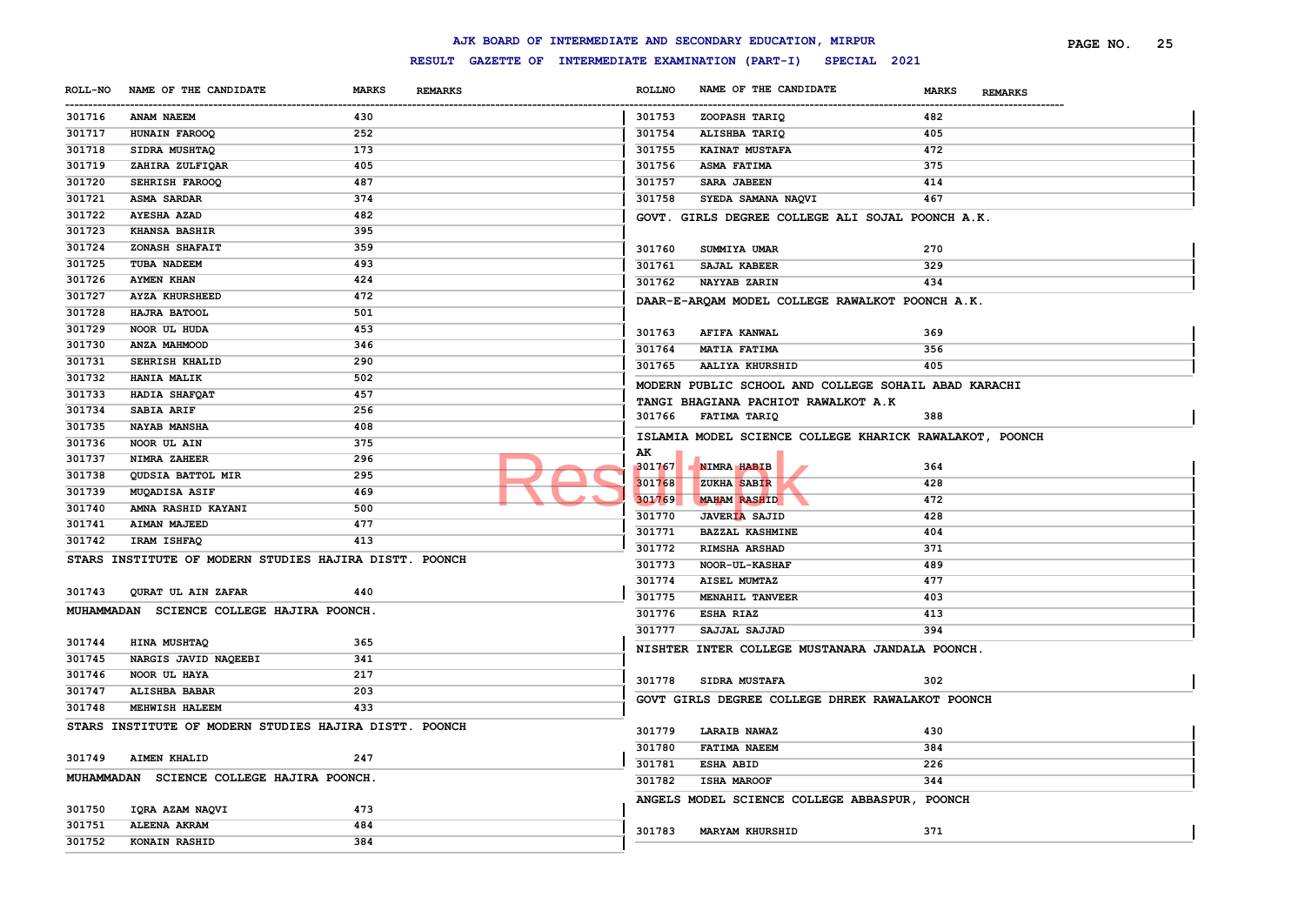# AJK BOARD OF INTERMEDIATE AND SECONDARY EDUCATION, MIRPUR

## RESULT GAZETTE OF INTERMEDIATE EXAMINATION (PART-I) SPECIAL 2021

| ROLL-NO | NAME OF THE CANDIDATE | MARKS | REMARKS |
|---|---|---|---|
| 301716 | ANAM NAEEM | 430 | |
| 301717 | HUNAIN FAROOQ | 252 | |
| 301718 | SIDRA MUSHTAQ | 173 | |
| 301719 | ZAHIRA ZULFIQAR | 405 | |
| 301720 | SEHRISH FAROOQ | 487 | |
| 301721 | ASMA SARDAR | 374 | |
| 301722 | AYESHA AZAD | 482 | |
| 301723 | KHANSA BASHIR | 395 | |
| 301724 | ZONASH SHAFAIT | 359 | |
| 301725 | TUBA NADEEM | 493 | |
| 301726 | AYMEN KHAN | 424 | |
| 301727 | AYZA KHURSHEED | 472 | |
| 301728 | HAJRA BATOOL | 501 | |
| 301729 | NOOR UL HUDA | 453 | |
| 301730 | ANZA MAHMOOD | 346 | |
| 301731 | SEHRISH KHALID | 290 | |
| 301732 | HANIA MALIK | 502 | |
| 301733 | HADIA SHAFQAT | 457 | |
| 301734 | SABIA ARIF | 256 | |
| 301735 | NAYAB MANSHA | 408 | |
| 301736 | NOOR UL AIN | 375 | |
| 301737 | NIMRA ZAHEER | 296 | |
| 301738 | QUDSIA BATTOL MIR | 295 | |
| 301739 | MUQADISA ASIF | 469 | |
| 301740 | AMNA RASHID KAYANI | 500 | |
| 301741 | AIMAN MAJEED | 477 | |
| 301742 | IRAM ISHFAQ | 413 | |

STARS INSTITUTE OF MODERN STUDIES HAJIRA DISTT. POONCH

| ROLL-NO | NAME OF THE CANDIDATE | MARKS | REMARKS |
|---|---|---|---|
| 301743 | QURAT UL AIN ZAFAR | 440 | |

MUHAMMADAN SCIENCE COLLEGE HAJIRA POONCH.

| ROLL-NO | NAME OF THE CANDIDATE | MARKS | REMARKS |
|---|---|---|---|
| 301744 | HINA MUSHTAQ | 365 | |
| 301745 | NARGIS JAVID NAQEEBI | 341 | |
| 301746 | NOOR UL HAYA | 217 | |
| 301747 | ALISHBA BABAR | 203 | |
| 301748 | MEHWISH HALEEM | 433 | |

STARS INSTITUTE OF MODERN STUDIES HAJIRA DISTT. POONCH

| ROLL-NO | NAME OF THE CANDIDATE | MARKS | REMARKS |
|---|---|---|---|
| 301749 | AIMEN KHALID | 247 | |

MUHAMMADAN SCIENCE COLLEGE HAJIRA POONCH.

| ROLL-NO | NAME OF THE CANDIDATE | MARKS | REMARKS |
|---|---|---|---|
| 301750 | IQRA AZAM NAQVI | 473 | |
| 301751 | ALEENA AKRAM | 484 | |
| 301752 | KONAIN RASHID | 384 | |
| 301753 | ZOOPASH TARIQ | 482 | |
| 301754 | ALISHBA TARIQ | 405 | |
| 301755 | KAINAT MUSTAFA | 472 | |
| 301756 | ASMA FATIMA | 375 | |
| 301757 | SARA JABEEN | 414 | |
| 301758 | SYEDA SAMANA NAQVI | 467 | |

GOVT. GIRLS DEGREE COLLEGE ALI SOJAL POONCH A.K.

| ROLL-NO | NAME OF THE CANDIDATE | MARKS | REMARKS |
|---|---|---|---|
| 301760 | SUMMIYA UMAR | 270 | |
| 301761 | SAJAL KABEER | 329 | |
| 301762 | NAYYAB ZARIN | 434 | |

DAAR-E-ARQAM MODEL COLLEGE RAWALKOT POONCH A.K.

| ROLL-NO | NAME OF THE CANDIDATE | MARKS | REMARKS |
|---|---|---|---|
| 301763 | AFIFA KANWAL | 369 | |
| 301764 | MATIA FATIMA | 356 | |
| 301765 | AALIYA KHURSHID | 405 | |

MODERN PUBLIC SCHOOL AND COLLEGE SOHAIL ABAD KARACHI TANGI BHAGIANA PACHIOT RAWALKOT A.K

| ROLL-NO | NAME OF THE CANDIDATE | MARKS | REMARKS |
|---|---|---|---|
| 301766 | FATIMA TARIQ | 388 | |

ISLAMIA MODEL SCIENCE COLLEGE KHARICK RAWALAKOT, POONCH AK

| ROLL-NO | NAME OF THE CANDIDATE | MARKS | REMARKS |
|---|---|---|---|
| 301767 | NIMRA HABIB | 364 | |
| 301768 | ZUKHA SABIR | 428 | |
| 301769 | MAHAM RASHID | 472 | |
| 301770 | JAVERIA SAJID | 428 | |
| 301771 | BAZZAL KASHMINE | 404 | |
| 301772 | RIMSHA ARSHAD | 371 | |
| 301773 | NOOR-UL-KASHAF | 489 | |
| 301774 | AISEL MUMTAZ | 477 | |
| 301775 | MENAHIL TANVEER | 403 | |
| 301776 | ESHA RIAZ | 413 | |
| 301777 | SAJJAL SAJJAD | 394 | |

NISHTER INTER COLLEGE MUSTANARA JANDALA POONCH.

| ROLL-NO | NAME OF THE CANDIDATE | MARKS | REMARKS |
|---|---|---|---|
| 301778 | SIDRA MUSTAFA | 302 | |

GOVT GIRLS DEGREE COLLEGE DHREK RAWALAKOT POONCH

| ROLL-NO | NAME OF THE CANDIDATE | MARKS | REMARKS |
|---|---|---|---|
| 301779 | LARAIB NAWAZ | 430 | |
| 301780 | FATIMA NAEEM | 384 | |
| 301781 | ESHA ABID | 226 | |
| 301782 | ISHA MAROOF | 344 | |

ANGELS MODEL SCIENCE COLLEGE ABBASPUR, POONCH

| ROLL-NO | NAME OF THE CANDIDATE | MARKS | REMARKS |
|---|---|---|---|
| 301783 | MARYAM KHURSHID | 371 | |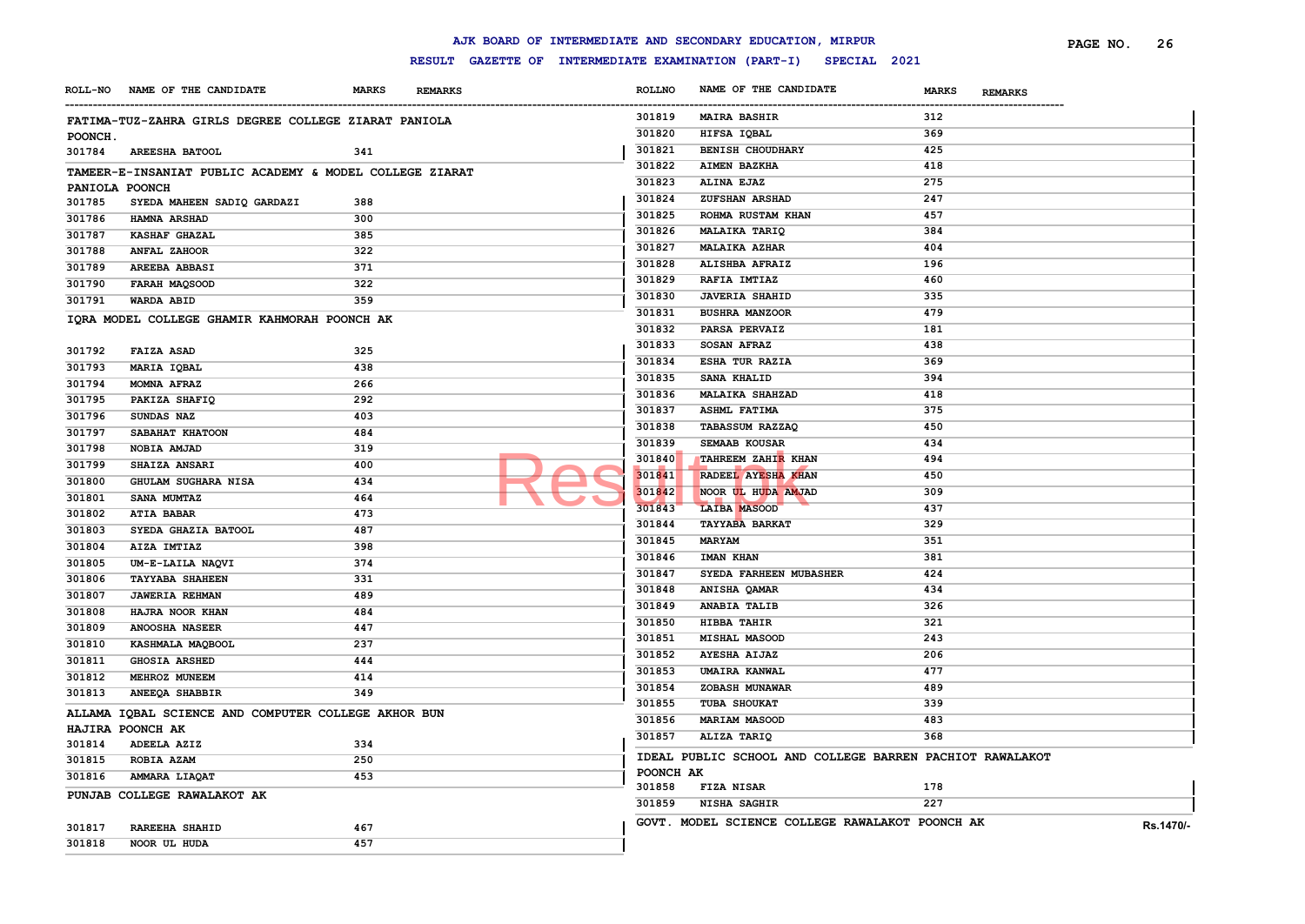# AJK BOARD OF INTERMEDIATE AND SECONDARY EDUCATION, MIRPUR

## RESULT GAZETTE OF INTERMEDIATE EXAMINATION (PART-I) SPECIAL 2021

**FATIMA-TUZ-ZAHRA GIRLS DEGREE COLLEGE ZIARAT PANIOLA POONCH.**

| ROLL-NO | NAME OF THE CANDIDATE | MARKS | REMARKS |
|---|---|---|---|
| 301784 | AREESHA BATOOL | 341 | |

**TAMEER-E-INSANIAT PUBLIC ACADEMY & MODEL COLLEGE ZIARAT PANIOLA POONCH**

| ROLL-NO | NAME OF THE CANDIDATE | MARKS | REMARKS |
|---|---|---|---|
| 301785 | SYEDA MAHEEN SADIQ GARDAZI | 388 | |
| 301786 | HAMNA ARSHAD | 300 | |
| 301787 | KASHAF GHAZAL | 385 | |
| 301788 | ANFAL ZAHOOR | 322 | |
| 301789 | AREEBA ABBASI | 371 | |
| 301790 | FARAH MAQSOOD | 322 | |
| 301791 | WARDA ABID | 359 | |

**IQRA MODEL COLLEGE GHAMIR KAHMORAH POONCH AK**

| ROLL-NO | NAME OF THE CANDIDATE | MARKS | REMARKS |
|---|---|---|---|
| 301792 | FAIZA ASAD | 325 | |
| 301793 | MARIA IQBAL | 438 | |
| 301794 | MOMNA AFRAZ | 266 | |
| 301795 | PAKIZA SHAFIQ | 292 | |
| 301796 | SUNDAS NAZ | 403 | |
| 301797 | SABAHAT KHATOON | 484 | |
| 301798 | NOBIA AMJAD | 319 | |
| 301799 | SHAIZA ANSARI | 400 | |
| 301800 | GHULAM SUGHARA NISA | 434 | |
| 301801 | SANA MUMTAZ | 464 | |
| 301802 | ATIA BABAR | 473 | |
| 301803 | SYEDA GHAZIA BATOOL | 487 | |
| 301804 | AIZA IMTIAZ | 398 | |
| 301805 | UM-E-LAILA NAQVI | 374 | |
| 301806 | TAYYABA SHAHEEN | 331 | |
| 301807 | JAWERIA REHMAN | 489 | |
| 301808 | HAJRA NOOR KHAN | 484 | |
| 301809 | ANOOSHA NASEER | 447 | |
| 301810 | KASHMALA MAQBOOL | 237 | |
| 301811 | GHOSIA ARSHED | 444 | |
| 301812 | MEHROZ MUNEEM | 414 | |
| 301813 | ANEEQA SHABBIR | 349 | |

**ALLAMA IQBAL SCIENCE AND COMPUTER COLLEGE AKHOR BUN HAJIRA POONCH AK**

| ROLL-NO | NAME OF THE CANDIDATE | MARKS | REMARKS |
|---|---|---|---|
| 301814 | ADEELA AZIZ | 334 | |
| 301815 | ROBIA AZAM | 250 | |
| 301816 | AMMARA LIAQAT | 453 | |

**PUNJAB COLLEGE RAWALAKOT AK**

| ROLL-NO | NAME OF THE CANDIDATE | MARKS | REMARKS |
|---|---|---|---|
| 301817 | RAREEHA SHAHID | 467 | |
| 301818 | NOOR UL HUDA | 457 | |
| 301819 | MAIRA BASHIR | 312 | |
| 301820 | HIFSA IQBAL | 369 | |
| 301821 | BENISH CHOUDHARY | 425 | |
| 301822 | AIMEN BAZKHA | 418 | |
| 301823 | ALINA EJAZ | 275 | |
| 301824 | ZUFSHAN ARSHAD | 247 | |
| 301825 | ROHMA RUSTAM KHAN | 457 | |
| 301826 | MALAIKA TARIQ | 384 | |
| 301827 | MALAIKA AZHAR | 404 | |
| 301828 | ALISHBA AFRAIZ | 196 | |
| 301829 | RAFIA IMTIAZ | 460 | |
| 301830 | JAVERIA SHAHID | 335 | |
| 301831 | BUSHRA MANZOOR | 479 | |
| 301832 | PARSA PERVAIZ | 181 | |
| 301833 | SOSAN AFRAZ | 438 | |
| 301834 | ESHA TUR RAZIA | 369 | |
| 301835 | SANA KHALID | 394 | |
| 301836 | MALAIKA SHAHZAD | 418 | |
| 301837 | ASHML FATIMA | 375 | |
| 301838 | TABASSUM RAZZAQ | 450 | |
| 301839 | SEMAAB KOUSAR | 434 | |
| 301840 | TAHREEM ZAHIR KHAN | 494 | |
| 301841 | RADEEL AYESHA KHAN | 450 | |
| 301842 | NOOR UL HUDA AMJAD | 309 | |
| 301843 | LAIBA MASOOD | 437 | |
| 301844 | TAYYABA BARKAT | 329 | |
| 301845 | MARYAM | 351 | |
| 301846 | IMAN KHAN | 381 | |
| 301847 | SYEDA FARHEEN MUBASHER | 424 | |
| 301848 | ANISHA QAMAR | 434 | |
| 301849 | ANABIA TALIB | 326 | |
| 301850 | HIBBA TAHIR | 321 | |
| 301851 | MISHAL MASOOD | 243 | |
| 301852 | AYESHA AIJAZ | 206 | |
| 301853 | UMAIRA KANWAL | 477 | |
| 301854 | ZOBASH MUNAWAR | 489 | |
| 301855 | TUBA SHOUKAT | 339 | |
| 301856 | MARIAM MASOOD | 483 | |
| 301857 | ALIZA TARIQ | 368 | |

**IDEAL PUBLIC SCHOOL AND COLLEGE BARREN PACHIOT RAWALAKOT POONCH AK**

| ROLL-NO | NAME OF THE CANDIDATE | MARKS | REMARKS |
|---|---|---|---|
| 301858 | FIZA NISAR | 178 | |
| 301859 | NISHA SAGHIR | 227 | |

**GOVT. MODEL SCIENCE COLLEGE RAWALAKOT POONCH AK**

Rs.1470/-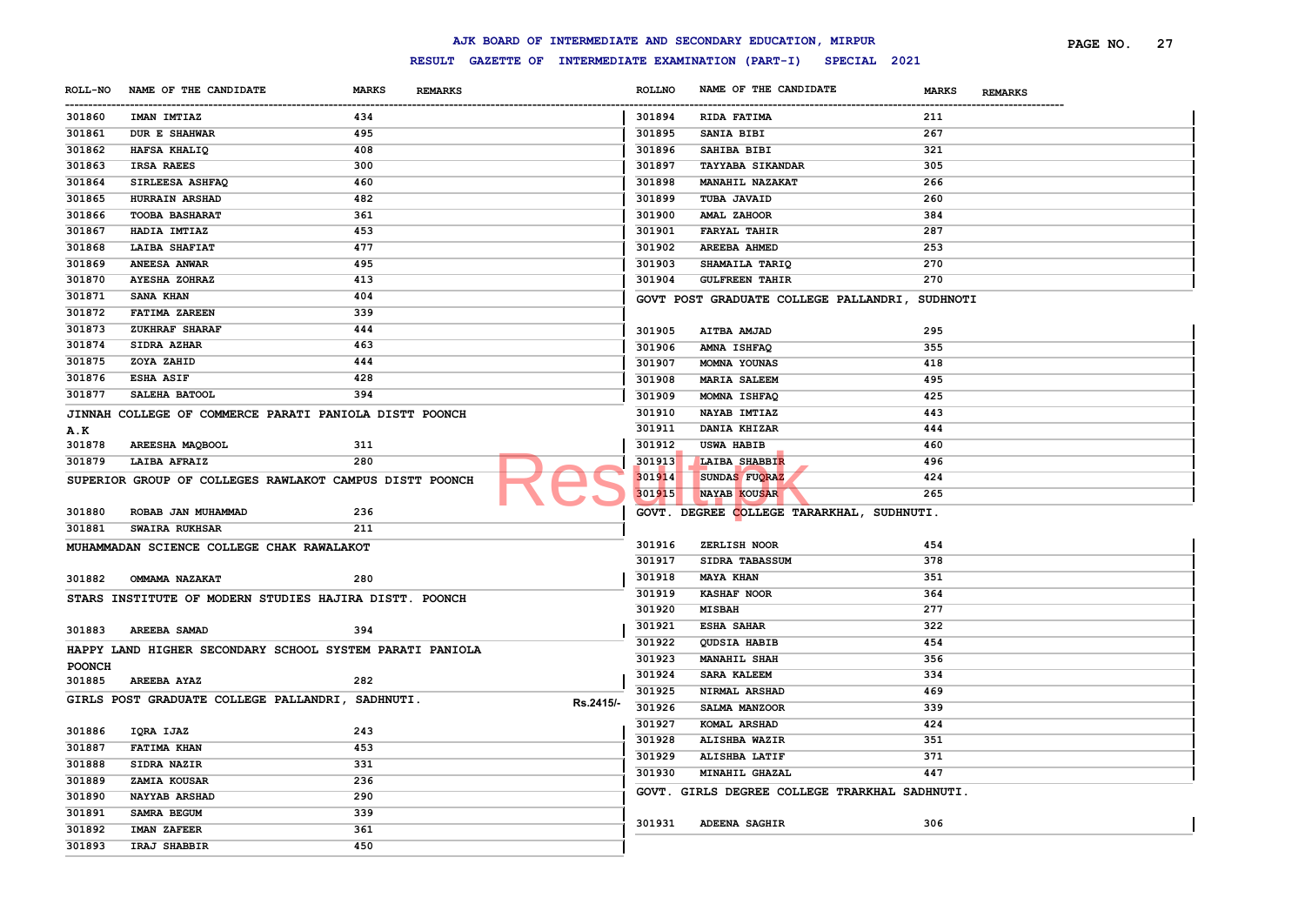# AJK BOARD OF INTERMEDIATE AND SECONDARY EDUCATION, MIRPUR

## RESULT GAZETTE OF INTERMEDIATE EXAMINATION (PART-I) SPECIAL 2021

| ROLL-NO | NAME OF THE CANDIDATE | MARKS | REMARKS |
|---|---|---|---|
| 301860 | IMAN IMTIAZ | 434 | |
| 301861 | DUR E SHAHWAR | 495 | |
| 301862 | HAFSA KHALIQ | 408 | |
| 301863 | IRSA RAEES | 300 | |
| 301864 | SIRLEESA ASHFAQ | 460 | |
| 301865 | HURRAIN ARSHAD | 482 | |
| 301866 | TOOBA BASHARAT | 361 | |
| 301867 | HADIA IMTIAZ | 453 | |
| 301868 | LAIBA SHAFIAT | 477 | |
| 301869 | ANEESA ANWAR | 495 | |
| 301870 | AYESHA ZOHRAZ | 413 | |
| 301871 | SANA KHAN | 404 | |
| 301872 | FATIMA ZAREEN | 339 | |
| 301873 | ZUKHRAF SHARAF | 444 | |
| 301874 | SIDRA AZHAR | 463 | |
| 301875 | ZOYA ZAHID | 444 | |
| 301876 | ESHA ASIF | 428 | |
| 301877 | SALEHA BATOOL | 394 | |

**JINNAH COLLEGE OF COMMERCE PARATI PANIOLA DISTT POONCH A.K**

| ROLL-NO | NAME OF THE CANDIDATE | MARKS | REMARKS |
|---|---|---|---|
| 301878 | AREESHA MAQBOOL | 311 | |
| 301879 | LAIBA AFRAIZ | 280 | |

**SUPERIOR GROUP OF COLLEGES RAWLAKOT CAMPUS DISTT POONCH**

| ROLL-NO | NAME OF THE CANDIDATE | MARKS | REMARKS |
|---|---|---|---|
| 301880 | ROBAB JAN MUHAMMAD | 236 | |
| 301881 | SWAIRA RUKHSAR | 211 | |

**MUHAMMADAN SCIENCE COLLEGE CHAK RAWALAKOT**

| ROLL-NO | NAME OF THE CANDIDATE | MARKS | REMARKS |
|---|---|---|---|
| 301882 | OMMAMA NAZAKAT | 280 | |

**STARS INSTITUTE OF MODERN STUDIES HAJIRA DISTT. POONCH**

| ROLL-NO | NAME OF THE CANDIDATE | MARKS | REMARKS |
|---|---|---|---|
| 301883 | AREEBA SAMAD | 394 | |

**HAPPY LAND HIGHER SECONDARY SCHOOL SYSTEM PARATI PANIOLA POONCH**

| ROLL-NO | NAME OF THE CANDIDATE | MARKS | REMARKS |
|---|---|---|---|
| 301885 | AREEBA AYAZ | 282 | |

**GIRLS POST GRADUATE COLLEGE PALLANDRI, SADHNUTI.** Rs.2415/-

| ROLL-NO | NAME OF THE CANDIDATE | MARKS | REMARKS |
|---|---|---|---|
| 301886 | IQRA IJAZ | 243 | |
| 301887 | FATIMA KHAN | 453 | |
| 301888 | SIDRA NAZIR | 331 | |
| 301889 | ZAMIA KOUSAR | 236 | |
| 301890 | NAYYAB ARSHAD | 290 | |
| 301891 | SAMRA BEGUM | 339 | |
| 301892 | IMAN ZAFEER | 361 | |
| 301893 | IRAJ SHABBIR | 450 | |
| 301894 | RIDA FATIMA | 211 | |
| 301895 | SANIA BIBI | 267 | |
| 301896 | SAHIBA BIBI | 321 | |
| 301897 | TAYYABA SIKANDAR | 305 | |
| 301898 | MANAHIL NAZAKAT | 266 | |
| 301899 | TUBA JAVAID | 260 | |
| 301900 | AMAL ZAHOOR | 384 | |
| 301901 | FARYAL TAHIR | 287 | |
| 301902 | AREEBA AHMED | 253 | |
| 301903 | SHAMAILA TARIQ | 270 | |
| 301904 | GULFREEN TAHIR | 270 | |

**GOVT POST GRADUATE COLLEGE PALLANDRI, SUDHNOTI**

| ROLL-NO | NAME OF THE CANDIDATE | MARKS | REMARKS |
|---|---|---|---|
| 301905 | AITBA AMJAD | 295 | |
| 301906 | AMNA ISHFAQ | 355 | |
| 301907 | MOMNA YOUNAS | 418 | |
| 301908 | MARIA SALEEM | 495 | |
| 301909 | MOMNA ISHFAQ | 425 | |
| 301910 | NAYAB IMTIAZ | 443 | |
| 301911 | DANIA KHIZAR | 444 | |
| 301912 | USWA HABIB | 460 | |
| 301913 | LAIBA SHABBIR | 496 | |
| 301914 | SUNDAS FUQRAZ | 424 | |
| 301915 | NAYAB KOUSAR | 265 | |

**GOVT. DEGREE COLLEGE TARARKHAL, SUDHNUTI.**

| ROLL-NO | NAME OF THE CANDIDATE | MARKS | REMARKS |
|---|---|---|---|
| 301916 | ZERLISH NOOR | 454 | |
| 301917 | SIDRA TABASSUM | 378 | |
| 301918 | MAYA KHAN | 351 | |
| 301919 | KASHAF NOOR | 364 | |
| 301920 | MISBAH | 277 | |
| 301921 | ESHA SAHAR | 322 | |
| 301922 | QUDSIA HABIB | 454 | |
| 301923 | MANAHIL SHAH | 356 | |
| 301924 | SARA KALEEM | 334 | |
| 301925 | NIRMAL ARSHAD | 469 | |
| 301926 | SALMA MANZOOR | 339 | |
| 301927 | KOMAL ARSHAD | 424 | |
| 301928 | ALISHBA WAZIR | 351 | |
| 301929 | ALISHBA LATIF | 371 | |
| 301930 | MINAHIL GHAZAL | 447 | |

**GOVT. GIRLS DEGREE COLLEGE TRARKHAL SADHNUTI.**

| ROLL-NO | NAME OF THE CANDIDATE | MARKS | REMARKS |
|---|---|---|---|
| 301931 | ADEENA SAGHIR | 306 | |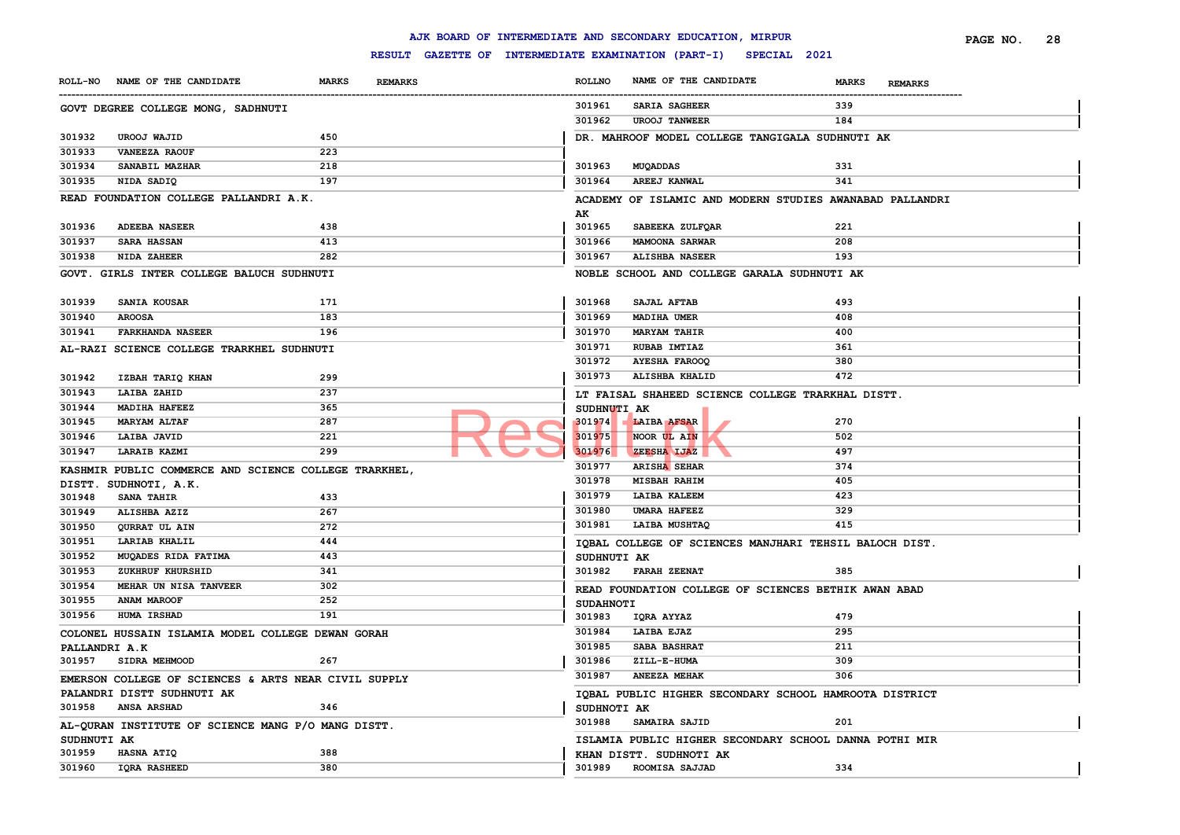# AJK BOARD OF INTERMEDIATE AND SECONDARY EDUCATION, MIRPUR

## RESULT GAZETTE OF INTERMEDIATE EXAMINATION (PART-I) SPECIAL 2021

| ROLL-NO | NAME OF THE CANDIDATE | MARKS | REMARKS |
|---|---|---|---|

**GOVT DEGREE COLLEGE MONG, SADHNUTI**

| ROLL-NO | NAME OF THE CANDIDATE | MARKS | REMARKS |
|---|---|---|---|
| 301932 | UROOJ WAJID | 450 | |
| 301933 | VANEEZA RAOUF | 223 | |
| 301934 | SANABIL MAZHAR | 218 | |
| 301935 | NIDA SADIQ | 197 | |

**READ FOUNDATION COLLEGE PALLANDRI A.K.**

| ROLL-NO | NAME OF THE CANDIDATE | MARKS | REMARKS |
|---|---|---|---|
| 301936 | ADEEBA NASEER | 438 | |
| 301937 | SARA HASSAN | 413 | |
| 301938 | NIDA ZAHEER | 282 | |

**GOVT. GIRLS INTER COLLEGE BALUCH SUDHNUTI**

| ROLL-NO | NAME OF THE CANDIDATE | MARKS | REMARKS |
|---|---|---|---|
| 301939 | SANIA KOUSAR | 171 | |
| 301940 | AROOSA | 183 | |
| 301941 | FARKHANDA NASEER | 196 | |

**AL-RAZI SCIENCE COLLEGE TRARKHEL SUDHNUTI**

| ROLL-NO | NAME OF THE CANDIDATE | MARKS | REMARKS |
|---|---|---|---|
| 301942 | IZBAH TARIQ KHAN | 299 | |
| 301943 | LAIBA ZAHID | 237 | |
| 301944 | MADIHA HAFEEZ | 365 | |
| 301945 | MARYAM ALTAF | 287 | |
| 301946 | LAIBA JAVID | 221 | |
| 301947 | LARAIB KAZMI | 299 | |

**KASHMIR PUBLIC COMMERCE AND SCIENCE COLLEGE TRARKHEL, DISTT. SUDHNOTI, A.K.**

| ROLL-NO | NAME OF THE CANDIDATE | MARKS | REMARKS |
|---|---|---|---|
| 301948 | SANA TAHIR | 433 | |
| 301949 | ALISHBA AZIZ | 267 | |
| 301950 | QURRAT UL AIN | 272 | |
| 301951 | LARIAB KHALIL | 444 | |
| 301952 | MUQADES RIDA FATIMA | 443 | |
| 301953 | ZUKHRUF KHURSHID | 341 | |
| 301954 | MEHAR UN NISA TANVEER | 302 | |
| 301955 | ANAM MAROOF | 252 | |
| 301956 | HUMA IRSHAD | 191 | |

**COLONEL HUSSAIN ISLAMIA MODEL COLLEGE DEWAN GORAH PALLANDRI A.K**

| ROLL-NO | NAME OF THE CANDIDATE | MARKS | REMARKS |
|---|---|---|---|
| 301957 | SIDRA MEHMOOD | 267 | |

**EMERSON COLLEGE OF SCIENCES & ARTS NEAR CIVIL SUPPLY PALANDRI DISTT SUDHNUTI AK**

| ROLL-NO | NAME OF THE CANDIDATE | MARKS | REMARKS |
|---|---|---|---|
| 301958 | ANSA ARSHAD | 346 | |

**AL-QURAN INSTITUTE OF SCIENCE MANG P/O MANG DISTT. SUDHNUTI AK**

| ROLL-NO | NAME OF THE CANDIDATE | MARKS | REMARKS |
|---|---|---|---|
| 301959 | HASNA ATIQ | 388 | |
| 301960 | IQRA RASHEED | 380 | |
| 301961 | SARIA SAGHEER | 339 | |
| 301962 | UROOJ TANWEER | 184 | |

**DR. MAHROOF MODEL COLLEGE TANGIGALA SUDHNUTI AK**

| ROLL-NO | NAME OF THE CANDIDATE | MARKS | REMARKS |
|---|---|---|---|
| 301963 | MUQADDAS | 331 | |
| 301964 | AREEJ KANWAL | 341 | |

**ACADEMY OF ISLAMIC AND MODERN STUDIES AWANABAD PALLANDRI AK**

| ROLL-NO | NAME OF THE CANDIDATE | MARKS | REMARKS |
|---|---|---|---|
| 301965 | SABEEKA ZULFQAR | 221 | |
| 301966 | MAMOONA SARWAR | 208 | |
| 301967 | ALISHBA NASEER | 193 | |

**NOBLE SCHOOL AND COLLEGE GARALA SUDHNUTI AK**

| ROLL-NO | NAME OF THE CANDIDATE | MARKS | REMARKS |
|---|---|---|---|
| 301968 | SAJAL AFTAB | 493 | |
| 301969 | MADIHA UMER | 408 | |
| 301970 | MARYAM TAHIR | 400 | |
| 301971 | RUBAB IMTIAZ | 361 | |
| 301972 | AYESHA FAROOQ | 380 | |
| 301973 | ALISHBA KHALID | 472 | |

**LT FAISAL SHAHEED SCIENCE COLLEGE TRARKHAL DISTT. SUDHNUTI AK**

| ROLL-NO | NAME OF THE CANDIDATE | MARKS | REMARKS |
|---|---|---|---|
| 301974 | LAIBA AFSAR | 270 | |
| 301975 | NOOR UL AIN | 502 | |
| 301976 | ZEESHA IJAZ | 497 | |
| 301977 | ARISHA SEHAR | 374 | |
| 301978 | MISBAH RAHIM | 405 | |
| 301979 | LAIBA KALEEM | 423 | |
| 301980 | UMARA HAFEEZ | 329 | |
| 301981 | LAIBA MUSHTAQ | 415 | |

**IQBAL COLLEGE OF SCIENCES MANJHARI TEHSIL BALOCH DIST. SUDHNUTI AK**

| ROLL-NO | NAME OF THE CANDIDATE | MARKS | REMARKS |
|---|---|---|---|
| 301982 | FARAH ZEENAT | 385 | |

**READ FOUNDATION COLLEGE OF SCIENCES BETHIK AWAN ABAD SUDAHNOTI**

| ROLL-NO | NAME OF THE CANDIDATE | MARKS | REMARKS |
|---|---|---|---|
| 301983 | IQRA AYYAZ | 479 | |
| 301984 | LAIBA EJAZ | 295 | |
| 301985 | SABA BASHRAT | 211 | |
| 301986 | ZILL-E-HUMA | 309 | |
| 301987 | ANEEZA MEHAK | 306 | |

**IQBAL PUBLIC HIGHER SECONDARY SCHOOL HAMROOTA DISTRICT SUDHNOTI AK**

| ROLL-NO | NAME OF THE CANDIDATE | MARKS | REMARKS |
|---|---|---|---|
| 301988 | SAMAIRA SAJID | 201 | |

**ISLAMIA PUBLIC HIGHER SECONDARY SCHOOL DANNA POTHI MIR KHAN DISTT. SUDHNOTI AK**

| ROLL-NO | NAME OF THE CANDIDATE | MARKS | REMARKS |
|---|---|---|---|
| 301989 | ROOMISA SAJJAD | 334 | |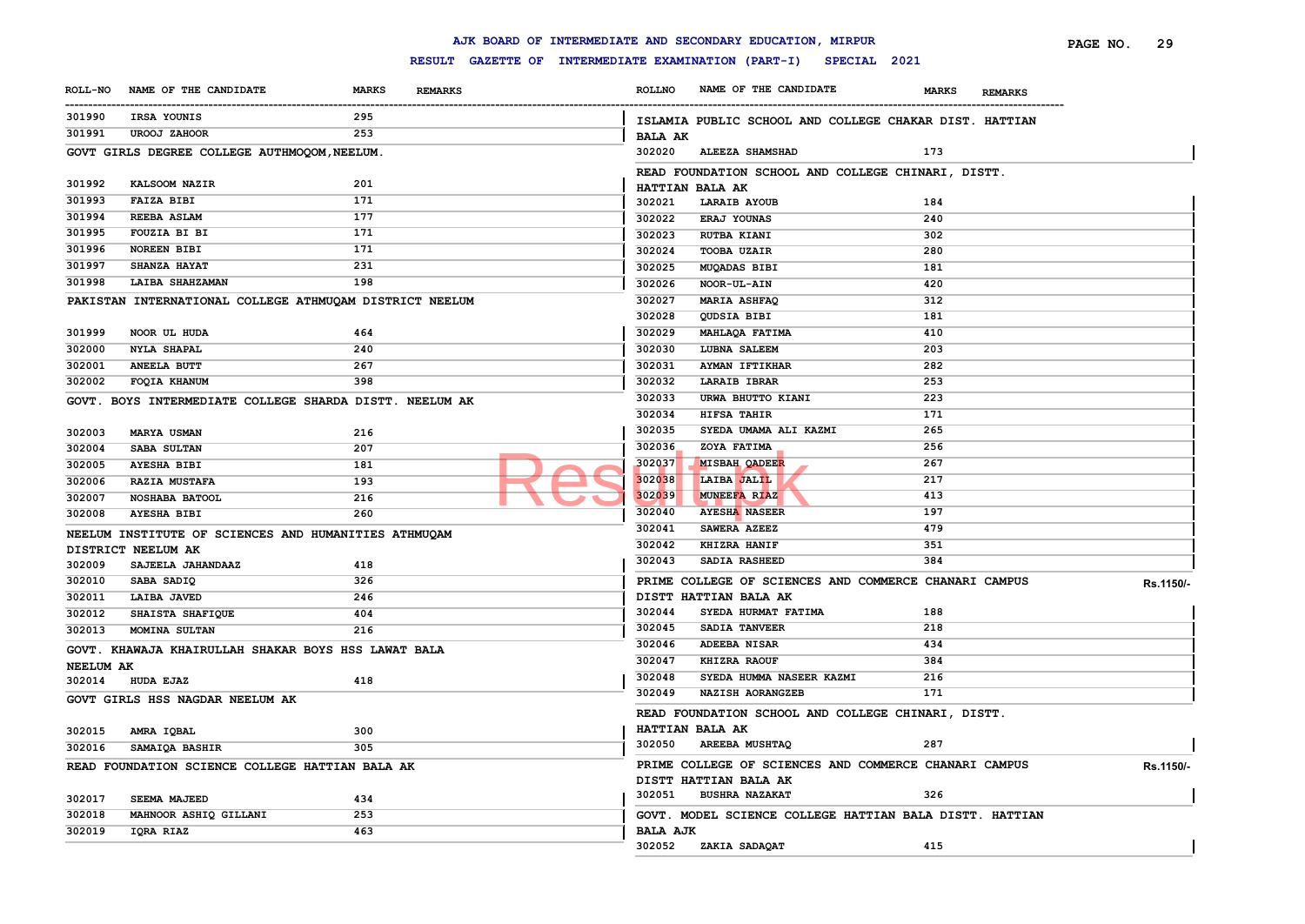# AJK BOARD OF INTERMEDIATE AND SECONDARY EDUCATION, MIRPUR

## RESULT GAZETTE OF INTERMEDIATE EXAMINATION (PART-I) SPECIAL 2021

| ROLL-NO | NAME OF THE CANDIDATE | MARKS | REMARKS |
|---|---|---|---|
| 301990 | IRSA YOUNIS | 295 | |
| 301991 | UROOJ ZAHOOR | 253 | |

**GOVT GIRLS DEGREE COLLEGE AUTHMOQOM,NEELUM.**

| ROLL-NO | NAME OF THE CANDIDATE | MARKS | REMARKS |
|---|---|---|---|
| 301992 | KALSOOM NAZIR | 201 | |
| 301993 | FAIZA BIBI | 171 | |
| 301994 | REEBA ASLAM | 177 | |
| 301995 | FOUZIA BI BI | 171 | |
| 301996 | NOREEN BIBI | 171 | |
| 301997 | SHANZA HAYAT | 231 | |
| 301998 | LAIBA SHAHZAMAN | 198 | |

**PAKISTAN INTERNATIONAL COLLEGE ATHMUQAM DISTRICT NEELUM**

| ROLL-NO | NAME OF THE CANDIDATE | MARKS | REMARKS |
|---|---|---|---|
| 301999 | NOOR UL HUDA | 464 | |
| 302000 | NYLA SHAPAL | 240 | |
| 302001 | ANEELA BUTT | 267 | |
| 302002 | FOQIA KHANUM | 398 | |

**GOVT. BOYS INTERMEDIATE COLLEGE SHARDA DISTT. NEELUM AK**

| ROLL-NO | NAME OF THE CANDIDATE | MARKS | REMARKS |
|---|---|---|---|
| 302003 | MARYA USMAN | 216 | |
| 302004 | SABA SULTAN | 207 | |
| 302005 | AYESHA BIBI | 181 | |
| 302006 | RAZIA MUSTAFA | 193 | |
| 302007 | NOSHABA BATOOL | 216 | |
| 302008 | AYESHA BIBI | 260 | |

**NEELUM INSTITUTE OF SCIENCES AND HUMANITIES ATHMUQAM DISTRICT NEELUM AK**

| ROLL-NO | NAME OF THE CANDIDATE | MARKS | REMARKS |
|---|---|---|---|
| 302009 | SAJEELA JAHANDAAZ | 418 | |
| 302010 | SABA SADIQ | 326 | |
| 302011 | LAIBA JAVED | 246 | |
| 302012 | SHAISTA SHAFIQUE | 404 | |
| 302013 | MOMINA SULTAN | 216 | |

**GOVT. KHAWAJA KHAIRULLAH SHAKAR BOYS HSS LAWAT BALA NEELUM AK**

| ROLL-NO | NAME OF THE CANDIDATE | MARKS | REMARKS |
|---|---|---|---|
| 302014 | HUDA EJAZ | 418 | |

**GOVT GIRLS HSS NAGDAR NEELUM AK**

| ROLL-NO | NAME OF THE CANDIDATE | MARKS | REMARKS |
|---|---|---|---|
| 302015 | AMRA IQBAL | 300 | |
| 302016 | SAMAIQA BASHIR | 305 | |

**READ FOUNDATION SCIENCE COLLEGE HATTIAN BALA AK**

| ROLL-NO | NAME OF THE CANDIDATE | MARKS | REMARKS |
|---|---|---|---|
| 302017 | SEEMA MAJEED | 434 | |
| 302018 | MAHNOOR ASHIQ GILLANI | 253 | |
| 302019 | IQRA RIAZ | 463 | |

**ISLAMIA PUBLIC SCHOOL AND COLLEGE CHAKAR DIST. HATTIAN BALA AK**

| ROLL-NO | NAME OF THE CANDIDATE | MARKS | REMARKS |
|---|---|---|---|
| 302020 | ALEEZA SHAMSHAD | 173 | |

**READ FOUNDATION SCHOOL AND COLLEGE CHINARI, DISTT. HATTIAN BALA AK**

| ROLL-NO | NAME OF THE CANDIDATE | MARKS | REMARKS |
|---|---|---|---|
| 302021 | LARAIB AYOUB | 184 | |
| 302022 | ERAJ YOUNAS | 240 | |
| 302023 | RUTBA KIANI | 302 | |
| 302024 | TOOBA UZAIR | 280 | |
| 302025 | MUQADAS BIBI | 181 | |
| 302026 | NOOR-UL-AIN | 420 | |
| 302027 | MARIA ASHFAQ | 312 | |
| 302028 | QUDSIA BIBI | 181 | |
| 302029 | MAHLAQA FATIMA | 410 | |
| 302030 | LUBNA SALEEM | 203 | |
| 302031 | AYMAN IFTIKHAR | 282 | |
| 302032 | LARAIB IBRAR | 253 | |
| 302033 | URWA BHUTTO KIANI | 223 | |
| 302034 | HIFSA TAHIR | 171 | |
| 302035 | SYEDA UMAMA ALI KAZMI | 265 | |
| 302036 | ZOYA FATIMA | 256 | |
| 302037 | MISBAH QADEER | 267 | |
| 302038 | LAIBA JALIL | 217 | |
| 302039 | MUNEEFA RIAZ | 413 | |
| 302040 | AYESHA NASEER | 197 | |
| 302041 | SAWERA AZEEZ | 479 | |
| 302042 | KHIZRA HANIF | 351 | |
| 302043 | SADIA RASHEED | 384 | |

**PRIME COLLEGE OF SCIENCES AND COMMERCE CHANARI CAMPUS DISTT HATTIAN BALA AK** Rs.1150/-

| ROLL-NO | NAME OF THE CANDIDATE | MARKS | REMARKS |
|---|---|---|---|
| 302044 | SYEDA HURMAT FATIMA | 188 | |
| 302045 | SADIA TANVEER | 218 | |
| 302046 | ADEEBA NISAR | 434 | |
| 302047 | KHIZRA RAOUF | 384 | |
| 302048 | SYEDA HUMMA NASEER KAZMI | 216 | |
| 302049 | NAZISH AORANGZEB | 171 | |

**READ FOUNDATION SCHOOL AND COLLEGE CHINARI, DISTT. HATTIAN BALA AK**

| ROLL-NO | NAME OF THE CANDIDATE | MARKS | REMARKS |
|---|---|---|---|
| 302050 | AREEBA MUSHTAQ | 287 | |

**PRIME COLLEGE OF SCIENCES AND COMMERCE CHANARI CAMPUS DISTT HATTIAN BALA AK** Rs.1150/-

| ROLL-NO | NAME OF THE CANDIDATE | MARKS | REMARKS |
|---|---|---|---|
| 302051 | BUSHRA NAZAKAT | 326 | |

**GOVT. MODEL SCIENCE COLLEGE HATTIAN BALA DISTT. HATTIAN BALA AJK**

| ROLL-NO | NAME OF THE CANDIDATE | MARKS | REMARKS |
|---|---|---|---|
| 302052 | ZAKIA SADAQAT | 415 | |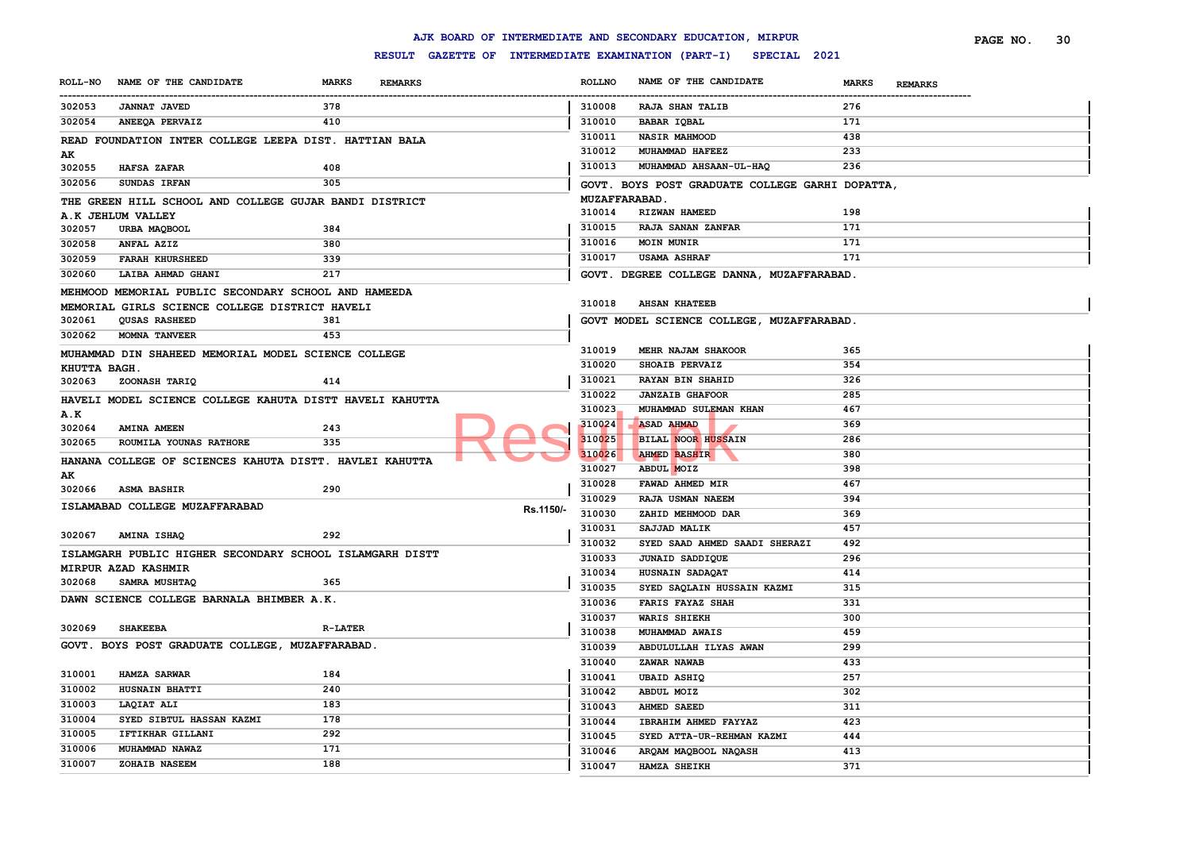# AJK BOARD OF INTERMEDIATE AND SECONDARY EDUCATION, MIRPUR

## RESULT GAZETTE OF INTERMEDIATE EXAMINATION (PART-I) SPECIAL 2021

| ROLL-NO | NAME OF THE CANDIDATE | MARKS | REMARKS |
|---|---|---|---|
| 302053 | JANNAT JAVED | 378 | |
| 302054 | ANEEQA PERVAIZ | 410 | |

**READ FOUNDATION INTER COLLEGE LEEPA DIST. HATTIAN BALA AK**

| ROLL-NO | NAME OF THE CANDIDATE | MARKS | REMARKS |
|---|---|---|---|
| 302055 | HAFSA ZAFAR | 408 | |
| 302056 | SUNDAS IRFAN | 305 | |

**THE GREEN HILL SCHOOL AND COLLEGE GUJAR BANDI DISTRICT A.K JEHLUM VALLEY**

| ROLL-NO | NAME OF THE CANDIDATE | MARKS | REMARKS |
|---|---|---|---|
| 302057 | URBA MAQBOOL | 384 | |
| 302058 | ANFAL AZIZ | 380 | |
| 302059 | FARAH KHURSHEED | 339 | |
| 302060 | LAIBA AHMAD GHANI | 217 | |

**MEHMOOD MEMORIAL PUBLIC SECONDARY SCHOOL AND HAMEEDA MEMORIAL GIRLS SCIENCE COLLEGE DISTRICT HAVELI**

| ROLL-NO | NAME OF THE CANDIDATE | MARKS | REMARKS |
|---|---|---|---|
| 302061 | QUSAS RASHEED | 381 | |
| 302062 | MOMNA TANVEER | 453 | |

**MUHAMMAD DIN SHAHEED MEMORIAL MODEL SCIENCE COLLEGE KHUTTA BAGH.**

| ROLL-NO | NAME OF THE CANDIDATE | MARKS | REMARKS |
|---|---|---|---|
| 302063 | ZOONASH TARIQ | 414 | |

**HAVELI MODEL SCIENCE COLLEGE KAHUTA DISTT HAVELI KAHUTTA A.K**

| ROLL-NO | NAME OF THE CANDIDATE | MARKS | REMARKS |
|---|---|---|---|
| 302064 | AMINA AMEEN | 243 | |
| 302065 | ROUMILA YOUNAS RATHORE | 335 | |

**HANANA COLLEGE OF SCIENCES KAHUTA DISTT. HAVLEI KAHUTTA AK**

| ROLL-NO | NAME OF THE CANDIDATE | MARKS | REMARKS |
|---|---|---|---|
| 302066 | ASMA BASHIR | 290 | |

**ISLAMABAD COLLEGE MUZAFFARABAD** Rs.1150/-

| ROLL-NO | NAME OF THE CANDIDATE | MARKS | REMARKS |
|---|---|---|---|
| 302067 | AMINA ISHAQ | 292 | |

**ISLAMGARH PUBLIC HIGHER SECONDARY SCHOOL ISLAMGARH DISTT MIRPUR AZAD KASHMIR**

| ROLL-NO | NAME OF THE CANDIDATE | MARKS | REMARKS |
|---|---|---|---|
| 302068 | SAMRA MUSHTAQ | 365 | |

**DAWN SCIENCE COLLEGE BARNALA BHIMBER A.K.**

| ROLL-NO | NAME OF THE CANDIDATE | MARKS | REMARKS |
|---|---|---|---|
| 302069 | SHAKEEBA | R-LATER | |

**GOVT. BOYS POST GRADUATE COLLEGE, MUZAFFARABAD.**

| ROLL-NO | NAME OF THE CANDIDATE | MARKS | REMARKS |
|---|---|---|---|
| 310001 | HAMZA SARWAR | 184 | |
| 310002 | HUSNAIN BHATTI | 240 | |
| 310003 | LAQIAT ALI | 183 | |
| 310004 | SYED SIBTUL HASSAN KAZMI | 178 | |
| 310005 | IFTIKHAR GILLANI | 292 | |
| 310006 | MUHAMMAD NAWAZ | 171 | |
| 310007 | ZOHAIB NASEEM | 188 | |
| 310008 | RAJA SHAN TALIB | 276 | |
| 310010 | BABAR IQBAL | 171 | |
| 310011 | NASIR MAHMOOD | 438 | |
| 310012 | MUHAMMAD HAFEEZ | 233 | |
| 310013 | MUHAMMAD AHSAAN-UL-HAQ | 236 | |

**GOVT. BOYS POST GRADUATE COLLEGE GARHI DOPATTA, MUZAFFARABAD.**

| ROLL-NO | NAME OF THE CANDIDATE | MARKS | REMARKS |
|---|---|---|---|
| 310014 | RIZWAN HAMEED | 198 | |
| 310015 | RAJA SANAN ZANFAR | 171 | |
| 310016 | MOIN MUNIR | 171 | |
| 310017 | USAMA ASHRAF | 171 | |

**GOVT. DEGREE COLLEGE DANNA, MUZAFFARABAD.**

| ROLL-NO | NAME OF THE CANDIDATE | MARKS | REMARKS |
|---|---|---|---|
| 310018 | AHSAN KHATEEB | | |

**GOVT MODEL SCIENCE COLLEGE, MUZAFFARABAD.**

| ROLL-NO | NAME OF THE CANDIDATE | MARKS | REMARKS |
|---|---|---|---|
| 310019 | MEHR NAJAM SHAKOOR | 365 | |
| 310020 | SHOAIB PERVAIZ | 354 | |
| 310021 | RAYAN BIN SHAHID | 326 | |
| 310022 | JANZAIB GHAFOOR | 285 | |
| 310023 | MUHAMMAD SULEMAN KHAN | 467 | |
| 310024 | ASAD AHMAD | 369 | |
| 310025 | BILAL NOOR HUSSAIN | 286 | |
| 310026 | AHMED BASHIR | 380 | |
| 310027 | ABDUL MOIZ | 398 | |
| 310028 | FAWAD AHMED MIR | 467 | |
| 310029 | RAJA USMAN NAEEM | 394 | |
| 310030 | ZAHID MEHMOOD DAR | 369 | |
| 310031 | SAJJAD MALIK | 457 | |
| 310032 | SYED SAAD AHMED SAADI SHERAZI | 492 | |
| 310033 | JUNAID SADDIQUE | 296 | |
| 310034 | HUSNAIN SADAQAT | 414 | |
| 310035 | SYED SAQLAIN HUSSAIN KAZMI | 315 | |
| 310036 | FARIS FAYAZ SHAH | 331 | |
| 310037 | WARIS SHIEKH | 300 | |
| 310038 | MUHAMMAD AWAIS | 459 | |
| 310039 | ABDULULLAH ILYAS AWAN | 299 | |
| 310040 | ZAWAR NAWAB | 433 | |
| 310041 | UBAID ASHIQ | 257 | |
| 310042 | ABDUL MOIZ | 302 | |
| 310043 | AHMED SAEED | 311 | |
| 310044 | IBRAHIM AHMED FAYYAZ | 423 | |
| 310045 | SYED ATTA-UR-REHMAN KAZMI | 444 | |
| 310046 | ARQAM MAQBOOL NAQASH | 413 | |
| 310047 | HAMZA SHEIKH | 371 | |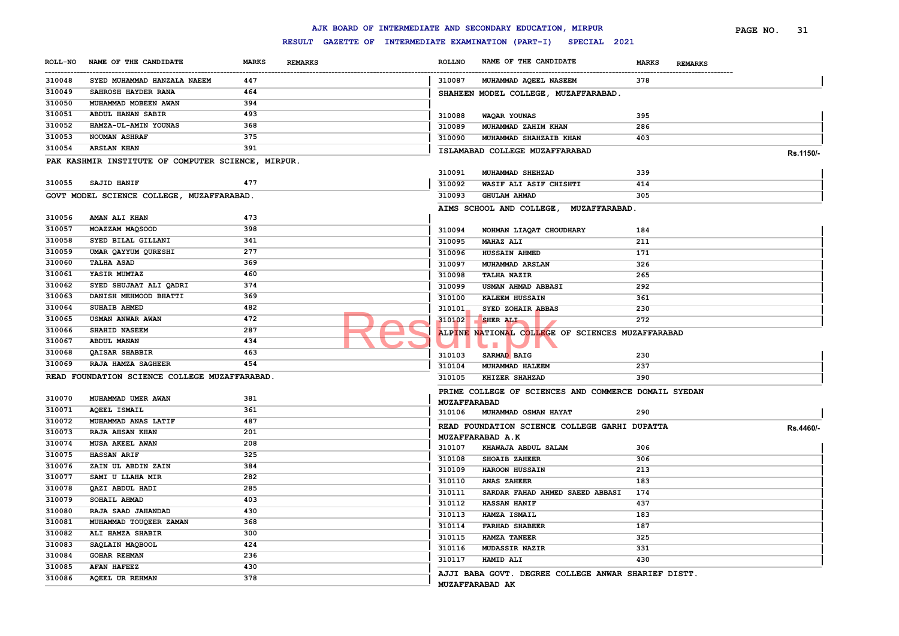# AJK BOARD OF INTERMEDIATE AND SECONDARY EDUCATION, MIRPUR

## RESULT GAZETTE OF INTERMEDIATE EXAMINATION (PART-I) SPECIAL 2021

| ROLL-NO | NAME OF THE CANDIDATE | MARKS | REMARKS |
|---|---|---|---|
| 310048 | SYED MUHAMMAD HANZALA NAEEM | 447 | |
| 310049 | SAHROSH HAYDER RANA | 464 | |
| 310050 | MUHAMMAD MOBEEN AWAN | 394 | |
| 310051 | ABDUL HANAN SABIR | 493 | |
| 310052 | HAMZA-UL-AMIN YOUNAS | 368 | |
| 310053 | NOUMAN ASHRAF | 375 | |
| 310054 | ARSLAN KHAN | 391 | |

**PAK KASHMIR INSTITUTE OF COMPUTER SCIENCE, MIRPUR.**

| ROLL-NO | NAME OF THE CANDIDATE | MARKS | REMARKS |
|---|---|---|---|
| 310055 | SAJID HANIF | 477 | |

**GOVT MODEL SCIENCE COLLEGE, MUZAFFARABAD.**

| ROLL-NO | NAME OF THE CANDIDATE | MARKS | REMARKS |
|---|---|---|---|
| 310056 | AMAN ALI KHAN | 473 | |
| 310057 | MOAZZAM MAQSOOD | 398 | |
| 310058 | SYED BILAL GILLANI | 341 | |
| 310059 | UMAR QAYYUM QURESHI | 277 | |
| 310060 | TALHA ASAD | 369 | |
| 310061 | YASIR MUMTAZ | 460 | |
| 310062 | SYED SHUJAAT ALI QADRI | 374 | |
| 310063 | DANISH MEHMOOD BHATTI | 369 | |
| 310064 | SUHAIB AHMED | 482 | |
| 310065 | USMAN ANWAR AWAN | 472 | |
| 310066 | SHAHID NASEEM | 287 | |
| 310067 | ABDUL MANAN | 434 | |
| 310068 | QAISAR SHABBIR | 463 | |
| 310069 | RAJA HAMZA SAGHEER | 454 | |

**READ FOUNDATION SCIENCE COLLEGE MUZAFFARABAD.**

| ROLL-NO | NAME OF THE CANDIDATE | MARKS | REMARKS |
|---|---|---|---|
| 310070 | MUHAMMAD UMER AWAN | 381 | |
| 310071 | AQEEL ISMAIL | 361 | |
| 310072 | MUHAMMAD ANAS LATIF | 487 | |
| 310073 | RAJA AHSAN KHAN | 201 | |
| 310074 | MUSA AKEEL AWAN | 208 | |
| 310075 | HASSAN ARIF | 325 | |
| 310076 | ZAIN UL ABDIN ZAIN | 384 | |
| 310077 | SAMI U LLAHA MIR | 282 | |
| 310078 | QAZI ABDUL HADI | 285 | |
| 310079 | SOHAIL AHMAD | 403 | |
| 310080 | RAJA SAAD JAHANDAD | 430 | |
| 310081 | MUHAMMAD TOUQEER ZAMAN | 368 | |
| 310082 | ALI HAMZA SHABIR | 300 | |
| 310083 | SAQLAIN MAQBOOL | 424 | |
| 310084 | GOHAR REHMAN | 236 | |
| 310085 | AFAN HAFEEZ | 430 | |
| 310086 | AQEEL UR REHMAN | 378 | |
| 310087 | MUHAMMAD AQEEL NASEEM | 378 | |

**SHAHEEN MODEL COLLEGE, MUZAFFARABAD.**

| ROLL-NO | NAME OF THE CANDIDATE | MARKS | REMARKS |
|---|---|---|---|
| 310088 | WAQAR YOUNAS | 395 | |
| 310089 | MUHAMMAD ZAHIM KHAN | 286 | |
| 310090 | MUHAMMAD SHAHZAIB KHAN | 403 | |

**ISLAMABAD COLLEGE MUZAFFARABAD** Rs.1150/-

| ROLL-NO | NAME OF THE CANDIDATE | MARKS | REMARKS |
|---|---|---|---|
| 310091 | MUHAMMAD SHEHZAD | 339 | |
| 310092 | WASIF ALI ASIF CHISHTI | 414 | |
| 310093 | GHULAM AHMAD | 305 | |

**AIMS SCHOOL AND COLLEGE, MUZAFFARABAD.**

| ROLL-NO | NAME OF THE CANDIDATE | MARKS | REMARKS |
|---|---|---|---|
| 310094 | NOHMAN LIAQAT CHOUDHARY | 184 | |
| 310095 | MAHAZ ALI | 211 | |
| 310096 | HUSSAIN AHMED | 171 | |
| 310097 | MUHAMMAD ARSLAN | 326 | |
| 310098 | TALHA NAZIR | 265 | |
| 310099 | USMAN AHMAD ABBASI | 292 | |
| 310100 | KALEEM HUSSAIN | 361 | |
| 310101 | SYED ZOHAIR ABBAS | 230 | |
| 310102 | SHER ALI | 272 | |

**ALPINE NATIONAL COLLEGE OF SCIENCES MUZAFFARABAD**

| ROLL-NO | NAME OF THE CANDIDATE | MARKS | REMARKS |
|---|---|---|---|
| 310103 | SARMAD BAIG | 230 | |
| 310104 | MUHAMMAD HALEEM | 237 | |
| 310105 | KHIZER SHAHZAD | 390 | |

**PRIME COLLEGE OF SCIENCES AND COMMERCE DOMAIL SYEDAN MUZAFFARABAD**

| ROLL-NO | NAME OF THE CANDIDATE | MARKS | REMARKS |
|---|---|---|---|
| 310106 | MUHAMMAD OSMAN HAYAT | 290 | |

**READ FOUNDATION SCIENCE COLLEGE GARHI DUPATTA MUZAFFARABAD A.K** Rs.4460/-

| ROLL-NO | NAME OF THE CANDIDATE | MARKS | REMARKS |
|---|---|---|---|
| 310107 | KHAWAJA ABDUL SALAM | 306 | |
| 310108 | SHOAIB ZAHEER | 306 | |
| 310109 | HAROON HUSSAIN | 213 | |
| 310110 | ANAS ZAHEER | 183 | |
| 310111 | SARDAR FAHAD AHMED SAEED ABBASI | 174 | |
| 310112 | HASSAN HANIF | 437 | |
| 310113 | HAMZA ISMAIL | 183 | |
| 310114 | FARHAD SHABEER | 187 | |
| 310115 | HAMZA TANEER | 325 | |
| 310116 | MUDASSIR NAZIR | 331 | |
| 310117 | HAMID ALI | 430 | |

**AJJI BABA GOVT. DEGREE COLLEGE ANWAR SHARIEF DISTT. MUZAFFARABAD AK**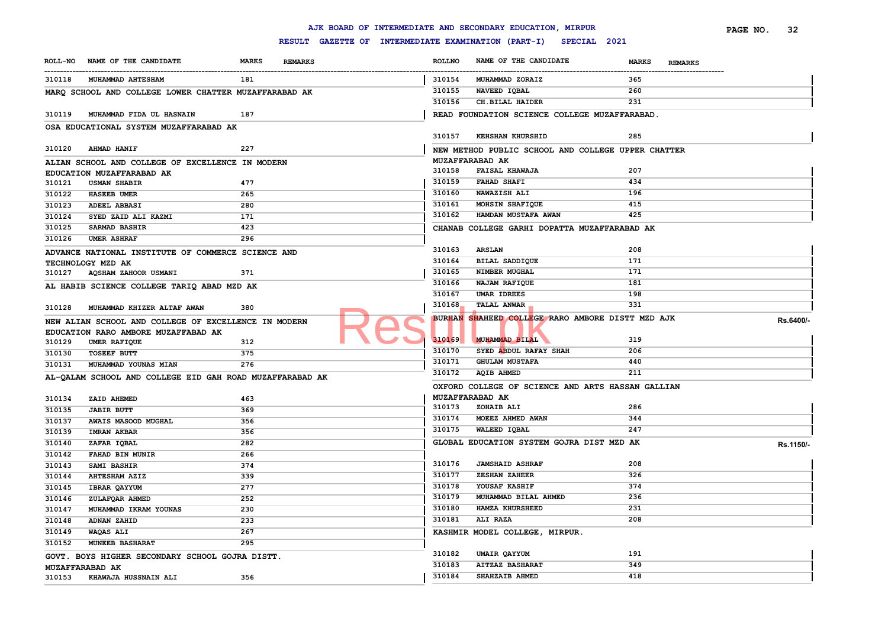# AJK BOARD OF INTERMEDIATE AND SECONDARY EDUCATION, MIRPUR

## RESULT GAZETTE OF INTERMEDIATE EXAMINATION (PART-I) SPECIAL 2021

| ROLL-NO | NAME OF THE CANDIDATE | MARKS | REMARKS |
|---|---|---|---|
| 310118 | MUHAMMAD AHTESHAM | 181 | |

MARQ SCHOOL AND COLLEGE LOWER CHATTER MUZAFFARABAD AK

| ROLL-NO | NAME OF THE CANDIDATE | MARKS | REMARKS |
|---|---|---|---|
| 310119 | MUHAMMAD FIDA UL HASNAIN | 187 | |

OSA EDUCATIONAL SYSTEM MUZAFFARABAD AK

| ROLL-NO | NAME OF THE CANDIDATE | MARKS | REMARKS |
|---|---|---|---|
| 310120 | AHMAD HANIF | 227 | |

ALIAN SCHOOL AND COLLEGE OF EXCELLENCE IN MODERN EDUCATION MUZAFFARABAD AK

| ROLL-NO | NAME OF THE CANDIDATE | MARKS | REMARKS |
|---|---|---|---|
| 310121 | USMAN SHABIR | 477 | |
| 310122 | HASEEB UMER | 265 | |
| 310123 | ADEEL ABBASI | 280 | |
| 310124 | SYED ZAID ALI KAZMI | 171 | |
| 310125 | SARMAD BASHIR | 423 | |
| 310126 | UMER ASHRAF | 296 | |

ADVANCE NATIONAL INSTITUTE OF COMMERCE SCIENCE AND TECHNOLOGY MZD AK

| ROLL-NO | NAME OF THE CANDIDATE | MARKS | REMARKS |
|---|---|---|---|
| 310127 | AQSHAM ZAHOOR USMANI | 371 | |

AL HABIB SCIENCE COLLEGE TARIQ ABAD MZD AK

| ROLL-NO | NAME OF THE CANDIDATE | MARKS | REMARKS |
|---|---|---|---|
| 310128 | MUHAMMAD KHIZER ALTAF AWAN | 380 | |

NEW ALIAN SCHOOL AND COLLEGE OF EXCELLENCE IN MODERN EDUCATION RARO AMBORE MUZAFFABAD AK

| ROLL-NO | NAME OF THE CANDIDATE | MARKS | REMARKS |
|---|---|---|---|
| 310129 | UMER RAFIQUE | 312 | |
| 310130 | TOSEEF BUTT | 375 | |
| 310131 | MUHAMMAD YOUNAS MIAN | 276 | |

AL-QALAM SCHOOL AND COLLEGE EID GAH ROAD MUZAFFARABAD AK

| ROLL-NO | NAME OF THE CANDIDATE | MARKS | REMARKS |
|---|---|---|---|
| 310134 | ZAID AHEMED | 463 | |
| 310135 | JABIR BUTT | 369 | |
| 310137 | AWAIS MASOOD MUGHAL | 356 | |
| 310139 | IMRAN AKBAR | 356 | |
| 310140 | ZAFAR IQBAL | 282 | |
| 310142 | FAHAD BIN MUNIR | 266 | |
| 310143 | SAMI BASHIR | 374 | |
| 310144 | AHTESHAM AZIZ | 339 | |
| 310145 | IBRAR QAYYUM | 277 | |
| 310146 | ZULAFQAR AHMED | 252 | |
| 310147 | MUHAMMAD IKRAM YOUNAS | 230 | |
| 310148 | ADNAN ZAHID | 233 | |
| 310149 | WAQAS ALI | 267 | |
| 310152 | MUNEEB BASHARAT | 295 | |

GOVT. BOYS HIGHER SECONDARY SCHOOL GOJRA DISTT. MUZAFFARABAD AK

| ROLL-NO | NAME OF THE CANDIDATE | MARKS | REMARKS |
|---|---|---|---|
| 310153 | KHAWAJA HUSSNAIN ALI | 356 | |
| 310154 | MUHAMMAD ZORAIZ | 365 | |
| 310155 | NAVEED IQBAL | 260 | |
| 310156 | CH.BILAL HAIDER | 231 | |

READ FOUNDATION SCIENCE COLLEGE MUZAFFARABAD.

| ROLL-NO | NAME OF THE CANDIDATE | MARKS | REMARKS |
|---|---|---|---|
| 310157 | KEHSHAN KHURSHID | 285 | |

NEW METHOD PUBLIC SCHOOL AND COLLEGE UPPER CHATTER MUZAFFARABAD AK

| ROLL-NO | NAME OF THE CANDIDATE | MARKS | REMARKS |
|---|---|---|---|
| 310158 | FAISAL KHAWAJA | 207 | |
| 310159 | FAHAD SHAFI | 434 | |
| 310160 | NAWAZISH ALI | 196 | |
| 310161 | MOHSIN SHAFIQUE | 415 | |
| 310162 | HAMDAN MUSTAFA AWAN | 425 | |

CHANAB COLLEGE GARHI DOPATTA MUZAFFARABAD AK

| ROLL-NO | NAME OF THE CANDIDATE | MARKS | REMARKS |
|---|---|---|---|
| 310163 | ARSLAN | 208 | |
| 310164 | BILAL SADDIQUE | 171 | |
| 310165 | NIMBER MUGHAL | 171 | |
| 310166 | NAJAM RAFIQUE | 181 | |
| 310167 | UMAR IDREES | 198 | |
| 310168 | TALAL ANWAR | 331 | |

BURHAN SHAHEED COLLEGE RARO AMBORE DISTT MZD AJK — Rs.6400/-

| ROLL-NO | NAME OF THE CANDIDATE | MARKS | REMARKS |
|---|---|---|---|
| 310169 | MUHAMMAD BILAL | 319 | |
| 310170 | SYED ABDUL RAFAY SHAH | 206 | |
| 310171 | GHULAM MUSTAFA | 440 | |
| 310172 | AQIB AHMED | 211 | |

OXFORD COLLEGE OF SCIENCE AND ARTS HASSAN GALLIAN MUZAFFARABAD AK

| ROLL-NO | NAME OF THE CANDIDATE | MARKS | REMARKS |
|---|---|---|---|
| 310173 | ZOHAIB ALI | 286 | |
| 310174 | MOEEZ AHMED AWAN | 344 | |
| 310175 | WALEED IQBAL | 247 | |

GLOBAL EDUCATION SYSTEM GOJRA DIST MZD AK — Rs.1150/-

| ROLL-NO | NAME OF THE CANDIDATE | MARKS | REMARKS |
|---|---|---|---|
| 310176 | JAMSHAID ASHRAF | 208 | |
| 310177 | ZESHAN ZAHEER | 326 | |
| 310178 | YOUSAF KASHIF | 374 | |
| 310179 | MUHAMMAD BILAL AHMED | 236 | |
| 310180 | HAMZA KHURSHEED | 231 | |
| 310181 | ALI RAZA | 208 | |

KASHMIR MODEL COLLEGE, MIRPUR.

| ROLL-NO | NAME OF THE CANDIDATE | MARKS | REMARKS |
|---|---|---|---|
| 310182 | UMAIR QAYYUM | 191 | |
| 310183 | AITZAZ BASHARAT | 349 | |
| 310184 | SHAHZAIB AHMED | 418 | |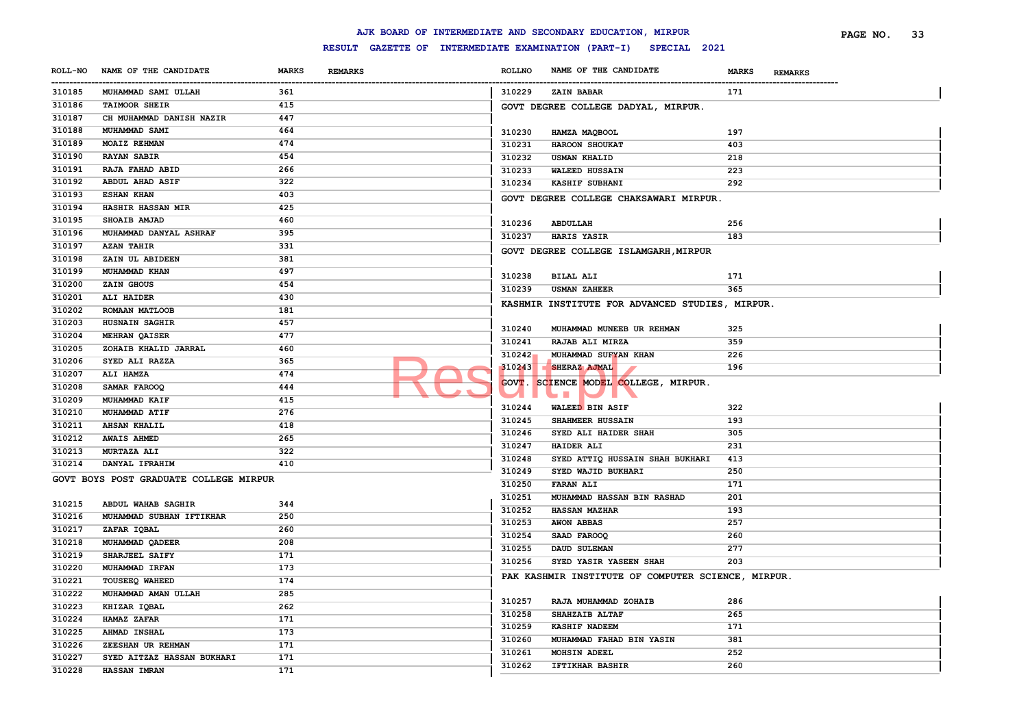# AJK BOARD OF INTERMEDIATE AND SECONDARY EDUCATION, MIRPUR

## RESULT GAZETTE OF INTERMEDIATE EXAMINATION (PART-I) SPECIAL 2021

| ROLL-NO | NAME OF THE CANDIDATE | MARKS | REMARKS |
|---|---|---|---|
| 310185 | MUHAMMAD SAMI ULLAH | 361 | |
| 310186 | TAIMOOR SHEIR | 415 | |
| 310187 | CH MUHAMMAD DANISH NAZIR | 447 | |
| 310188 | MUHAMMAD SAMI | 464 | |
| 310189 | MOAIZ REHMAN | 474 | |
| 310190 | RAYAN SABIR | 454 | |
| 310191 | RAJA FAHAD ABID | 266 | |
| 310192 | ABDUL AHAD ASIF | 322 | |
| 310193 | ESHAN KHAN | 403 | |
| 310194 | HASHIR HASSAN MIR | 425 | |
| 310195 | SHOAIB AMJAD | 460 | |
| 310196 | MUHAMMAD DANYAL ASHRAF | 395 | |
| 310197 | AZAN TAHIR | 331 | |
| 310198 | ZAIN UL ABIDEEN | 381 | |
| 310199 | MUHAMMAD KHAN | 497 | |
| 310200 | ZAIN GHOUS | 454 | |
| 310201 | ALI HAIDER | 430 | |
| 310202 | ROMAAN MATLOOB | 181 | |
| 310203 | HUSNAIN SAGHIR | 457 | |
| 310204 | MEHRAN QAISER | 477 | |
| 310205 | ZOHAIB KHALID JARRAL | 460 | |
| 310206 | SYED ALI RAZZA | 365 | |
| 310207 | ALI HAMZA | 474 | |
| 310208 | SAMAR FAROOQ | 444 | |
| 310209 | MUHAMMAD KAIF | 415 | |
| 310210 | MUHAMMAD ATIF | 276 | |
| 310211 | AHSAN KHALIL | 418 | |
| 310212 | AWAIS AHMED | 265 | |
| 310213 | MURTAZA ALI | 322 | |
| 310214 | DANYAL IFRAHIM | 410 | |

### GOVT BOYS POST GRADUATE COLLEGE MIRPUR

| ROLL-NO | NAME OF THE CANDIDATE | MARKS | REMARKS |
|---|---|---|---|
| 310215 | ABDUL WAHAB SAGHIR | 344 | |
| 310216 | MUHAMMAD SUBHAN IFTIKHAR | 250 | |
| 310217 | ZAFAR IQBAL | 260 | |
| 310218 | MUHAMMAD QADEER | 208 | |
| 310219 | SHARJEEL SAIFY | 171 | |
| 310220 | MUHAMMAD IRFAN | 173 | |
| 310221 | TOUSEEQ WAHEED | 174 | |
| 310222 | MUHAMMAD AMAN ULLAH | 285 | |
| 310223 | KHIZAR IQBAL | 262 | |
| 310224 | HAMAZ ZAFAR | 171 | |
| 310225 | AHMAD INSHAL | 173 | |
| 310226 | ZEESHAN UR REHMAN | 171 | |
| 310227 | SYED AITZAZ HASSAN BUKHARI | 171 | |
| 310228 | HASSAN IMRAN | 171 | |
| 310229 | ZAIN BABAR | 171 | |

### GOVT DEGREE COLLEGE DADYAL, MIRPUR.

| ROLL-NO | NAME OF THE CANDIDATE | MARKS | REMARKS |
|---|---|---|---|
| 310230 | HAMZA MAQBOOL | 197 | |
| 310231 | HAROON SHOUKAT | 403 | |
| 310232 | USMAN KHALID | 218 | |
| 310233 | WALEED HUSSAIN | 223 | |
| 310234 | KASHIF SUBHANI | 292 | |

### GOVT DEGREE COLLEGE CHAKSAWARI MIRPUR.

| ROLL-NO | NAME OF THE CANDIDATE | MARKS | REMARKS |
|---|---|---|---|
| 310236 | ABDULLAH | 256 | |
| 310237 | HARIS YASIR | 183 | |

### GOVT DEGREE COLLEGE ISLAMGARH,MIRPUR

| ROLL-NO | NAME OF THE CANDIDATE | MARKS | REMARKS |
|---|---|---|---|
| 310238 | BILAL ALI | 171 | |
| 310239 | USMAN ZAHEER | 365 | |

### KASHMIR INSTITUTE FOR ADVANCED STUDIES, MIRPUR.

| ROLL-NO | NAME OF THE CANDIDATE | MARKS | REMARKS |
|---|---|---|---|
| 310240 | MUHAMMAD MUNEEB UR REHMAN | 325 | |
| 310241 | RAJAB ALI MIRZA | 359 | |
| 310242 | MUHAMMAD SUFYAN KHAN | 226 | |
| 310243 | SHERAZ AJMAL | 196 | |

### GOVT. SCIENCE MODEL COLLEGE, MIRPUR.

| ROLL-NO | NAME OF THE CANDIDATE | MARKS | REMARKS |
|---|---|---|---|
| 310244 | WALEED BIN ASIF | 322 | |
| 310245 | SHAHMEER HUSSAIN | 193 | |
| 310246 | SYED ALI HAIDER SHAH | 305 | |
| 310247 | HAIDER ALI | 231 | |
| 310248 | SYED ATTIQ HUSSAIN SHAH BUKHARI | 413 | |
| 310249 | SYED WAJID BUKHARI | 250 | |
| 310250 | FARAN ALI | 171 | |
| 310251 | MUHAMMAD HASSAN BIN RASHAD | 201 | |
| 310252 | HASSAN MAZHAR | 193 | |
| 310253 | AWON ABBAS | 257 | |
| 310254 | SAAD FAROOQ | 260 | |
| 310255 | DAUD SULEMAN | 277 | |
| 310256 | SYED YASIR YASEEN SHAH | 203 | |

### PAK KASHMIR INSTITUTE OF COMPUTER SCIENCE, MIRPUR.

| ROLL-NO | NAME OF THE CANDIDATE | MARKS | REMARKS |
|---|---|---|---|
| 310257 | RAJA MUHAMMAD ZOHAIB | 286 | |
| 310258 | SHAHZAIB ALTAF | 265 | |
| 310259 | KASHIF NADEEM | 171 | |
| 310260 | MUHAMMAD FAHAD BIN YASIN | 381 | |
| 310261 | MOHSIN ADEEL | 252 | |
| 310262 | IFTIKHAR BASHIR | 260 | |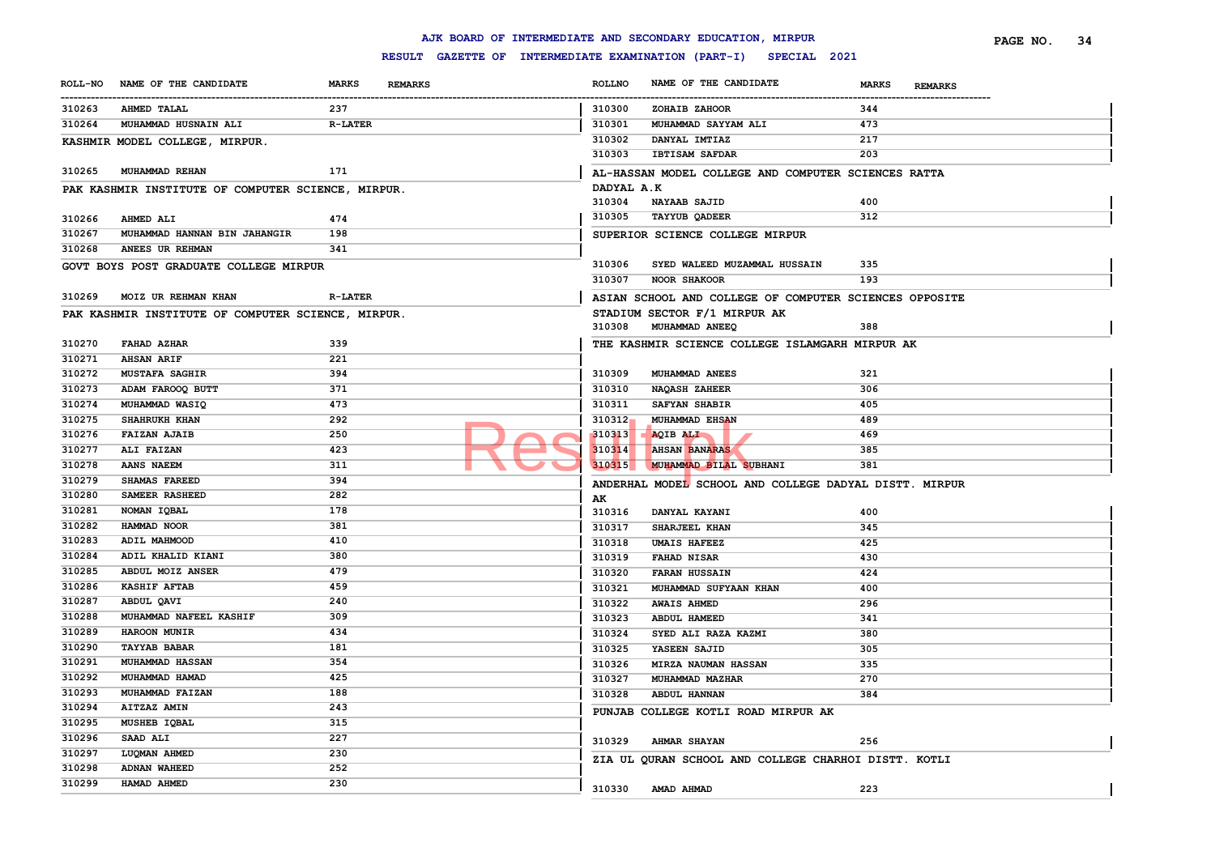# AJK BOARD OF INTERMEDIATE AND SECONDARY EDUCATION, MIRPUR

## RESULT GAZETTE OF INTERMEDIATE EXAMINATION (PART-I) SPECIAL 2021

| ROLL-NO | NAME OF THE CANDIDATE | MARKS | REMARKS |
|---|---|---|---|
| 310263 | AHMED TALAL | 237 | |
| 310264 | MUHAMMAD HUSNAIN ALI | R-LATER | |

**KASHMIR MODEL COLLEGE, MIRPUR.**

| ROLL-NO | NAME OF THE CANDIDATE | MARKS | REMARKS |
|---|---|---|---|
| 310265 | MUHAMMAD REHAN | 171 | |

**PAK KASHMIR INSTITUTE OF COMPUTER SCIENCE, MIRPUR.**

| ROLL-NO | NAME OF THE CANDIDATE | MARKS | REMARKS |
|---|---|---|---|
| 310266 | AHMED ALI | 474 | |
| 310267 | MUHAMMAD HANNAN BIN JAHANGIR | 198 | |
| 310268 | ANEES UR REHMAN | 341 | |

**GOVT BOYS POST GRADUATE COLLEGE MIRPUR**

| ROLL-NO | NAME OF THE CANDIDATE | MARKS | REMARKS |
|---|---|---|---|
| 310269 | MOIZ UR REHMAN KHAN | R-LATER | |

**PAK KASHMIR INSTITUTE OF COMPUTER SCIENCE, MIRPUR.**

| ROLL-NO | NAME OF THE CANDIDATE | MARKS | REMARKS |
|---|---|---|---|
| 310270 | FAHAD AZHAR | 339 | |
| 310271 | AHSAN ARIF | 221 | |
| 310272 | MUSTAFA SAGHIR | 394 | |
| 310273 | ADAM FAROOQ BUTT | 371 | |
| 310274 | MUHAMMAD WASIQ | 473 | |
| 310275 | SHAHRUKH KHAN | 292 | |
| 310276 | FAIZAN AJAIB | 250 | |
| 310277 | ALI FAIZAN | 423 | |
| 310278 | AANS NAEEM | 311 | |
| 310279 | SHAMAS FAREED | 394 | |
| 310280 | SAMEER RASHEED | 282 | |
| 310281 | NOMAN IQBAL | 178 | |
| 310282 | HAMMAD NOOR | 381 | |
| 310283 | ADIL MAHMOOD | 410 | |
| 310284 | ADIL KHALID KIANI | 380 | |
| 310285 | ABDUL MOIZ ANSER | 479 | |
| 310286 | KASHIF AFTAB | 459 | |
| 310287 | ABDUL QAVI | 240 | |
| 310288 | MUHAMMAD NAFEEL KASHIF | 309 | |
| 310289 | HAROON MUNIR | 434 | |
| 310290 | TAYYAB BABAR | 181 | |
| 310291 | MUHAMMAD HASSAN | 354 | |
| 310292 | MUHAMMAD HAMAD | 425 | |
| 310293 | MUHAMMAD FAIZAN | 188 | |
| 310294 | AITZAZ AMIN | 243 | |
| 310295 | MUSHEB IQBAL | 315 | |
| 310296 | SAAD ALI | 227 | |
| 310297 | LUQMAN AHMED | 230 | |
| 310298 | ADNAN WAHEED | 252 | |
| 310299 | HAMAD AHMED | 230 | |
| 310300 | ZOHAIB ZAHOOR | 344 | |
| 310301 | MUHAMMAD SAYYAM ALI | 473 | |
| 310302 | DANYAL IMTIAZ | 217 | |
| 310303 | IBTISAM SAFDAR | 203 | |

**AL-HASSAN MODEL COLLEGE AND COMPUTER SCIENCES RATTA DADYAL A.K**

| ROLL-NO | NAME OF THE CANDIDATE | MARKS | REMARKS |
|---|---|---|---|
| 310304 | NAYAAB SAJID | 400 | |
| 310305 | TAYYUB QADEER | 312 | |

**SUPERIOR SCIENCE COLLEGE MIRPUR**

| ROLL-NO | NAME OF THE CANDIDATE | MARKS | REMARKS |
|---|---|---|---|
| 310306 | SYED WALEED MUZAMMAL HUSSAIN | 335 | |
| 310307 | NOOR SHAKOOR | 193 | |

**ASIAN SCHOOL AND COLLEGE OF COMPUTER SCIENCES OPPOSITE STADIUM SECTOR F/1 MIRPUR AK**

| ROLL-NO | NAME OF THE CANDIDATE | MARKS | REMARKS |
|---|---|---|---|
| 310308 | MUHAMMAD ANEEQ | 388 | |

**THE KASHMIR SCIENCE COLLEGE ISLAMGARH MIRPUR AK**

| ROLL-NO | NAME OF THE CANDIDATE | MARKS | REMARKS |
|---|---|---|---|
| 310309 | MUHAMMAD ANEES | 321 | |
| 310310 | NAQASH ZAHEER | 306 | |
| 310311 | SAFYAN SHABIR | 405 | |
| 310312 | MUHAMMAD EHSAN | 489 | |
| 310313 | AQIB ALI | 469 | |
| 310314 | AHSAN BANARAS | 385 | |
| 310315 | MUHAMMAD BILAL SUBHANI | 381 | |

**ANDERHAL MODEL SCHOOL AND COLLEGE DADYAL DISTT. MIRPUR AK**

| ROLL-NO | NAME OF THE CANDIDATE | MARKS | REMARKS |
|---|---|---|---|
| 310316 | DANYAL KAYANI | 400 | |
| 310317 | SHARJEEL KHAN | 345 | |
| 310318 | UMAIS HAFEEZ | 425 | |
| 310319 | FAHAD NISAR | 430 | |
| 310320 | FARAN HUSSAIN | 424 | |
| 310321 | MUHAMMAD SUFYAAN KHAN | 400 | |
| 310322 | AWAIS AHMED | 296 | |
| 310323 | ABDUL HAMEED | 341 | |
| 310324 | SYED ALI RAZA KAZMI | 380 | |
| 310325 | YASEEN SAJID | 305 | |
| 310326 | MIRZA NAUMAN HASSAN | 335 | |
| 310327 | MUHAMMAD MAZHAR | 270 | |
| 310328 | ABDUL HANNAN | 384 | |

**PUNJAB COLLEGE KOTLI ROAD MIRPUR AK**

| ROLL-NO | NAME OF THE CANDIDATE | MARKS | REMARKS |
|---|---|---|---|
| 310329 | AHMAR SHAYAN | 256 | |

**ZIA UL QURAN SCHOOL AND COLLEGE CHARHOI DISTT. KOTLI**

| ROLL-NO | NAME OF THE CANDIDATE | MARKS | REMARKS |
|---|---|---|---|
| 310330 | AMAD AHMAD | 223 | |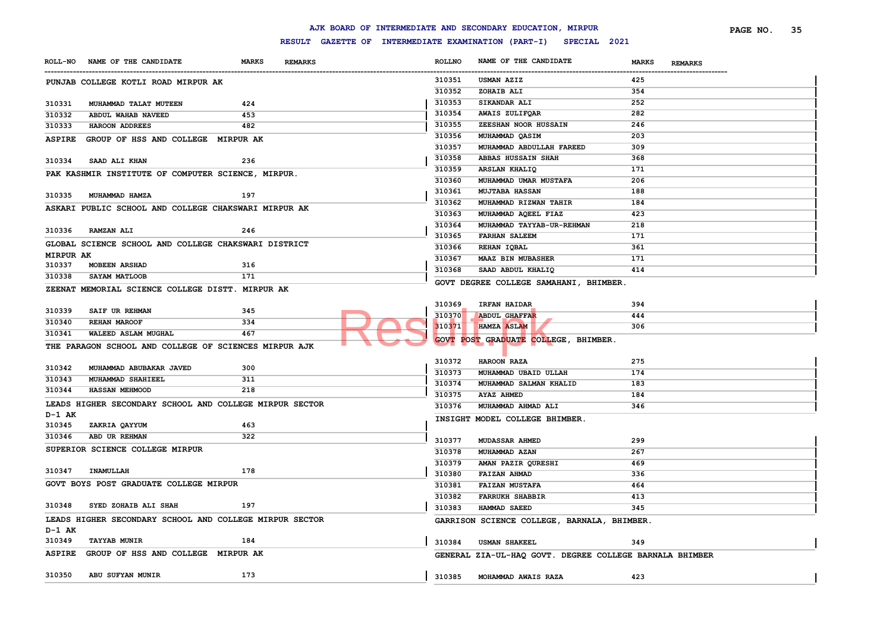# AJK BOARD OF INTERMEDIATE AND SECONDARY EDUCATION, MIRPUR

## RESULT GAZETTE OF INTERMEDIATE EXAMINATION (PART-I) SPECIAL 2021

| ROLL-NO | NAME OF THE CANDIDATE | MARKS | REMARKS |
|---|---|---|---|

**PUNJAB COLLEGE KOTLI ROAD MIRPUR AK**

| ROLL-NO | NAME OF THE CANDIDATE | MARKS | REMARKS |
|---|---|---|---|
| 310331 | MUHAMMAD TALAT MUTEEN | 424 | |
| 310332 | ABDUL WAHAB NAVEED | 453 | |
| 310333 | HAROON ADDREES | 482 | |

**ASPIRE GROUP OF HSS AND COLLEGE MIRPUR AK**

| ROLL-NO | NAME OF THE CANDIDATE | MARKS | REMARKS |
|---|---|---|---|
| 310334 | SAAD ALI KHAN | 236 | |

**PAK KASHMIR INSTITUTE OF COMPUTER SCIENCE, MIRPUR.**

| ROLL-NO | NAME OF THE CANDIDATE | MARKS | REMARKS |
|---|---|---|---|
| 310335 | MUHAMMAD HAMZA | 197 | |

**ASKARI PUBLIC SCHOOL AND COLLEGE CHAKSWARI MIRPUR AK**

| ROLL-NO | NAME OF THE CANDIDATE | MARKS | REMARKS |
|---|---|---|---|
| 310336 | RAMZAN ALI | 246 | |

**GLOBAL SCIENCE SCHOOL AND COLLEGE CHAKSWARI DISTRICT MIRPUR AK**

| ROLL-NO | NAME OF THE CANDIDATE | MARKS | REMARKS |
|---|---|---|---|
| 310337 | MOBEEN ARSHAD | 316 | |
| 310338 | SAYAM MATLOOB | 171 | |

**ZEENAT MEMORIAL SCIENCE COLLEGE DISTT. MIRPUR AK**

| ROLL-NO | NAME OF THE CANDIDATE | MARKS | REMARKS |
|---|---|---|---|
| 310339 | SAIF UR REHMAN | 345 | |
| 310340 | REHAN MAROOF | 334 | |
| 310341 | WALEED ASLAM MUGHAL | 467 | |

**THE PARAGON SCHOOL AND COLLEGE OF SCIENCES MIRPUR AJK**

| ROLL-NO | NAME OF THE CANDIDATE | MARKS | REMARKS |
|---|---|---|---|
| 310342 | MUHAMMAD ABUBAKAR JAVED | 300 | |
| 310343 | MUHAMMAD SHAHIEEL | 311 | |
| 310344 | HASSAN MEHMOOD | 218 | |

**LEADS HIGHER SECONDARY SCHOOL AND COLLEGE MIRPUR SECTOR D-1 AK**

| ROLL-NO | NAME OF THE CANDIDATE | MARKS | REMARKS |
|---|---|---|---|
| 310345 | ZAKRIA QAYYUM | 463 | |
| 310346 | ABD UR REHMAN | 322 | |

**SUPERIOR SCIENCE COLLEGE MIRPUR**

| ROLL-NO | NAME OF THE CANDIDATE | MARKS | REMARKS |
|---|---|---|---|
| 310347 | INAMULLAH | 178 | |

**GOVT BOYS POST GRADUATE COLLEGE MIRPUR**

| ROLL-NO | NAME OF THE CANDIDATE | MARKS | REMARKS |
|---|---|---|---|
| 310348 | SYED ZOHAIB ALI SHAH | 197 | |

**LEADS HIGHER SECONDARY SCHOOL AND COLLEGE MIRPUR SECTOR D-1 AK**

| ROLL-NO | NAME OF THE CANDIDATE | MARKS | REMARKS |
|---|---|---|---|
| 310349 | TAYYAB MUNIR | 184 | |

**ASPIRE GROUP OF HSS AND COLLEGE MIRPUR AK**

| ROLL-NO | NAME OF THE CANDIDATE | MARKS | REMARKS |
|---|---|---|---|
| 310350 | ABU SUFYAN MUNIR | 173 | |
| 310351 | USMAN AZIZ | 425 | |
| 310352 | ZOHAIB ALI | 354 | |
| 310353 | SIKANDAR ALI | 252 | |
| 310354 | AWAIS ZULIFQAR | 282 | |
| 310355 | ZEESHAN NOOR HUSSAIN | 246 | |
| 310356 | MUHAMMAD QASIM | 203 | |
| 310357 | MUHAMMAD ABDULLAH FAREED | 309 | |
| 310358 | ABBAS HUSSAIN SHAH | 368 | |
| 310359 | ARSLAN KHALIQ | 171 | |
| 310360 | MUHAMMAD UMAR MUSTAFA | 206 | |
| 310361 | MUJTABA HASSAN | 188 | |
| 310362 | MUHAMMAD RIZWAN TAHIR | 184 | |
| 310363 | MUHAMMAD AQEEL FIAZ | 423 | |
| 310364 | MUHAMMAD TAYYAB-UR-REHMAN | 218 | |
| 310365 | FARHAN SALEEM | 171 | |
| 310366 | REHAN IQBAL | 361 | |
| 310367 | MAAZ BIN MUBASHER | 171 | |
| 310368 | SAAD ABDUL KHALIQ | 414 | |

**GOVT DEGREE COLLEGE SAMAHANI, BHIMBER.**

| ROLL-NO | NAME OF THE CANDIDATE | MARKS | REMARKS |
|---|---|---|---|
| 310369 | IRFAN HAIDAR | 394 | |
| 310370 | ABDUL GHAFFAR | 444 | |
| 310371 | HAMZA ASLAM | 306 | |

**GOVT POST GRADUATE COLLEGE, BHIMBER.**

| ROLL-NO | NAME OF THE CANDIDATE | MARKS | REMARKS |
|---|---|---|---|
| 310372 | HAROON RAZA | 275 | |
| 310373 | MUHAMMAD UBAID ULLAH | 174 | |
| 310374 | MUHAMMAD SALMAN KHALID | 183 | |
| 310375 | AYAZ AHMED | 184 | |
| 310376 | MUHAMMAD AHMAD ALI | 346 | |

**INSIGHT MODEL COLLEGE BHIMBER.**

| ROLL-NO | NAME OF THE CANDIDATE | MARKS | REMARKS |
|---|---|---|---|
| 310377 | MUDASSAR AHMED | 299 | |
| 310378 | MUHAMMAD AZAN | 267 | |
| 310379 | AMAN PAZIR QURESHI | 469 | |
| 310380 | FAIZAN AHMAD | 336 | |
| 310381 | FAIZAN MUSTAFA | 464 | |
| 310382 | FARRUKH SHABBIR | 413 | |
| 310383 | HAMMAD SAEED | 345 | |

**GARRISON SCIENCE COLLEGE, BARNALA, BHIMBER.**

| ROLL-NO | NAME OF THE CANDIDATE | MARKS | REMARKS |
|---|---|---|---|
| 310384 | USMAN SHAKEEL | 349 | |

**GENERAL ZIA-UL-HAQ GOVT. DEGREE COLLEGE BARNALA BHIMBER**

| ROLL-NO | NAME OF THE CANDIDATE | MARKS | REMARKS |
|---|---|---|---|
| 310385 | MOHAMMAD AWAIS RAZA | 423 | |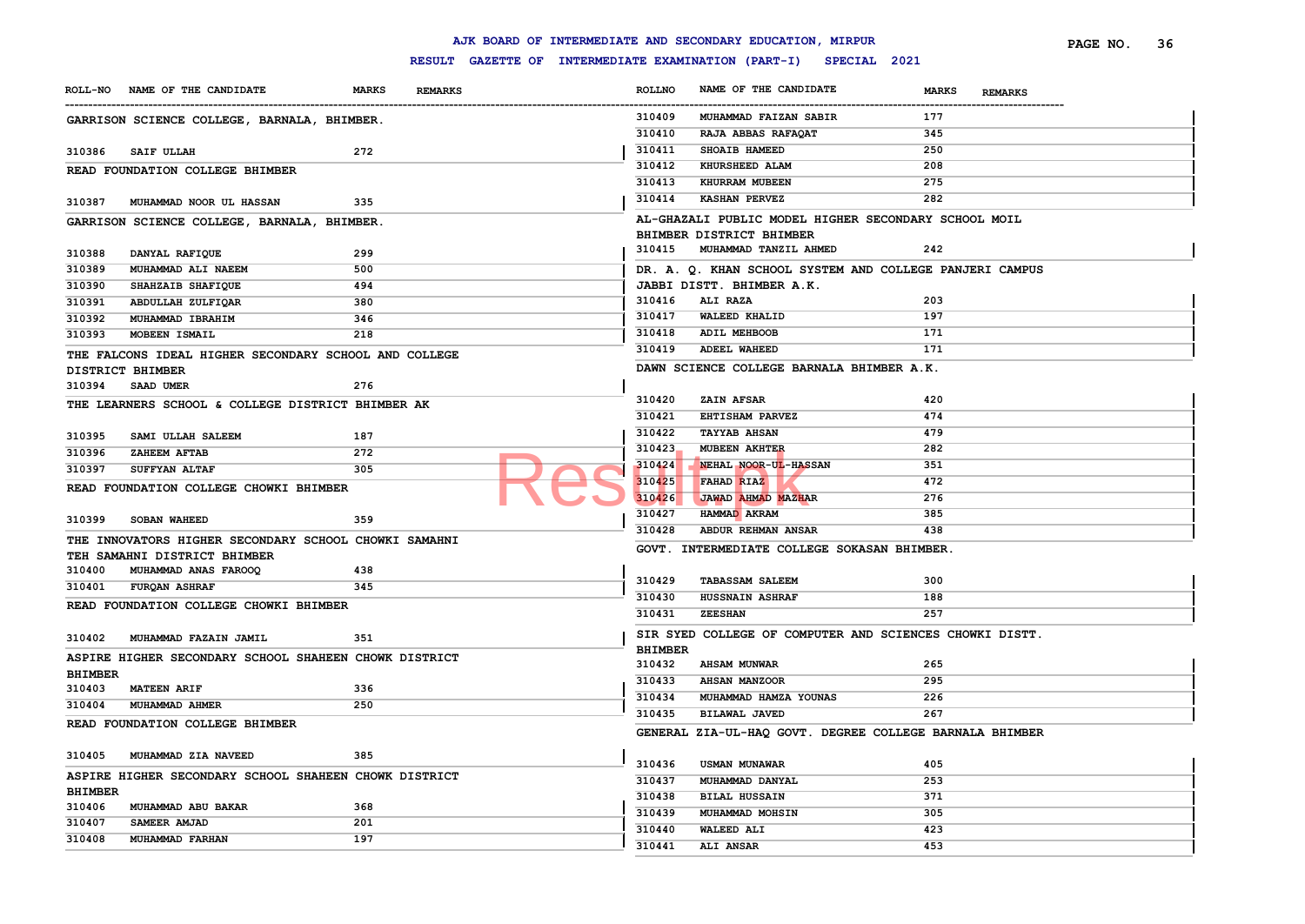# AJK BOARD OF INTERMEDIATE AND SECONDARY EDUCATION, MIRPUR

## RESULT GAZETTE OF INTERMEDIATE EXAMINATION (PART-I) SPECIAL 2021

| ROLL-NO | NAME OF THE CANDIDATE | MARKS | REMARKS |
|---|---|---|---|

**GARRISON SCIENCE COLLEGE, BARNALA, BHIMBER.**

| ROLL-NO | NAME OF THE CANDIDATE | MARKS | REMARKS |
|---|---|---|---|
| 310386 | SAIF ULLAH | 272 | |

**READ FOUNDATION COLLEGE BHIMBER**

| ROLL-NO | NAME OF THE CANDIDATE | MARKS | REMARKS |
|---|---|---|---|
| 310387 | MUHAMMAD NOOR UL HASSAN | 335 | |

**GARRISON SCIENCE COLLEGE, BARNALA, BHIMBER.**

| ROLL-NO | NAME OF THE CANDIDATE | MARKS | REMARKS |
|---|---|---|---|
| 310388 | DANYAL RAFIQUE | 299 | |
| 310389 | MUHAMMAD ALI NAEEM | 500 | |
| 310390 | SHAHZAIB SHAFIQUE | 494 | |
| 310391 | ABDULLAH ZULFIQAR | 380 | |
| 310392 | MUHAMMAD IBRAHIM | 346 | |
| 310393 | MOBEEN ISMAIL | 218 | |

**THE FALCONS IDEAL HIGHER SECONDARY SCHOOL AND COLLEGE DISTRICT BHIMBER**

| ROLL-NO | NAME OF THE CANDIDATE | MARKS | REMARKS |
|---|---|---|---|
| 310394 | SAAD UMER | 276 | |

**THE LEARNERS SCHOOL & COLLEGE DISTRICT BHIMBER AK**

| ROLL-NO | NAME OF THE CANDIDATE | MARKS | REMARKS |
|---|---|---|---|
| 310395 | SAMI ULLAH SALEEM | 187 | |
| 310396 | ZAHEEM AFTAB | 272 | |
| 310397 | SUFFYAN ALTAF | 305 | |

**READ FOUNDATION COLLEGE CHOWKI BHIMBER**

| ROLL-NO | NAME OF THE CANDIDATE | MARKS | REMARKS |
|---|---|---|---|
| 310399 | SOBAN WAHEED | 359 | |

**THE INNOVATORS HIGHER SECONDARY SCHOOL CHOWKI SAMAHNI TEH SAMAHNI DISTRICT BHIMBER**

| ROLL-NO | NAME OF THE CANDIDATE | MARKS | REMARKS |
|---|---|---|---|
| 310400 | MUHAMMAD ANAS FAROOQ | 438 | |
| 310401 | FURQAN ASHRAF | 345 | |

**READ FOUNDATION COLLEGE CHOWKI BHIMBER**

| ROLL-NO | NAME OF THE CANDIDATE | MARKS | REMARKS |
|---|---|---|---|
| 310402 | MUHAMMAD FAZAIN JAMIL | 351 | |

**ASPIRE HIGHER SECONDARY SCHOOL SHAHEEN CHOWK DISTRICT BHIMBER**

| ROLL-NO | NAME OF THE CANDIDATE | MARKS | REMARKS |
|---|---|---|---|
| 310403 | MATEEN ARIF | 336 | |
| 310404 | MUHAMMAD AHMER | 250 | |

**READ FOUNDATION COLLEGE BHIMBER**

| ROLL-NO | NAME OF THE CANDIDATE | MARKS | REMARKS |
|---|---|---|---|
| 310405 | MUHAMMAD ZIA NAVEED | 385 | |

**ASPIRE HIGHER SECONDARY SCHOOL SHAHEEN CHOWK DISTRICT BHIMBER**

| ROLL-NO | NAME OF THE CANDIDATE | MARKS | REMARKS |
|---|---|---|---|
| 310406 | MUHAMMAD ABU BAKAR | 368 | |
| 310407 | SAMEER AMJAD | 201 | |
| 310408 | MUHAMMAD FARHAN | 197 | |
| 310409 | MUHAMMAD FAIZAN SABIR | 177 | |
| 310410 | RAJA ABBAS RAFAQAT | 345 | |
| 310411 | SHOAIB HAMEED | 250 | |
| 310412 | KHURSHEED ALAM | 208 | |
| 310413 | KHURRAM MUBEEN | 275 | |
| 310414 | KASHAN PERVEZ | 282 | |

**AL-GHAZALI PUBLIC MODEL HIGHER SECONDARY SCHOOL MOIL BHIMBER DISTRICT BHIMBER**

| ROLL-NO | NAME OF THE CANDIDATE | MARKS | REMARKS |
|---|---|---|---|
| 310415 | MUHAMMAD TANZIL AHMED | 242 | |

**DR. A. Q. KHAN SCHOOL SYSTEM AND COLLEGE PANJERI CAMPUS JABBI DISTT. BHIMBER A.K.**

| ROLL-NO | NAME OF THE CANDIDATE | MARKS | REMARKS |
|---|---|---|---|
| 310416 | ALI RAZA | 203 | |
| 310417 | WALEED KHALID | 197 | |
| 310418 | ADIL MEHBOOB | 171 | |
| 310419 | ADEEL WAHEED | 171 | |

**DAWN SCIENCE COLLEGE BARNALA BHIMBER A.K.**

| ROLL-NO | NAME OF THE CANDIDATE | MARKS | REMARKS |
|---|---|---|---|
| 310420 | ZAIN AFSAR | 420 | |
| 310421 | EHTISHAM PARVEZ | 474 | |
| 310422 | TAYYAB AHSAN | 479 | |
| 310423 | MUBEEN AKHTER | 282 | |
| 310424 | NEHAL NOOR-UL-HASSAN | 351 | |
| 310425 | FAHAD RIAZ | 472 | |
| 310426 | JAWAD AHMAD MAZHAR | 276 | |
| 310427 | HAMMAD AKRAM | 385 | |
| 310428 | ABDUR REHMAN ANSAR | 438 | |

**GOVT. INTERMEDIATE COLLEGE SOKASAN BHIMBER.**

| ROLL-NO | NAME OF THE CANDIDATE | MARKS | REMARKS |
|---|---|---|---|
| 310429 | TABASSAM SALEEM | 300 | |
| 310430 | HUSSNAIN ASHRAF | 188 | |
| 310431 | ZEESHAN | 257 | |

**SIR SYED COLLEGE OF COMPUTER AND SCIENCES CHOWKI DISTT. BHIMBER**

| ROLL-NO | NAME OF THE CANDIDATE | MARKS | REMARKS |
|---|---|---|---|
| 310432 | AHSAM MUNWAR | 265 | |
| 310433 | AHSAN MANZOOR | 295 | |
| 310434 | MUHAMMAD HAMZA YOUNAS | 226 | |
| 310435 | BILAWAL JAVED | 267 | |

**GENERAL ZIA-UL-HAQ GOVT. DEGREE COLLEGE BARNALA BHIMBER**

| ROLL-NO | NAME OF THE CANDIDATE | MARKS | REMARKS |
|---|---|---|---|
| 310436 | USMAN MUNAWAR | 405 | |
| 310437 | MUHAMMAD DANYAL | 253 | |
| 310438 | BILAL HUSSAIN | 371 | |
| 310439 | MUHAMMAD MOHSIN | 305 | |
| 310440 | WALEED ALI | 423 | |
| 310441 | ALI ANSAR | 453 | |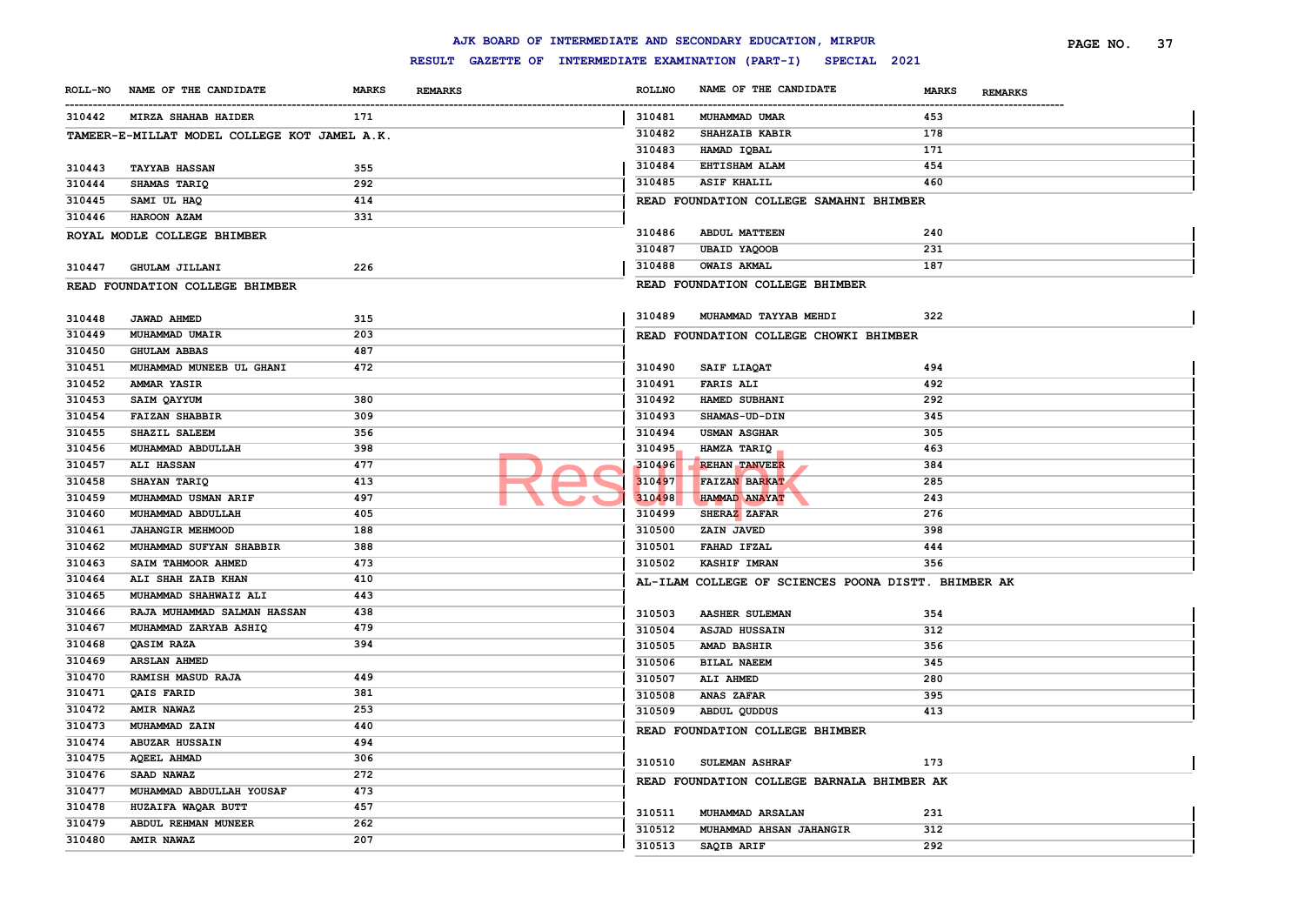# AJK BOARD OF INTERMEDIATE AND SECONDARY EDUCATION, MIRPUR

## RESULT GAZETTE OF INTERMEDIATE EXAMINATION (PART-I) SPECIAL 2021

| ROLL-NO | NAME OF THE CANDIDATE | MARKS | REMARKS |
|---|---|---|---|
| 310442 | MIRZA SHAHAB HAIDER | 171 | |

### TAMEER-E-MILLAT MODEL COLLEGE KOT JAMEL A.K.

| ROLL-NO | NAME OF THE CANDIDATE | MARKS | REMARKS |
|---|---|---|---|
| 310443 | TAYYAB HASSAN | 355 | |
| 310444 | SHAMAS TARIQ | 292 | |
| 310445 | SAMI UL HAQ | 414 | |
| 310446 | HAROON AZAM | 331 | |

### ROYAL MODLE COLLEGE BHIMBER

| ROLL-NO | NAME OF THE CANDIDATE | MARKS | REMARKS |
|---|---|---|---|
| 310447 | GHULAM JILLANI | 226 | |

### READ FOUNDATION COLLEGE BHIMBER

| ROLL-NO | NAME OF THE CANDIDATE | MARKS | REMARKS |
|---|---|---|---|
| 310448 | JAWAD AHMED | 315 | |
| 310449 | MUHAMMAD UMAIR | 203 | |
| 310450 | GHULAM ABBAS | 487 | |
| 310451 | MUHAMMAD MUNEEB UL GHANI | 472 | |
| 310452 | AMMAR YASIR | | |
| 310453 | SAIM QAYYUM | 380 | |
| 310454 | FAIZAN SHABBIR | 309 | |
| 310455 | SHAZIL SALEEM | 356 | |
| 310456 | MUHAMMAD ABDULLAH | 398 | |
| 310457 | ALI HASSAN | 477 | |
| 310458 | SHAYAN TARIQ | 413 | |
| 310459 | MUHAMMAD USMAN ARIF | 497 | |
| 310460 | MUHAMMAD ABDULLAH | 405 | |
| 310461 | JAHANGIR MEHMOOD | 188 | |
| 310462 | MUHAMMAD SUFYAN SHABBIR | 388 | |
| 310463 | SAIM TAHMOOR AHMED | 473 | |
| 310464 | ALI SHAH ZAIB KHAN | 410 | |
| 310465 | MUHAMMAD SHAHWAIZ ALI | 443 | |
| 310466 | RAJA MUHAMMAD SALMAN HASSAN | 438 | |
| 310467 | MUHAMMAD ZARYAB ASHIQ | 479 | |
| 310468 | QASIM RAZA | 394 | |
| 310469 | ARSLAN AHMED | | |
| 310470 | RAMISH MASUD RAJA | 449 | |
| 310471 | QAIS FARID | 381 | |
| 310472 | AMIR NAWAZ | 253 | |
| 310473 | MUHAMMAD ZAIN | 440 | |
| 310474 | ABUZAR HUSSAIN | 494 | |
| 310475 | AQEEL AHMAD | 306 | |
| 310476 | SAAD NAWAZ | 272 | |
| 310477 | MUHAMMAD ABDULLAH YOUSAF | 473 | |
| 310478 | HUZAIFA WAQAR BUTT | 457 | |
| 310479 | ABDUL REHMAN MUNEER | 262 | |
| 310480 | AMIR NAWAZ | 207 | |
| 310481 | MUHAMMAD UMAR | 453 | |
| 310482 | SHAHZAIB KABIR | 178 | |
| 310483 | HAMAD IQBAL | 171 | |
| 310484 | EHTISHAM ALAM | 454 | |
| 310485 | ASIF KHALIL | 460 | |

### READ FOUNDATION COLLEGE SAMAHNI BHIMBER

| ROLL-NO | NAME OF THE CANDIDATE | MARKS | REMARKS |
|---|---|---|---|
| 310486 | ABDUL MATTEEN | 240 | |
| 310487 | UBAID YAQOOB | 231 | |
| 310488 | OWAIS AKMAL | 187 | |

### READ FOUNDATION COLLEGE BHIMBER

| ROLL-NO | NAME OF THE CANDIDATE | MARKS | REMARKS |
|---|---|---|---|
| 310489 | MUHAMMAD TAYYAB MEHDI | 322 | |

### READ FOUNDATION COLLEGE CHOWKI BHIMBER

| ROLL-NO | NAME OF THE CANDIDATE | MARKS | REMARKS |
|---|---|---|---|
| 310490 | SAIF LIAQAT | 494 | |
| 310491 | FARIS ALI | 492 | |
| 310492 | HAMED SUBHANI | 292 | |
| 310493 | SHAMAS-UD-DIN | 345 | |
| 310494 | USMAN ASGHAR | 305 | |
| 310495 | HAMZA TARIQ | 463 | |
| 310496 | REHAN TANVEER | 384 | |
| 310497 | FAIZAN BARKAT | 285 | |
| 310498 | HAMMAD ANAYAT | 243 | |
| 310499 | SHERAZ ZAFAR | 276 | |
| 310500 | ZAIN JAVED | 398 | |
| 310501 | FAHAD IFZAL | 444 | |
| 310502 | KASHIF IMRAN | 356 | |

### AL-ILAM COLLEGE OF SCIENCES POONA DISTT. BHIMBER AK

| ROLL-NO | NAME OF THE CANDIDATE | MARKS | REMARKS |
|---|---|---|---|
| 310503 | AASHER SULEMAN | 354 | |
| 310504 | ASJAD HUSSAIN | 312 | |
| 310505 | AMAD BASHIR | 356 | |
| 310506 | BILAL NAEEM | 345 | |
| 310507 | ALI AHMED | 280 | |
| 310508 | ANAS ZAFAR | 395 | |
| 310509 | ABDUL QUDDUS | 413 | |

### READ FOUNDATION COLLEGE BHIMBER

| ROLL-NO | NAME OF THE CANDIDATE | MARKS | REMARKS |
|---|---|---|---|
| 310510 | SULEMAN ASHRAF | 173 | |

### READ FOUNDATION COLLEGE BARNALA BHIMBER AK

| ROLL-NO | NAME OF THE CANDIDATE | MARKS | REMARKS |
|---|---|---|---|
| 310511 | MUHAMMAD ARSALAN | 231 | |
| 310512 | MUHAMMAD AHSAN JANGIR | 312 | |
| 310513 | SAQIB ARIF | 292 | |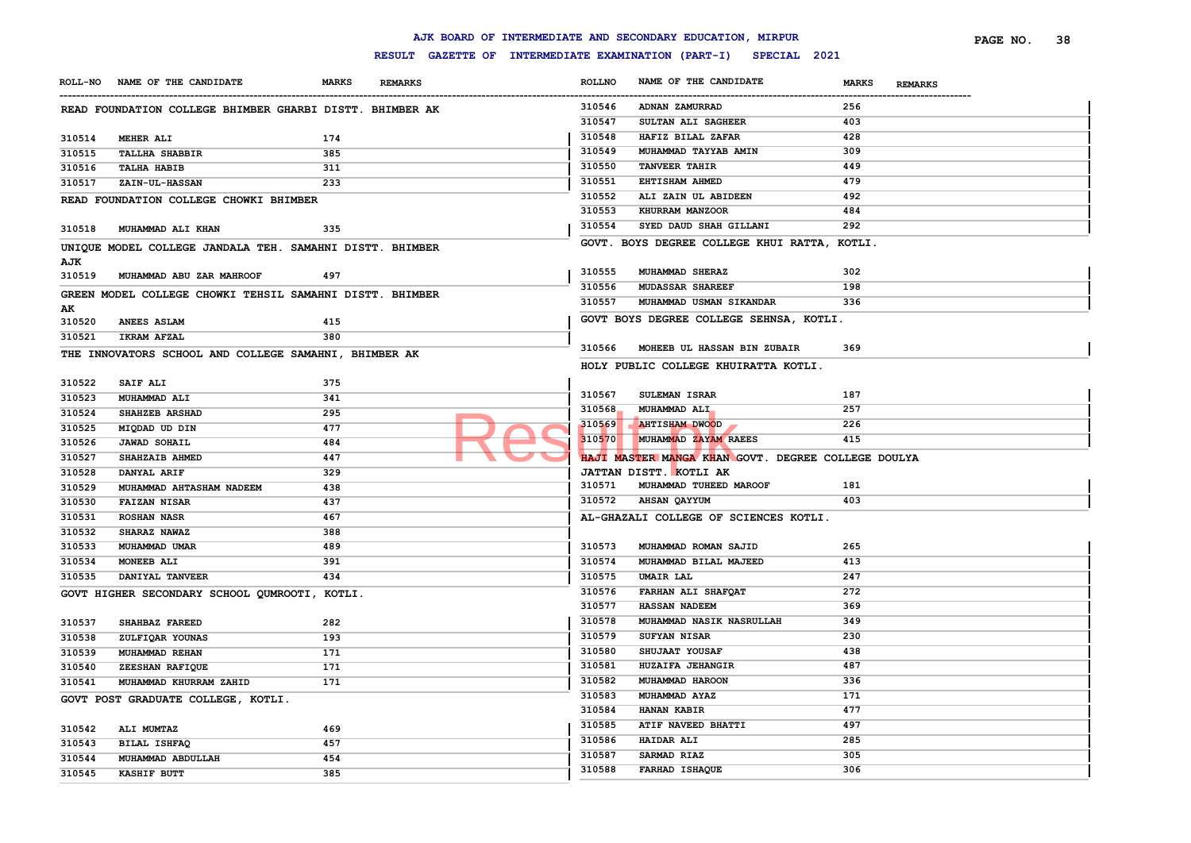# AJK BOARD OF INTERMEDIATE AND SECONDARY EDUCATION, MIRPUR

## RESULT GAZETTE OF INTERMEDIATE EXAMINATION (PART-I) SPECIAL 2021

**READ FOUNDATION COLLEGE BHIMBER GHARBI DISTT. BHIMBER AK**

| ROLL-NO | NAME OF THE CANDIDATE | MARKS | REMARKS |
|---|---|---|---|
| 310514 | MEHER ALI | 174 | |
| 310515 | TALLHA SHABBIR | 385 | |
| 310516 | TALHA HABIB | 311 | |
| 310517 | ZAIN-UL-HASSAN | 233 | |

**READ FOUNDATION COLLEGE CHOWKI BHIMBER**

| ROLL-NO | NAME OF THE CANDIDATE | MARKS | REMARKS |
|---|---|---|---|
| 310518 | MUHAMMAD ALI KHAN | 335 | |

**UNIQUE MODEL COLLEGE JANDALA TEH. SAMAHNI DISTT. BHIMBER AJK**

| ROLL-NO | NAME OF THE CANDIDATE | MARKS | REMARKS |
|---|---|---|---|
| 310519 | MUHAMMAD ABU ZAR MAHROOF | 497 | |

**GREEN MODEL COLLEGE CHOWKI TEHSIL SAMAHNI DISTT. BHIMBER AK**

| ROLL-NO | NAME OF THE CANDIDATE | MARKS | REMARKS |
|---|---|---|---|
| 310520 | ANEES ASLAM | 415 | |
| 310521 | IKRAM AFZAL | 380 | |

**THE INNOVATORS SCHOOL AND COLLEGE SAMAHNI, BHIMBER AK**

| ROLL-NO | NAME OF THE CANDIDATE | MARKS | REMARKS |
|---|---|---|---|
| 310522 | SAIF ALI | 375 | |
| 310523 | MUHAMMAD ALI | 341 | |
| 310524 | SHAHZEB ARSHAD | 295 | |
| 310525 | MIQDAD UD DIN | 477 | |
| 310526 | JAWAD SOHAIL | 484 | |
| 310527 | SHAHZAIB AHMED | 447 | |
| 310528 | DANYAL ARIF | 329 | |
| 310529 | MUHAMMAD AHTASHAM NADEEM | 438 | |
| 310530 | FAIZAN NISAR | 437 | |
| 310531 | ROSHAN NASR | 467 | |
| 310532 | SHARAZ NAWAZ | 388 | |
| 310533 | MUHAMMAD UMAR | 489 | |
| 310534 | MONEEB ALI | 391 | |
| 310535 | DANIYAL TANVEER | 434 | |

**GOVT HIGHER SECONDARY SCHOOL QUMROOTI, KOTLI.**

| ROLL-NO | NAME OF THE CANDIDATE | MARKS | REMARKS |
|---|---|---|---|
| 310537 | SHAHBAZ FAREED | 282 | |
| 310538 | ZULFIQAR YOUNAS | 193 | |
| 310539 | MUHAMMAD REHAN | 171 | |
| 310540 | ZEESHAN RAFIQUE | 171 | |
| 310541 | MUHAMMAD KHURRAM ZAHID | 171 | |

**GOVT POST GRADUATE COLLEGE, KOTLI.**

| ROLL-NO | NAME OF THE CANDIDATE | MARKS | REMARKS |
|---|---|---|---|
| 310542 | ALI MUMTAZ | 469 | |
| 310543 | BILAL ISHFAQ | 457 | |
| 310544 | MUHAMMAD ABDULLAH | 454 | |
| 310545 | KASHIF BUTT | 385 | |
| 310546 | ADNAN ZAMURRAD | 256 | |
| 310547 | SULTAN ALI SAGHEER | 403 | |
| 310548 | HAFIZ BILAL ZAFAR | 428 | |
| 310549 | MUHAMMAD TAYYAB AMIN | 309 | |
| 310550 | TANVEER TAHIR | 449 | |
| 310551 | EHTISHAM AHMED | 479 | |
| 310552 | ALI ZAIN UL ABIDEEN | 492 | |
| 310553 | KHURRAM MANZOOR | 484 | |
| 310554 | SYED DAUD SHAH GILLANI | 292 | |

**GOVT. BOYS DEGREE COLLEGE KHUI RATTA, KOTLI.**

| ROLL-NO | NAME OF THE CANDIDATE | MARKS | REMARKS |
|---|---|---|---|
| 310555 | MUHAMMAD SHERAZ | 302 | |
| 310556 | MUDASSAR SHAREEF | 198 | |
| 310557 | MUHAMMAD USMAN SIKANDAR | 336 | |

**GOVT BOYS DEGREE COLLEGE SEHNSA, KOTLI.**

| ROLL-NO | NAME OF THE CANDIDATE | MARKS | REMARKS |
|---|---|---|---|
| 310566 | MOHEEB UL HASSAN BIN ZUBAIR | 369 | |

**HOLY PUBLIC COLLEGE KHUIRATTA KOTLI.**

| ROLL-NO | NAME OF THE CANDIDATE | MARKS | REMARKS |
|---|---|---|---|
| 310567 | SULEMAN ISRAR | 187 | |
| 310568 | MUHAMMAD ALI | 257 | |
| 310569 | AHTISHAM DWOOD | 226 | |
| 310570 | MUHAMMAD ZAYAM RAEES | 415 | |

**HAJI MASTER MANGA KHAN GOVT. DEGREE COLLEGE DOULYA JATTAN DISTT. KOTLI AK**

| ROLL-NO | NAME OF THE CANDIDATE | MARKS | REMARKS |
|---|---|---|---|
| 310571 | MUHAMMAD TUHEED MAROOF | 181 | |
| 310572 | AHSAN QAYYUM | 403 | |

**AL-GHAZALI COLLEGE OF SCIENCES KOTLI.**

| ROLL-NO | NAME OF THE CANDIDATE | MARKS | REMARKS |
|---|---|---|---|
| 310573 | MUHAMMAD ROMAN SAJID | 265 | |
| 310574 | MUHAMMAD BILAL MAJEED | 413 | |
| 310575 | UMAIR LAL | 247 | |
| 310576 | FARHAN ALI SHAFQAT | 272 | |
| 310577 | HASSAN NADEEM | 369 | |
| 310578 | MUHAMMAD NASIK NASRULLAH | 349 | |
| 310579 | SUFYAN NISAR | 230 | |
| 310580 | SHUJAAT YOUSAF | 438 | |
| 310581 | HUZAIFA JEHANGIR | 487 | |
| 310582 | MUHAMMAD HAROON | 336 | |
| 310583 | MUHAMMAD AYAZ | 171 | |
| 310584 | HANAN KABIR | 477 | |
| 310585 | ATIF NAVEED BHATTI | 497 | |
| 310586 | HAIDAR ALI | 285 | |
| 310587 | SARMAD RIAZ | 305 | |
| 310588 | FARHAD ISHAQUE | 306 | |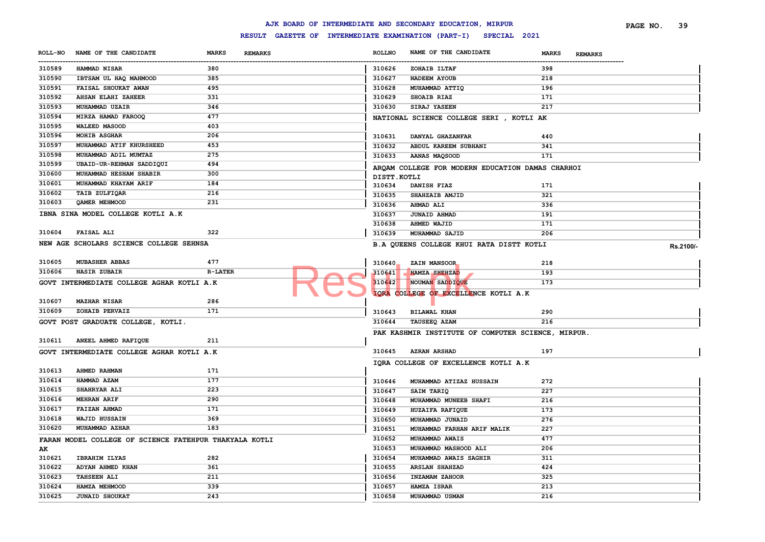# AJK BOARD OF INTERMEDIATE AND SECONDARY EDUCATION, MIRPUR

## RESULT GAZETTE OF INTERMEDIATE EXAMINATION (PART-I) SPECIAL 2021

| ROLL-NO | NAME OF THE CANDIDATE | MARKS | REMARKS |
|---|---|---|---|
| 310589 | HAMMAD NISAR | 380 | |
| 310590 | IBTSAM UL HAQ MAHMOOD | 385 | |
| 310591 | FAISAL SHOUKAT AWAN | 495 | |
| 310592 | AHSAN ELAHI ZAHEER | 331 | |
| 310593 | MUHAMMAD UZAIR | 346 | |
| 310594 | MIRZA HAMAD FAROOQ | 477 | |
| 310595 | WALEED MASOOD | 403 | |
| 310596 | MOHIB ASGHAR | 206 | |
| 310597 | MUHAMMAD ATIF KHURSHEED | 453 | |
| 310598 | MUHAMMAD ADIL MUMTAZ | 275 | |
| 310599 | UBAID-UR-REHMAN SADDIQUI | 494 | |
| 310600 | MUHAMMAD HESHAM SHABIR | 300 | |
| 310601 | MUHAMMAD KHAYAM ARIF | 184 | |
| 310602 | TAIB ZULFIQAR | 216 | |
| 310603 | QAMER MEHMOOD | 231 | |

**IBNA SINA MODEL COLLEGE KOTLI A.K**

| ROLL-NO | NAME OF THE CANDIDATE | MARKS | REMARKS |
|---|---|---|---|
| 310604 | FAISAL ALI | 322 | |

**NEW AGE SCHOLARS SCIENCE COLLEGE SEHNSA**

| ROLL-NO | NAME OF THE CANDIDATE | MARKS | REMARKS |
|---|---|---|---|
| 310605 | MUBASHER ABBAS | 477 | |
| 310606 | NASIR ZUBAIR | R-LATER | |

**GOVT INTERMEDIATE COLLEGE AGHAR KOTLI A.K**

| ROLL-NO | NAME OF THE CANDIDATE | MARKS | REMARKS |
|---|---|---|---|
| 310607 | MAZHAR NISAR | 286 | |
| 310609 | ZOHAIB PERVAIZ | 171 | |

**GOVT POST GRADUATE COLLEGE, KOTLI.**

| ROLL-NO | NAME OF THE CANDIDATE | MARKS | REMARKS |
|---|---|---|---|
| 310611 | ANEEL AHMED RAFIQUE | 211 | |

**GOVT INTERMEDIATE COLLEGE AGHAR KOTLI A.K**

| ROLL-NO | NAME OF THE CANDIDATE | MARKS | REMARKS |
|---|---|---|---|
| 310613 | AHMED RAHMAN | 171 | |
| 310614 | HAMMAD AZAM | 177 | |
| 310615 | SHAHRYAR ALI | 223 | |
| 310616 | MEHRAN ARIF | 290 | |
| 310617 | FAIZAN AHMAD | 171 | |
| 310618 | WAJID HUSSAIN | 369 | |
| 310620 | MUHAMMAD AZHAR | 183 | |

**FARAN MODEL COLLEGE OF SCIENCE FATEHPUR THAKYALA KOTLI AK**

| ROLL-NO | NAME OF THE CANDIDATE | MARKS | REMARKS |
|---|---|---|---|
| 310621 | IBRAHIM ILYAS | 282 | |
| 310622 | ADYAN AHMED KHAN | 361 | |
| 310623 | TAHSEEN ALI | 211 | |
| 310624 | HAMZA MEHMOOD | 339 | |
| 310625 | JUNAID SHOUKAT | 243 | |
| 310626 | ZOHAIB ILTAF | 398 | |
| 310627 | NADEEM AYOUB | 218 | |
| 310628 | MUHAMMAD ATTIQ | 196 | |
| 310629 | SHOAIB RIAZ | 171 | |
| 310630 | SIRAJ YASEEN | 217 | |

**NATIONAL SCIENCE COLLEGE SERI , KOTLI AK**

| ROLL-NO | NAME OF THE CANDIDATE | MARKS | REMARKS |
|---|---|---|---|
| 310631 | DANYAL GHAZANFAR | 440 | |
| 310632 | ABDUL KAREEM SUBHANI | 341 | |
| 310633 | AANAS MAQSOOD | 171 | |

**ARQAM COLLEGE FOR MODERN EDUCATION DAMAS CHARHOI DISTT.KOTLI**

| ROLL-NO | NAME OF THE CANDIDATE | MARKS | REMARKS |
|---|---|---|---|
| 310634 | DANISH FIAZ | 171 | |
| 310635 | SHAHZAIB AMJID | 321 | |
| 310636 | AHMAD ALI | 336 | |
| 310637 | JUNAID AHMAD | 191 | |
| 310638 | AHMED WAJID | 171 | |
| 310639 | MUHAMMAD SAJID | 206 | |

**B.A QUEENS COLLEGE KHUI RATA DISTT KOTLI** Rs.2100/-

| ROLL-NO | NAME OF THE CANDIDATE | MARKS | REMARKS |
|---|---|---|---|
| 310640 | ZAIN MANSOOR | 218 | |
| 310641 | HAMZA SHEHZAD | 193 | |
| 310642 | NOUMAN SADDIQUE | 173 | |

**IQRA COLLEGE OF EXCELLENCE KOTLI A.K**

| ROLL-NO | NAME OF THE CANDIDATE | MARKS | REMARKS |
|---|---|---|---|
| 310643 | BILAWAL KHAN | 290 | |
| 310644 | TAUSEEQ AZAM | 216 | |

**PAK KASHMIR INSTITUTE OF COMPUTER SCIENCE, MIRPUR.**

| ROLL-NO | NAME OF THE CANDIDATE | MARKS | REMARKS |
|---|---|---|---|
| 310645 | AZRAN ARSHAD | 197 | |

**IQRA COLLEGE OF EXCELLENCE KOTLI A.K**

| ROLL-NO | NAME OF THE CANDIDATE | MARKS | REMARKS |
|---|---|---|---|
| 310646 | MUHAMMAD ATIZAZ HUSSAIN | 272 | |
| 310647 | SAIM TARIQ | 227 | |
| 310648 | MUHAMMAD MUNEEB SHAFI | 216 | |
| 310649 | HUZAIFA RAFIQUE | 173 | |
| 310650 | MUHAMMAD JUNAID | 276 | |
| 310651 | MUHAMMAD FARHAN ARIF MALIK | 227 | |
| 310652 | MUHAMMAD AWAIS | 477 | |
| 310653 | MUHAMMAD MASHOOD ALI | 206 | |
| 310654 | MUHAMMAD AWAIS SAGHIR | 311 | |
| 310655 | ARSLAN SHAHZAD | 424 | |
| 310656 | INZAMAM ZAHOOR | 325 | |
| 310657 | HAMZA ISRAR | 213 | |
| 310658 | MUHAMMAD USMAN | 216 | |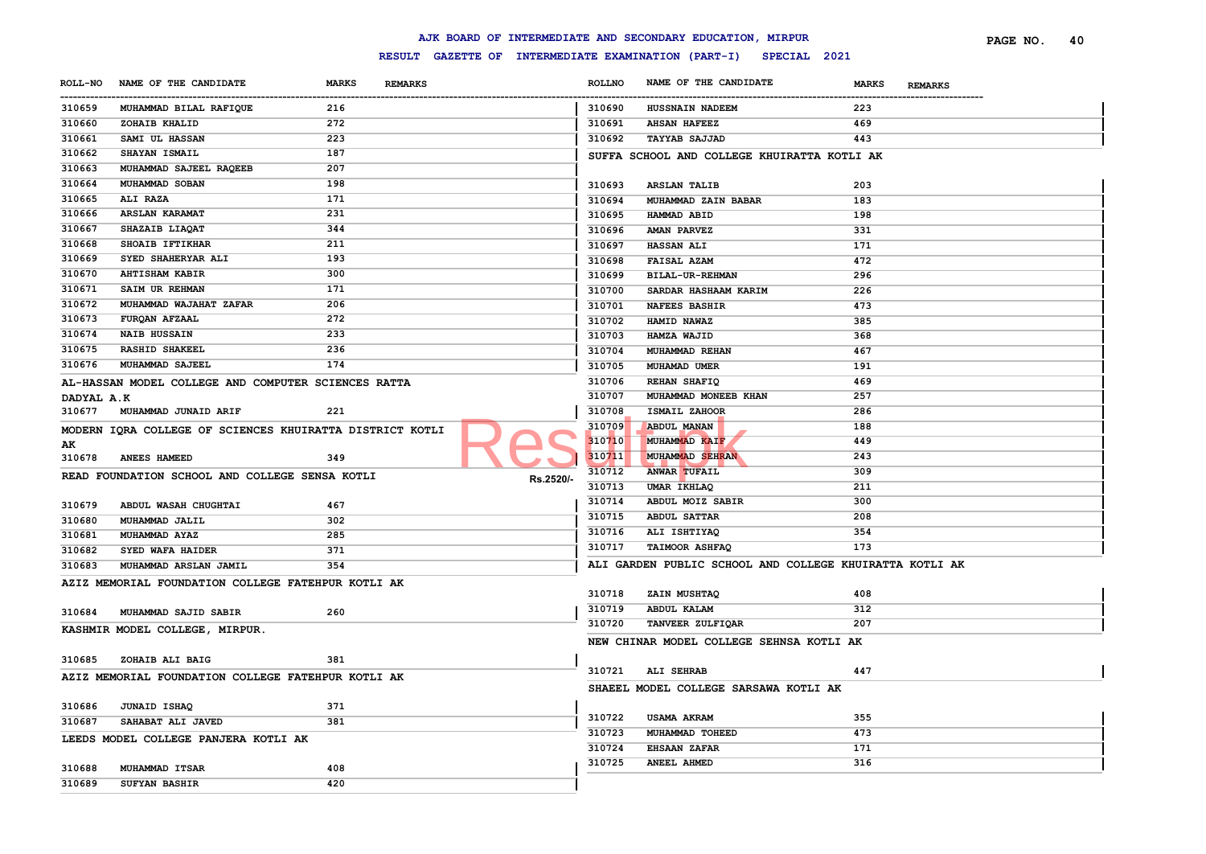# AJK BOARD OF INTERMEDIATE AND SECONDARY EDUCATION, MIRPUR

## RESULT GAZETTE OF INTERMEDIATE EXAMINATION (PART-I) SPECIAL 2021

| ROLL-NO | NAME OF THE CANDIDATE | MARKS | REMARKS |
|---|---|---|---|
| 310659 | MUHAMMAD BILAL RAFIQUE | 216 | |
| 310660 | ZOHAIB KHALID | 272 | |
| 310661 | SAMI UL HASSAN | 223 | |
| 310662 | SHAYAN ISMAIL | 187 | |
| 310663 | MUHAMMAD SAJEEL RAQEEB | 207 | |
| 310664 | MUHAMMAD SOBAN | 198 | |
| 310665 | ALI RAZA | 171 | |
| 310666 | ARSLAN KARAMAT | 231 | |
| 310667 | SHAZAIB LIAQAT | 344 | |
| 310668 | SHOAIB IFTIKHAR | 211 | |
| 310669 | SYED SHAHERYAR ALI | 193 | |
| 310670 | AHTISHAM KABIR | 300 | |
| 310671 | SAIM UR REHMAN | 171 | |
| 310672 | MUHAMMAD WAJAHAT ZAFAR | 206 | |
| 310673 | FURQAN AFZAAL | 272 | |
| 310674 | NAIB HUSSAIN | 233 | |
| 310675 | RASHID SHAKEEL | 236 | |
| 310676 | MUHAMMAD SAJEEL | 174 | |

**AL-HASSAN MODEL COLLEGE AND COMPUTER SCIENCES RATTA DADYAL A.K**

| ROLL-NO | NAME OF THE CANDIDATE | MARKS | REMARKS |
|---|---|---|---|
| 310677 | MUHAMMAD JUNAID ARIF | 221 | |

**MODERN IQRA COLLEGE OF SCIENCES KHUIRATTA DISTRICT KOTLI AK**

| ROLL-NO | NAME OF THE CANDIDATE | MARKS | REMARKS |
|---|---|---|---|
| 310678 | ANEES HAMEED | 349 | |

**READ FOUNDATION SCHOOL AND COLLEGE SENSA KOTLI**

| ROLL-NO | NAME OF THE CANDIDATE | MARKS | REMARKS |
|---|---|---|---|
| 310679 | ABDUL WASAH CHUGHTAI | 467 | |
| 310680 | MUHAMMAD JALIL | 302 | |
| 310681 | MUHAMMAD AYAZ | 285 | |
| 310682 | SYED WAFA HAIDER | 371 | |
| 310683 | MUHAMMAD ARSLAN JAMIL | 354 | |

**AZIZ MEMORIAL FOUNDATION COLLEGE FATEHPUR KOTLI AK**

| ROLL-NO | NAME OF THE CANDIDATE | MARKS | REMARKS |
|---|---|---|---|
| 310684 | MUHAMMAD SAJID SABIR | 260 | |

**KASHMIR MODEL COLLEGE, MIRPUR.**

| ROLL-NO | NAME OF THE CANDIDATE | MARKS | REMARKS |
|---|---|---|---|
| 310685 | ZOHAIB ALI BAIG | 381 | |

**AZIZ MEMORIAL FOUNDATION COLLEGE FATEHPUR KOTLI AK**

| ROLL-NO | NAME OF THE CANDIDATE | MARKS | REMARKS |
|---|---|---|---|
| 310686 | JUNAID ISHAQ | 371 | |
| 310687 | SAHABAT ALI JAVED | 381 | |

**LEEDS MODEL COLLEGE PANJERA KOTLI AK**

| ROLL-NO | NAME OF THE CANDIDATE | MARKS | REMARKS |
|---|---|---|---|
| 310688 | MUHAMMAD ITSAR | 408 | |
| 310689 | SUFYAN BASHIR | 420 | |
| 310690 | HUSSNAIN NADEEM | 223 | |
| 310691 | AHSAN HAFEEZ | 469 | |
| 310692 | TAYYAB SAJJAD | 443 | |

**SUFFA SCHOOL AND COLLEGE KHUIRATTA KOTLI AK**

| ROLL-NO | NAME OF THE CANDIDATE | MARKS | REMARKS |
|---|---|---|---|
| 310693 | ARSLAN TALIB | 203 | |
| 310694 | MUHAMMAD ZAIN BABAR | 183 | |
| 310695 | HAMMAD ABID | 198 | |
| 310696 | AMAN PARVEZ | 331 | |
| 310697 | HASSAN ALI | 171 | |
| 310698 | FAISAL AZAM | 472 | |
| 310699 | BILAL-UR-REHMAN | 296 | |
| 310700 | SARDAR HASHAAM KARIM | 226 | |
| 310701 | NAFEES BASHIR | 473 | |
| 310702 | HAMID NAWAZ | 385 | |
| 310703 | HAMZA WAJID | 368 | |
| 310704 | MUHAMMAD REHAN | 467 | |
| 310705 | MUHAMAD UMER | 191 | |
| 310706 | REHAN SHAFIQ | 469 | |
| 310707 | MUHAMMAD MONEEB KHAN | 257 | |
| 310708 | ISMAIL ZAHOOR | 286 | |
| 310709 | ABDUL MANAN | 188 | |
| 310710 | MUHAMMAD KAIF | 449 | |
| 310711 | MUHAMMAD SEHRAN | 243 | |
| 310712 | ANWAR TUFAIL | 309 | |
| 310713 | UMAR IKHLAQ | 211 | |
| 310714 | ABDUL MOIZ SABIR | 300 | |
| 310715 | ABDUL SATTAR | 208 | |
| 310716 | ALI ISHTIYAQ | 354 | |
| 310717 | TAIMOOR ASHFAQ | 173 | |

**ALI GARDEN PUBLIC SCHOOL AND COLLEGE KHUIRATTA KOTLI AK**

| ROLL-NO | NAME OF THE CANDIDATE | MARKS | REMARKS |
|---|---|---|---|
| 310718 | ZAIN MUSHTAQ | 408 | |
| 310719 | ABDUL KALAM | 312 | |
| 310720 | TANVEER ZULFIQAR | 207 | |

**NEW CHINAR MODEL COLLEGE SEHNSA KOTLI AK**

| ROLL-NO | NAME OF THE CANDIDATE | MARKS | REMARKS |
|---|---|---|---|
| 310721 | ALI SEHRAB | 447 | |

**SHAEEL MODEL COLLEGE SARSAWA KOTLI AK**

| ROLL-NO | NAME OF THE CANDIDATE | MARKS | REMARKS |
|---|---|---|---|
| 310722 | USAMA AKRAM | 355 | |
| 310723 | MUHAMMAD TOHEED | 473 | |
| 310724 | EHSAAN ZAFAR | 171 | |
| 310725 | ANEEL AHMED | 316 | |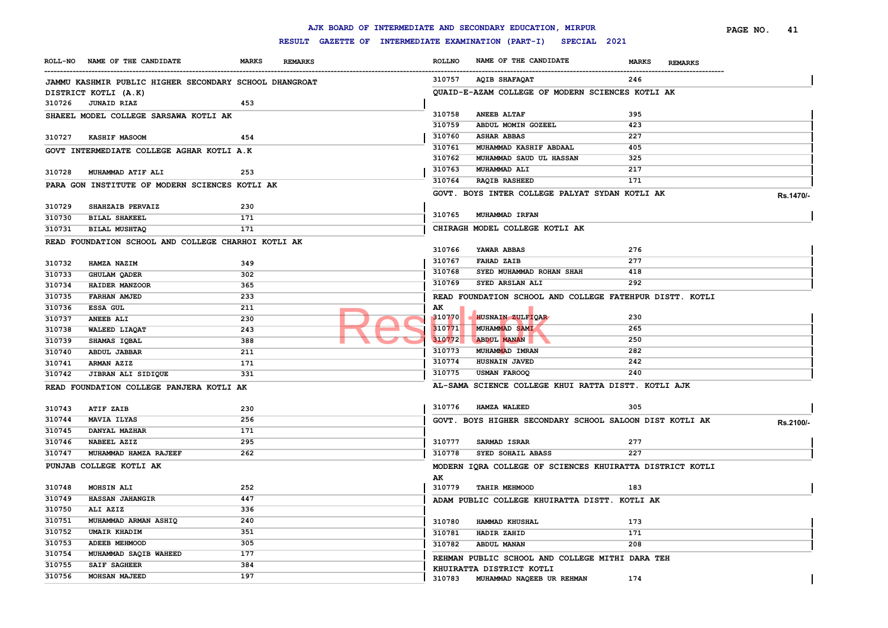AJK BOARD OF INTERMEDIATE AND SECONDARY EDUCATION, MIRPUR

RESULT GAZETTE OF INTERMEDIATE EXAMINATION (PART-I) SPECIAL 2021

| ROLL-NO | NAME OF THE CANDIDATE | MARKS | REMARKS |
|---|---|---|---|
| **JAMMU KASHMIR PUBLIC HIGHER SECONDARY SCHOOL DHANGROAT DISTRICT KOTLI (A.K)** | | | |
| 310726 | JUNAID RIAZ | 453 | |
| **SHAEEL MODEL COLLEGE SARSAWA KOTLI AK** | | | |
| 310727 | KASHIF MASOOM | 454 | |
| **GOVT INTERMEDIATE COLLEGE AGHAR KOTLI A.K** | | | |
| 310728 | MUHAMMAD ATIF ALI | 253 | |
| **PARA GON INSTITUTE OF MODERN SCIENCES KOTLI AK** | | | |
| 310729 | SHAHZAIB PERVAIZ | 230 | |
| 310730 | BILAL SHAKEEL | 171 | |
| 310731 | BILAL MUSHTAQ | 171 | |
| **READ FOUNDATION SCHOOL AND COLLEGE CHARHOI KOTLI AK** | | | |
| 310732 | HAMZA NAZIM | 349 | |
| 310733 | GHULAM QADER | 302 | |
| 310734 | HAIDER MANZOOR | 365 | |
| 310735 | FARHAN AMJED | 233 | |
| 310736 | ESSA GUL | 211 | |
| 310737 | ANEEB ALI | 230 | |
| 310738 | WALEED LIAQAT | 243 | |
| 310739 | SHAMAS IQBAL | 388 | |
| 310740 | ABDUL JABBAR | 211 | |
| 310741 | ARMAN AZIZ | 171 | |
| 310742 | JIBRAN ALI SIDIQUE | 331 | |
| **READ FOUNDATION COLLEGE PANJERA KOTLI AK** | | | |
| 310743 | ATIF ZAIB | 230 | |
| 310744 | MAVIA ILYAS | 256 | |
| 310745 | DANYAL MAZHAR | 171 | |
| 310746 | NABEEL AZIZ | 295 | |
| 310747 | MUHAMMAD HAMZA RAJEEF | 262 | |
| **PUNJAB COLLEGE KOTLI AK** | | | |
| 310748 | MOHSIN ALI | 252 | |
| 310749 | HASSAN JAHANGIR | 447 | |
| 310750 | ALI AZIZ | 336 | |
| 310751 | MUHAMMAD ARMAN ASHIQ | 240 | |
| 310752 | UMAIR KHADIM | 351 | |
| 310753 | ADEEB MEHMOOD | 305 | |
| 310754 | MUHAMMAD SAQIB WAHEED | 177 | |
| 310755 | SAIF SAGHEER | 384 | |
| 310756 | MOHSAN MAJEED | 197 | |
| 310757 | AQIB SHAFAQAT | 246 | |
| **QUAID-E-AZAM COLLEGE OF MODERN SCIENCES KOTLI AK** | | | |
| 310758 | ANEEB ALTAF | 395 | |
| 310759 | ABDUL MOMIN GOZEEL | 423 | |
| 310760 | ASHAR ABBAS | 227 | |
| 310761 | MUHAMMAD KASHIF ABDAAL | 405 | |
| 310762 | MUHAMMAD SAUD UL HASSAN | 325 | |
| 310763 | MUHAMMAD ALI | 217 | |
| 310764 | RAQIB RASHEED | 171 | |
| **GOVT. BOYS INTER COLLEGE PALYAT SYDAN KOTLI AK** | | | Rs.1470/- |
| 310765 | MUHAMMAD IRFAN | | |
| **CHIRAGH MODEL COLLEGE KOTLI AK** | | | |
| 310766 | YAWAR ABBAS | 276 | |
| 310767 | FAHAD ZAIB | 277 | |
| 310768 | SYED MUHAMMAD ROHAN SHAH | 418 | |
| 310769 | SYED ARSLAN ALI | 292 | |
| **READ FOUNDATION SCHOOL AND COLLEGE FATEHPUR DISTT. KOTLI AK** | | | |
| 310770 | HUSNAIN ZULFIQAR | 230 | |
| 310771 | MUHAMMAD SAMI | 265 | |
| 310772 | ABDUL MANAN | 250 | |
| 310773 | MUHAMMAD IMRAN | 282 | |
| 310774 | HUSNAIN JAVED | 242 | |
| 310775 | USMAN FAROOQ | 240 | |
| **AL-SAMA SCIENCE COLLEGE KHUI RATTA DISTT. KOTLI AJK** | | | |
| 310776 | HAMZA WALEED | 305 | |
| **GOVT. BOYS HIGHER SECONDARY SCHOOL SALOON DIST KOTLI AK** | | | Rs.2100/- |
| 310777 | SARMAD ISRAR | 277 | |
| 310778 | SYED SOHAIL ABASS | 227 | |
| **MODERN IQRA COLLEGE OF SCIENCES KHUIRATTA DISTRICT KOTLI AK** | | | |
| 310779 | TAHIR MEHMOOD | 183 | |
| **ADAM PUBLIC COLLEGE KHUIRATTA DISTT. KOTLI AK** | | | |
| 310780 | HAMMAD KHUSHAL | 173 | |
| 310781 | HADIR ZAHID | 171 | |
| 310782 | ABDUL MANAN | 208 | |
| **REHMAN PUBLIC SCHOOL AND COLLEGE MITHI DARA TEH KHUIRATTA DISTRICT KOTLI** | | | |
| 310783 | MUHAMMAD NAQEEB UR REHMAN | 174 | |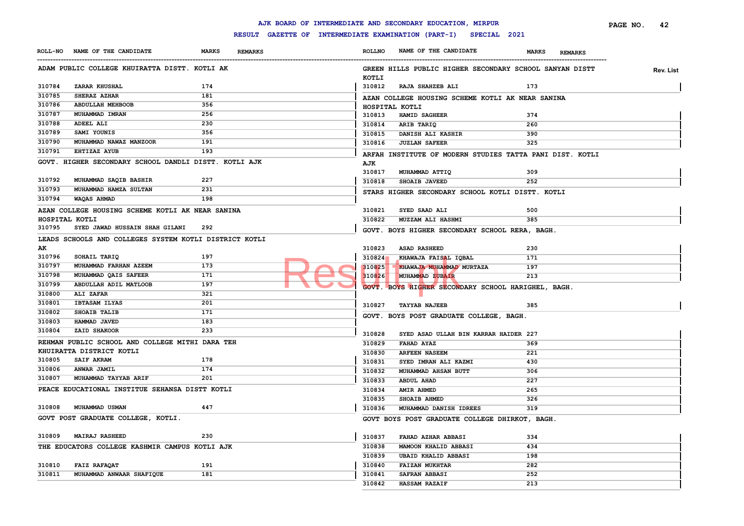# AJK BOARD OF INTERMEDIATE AND SECONDARY EDUCATION, MIRPUR

## RESULT GAZETTE OF INTERMEDIATE EXAMINATION (PART-I) SPECIAL 2021

Rev. List

### ADAM PUBLIC COLLEGE KHUIRATTA DISTT. KOTLI AK

| ROLL-NO | NAME OF THE CANDIDATE | MARKS | REMARKS |
|---|---|---|---|
| 310784 | ZARAR KHUSHAL | 174 | |
| 310785 | SHERAZ AZHAR | 181 | |
| 310786 | ABDULLAH MEHBOOB | 356 | |
| 310787 | MUHAMMAD IMRAN | 256 | |
| 310788 | ADEEL ALI | 230 | |
| 310789 | SAMI YOUNIS | 356 | |
| 310790 | MUHAMMAD NAWAZ MANZOOR | 191 | |
| 310791 | EHTIZAZ AYUB | 193 | |

### GOVT. HIGHER SECONDARY SCHOOL DANDLI DISTT. KOTLI AJK

| ROLL-NO | NAME OF THE CANDIDATE | MARKS | REMARKS |
|---|---|---|---|
| 310792 | MUHAMMAD SAQIB BASHIR | 227 | |
| 310793 | MUHAMMAD HAMZA SULTAN | 231 | |
| 310794 | WAQAS AHMAD | 198 | |

### AZAN COLLEGE HOUSING SCHEME KOTLI AK NEAR SANINA HOSPITAL KOTLI

| ROLL-NO | NAME OF THE CANDIDATE | MARKS | REMARKS |
|---|---|---|---|
| 310795 | SYED JAWAD HUSSAIN SHAH GILANI | 292 | |

### LEADS SCHOOLS AND COLLEGES SYSTEM KOTLI DISTRICT KOTLI AK

| ROLL-NO | NAME OF THE CANDIDATE | MARKS | REMARKS |
|---|---|---|---|
| 310796 | SOHAIL TARIQ | 197 | |
| 310797 | MUHAMMAD FARHAN AZEEM | 173 | |
| 310798 | MUHAMMAD QAIS SAFEER | 171 | |
| 310799 | ABDULLAH ADIL MATLOOB | 197 | |
| 310800 | ALI ZAFAR | 321 | |
| 310801 | IBTASAM ILYAS | 201 | |
| 310802 | SHOAIB TALIB | 171 | |
| 310803 | HAMMAD JAVED | 183 | |
| 310804 | ZAID SHAKOOR | 233 | |

### REHMAN PUBLIC SCHOOL AND COLLEGE MITHI DARA TEH KHUIRATTA DISTRICT KOTLI

| ROLL-NO | NAME OF THE CANDIDATE | MARKS | REMARKS |
|---|---|---|---|
| 310805 | SAIF AKRAM | 178 | |
| 310806 | ANWAR JAMIL | 174 | |
| 310807 | MUHAMMAD TAYYAB ARIF | 201 | |

### PEACE EDUCATIONAL INSTITUE SEHANSA DISTT KOTLI

| ROLL-NO | NAME OF THE CANDIDATE | MARKS | REMARKS |
|---|---|---|---|
| 310808 | MUHAMMAD USMAN | 447 | |

### GOVT POST GRADUATE COLLEGE, KOTLI.

| ROLL-NO | NAME OF THE CANDIDATE | MARKS | REMARKS |
|---|---|---|---|
| 310809 | MAIRAJ RASHEED | 230 | |

### THE EDUCATORS COLLEGE KASHMIR CAMPUS KOTLI AJK

| ROLL-NO | NAME OF THE CANDIDATE | MARKS | REMARKS |
|---|---|---|---|
| 310810 | FAIZ RAFAQAT | 191 | |
| 310811 | MUHAMMAD ANWAAR SHAFIQUE | 181 | |

### GREEN HILLS PUBLIC HIGHER SECONDARY SCHOOL SANYAN DISTT KOTLI

| ROLLNO | NAME OF THE CANDIDATE | MARKS | REMARKS |
|---|---|---|---|
| 310812 | RAJA SHAHZEB ALI | 173 | |

### AZAN COLLEGE HOUSING SCHEME KOTLI AK NEAR SANINA HOSPITAL KOTLI

| ROLLNO | NAME OF THE CANDIDATE | MARKS | REMARKS |
|---|---|---|---|
| 310813 | HAMID SAGHEER | 374 | |
| 310814 | ARIB TARIQ | 260 | |
| 310815 | DANISH ALI KASHIR | 390 | |
| 310816 | JUZLAN SAFEER | 325 | |

### ARFAH INSTITUTE OF MODERN STUDIES TATTA PANI DIST. KOTLI AJK

| ROLLNO | NAME OF THE CANDIDATE | MARKS | REMARKS |
|---|---|---|---|
| 310817 | MUHAMMAD ATTIQ | 309 | |
| 310818 | SHOAIB JAVEED | 252 | |

### STARS HIGHER SECONDARY SCHOOL KOTLI DISTT. KOTLI

| ROLLNO | NAME OF THE CANDIDATE | MARKS | REMARKS |
|---|---|---|---|
| 310821 | SYED SAAD ALI | 500 | |
| 310822 | MUZZAM ALI HASHMI | 385 | |

### GOVT. BOYS HIGHER SECONDARY SCHOOL RERA, BAGH.

| ROLLNO | NAME OF THE CANDIDATE | MARKS | REMARKS |
|---|---|---|---|
| 310823 | ASAD RASHEED | 230 | |
| 310824 | KHAWAJA FAISAL IQBAL | 171 | |
| 310825 | KHAWAJA MUHAMMAD MURTAZA | 197 | |
| 310826 | MUHAMMAD ZUBAIR | 213 | |

### GOVT. BOYS HIGHER SECONDARY SCHOOL HARIGHEL, BAGH.

| ROLLNO | NAME OF THE CANDIDATE | MARKS | REMARKS |
|---|---|---|---|
| 310827 | TAYYAB NAJEEB | 385 | |

### GOVT. BOYS POST GRADUATE COLLEGE, BAGH.

| ROLLNO | NAME OF THE CANDIDATE | MARKS | REMARKS |
|---|---|---|---|
| 310828 | SYED ASAD ULLAH BIN KARRAR HAIDER | 227 | |
| 310829 | FAHAD AYAZ | 369 | |
| 310830 | ARFEEN NASEEM | 221 | |
| 310831 | SYED IMRAN ALI KAZMI | 430 | |
| 310832 | MUHAMMAD AHSAN BUTT | 306 | |
| 310833 | ABDUL AHAD | 227 | |
| 310834 | AMIR AHMED | 265 | |
| 310835 | SHOAIB AHMED | 326 | |
| 310836 | MUHAMMAD DANISH IDREES | 319 | |

### GOVT BOYS POST GRADUATE COLLEGE DHIRKOT, BAGH.

| ROLLNO | NAME OF THE CANDIDATE | MARKS | REMARKS |
|---|---|---|---|
| 310837 | FAHAD AZHAR ABBASI | 334 | |
| 310838 | MAMOON KHALID ABBASI | 434 | |
| 310839 | UBAID KHALID ABBASI | 198 | |
| 310840 | FAIZAN MUKHTAR | 282 | |
| 310841 | SAFRAN ABBASI | 252 | |
| 310842 | HASSAM RAZAIF | 213 | |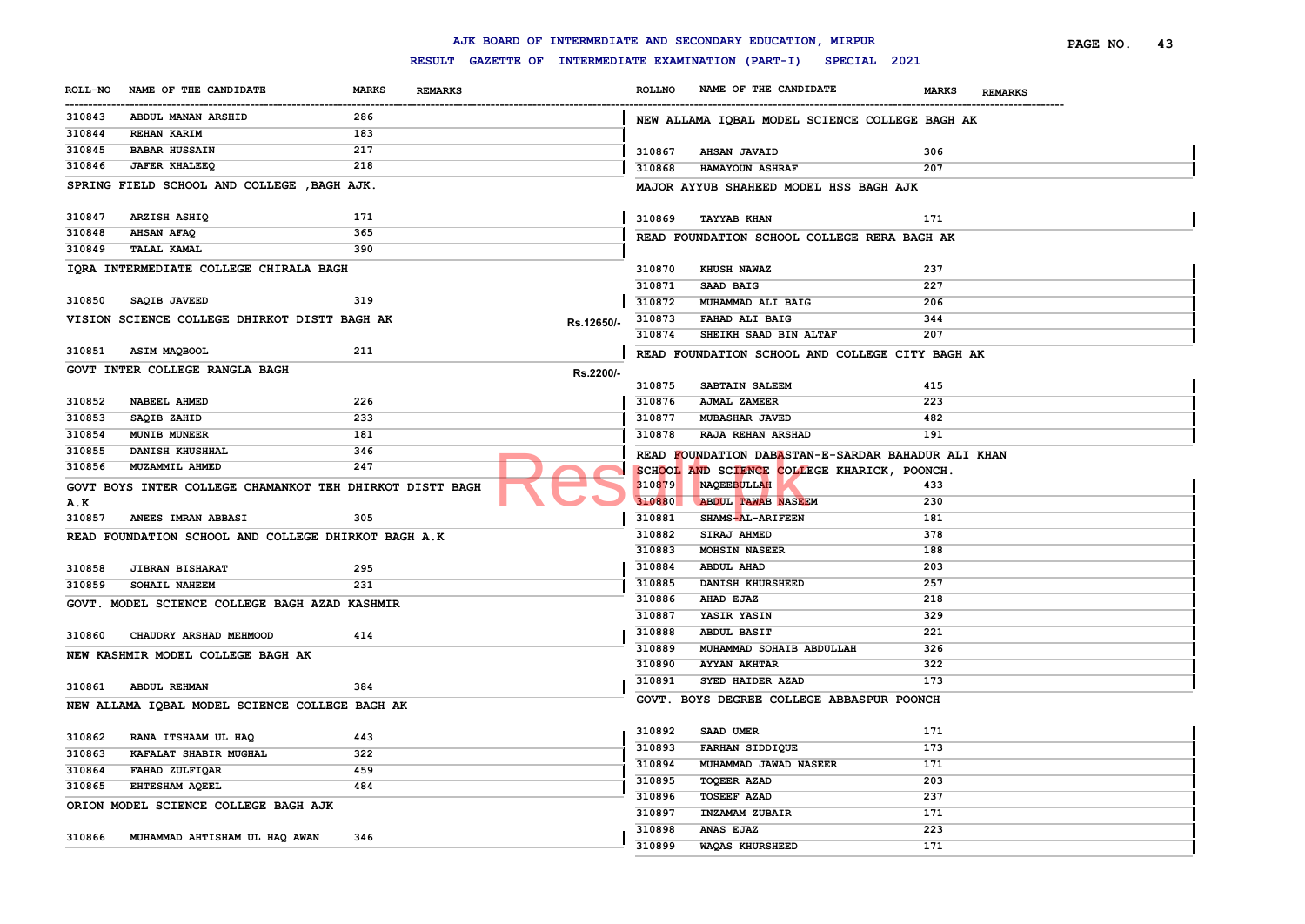# AJK BOARD OF INTERMEDIATE AND SECONDARY EDUCATION, MIRPUR

## RESULT GAZETTE OF INTERMEDIATE EXAMINATION (PART-I) SPECIAL 2021

| ROLL-NO | NAME OF THE CANDIDATE | MARKS | REMARKS |
|---|---|---|---|
| 310843 | ABDUL MANAN ARSHID | 286 | |
| 310844 | REHAN KARIM | 183 | |
| 310845 | BABAR HUSSAIN | 217 | |
| 310846 | JAFER KHALEEQ | 218 | |

**SPRING FIELD SCHOOL AND COLLEGE ,BAGH AJK.**

| ROLL-NO | NAME OF THE CANDIDATE | MARKS | REMARKS |
|---|---|---|---|
| 310847 | ARZISH ASHIQ | 171 | |
| 310848 | AHSAN AFAQ | 365 | |
| 310849 | TALAL KAMAL | 390 | |

**IQRA INTERMEDIATE COLLEGE CHIRALA BAGH**

| ROLL-NO | NAME OF THE CANDIDATE | MARKS | REMARKS |
|---|---|---|---|
| 310850 | SAQIB JAVEED | 319 | |

**VISION SCIENCE COLLEGE DHIRKOT DISTT BAGH AK** Rs.12650/-

| ROLL-NO | NAME OF THE CANDIDATE | MARKS | REMARKS |
|---|---|---|---|
| 310851 | ASIM MAQBOOL | 211 | |

**GOVT INTER COLLEGE RANGLA BAGH** Rs.2200/-

| ROLL-NO | NAME OF THE CANDIDATE | MARKS | REMARKS |
|---|---|---|---|
| 310852 | NABEEL AHMED | 226 | |
| 310853 | SAQIB ZAHID | 233 | |
| 310854 | MUNIB MUNEER | 181 | |
| 310855 | DANISH KHUSHHAL | 346 | |
| 310856 | MUZAMMIL AHMED | 247 | |

**GOVT BOYS INTER COLLEGE CHAMANKOT TEH DHIRKOT DISTT BAGH A.K**

| ROLL-NO | NAME OF THE CANDIDATE | MARKS | REMARKS |
|---|---|---|---|
| 310857 | ANEES IMRAN ABBASI | 305 | |

**READ FOUNDATION SCHOOL AND COLLEGE DHIRKOT BAGH A.K**

| ROLL-NO | NAME OF THE CANDIDATE | MARKS | REMARKS |
|---|---|---|---|
| 310858 | JIBRAN BISHARAT | 295 | |
| 310859 | SOHAIL NAHEEM | 231 | |

**GOVT. MODEL SCIENCE COLLEGE BAGH AZAD KASHMIR**

| ROLL-NO | NAME OF THE CANDIDATE | MARKS | REMARKS |
|---|---|---|---|
| 310860 | CHAUDRY ARSHAD MEHMOOD | 414 | |

**NEW KASHMIR MODEL COLLEGE BAGH AK**

| ROLL-NO | NAME OF THE CANDIDATE | MARKS | REMARKS |
|---|---|---|---|
| 310861 | ABDUL REHMAN | 384 | |

**NEW ALLAMA IQBAL MODEL SCIENCE COLLEGE BAGH AK**

| ROLL-NO | NAME OF THE CANDIDATE | MARKS | REMARKS |
|---|---|---|---|
| 310862 | RANA ITSHAAM UL HAQ | 443 | |
| 310863 | KAFALAT SHABIR MUGHAL | 322 | |
| 310864 | FAHAD ZULFIQAR | 459 | |
| 310865 | EHTESHAM AQEEL | 484 | |

**ORION MODEL SCIENCE COLLEGE BAGH AJK**

| ROLL-NO | NAME OF THE CANDIDATE | MARKS | REMARKS |
|---|---|---|---|
| 310866 | MUHAMMAD AHTISHAM UL HAQ AWAN | 346 | |

**NEW ALLAMA IQBAL MODEL SCIENCE COLLEGE BAGH AK**

| ROLL-NO | NAME OF THE CANDIDATE | MARKS | REMARKS |
|---|---|---|---|
| 310867 | AHSAN JAVAID | 306 | |
| 310868 | HAMAYOUN ASHRAF | 207 | |

**MAJOR AYYUB SHAHEED MODEL HSS BAGH AJK**

| ROLL-NO | NAME OF THE CANDIDATE | MARKS | REMARKS |
|---|---|---|---|
| 310869 | TAYYAB KHAN | 171 | |

**READ FOUNDATION SCHOOL COLLEGE RERA BAGH AK**

| ROLL-NO | NAME OF THE CANDIDATE | MARKS | REMARKS |
|---|---|---|---|
| 310870 | KHUSH NAWAZ | 237 | |
| 310871 | SAAD BAIG | 227 | |
| 310872 | MUHAMMAD ALI BAIG | 206 | |
| 310873 | FAHAD ALI BAIG | 344 | |
| 310874 | SHEIKH SAAD BIN ALTAF | 207 | |

**READ FOUNDATION SCHOOL AND COLLEGE CITY BAGH AK**

| ROLL-NO | NAME OF THE CANDIDATE | MARKS | REMARKS |
|---|---|---|---|
| 310875 | SABTAIN SALEEM | 415 | |
| 310876 | AJMAL ZAMEER | 223 | |
| 310877 | MUBASHAR JAVED | 482 | |
| 310878 | RAJA REHAN ARSHAD | 191 | |

**READ FOUNDATION DABASTAN-E-SARDAR BAHADUR ALI KHAN SCHOOL AND SCIENCE COLLEGE KHARICK, POONCH.**

| ROLL-NO | NAME OF THE CANDIDATE | MARKS | REMARKS |
|---|---|---|---|
| 310879 | NAQEEBULLAH | 433 | |
| 310880 | ABDUL TAWAB NASEEM | 230 | |
| 310881 | SHAMS-AL-ARIFEEN | 181 | |
| 310882 | SIRAJ AHMED | 378 | |
| 310883 | MOHSIN NASEER | 188 | |
| 310884 | ABDUL AHAD | 203 | |
| 310885 | DANISH KHURSHEED | 257 | |
| 310886 | AHAD EJAZ | 218 | |
| 310887 | YASIR YASIN | 329 | |
| 310888 | ABDUL BASIT | 221 | |
| 310889 | MUHAMMAD SOHAIB ABDULLAH | 326 | |
| 310890 | AYYAN AKHTAR | 322 | |
| 310891 | SYED HAIDER AZAD | 173 | |

**GOVT. BOYS DEGREE COLLEGE ABBASPUR POONCH**

| ROLL-NO | NAME OF THE CANDIDATE | MARKS | REMARKS |
|---|---|---|---|
| 310892 | SAAD UMER | 171 | |
| 310893 | FARHAN SIDDIQUE | 173 | |
| 310894 | MUHAMMAD JAWAD NASEER | 171 | |
| 310895 | TOQEER AZAD | 203 | |
| 310896 | TOSEEF AZAD | 237 | |
| 310897 | INZAMAM ZUBAIR | 171 | |
| 310898 | ANAS EJAZ | 223 | |
| 310899 | WAQAS KHURSHEED | 171 | |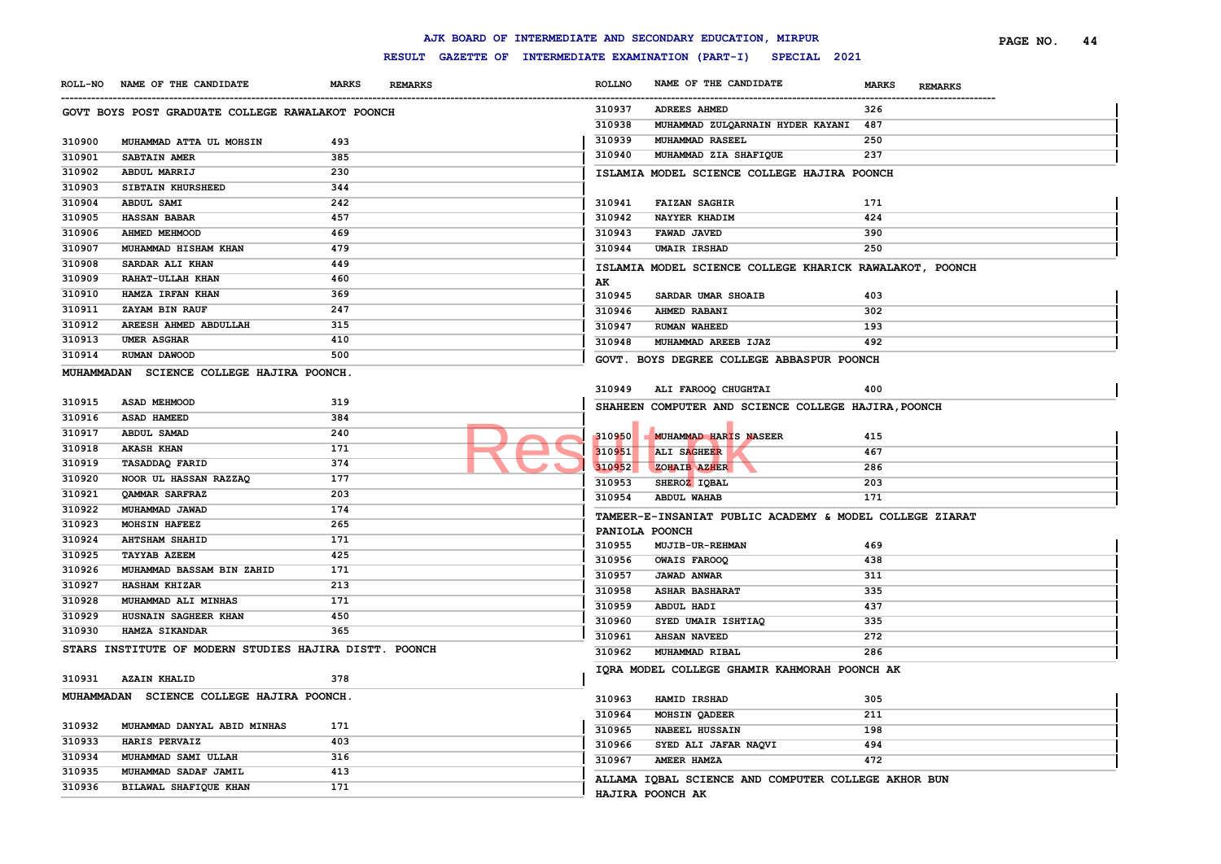# AJK BOARD OF INTERMEDIATE AND SECONDARY EDUCATION, MIRPUR

## RESULT GAZETTE OF INTERMEDIATE EXAMINATION (PART-I) SPECIAL 2021

### GOVT BOYS POST GRADUATE COLLEGE RAWALAKOT POONCH

| ROLL-NO | NAME OF THE CANDIDATE | MARKS | REMARKS |
|---|---|---|---|
| 310900 | MUHAMMAD ATTA UL MOHSIN | 493 | |
| 310901 | SABTAIN AMER | 385 | |
| 310902 | ABDUL MARRIJ | 230 | |
| 310903 | SIBTAIN KHURSHEED | 344 | |
| 310904 | ABDUL SAMI | 242 | |
| 310905 | HASSAN BABAR | 457 | |
| 310906 | AHMED MEHMOOD | 469 | |
| 310907 | MUHAMMAD HISHAM KHAN | 479 | |
| 310908 | SARDAR ALI KHAN | 449 | |
| 310909 | RAHAT-ULLAH KHAN | 460 | |
| 310910 | HAMZA IRFAN KHAN | 369 | |
| 310911 | ZAYAM BIN RAUF | 247 | |
| 310912 | AREESH AHMED ABDULLAH | 315 | |
| 310913 | UMER ASGHAR | 410 | |
| 310914 | RUMAN DAWOOD | 500 | |

### MUHAMMADAN SCIENCE COLLEGE HAJIRA POONCH.

| ROLL-NO | NAME OF THE CANDIDATE | MARKS | REMARKS |
|---|---|---|---|
| 310915 | ASAD MEHMOOD | 319 | |
| 310916 | ASAD HAMEED | 384 | |
| 310917 | ABDUL SAMAD | 240 | |
| 310918 | AKASH KHAN | 171 | |
| 310919 | TASADDAQ FARID | 374 | |
| 310920 | NOOR UL HASSAN RAZZAQ | 177 | |
| 310921 | QAMMAR SARFRAZ | 203 | |
| 310922 | MUHAMMAD JAWAD | 174 | |
| 310923 | MOHSIN HAFEEZ | 265 | |
| 310924 | AHTSHAM SHAHID | 171 | |
| 310925 | TAYYAB AZEEM | 425 | |
| 310926 | MUHAMMAD BASSAM BIN ZAHID | 171 | |
| 310927 | HASHAM KHIZAR | 213 | |
| 310928 | MUHAMMAD ALI MINHAS | 171 | |
| 310929 | HUSNAIN SAGHEER KHAN | 450 | |
| 310930 | HAMZA SIKANDAR | 365 | |

### STARS INSTITUTE OF MODERN STUDIES HAJIRA DISTT. POONCH

| ROLL-NO | NAME OF THE CANDIDATE | MARKS | REMARKS |
|---|---|---|---|
| 310931 | AZAIN KHALID | 378 | |

### MUHAMMADAN SCIENCE COLLEGE HAJIRA POONCH.

| ROLL-NO | NAME OF THE CANDIDATE | MARKS | REMARKS |
|---|---|---|---|
| 310932 | MUHAMMAD DANYAL ABID MINHAS | 171 | |
| 310933 | HARIS PERVAIZ | 403 | |
| 310934 | MUHAMMAD SAMI ULLAH | 316 | |
| 310935 | MUHAMMAD SADAF JAMIL | 413 | |
| 310936 | BILAWAL SHAFIQUE KHAN | 171 | |
| 310937 | ADREES AHMED | 326 | |
| 310938 | MUHAMMAD ZULQARNAIN HYDER KAYANI | 487 | |
| 310939 | MUHAMMAD RASEEL | 250 | |
| 310940 | MUHAMMAD ZIA SHAFIQUE | 237 | |

### ISLAMIA MODEL SCIENCE COLLEGE HAJIRA POONCH

| ROLLNO | NAME OF THE CANDIDATE | MARKS | REMARKS |
|---|---|---|---|
| 310941 | FAIZAN SAGHIR | 171 | |
| 310942 | NAYYER KHADIM | 424 | |
| 310943 | FAWAD JAVED | 390 | |
| 310944 | UMAIR IRSHAD | 250 | |

### ISLAMIA MODEL SCIENCE COLLEGE KHARICK RAWALAKOT, POONCH AK

| ROLLNO | NAME OF THE CANDIDATE | MARKS | REMARKS |
|---|---|---|---|
| 310945 | SARDAR UMAR SHOAIB | 403 | |
| 310946 | AHMED RABANI | 302 | |
| 310947 | RUMAN WAHEED | 193 | |
| 310948 | MUHAMMAD AREEB IJAZ | 492 | |

### GOVT. BOYS DEGREE COLLEGE ABBASPUR POONCH

| ROLLNO | NAME OF THE CANDIDATE | MARKS | REMARKS |
|---|---|---|---|
| 310949 | ALI FAROOQ CHUGHTAI | 400 | |

### SHAHEEN COMPUTER AND SCIENCE COLLEGE HAJIRA,POONCH

| ROLLNO | NAME OF THE CANDIDATE | MARKS | REMARKS |
|---|---|---|---|
| 310950 | MUHAMMAD HARIS NASEER | 415 | |
| 310951 | ALI SAGHEER | 467 | |
| 310952 | ZOHAIB AZHER | 286 | |
| 310953 | SHEROZ IQBAL | 203 | |
| 310954 | ABDUL WAHAB | 171 | |

### TAMEER-E-INSANIAT PUBLIC ACADEMY & MODEL COLLEGE ZIARAT PANIOLA POONCH

| ROLLNO | NAME OF THE CANDIDATE | MARKS | REMARKS |
|---|---|---|---|
| 310955 | MUJIB-UR-REHMAN | 469 | |
| 310956 | OWAIS FAROOQ | 438 | |
| 310957 | JAWAD ANWAR | 311 | |
| 310958 | ASHAR BASHARAT | 335 | |
| 310959 | ABDUL HADI | 437 | |
| 310960 | SYED UMAIR ISHTIAQ | 335 | |
| 310961 | AHSAN NAVEED | 272 | |
| 310962 | MUHAMMAD RIBAL | 286 | |

### IQRA MODEL COLLEGE GHAMIR KAHMORAH POONCH AK

| ROLLNO | NAME OF THE CANDIDATE | MARKS | REMARKS |
|---|---|---|---|
| 310963 | HAMID IRSHAD | 305 | |
| 310964 | MOHSIN QADEER | 211 | |
| 310965 | NABEEL HUSSAIN | 198 | |
| 310966 | SYED ALI JAFAR NAQVI | 494 | |
| 310967 | AMEER HAMZA | 472 | |

### ALLAMA IQBAL SCIENCE AND COMPUTER COLLEGE AKHOR BUN HAJIRA POONCH AK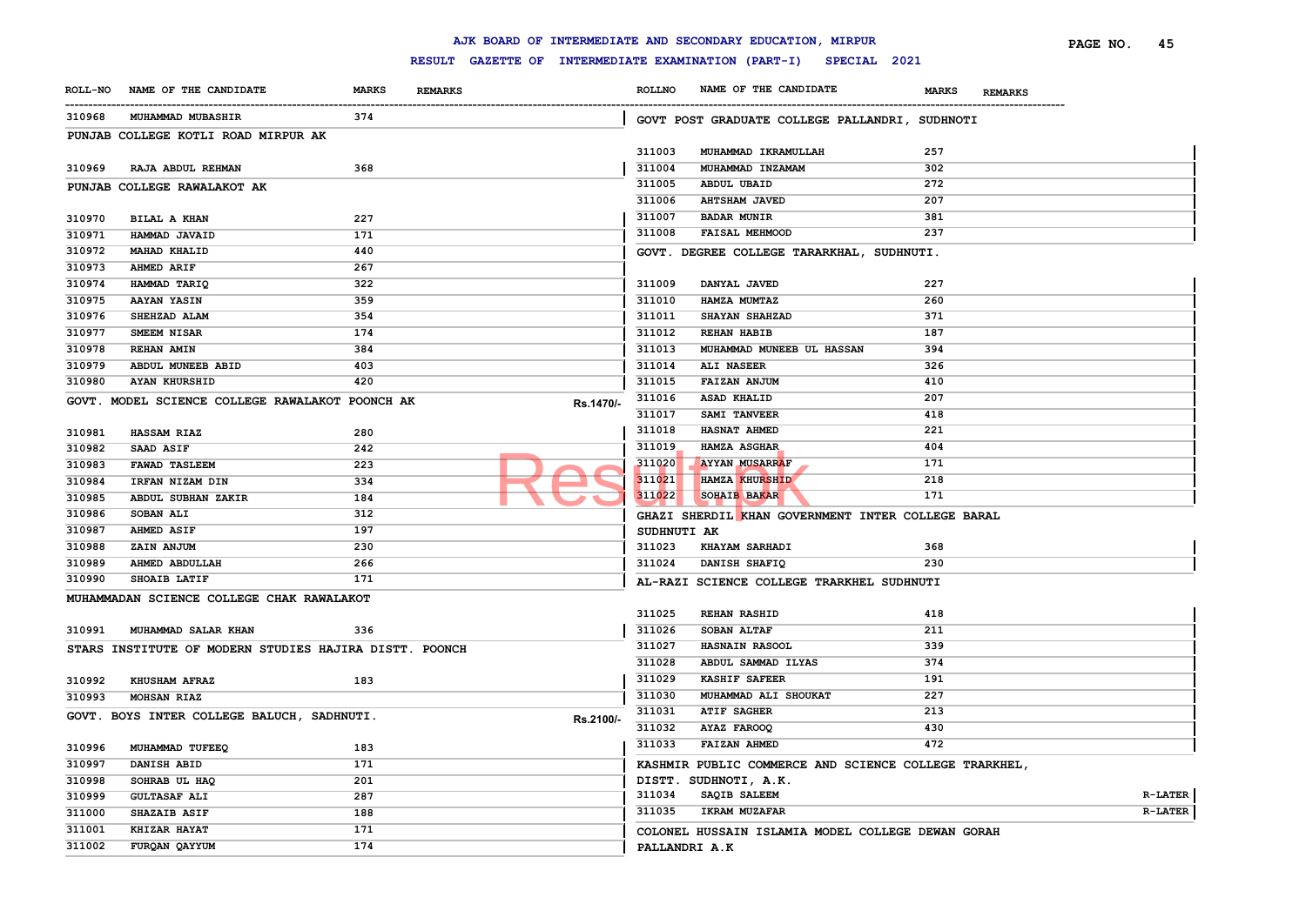| ROLL-NO | NAME OF THE CANDIDATE | MARKS | REMARKS |
|---|---|---|---|
| 310968 | MUHAMMAD MUBASHIR | 374 | |

**PUNJAB COLLEGE KOTLI ROAD MIRPUR AK**

| ROLL-NO | NAME OF THE CANDIDATE | MARKS | REMARKS |
|---|---|---|---|
| 310969 | RAJA ABDUL REHMAN | 368 | |

**PUNJAB COLLEGE RAWALAKOT AK**

| ROLL-NO | NAME OF THE CANDIDATE | MARKS | REMARKS |
|---|---|---|---|
| 310970 | BILAL A KHAN | 227 | |
| 310971 | HAMMAD JAVAID | 171 | |
| 310972 | MAHAD KHALID | 440 | |
| 310973 | AHMED ARIF | 267 | |
| 310974 | HAMMAD TARIQ | 322 | |
| 310975 | AAYAN YASIN | 359 | |
| 310976 | SHEHZAD ALAM | 354 | |
| 310977 | SMEEM NISAR | 174 | |
| 310978 | REHAN AMIN | 384 | |
| 310979 | ABDUL MUNEEB ABID | 403 | |
| 310980 | AYAN KHURSHID | 420 | |

**GOVT. MODEL SCIENCE COLLEGE RAWALAKOT POONCH AK** Rs.1470/-

| ROLL-NO | NAME OF THE CANDIDATE | MARKS | REMARKS |
|---|---|---|---|
| 310981 | HASSAM RIAZ | 280 | |
| 310982 | SAAD ASIF | 242 | |
| 310983 | FAWAD TASLEEM | 223 | |
| 310984 | IRFAN NIZAM DIN | 334 | |
| 310985 | ABDUL SUBHAN ZAKIR | 184 | |
| 310986 | SOBAN ALI | 312 | |
| 310987 | AHMED ASIF | 197 | |
| 310988 | ZAIN ANJUM | 230 | |
| 310989 | AHMED ABDULLAH | 266 | |
| 310990 | SHOAIB LATIF | 171 | |

**MUHAMMADAN SCIENCE COLLEGE CHAK RAWALAKOT**

| ROLL-NO | NAME OF THE CANDIDATE | MARKS | REMARKS |
|---|---|---|---|
| 310991 | MUHAMMAD SALAR KHAN | 336 | |

**STARS INSTITUTE OF MODERN STUDIES HAJIRA DISTT. POONCH**

| ROLL-NO | NAME OF THE CANDIDATE | MARKS | REMARKS |
|---|---|---|---|
| 310992 | KHUSHAM AFRAZ | 183 | |
| 310993 | MOHSAN RIAZ | | |

**GOVT. BOYS INTER COLLEGE BALUCH, SADHNUTI.** Rs.2100/-

| ROLL-NO | NAME OF THE CANDIDATE | MARKS | REMARKS |
|---|---|---|---|
| 310996 | MUHAMMAD TUFEEQ | 183 | |
| 310997 | DANISH ABID | 171 | |
| 310998 | SOHRAB UL HAQ | 201 | |
| 310999 | GULTASAF ALI | 287 | |
| 311000 | SHAZAIB ASIF | 188 | |
| 311001 | KHIZAR HAYAT | 171 | |
| 311002 | FURQAN QAYYUM | 174 | |

**GOVT POST GRADUATE COLLEGE PALLANDRI, SUDHNOTI**

| ROLLNO | NAME OF THE CANDIDATE | MARKS | REMARKS |
|---|---|---|---|
| 311003 | MUHAMMAD IKRAMULLAH | 257 | |
| 311004 | MUHAMMAD INZAMAM | 302 | |
| 311005 | ABDUL UBAID | 272 | |
| 311006 | AHTSHAM JAVED | 207 | |
| 311007 | BADAR MUNIR | 381 | |
| 311008 | FAISAL MEHMOOD | 237 | |

**GOVT. DEGREE COLLEGE TARARKHAL, SUDHNUTI.**

| ROLLNO | NAME OF THE CANDIDATE | MARKS | REMARKS |
|---|---|---|---|
| 311009 | DANYAL JAVED | 227 | |
| 311010 | HAMZA MUMTAZ | 260 | |
| 311011 | SHAYAN SHAHZAD | 371 | |
| 311012 | REHAN HABIB | 187 | |
| 311013 | MUHAMMAD MUNEEB UL HASSAN | 394 | |
| 311014 | ALI NASEER | 326 | |
| 311015 | FAIZAN ANJUM | 410 | |
| 311016 | ASAD KHALID | 207 | |
| 311017 | SAMI TANVEER | 418 | |
| 311018 | HASNAT AHMED | 221 | |
| 311019 | HAMZA ASGHAR | 404 | |
| 311020 | AYYAN MUSARRAF | 171 | |
| 311021 | HAMZA KHURSHID | 218 | |
| 311022 | SOHAIB BAKAR | 171 | |

**GHAZI SHERDIL KHAN GOVERNMENT INTER COLLEGE BARAL SUDHNUTI AK**

| ROLLNO | NAME OF THE CANDIDATE | MARKS | REMARKS |
|---|---|---|---|
| 311023 | KHAYAM SARHADI | 368 | |
| 311024 | DANISH SHAFIQ | 230 | |

**AL-RAZI SCIENCE COLLEGE TRARKHEL SUDHNUTI**

| ROLLNO | NAME OF THE CANDIDATE | MARKS | REMARKS |
|---|---|---|---|
| 311025 | REHAN RASHID | 418 | |
| 311026 | SOBAN ALTAF | 211 | |
| 311027 | HASNAIN RASOOL | 339 | |
| 311028 | ABDUL SAMMAD ILYAS | 374 | |
| 311029 | KASHIF SAFEER | 191 | |
| 311030 | MUHAMMAD ALI SHOUKAT | 227 | |
| 311031 | ATIF SAGHER | 213 | |
| 311032 | AYAZ FAROOQ | 430 | |
| 311033 | FAIZAN AHMED | 472 | |

**KASHMIR PUBLIC COMMERCE AND SCIENCE COLLEGE TRARKHEL, DISTT. SUDHNOTI, A.K.**

| ROLLNO | NAME OF THE CANDIDATE | MARKS | REMARKS |
|---|---|---|---|
| 311034 | SAQIB SALEEM | | R-LATER |
| 311035 | IKRAM MUZAFAR | | R-LATER |

**COLONEL HUSSAIN ISLAMIA MODEL COLLEGE DEWAN GORAH PALLANDRI A.K**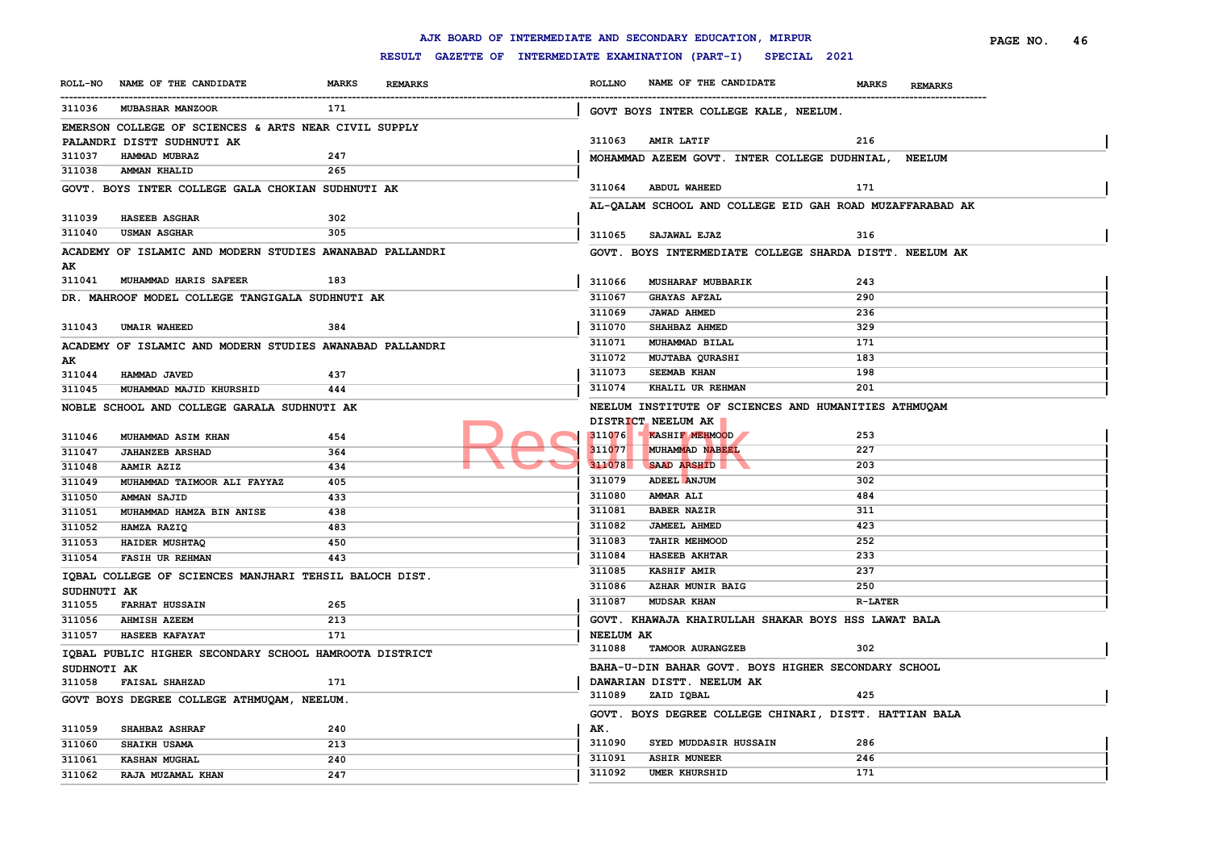# AJK BOARD OF INTERMEDIATE AND SECONDARY EDUCATION, MIRPUR

## RESULT GAZETTE OF INTERMEDIATE EXAMINATION (PART-I) SPECIAL 2021

| ROLL-NO | NAME OF THE CANDIDATE | MARKS | REMARKS |
|---|---|---|---|
| 311036 | MUBASHAR MANZOOR | 171 | |

**EMERSON COLLEGE OF SCIENCES & ARTS NEAR CIVIL SUPPLY PALANDRI DISTT SUDHNUTI AK**

| ROLL-NO | NAME OF THE CANDIDATE | MARKS | REMARKS |
|---|---|---|---|
| 311037 | HAMMAD MUBRAZ | 247 | |
| 311038 | AMMAN KHALID | 265 | |

**GOVT. BOYS INTER COLLEGE GALA CHOKIAN SUDHNUTI AK**

| ROLL-NO | NAME OF THE CANDIDATE | MARKS | REMARKS |
|---|---|---|---|
| 311039 | HASEEB ASGHAR | 302 | |
| 311040 | USMAN ASGHAR | 305 | |

**ACADEMY OF ISLAMIC AND MODERN STUDIES AWANABAD PALLANDRI AK**

| ROLL-NO | NAME OF THE CANDIDATE | MARKS | REMARKS |
|---|---|---|---|
| 311041 | MUHAMMAD HARIS SAFEER | 183 | |

**DR. MAHROOF MODEL COLLEGE TANGIGALA SUDHNUTI AK**

| ROLL-NO | NAME OF THE CANDIDATE | MARKS | REMARKS |
|---|---|---|---|
| 311043 | UMAIR WAHEED | 384 | |

**ACADEMY OF ISLAMIC AND MODERN STUDIES AWANABAD PALLANDRI AK**

| ROLL-NO | NAME OF THE CANDIDATE | MARKS | REMARKS |
|---|---|---|---|
| 311044 | HAMMAD JAVED | 437 | |
| 311045 | MUHAMMAD MAJID KHURSHID | 444 | |

**NOBLE SCHOOL AND COLLEGE GARALA SUDHNUTI AK**

| ROLL-NO | NAME OF THE CANDIDATE | MARKS | REMARKS |
|---|---|---|---|
| 311046 | MUHAMMAD ASIM KHAN | 454 | |
| 311047 | JAHANZEB ARSHAD | 364 | |
| 311048 | AAMIR AZIZ | 434 | |
| 311049 | MUHAMMAD TAIMOOR ALI FAYYAZ | 405 | |
| 311050 | AMMAN SAJID | 433 | |
| 311051 | MUHAMMAD HAMZA BIN ANISE | 438 | |
| 311052 | HAMZA RAZIQ | 483 | |
| 311053 | HAIDER MUSHTAQ | 450 | |
| 311054 | FASIH UR REHMAN | 443 | |

**IQBAL COLLEGE OF SCIENCES MANJHARI TEHSIL BALOCH DIST. SUDHNUTI AK**

| ROLL-NO | NAME OF THE CANDIDATE | MARKS | REMARKS |
|---|---|---|---|
| 311055 | FARHAT HUSSAIN | 265 | |
| 311056 | AHMISH AZEEM | 213 | |
| 311057 | HASEEB KAFAYAT | 171 | |

**IQBAL PUBLIC HIGHER SECONDARY SCHOOL HAMROOTA DISTRICT SUDHNOTI AK**

| ROLL-NO | NAME OF THE CANDIDATE | MARKS | REMARKS |
|---|---|---|---|
| 311058 | FAISAL SHAHZAD | 171 | |

**GOVT BOYS DEGREE COLLEGE ATHMUQAM, NEELUM.**

| ROLL-NO | NAME OF THE CANDIDATE | MARKS | REMARKS |
|---|---|---|---|
| 311059 | SHAHBAZ ASHRAF | 240 | |
| 311060 | SHAIKH USAMA | 213 | |
| 311061 | KASHAN MUGHAL | 240 | |
| 311062 | RAJA MUZAMAL KHAN | 247 | |

**GOVT BOYS INTER COLLEGE KALE, NEELUM.**

| ROLL-NO | NAME OF THE CANDIDATE | MARKS | REMARKS |
|---|---|---|---|
| 311063 | AMIR LATIF | 216 | |

**MOHAMMAD AZEEM GOVT. INTER COLLEGE DUDHNIAL, NEELUM**

| ROLL-NO | NAME OF THE CANDIDATE | MARKS | REMARKS |
|---|---|---|---|
| 311064 | ABDUL WAHEED | 171 | |

**AL-QALAM SCHOOL AND COLLEGE EID GAH ROAD MUZAFFARABAD AK**

| ROLL-NO | NAME OF THE CANDIDATE | MARKS | REMARKS |
|---|---|---|---|
| 311065 | SAJAWAL EJAZ | 316 | |

**GOVT. BOYS INTERMEDIATE COLLEGE SHARDA DISTT. NEELUM AK**

| ROLL-NO | NAME OF THE CANDIDATE | MARKS | REMARKS |
|---|---|---|---|
| 311066 | MUSHARAF MUBBARIK | 243 | |
| 311067 | GHAYAS AFZAL | 290 | |
| 311069 | JAWAD AHMED | 236 | |
| 311070 | SHAHBAZ AHMED | 329 | |
| 311071 | MUHAMMAD BILAL | 171 | |
| 311072 | MUJTABA QURASHI | 183 | |
| 311073 | SEEMAB KHAN | 198 | |
| 311074 | KHALIL UR REHMAN | 201 | |

**NEELUM INSTITUTE OF SCIENCES AND HUMANITIES ATHMUQAM DISTRICT NEELUM AK**

| ROLL-NO | NAME OF THE CANDIDATE | MARKS | REMARKS |
|---|---|---|---|
| 311076 | KASHIF MEHMOOD | 253 | |
| 311077 | MUHAMMAD NABEEL | 227 | |
| 311078 | SAAD ARSHID | 203 | |
| 311079 | ADEEL ANJUM | 302 | |
| 311080 | AMMAR ALI | 484 | |
| 311081 | BABER NAZIR | 311 | |
| 311082 | JAMEEL AHMED | 423 | |
| 311083 | TAHIR MEHMOOD | 252 | |
| 311084 | HASEEB AKHTAR | 233 | |
| 311085 | KASHIF AMIR | 237 | |
| 311086 | AZHAR MUNIR BAIG | 250 | |
| 311087 | MUDSAR KHAN | R-LATER | |

**GOVT. KHAWAJA KHAIRULLAH SHAKAR BOYS HSS LAWAT BALA NEELUM AK**

| ROLL-NO | NAME OF THE CANDIDATE | MARKS | REMARKS |
|---|---|---|---|
| 311088 | TAMOOR AURANGZEB | 302 | |

**BAHA-U-DIN BAHAR GOVT. BOYS HIGHER SECONDARY SCHOOL DAWARIAN DISTT. NEELUM AK**

| ROLL-NO | NAME OF THE CANDIDATE | MARKS | REMARKS |
|---|---|---|---|
| 311089 | ZAID IQBAL | 425 | |

**GOVT. BOYS DEGREE COLLEGE CHINARI, DISTT. HATTIAN BALA AK.**

| ROLL-NO | NAME OF THE CANDIDATE | MARKS | REMARKS |
|---|---|---|---|
| 311090 | SYED MUDDASIR HUSSAIN | 286 | |
| 311091 | ASHIR MUNEER | 246 | |
| 311092 | UMER KHURSHID | 171 | |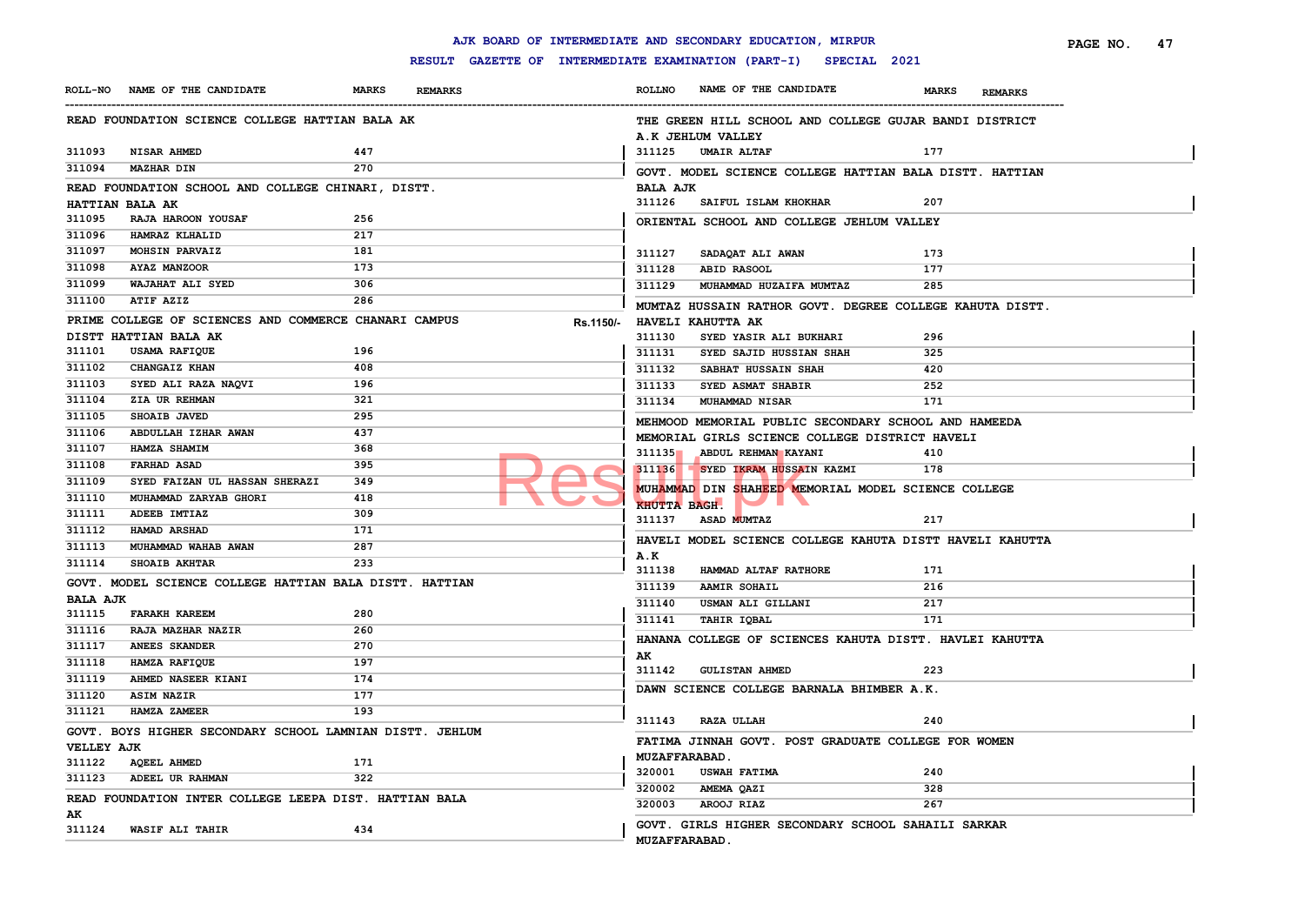AJK BOARD OF INTERMEDIATE AND SECONDARY EDUCATION, MIRPUR

RESULT GAZETTE OF INTERMEDIATE EXAMINATION (PART-I) SPECIAL 2021

| ROLL-NO | NAME OF THE CANDIDATE | MARKS | REMARKS |
|---|---|---|---|
| **READ FOUNDATION SCIENCE COLLEGE HATTIAN BALA AK** | | | |
| 311093 | NISAR AHMED | 447 | |
| 311094 | MAZHAR DIN | 270 | |
| **READ FOUNDATION SCHOOL AND COLLEGE CHINARI, DISTT. HATTIAN BALA AK** | | | |
| 311095 | RAJA HAROON YOUSAF | 256 | |
| 311096 | HAMRAZ KLHALID | 217 | |
| 311097 | MOHSIN PARVAIZ | 181 | |
| 311098 | AYAZ MANZOOR | 173 | |
| 311099 | WAJAHAT ALI SYED | 306 | |
| 311100 | ATIF AZIZ | 286 | |
| **PRIME COLLEGE OF SCIENCES AND COMMERCE CHANARI CAMPUS DISTT HATTIAN BALA AK** | | | Rs.1150/- |
| 311101 | USAMA RAFIQUE | 196 | |
| 311102 | CHANGAIZ KHAN | 408 | |
| 311103 | SYED ALI RAZA NAQVI | 196 | |
| 311104 | ZIA UR REHMAN | 321 | |
| 311105 | SHOAIB JAVED | 295 | |
| 311106 | ABDULLAH IZHAR AWAN | 437 | |
| 311107 | HAMZA SHAMIM | 368 | |
| 311108 | FARHAD ASAD | 395 | |
| 311109 | SYED FAIZAN UL HASSAN SHERAZI | 349 | |
| 311110 | MUHAMMAD ZARYAB GHORI | 418 | |
| 311111 | ADEEB IMTIAZ | 309 | |
| 311112 | HAMAD ARSHAD | 171 | |
| 311113 | MUHAMMAD WAHAB AWAN | 287 | |
| 311114 | SHOAIB AKHTAR | 233 | |
| **GOVT. MODEL SCIENCE COLLEGE HATTIAN BALA DISTT. HATTIAN BALA AJK** | | | |
| 311115 | FARAKH KAREEM | 280 | |
| 311116 | RAJA MAZHAR NAZIR | 260 | |
| 311117 | ANEES SKANDER | 270 | |
| 311118 | HAMZA RAFIQUE | 197 | |
| 311119 | AHMED NASEER KIANI | 174 | |
| 311120 | ASIM NAZIR | 177 | |
| 311121 | HAMZA ZAMEER | 193 | |
| **GOVT. BOYS HIGHER SECONDARY SCHOOL LAMNIAN DISTT. JEHLUM VELLEY AJK** | | | |
| 311122 | AQEEL AHMED | 171 | |
| 311123 | ADEEL UR RAHMAN | 322 | |
| **READ FOUNDATION INTER COLLEGE LEEPA DIST. HATTIAN BALA AK** | | | |
| 311124 | WASIF ALI TAHIR | 434 | |
| **THE GREEN HILL SCHOOL AND COLLEGE GUJAR BANDI DISTRICT A.K JEHLUM VALLEY** | | | |
| 311125 | UMAIR ALTAF | 177 | |
| **GOVT. MODEL SCIENCE COLLEGE HATTIAN BALA DISTT. HATTIAN BALA AJK** | | | |
| 311126 | SAIFUL ISLAM KHOKHAR | 207 | |
| **ORIENTAL SCHOOL AND COLLEGE JEHLUM VALLEY** | | | |
| 311127 | SADAQAT ALI AWAN | 173 | |
| 311128 | ABID RASOOL | 177 | |
| 311129 | MUHAMMAD HUZAIFA MUMTAZ | 285 | |
| **MUMTAZ HUSSAIN RATHOR GOVT. DEGREE COLLEGE KAHUTA DISTT. HAVELI KAHUTTA AK** | | | |
| 311130 | SYED YASIR ALI BUKHARI | 296 | |
| 311131 | SYED SAJID HUSSIAN SHAH | 325 | |
| 311132 | SABHAT HUSSAIN SHAH | 420 | |
| 311133 | SYED ASMAT SHABIR | 252 | |
| 311134 | MUHAMMAD NISAR | 171 | |
| **MEHMOOD MEMORIAL PUBLIC SECONDARY SCHOOL AND HAMEEDA MEMORIAL GIRLS SCIENCE COLLEGE DISTRICT HAVELI** | | | |
| 311135 | ABDUL REHMAN KAYANI | 410 | |
| 311136 | SYED IKRAM HUSSAIN KAZMI | 178 | |
| **MUHAMMAD DIN SHAHEED MEMORIAL MODEL SCIENCE COLLEGE KHUTTA BAGH.** | | | |
| 311137 | ASAD MUMTAZ | 217 | |
| **HAVELI MODEL SCIENCE COLLEGE KAHUTA DISTT HAVELI KAHUTTA A.K** | | | |
| 311138 | HAMMAD ALTAF RATHORE | 171 | |
| 311139 | AAMIR SOHAIL | 216 | |
| 311140 | USMAN ALI GILLANI | 217 | |
| 311141 | TAHIR IQBAL | 171 | |
| **HANANA COLLEGE OF SCIENCES KAHUTA DISTT. HAVLEI KAHUTTA AK** | | | |
| 311142 | GULISTAN AHMED | 223 | |
| **DAWN SCIENCE COLLEGE BARNALA BHIMBER A.K.** | | | |
| 311143 | RAZA ULLAH | 240 | |
| **FATIMA JINNAH GOVT. POST GRADUATE COLLEGE FOR WOMEN MUZAFFARABAD.** | | | |
| 320001 | USWAH FATIMA | 240 | |
| 320002 | AMEMA QAZI | 328 | |
| 320003 | AROOJ RIAZ | 267 | |
| **GOVT. GIRLS HIGHER SECONDARY SCHOOL SAHAILI SARKAR MUZAFFARABAD.** | | | |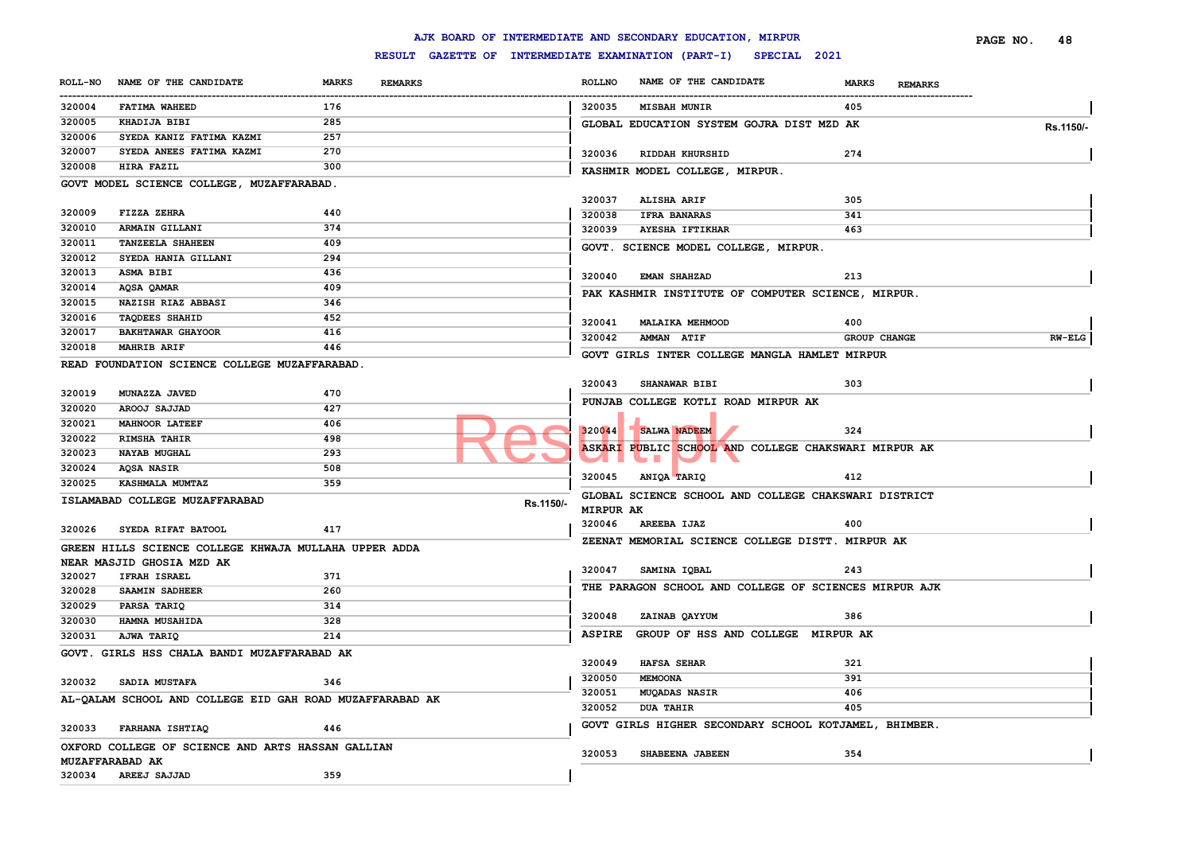AJK BOARD OF INTERMEDIATE AND SECONDARY EDUCATION, MIRPUR

RESULT GAZETTE OF INTERMEDIATE EXAMINATION (PART-I) SPECIAL 2021

| ROLL-NO | NAME OF THE CANDIDATE | MARKS | REMARKS |
|---|---|---|---|
| 320004 | FATIMA WAHEED | 176 | |
| 320005 | KHADIJA BIBI | 285 | |
| 320006 | SYEDA KANIZ FATIMA KAZMI | 257 | |
| 320007 | SYEDA ANEES FATIMA KAZMI | 270 | |
| 320008 | HIRA FAZIL | 300 | |

GOVT MODEL SCIENCE COLLEGE, MUZAFFARABAD.

| ROLL-NO | NAME OF THE CANDIDATE | MARKS | REMARKS |
|---|---|---|---|
| 320009 | FIZZA ZEHRA | 440 | |
| 320010 | ARMAIN GILLANI | 374 | |
| 320011 | TANZEELA SHAHEEN | 409 | |
| 320012 | SYEDA HANIA GILLANI | 294 | |
| 320013 | ASMA BIBI | 436 | |
| 320014 | AQSA QAMAR | 409 | |
| 320015 | NAZISH RIAZ ABBASI | 346 | |
| 320016 | TAQDEES SHAHID | 452 | |
| 320017 | BAKHTAWAR GHAYOOR | 416 | |
| 320018 | MAHRIB ARIF | 446 | |

READ FOUNDATION SCIENCE COLLEGE MUZAFFARABAD.

| ROLL-NO | NAME OF THE CANDIDATE | MARKS | REMARKS |
|---|---|---|---|
| 320019 | MUNAZZA JAVED | 470 | |
| 320020 | AROOJ SAJJAD | 427 | |
| 320021 | MAHNOOR LATEEF | 406 | |
| 320022 | RIMSHA TAHIR | 498 | |
| 320023 | NAYAB MUGHAL | 293 | |
| 320024 | AQSA NASIR | 508 | |
| 320025 | KASHMALA MUMTAZ | 359 | |

ISLAMABAD COLLEGE MUZAFFARABAD — Rs.1150/-

| ROLL-NO | NAME OF THE CANDIDATE | MARKS | REMARKS |
|---|---|---|---|
| 320026 | SYEDA RIFAT BATOOL | 417 | |

GREEN HILLS SCIENCE COLLEGE KHWAJA MULLAHA UPPER ADDA NEAR MASJID GHOSIA MZD AK

| ROLL-NO | NAME OF THE CANDIDATE | MARKS | REMARKS |
|---|---|---|---|
| 320027 | IFRAH ISRAEL | 371 | |
| 320028 | SAAMIN SADHEER | 260 | |
| 320029 | PARSA TARIQ | 314 | |
| 320030 | HAMNA MUSAHIDA | 328 | |
| 320031 | AJWA TARIQ | 214 | |

GOVT. GIRLS HSS CHALA BANDI MUZAFFARABAD AK

| ROLL-NO | NAME OF THE CANDIDATE | MARKS | REMARKS |
|---|---|---|---|
| 320032 | SADIA MUSTAFA | 346 | |

AL-QALAM SCHOOL AND COLLEGE EID GAH ROAD MUZAFFARABAD AK

| ROLL-NO | NAME OF THE CANDIDATE | MARKS | REMARKS |
|---|---|---|---|
| 320033 | FARHANA ISHTIAQ | 446 | |

OXFORD COLLEGE OF SCIENCE AND ARTS HASSAN GALLIAN MUZAFFARABAD AK

| ROLL-NO | NAME OF THE CANDIDATE | MARKS | REMARKS |
|---|---|---|---|
| 320034 | AREEJ SAJJAD | 359 | |
| 320035 | MISBAH MUNIR | 405 | |

GLOBAL EDUCATION SYSTEM GOJRA DIST MZD AK — Rs.1150/-

| ROLL-NO | NAME OF THE CANDIDATE | MARKS | REMARKS |
|---|---|---|---|
| 320036 | RIDDAH KHURSHID | 274 | |

KASHMIR MODEL COLLEGE, MIRPUR.

| ROLL-NO | NAME OF THE CANDIDATE | MARKS | REMARKS |
|---|---|---|---|
| 320037 | ALISHA ARIF | 305 | |
| 320038 | IFRA BANARAS | 341 | |
| 320039 | AYESHA IFTIKHAR | 463 | |

GOVT. SCIENCE MODEL COLLEGE, MIRPUR.

| ROLL-NO | NAME OF THE CANDIDATE | MARKS | REMARKS |
|---|---|---|---|
| 320040 | EMAN SHAHZAD | 213 | |

PAK KASHMIR INSTITUTE OF COMPUTER SCIENCE, MIRPUR.

| ROLL-NO | NAME OF THE CANDIDATE | MARKS | REMARKS |
|---|---|---|---|
| 320041 | MALAIKA MEHMOOD | 400 | |
| 320042 | AMMAN ATIF | GROUP CHANGE | RW-ELG |

GOVT GIRLS INTER COLLEGE MANGLA HAMLET MIRPUR

| ROLL-NO | NAME OF THE CANDIDATE | MARKS | REMARKS |
|---|---|---|---|
| 320043 | SHANAWAR BIBI | 303 | |

PUNJAB COLLEGE KOTLI ROAD MIRPUR AK

| ROLL-NO | NAME OF THE CANDIDATE | MARKS | REMARKS |
|---|---|---|---|
| 320044 | SALWA NADEEM | 324 | |

ASKARI PUBLIC SCHOOL AND COLLEGE CHAKSWARI MIRPUR AK

| ROLL-NO | NAME OF THE CANDIDATE | MARKS | REMARKS |
|---|---|---|---|
| 320045 | ANIQA TARIQ | 412 | |

GLOBAL SCIENCE SCHOOL AND COLLEGE CHAKSWARI DISTRICT MIRPUR AK

| ROLL-NO | NAME OF THE CANDIDATE | MARKS | REMARKS |
|---|---|---|---|
| 320046 | AREEBA IJAZ | 400 | |

ZEENAT MEMORIAL SCIENCE COLLEGE DISTT. MIRPUR AK

| ROLL-NO | NAME OF THE CANDIDATE | MARKS | REMARKS |
|---|---|---|---|
| 320047 | SAMINA IQBAL | 243 | |

THE PARAGON SCHOOL AND COLLEGE OF SCIENCES MIRPUR AJK

| ROLL-NO | NAME OF THE CANDIDATE | MARKS | REMARKS |
|---|---|---|---|
| 320048 | ZAINAB QAYYUM | 386 | |

ASPIRE GROUP OF HSS AND COLLEGE MIRPUR AK

| ROLL-NO | NAME OF THE CANDIDATE | MARKS | REMARKS |
|---|---|---|---|
| 320049 | HAFSA SEHAR | 321 | |
| 320050 | MEMOONA | 391 | |
| 320051 | MUQADAS NASIR | 406 | |
| 320052 | DUA TAHIR | 405 | |

GOVT GIRLS HIGHER SECONDARY SCHOOL KOTJAMEL, BHIMBER.

| ROLL-NO | NAME OF THE CANDIDATE | MARKS | REMARKS |
|---|---|---|---|
| 320053 | SHABEENA JABEEN | 354 | |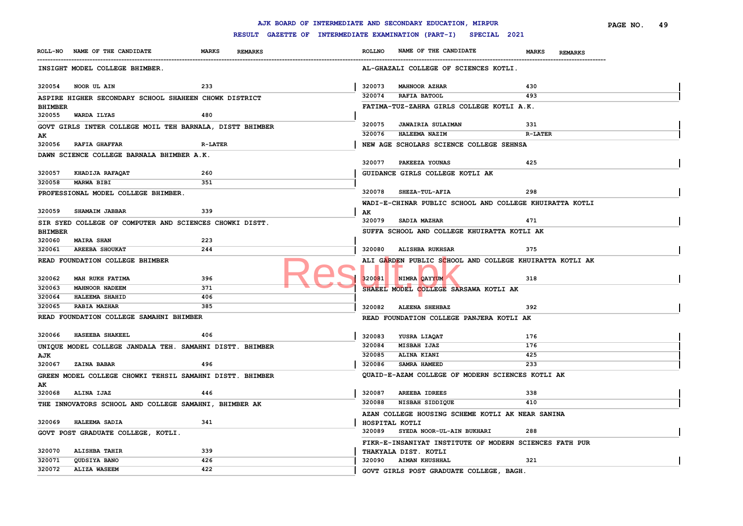AJK BOARD OF INTERMEDIATE AND SECONDARY EDUCATION, MIRPUR

RESULT GAZETTE OF INTERMEDIATE EXAMINATION (PART-I) SPECIAL 2021

| ROLL-NO | NAME OF THE CANDIDATE | MARKS | REMARKS |
|---|---|---|---|
| **INSIGHT MODEL COLLEGE BHIMBER.** | | | |
| 320054 | NOOR UL AIN | 233 | |
| **ASPIRE HIGHER SECONDARY SCHOOL SHAHEEN CHOWK DISTRICT BHIMBER** | | | |
| 320055 | WARDA ILYAS | 480 | |
| **GOVT GIRLS INTER COLLEGE MOIL TEH BARNALA, DISTT BHIMBER AK** | | | |
| 320056 | RAFIA GHAFFAR | R-LATER | |
| **DAWN SCIENCE COLLEGE BARNALA BHIMBER A.K.** | | | |
| 320057 | KHADIJA RAFAQAT | 260 | |
| 320058 | MARWA BIBI | 351 | |
| **PROFESSIONAL MODEL COLLEGE BHIMBER.** | | | |
| 320059 | SHAMAIM JABBAR | 339 | |
| **SIR SYED COLLEGE OF COMPUTER AND SCIENCES CHOWKI DISTT. BHIMBER** | | | |
| 320060 | MAIRA SHAN | 223 | |
| 320061 | AREEBA SHOUKAT | 244 | |
| **READ FOUNDATION COLLEGE BHIMBER** | | | |
| 320062 | MAH RUKH FATIMA | 396 | |
| 320063 | MAHNOOR NADEEM | 371 | |
| 320064 | HALEEMA SHAHID | 406 | |
| 320065 | RABIA MAZHAR | 385 | |
| **READ FOUNDATION COLLEGE SAMAHNI BHIMBER** | | | |
| 320066 | HASEEBA SHAKEEL | 406 | |
| **UNIQUE MODEL COLLEGE JANDALA TEH. SAMAHNI DISTT. BHIMBER AJK** | | | |
| 320067 | ZAINA BABAR | 496 | |
| **GREEN MODEL COLLEGE CHOWKI TEHSIL SAMAHNI DISTT. BHIMBER AK** | | | |
| 320068 | ALINA IJAZ | 446 | |
| **THE INNOVATORS SCHOOL AND COLLEGE SAMAHNI, BHIMBER AK** | | | |
| 320069 | HALEEMA SADIA | 341 | |
| **GOVT POST GRADUATE COLLEGE, KOTLI.** | | | |
| 320070 | ALISHBA TAHIR | 339 | |
| 320071 | QUDSIYA BANO | 426 | |
| 320072 | ALIZA WASEEM | 422 | |
| **AL-GHAZALI COLLEGE OF SCIENCES KOTLI.** | | | |
| 320073 | MAHNOOR AZHAR | 430 | |
| 320074 | RAFIA BATOOL | 493 | |
| **FATIMA-TUZ-ZAHRA GIRLS COLLEGE KOTLI A.K.** | | | |
| 320075 | JAWAIRIA SULAIMAN | 331 | |
| 320076 | HALEEMA NAZIM | R-LATER | |
| **NEW AGE SCHOLARS SCIENCE COLLEGE SEHNSA** | | | |
| 320077 | PAKEEZA YOUNAS | 425 | |
| **GUIDANCE GIRLS COLLEGE KOTLI AK** | | | |
| 320078 | SHEZA-TUL-AFIA | 298 | |
| **WADI-E-CHINAR PUBLIC SCHOOL AND COLLEGE KHUIRATTA KOTLI AK** | | | |
| 320079 | SADIA MAZHAR | 471 | |
| **SUFFA SCHOOL AND COLLEGE KHUIRATTA KOTLI AK** | | | |
| 320080 | ALISHBA RUKHSAR | 375 | |
| **ALI GARDEN PUBLIC SCHOOL AND COLLEGE KHUIRATTA KOTLI AK** | | | |
| 320081 | NIMRA QAYYUM | 318 | |
| **SHAEEL MODEL COLLEGE SARSAWA KOTLI AK** | | | |
| 320082 | ALEENA SHEHBAZ | 392 | |
| **READ FOUNDATION COLLEGE PANJERA KOTLI AK** | | | |
| 320083 | YUSRA LIAQAT | 176 | |
| 320084 | MISBAH IJAZ | 176 | |
| 320085 | ALINA KIANI | 425 | |
| 320086 | SAMRA HAMEED | 233 | |
| **QUAID-E-AZAM COLLEGE OF MODERN SCIENCES KOTLI AK** | | | |
| 320087 | AREEBA IDREES | 338 | |
| 320088 | NISBAH SIDDIQUE | 410 | |
| **AZAN COLLEGE HOUSING SCHEME KOTLI AK NEAR SANINA HOSPITAL KOTLI** | | | |
| 320089 | SYEDA NOOR-UL-AIN BUKHARI | 288 | |
| **FIKR-E-INSANIYAT INSTITUTE OF MODERN SCIENCES FATH PUR THAKYALA DIST. KOTLI** | | | |
| 320090 | AIMAN KHUSHHAL | 321 | |
| **GOVT GIRLS POST GRADUATE COLLEGE, BAGH.** | | | |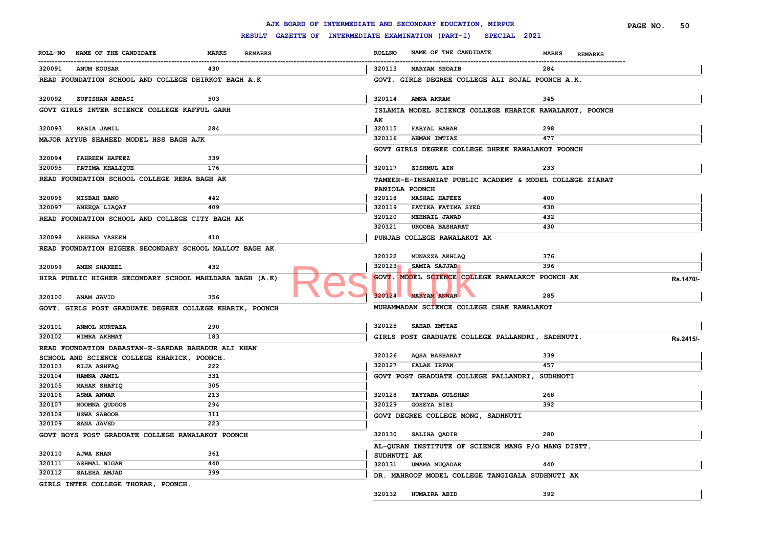# AJK BOARD OF INTERMEDIATE AND SECONDARY EDUCATION, MIRPUR

## RESULT GAZETTE OF INTERMEDIATE EXAMINATION (PART-I) SPECIAL 2021

| ROLL-NO | NAME OF THE CANDIDATE | MARKS | REMARKS |
|---|---|---|---|
| 320091 | ANUM KOUSAR | 430 | |

READ FOUNDATION SCHOOL AND COLLEGE DHIRKOT BAGH A.K

| ROLL-NO | NAME OF THE CANDIDATE | MARKS | REMARKS |
|---|---|---|---|
| 320092 | ZUFISHAN ABBASI | 503 | |

GOVT GIRLS INTER SCIENCE COLLEGE KAFFUL GARH

| ROLL-NO | NAME OF THE CANDIDATE | MARKS | REMARKS |
|---|---|---|---|
| 320093 | RABIA JAMIL | 284 | |

MAJOR AYYUB SHAHEED MODEL HSS BAGH AJK

| ROLL-NO | NAME OF THE CANDIDATE | MARKS | REMARKS |
|---|---|---|---|
| 320094 | FAHREEN HAFEEZ | 339 | |
| 320095 | FATIMA KHALIQUE | 176 | |

READ FOUNDATION SCHOOL COLLEGE RERA BAGH AK

| ROLL-NO | NAME OF THE CANDIDATE | MARKS | REMARKS |
|---|---|---|---|
| 320096 | MISBAH BANO | 442 | |
| 320097 | ANEEQA LIAQAT | 409 | |

READ FOUNDATION SCHOOL AND COLLEGE CITY BAGH AK

| ROLL-NO | NAME OF THE CANDIDATE | MARKS | REMARKS |
|---|---|---|---|
| 320098 | AREEBA YASEEN | 410 | |

READ FOUNDATION HIGHER SECONDARY SCHOOL MALLOT BAGH AK

| ROLL-NO | NAME OF THE CANDIDATE | MARKS | REMARKS |
|---|---|---|---|
| 320099 | AMEN SHAKEEL | 432 | |

HIRA PUBLIC HIGHER SECONDARY SCHOOL MAHLDARA BAGH (A.K)

| ROLL-NO | NAME OF THE CANDIDATE | MARKS | REMARKS |
|---|---|---|---|
| 320100 | ANAM JAVID | 356 | |

GOVT. GIRLS POST GRADUATE DEGREE COLLEGE KHARIK, POONCH

| ROLL-NO | NAME OF THE CANDIDATE | MARKS | REMARKS |
|---|---|---|---|
| 320101 | ANMOL MURTAZA | 290 | |
| 320102 | NIMRA AKHMAT | 183 | |

READ FOUNDATION DABASTAN-E-SARDAR BAHADUR ALI KHAN SCHOOL AND SCIENCE COLLEGE KHARICK, POONCH.

| ROLL-NO | NAME OF THE CANDIDATE | MARKS | REMARKS |
|---|---|---|---|
| 320103 | RIJA ASHFAQ | 222 | |
| 320104 | HAMNA JAMIL | 331 | |
| 320105 | MAHAK SHAFIQ | 305 | |
| 320106 | ASMA ANWAR | 213 | |
| 320107 | MOOMNA QUDOOS | 294 | |
| 320108 | USWA SABOOR | 311 | |
| 320109 | SANA JAVED | 223 | |

GOVT BOYS POST GRADUATE COLLEGE RAWALAKOT POONCH

| ROLL-NO | NAME OF THE CANDIDATE | MARKS | REMARKS |
|---|---|---|---|
| 320110 | AJWA KHAN | 361 | |
| 320111 | ASHMAL NIGAR | 440 | |
| 320112 | SALEHA AMJAD | 399 | |

GIRLS INTER COLLEGE THORAR, POONCH.

| ROLL-NO | NAME OF THE CANDIDATE | MARKS | REMARKS |
|---|---|---|---|
| 320113 | MARYAM SHOAIB | 284 | |

GOVT. GIRLS DEGREE COLLEGE ALI SOJAL POONCH A.K.

| ROLL-NO | NAME OF THE CANDIDATE | MARKS | REMARKS |
|---|---|---|---|
| 320114 | AMNA AKRAM | 345 | |

ISLAMIA MODEL SCIENCE COLLEGE KHARICK RAWALAKOT, POONCH AK

| ROLL-NO | NAME OF THE CANDIDATE | MARKS | REMARKS |
|---|---|---|---|
| 320115 | FARYAL BABAR | 298 | |
| 320116 | AEMAN IMTIAZ | 477 | |

GOVT GIRLS DEGREE COLLEGE DHREK RAWALAKOT POONCH

| ROLL-NO | NAME OF THE CANDIDATE | MARKS | REMARKS |
|---|---|---|---|
| 320117 | ZISHMUL AIN | 233 | |

TAMEER-E-INSANIAT PUBLIC ACADEMY & MODEL COLLEGE ZIARAT PANIOLA POONCH

| ROLL-NO | NAME OF THE CANDIDATE | MARKS | REMARKS |
|---|---|---|---|
| 320118 | MASHAL HAFEEZ | 400 | |
| 320119 | FATIKA FATIMA SYED | 430 | |
| 320120 | MEHNAIL JAWAD | 432 | |
| 320121 | UROOBA BASHARAT | 430 | |

PUNJAB COLLEGE RAWALAKOT AK

| ROLL-NO | NAME OF THE CANDIDATE | MARKS | REMARKS |
|---|---|---|---|
| 320122 | MUNAZZA AKHLAQ | 376 | |
| 320123 | SAMIA SAJJAD | 396 | |

GOVT. MODEL SCIENCE COLLEGE RAWALAKOT POONCH AK — Rs.1470/-

| ROLL-NO | NAME OF THE CANDIDATE | MARKS | REMARKS |
|---|---|---|---|
| 320124 | MARYAM ANWAR | 285 | |

MUHAMMADAN SCIENCE COLLEGE CHAK RAWALAKOT

| ROLL-NO | NAME OF THE CANDIDATE | MARKS | REMARKS |
|---|---|---|---|
| 320125 | SAHAR IMTIAZ | | |

GIRLS POST GRADUATE COLLEGE PALLANDRI, SADHNUTI. — Rs.2415/-

| ROLL-NO | NAME OF THE CANDIDATE | MARKS | REMARKS |
|---|---|---|---|
| 320126 | AQSA BASHARAT | 339 | |
| 320127 | FALAK IRFAN | 457 | |

GOVT POST GRADUATE COLLEGE PALLANDRI, SUDHNOTI

| ROLL-NO | NAME OF THE CANDIDATE | MARKS | REMARKS |
|---|---|---|---|
| 320128 | TAYYABA GULSHAN | 268 | |
| 320129 | GOSEYA BIBI | 392 | |

GOVT DEGREE COLLEGE MONG, SADHNUTI

| ROLL-NO | NAME OF THE CANDIDATE | MARKS | REMARKS |
|---|---|---|---|
| 320130 | SALIHA QADIR | 280 | |

AL-QURAN INSTITUTE OF SCIENCE MANG P/O MANG DISTT. SUDHNUTI AK

| ROLL-NO | NAME OF THE CANDIDATE | MARKS | REMARKS |
|---|---|---|---|
| 320131 | UMAMA MUQADAR | 440 | |

DR. MAHROOF MODEL COLLEGE TANGIGALA SUDHNUTI AK

| ROLL-NO | NAME OF THE CANDIDATE | MARKS | REMARKS |
|---|---|---|---|
| 320132 | HUMAIRA ABID | 392 | |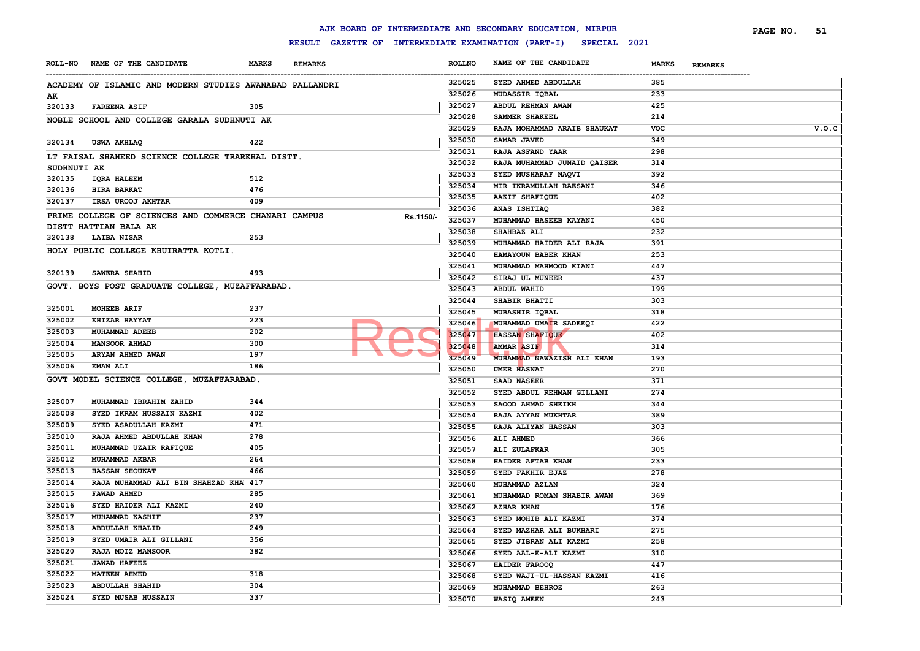# AJK BOARD OF INTERMEDIATE AND SECONDARY EDUCATION, MIRPUR

## RESULT GAZETTE OF INTERMEDIATE EXAMINATION (PART-I) SPECIAL 2021

| ROLL-NO | NAME OF THE CANDIDATE | MARKS | REMARKS |
|---|---|---|---|
| **ACADEMY OF ISLAMIC AND MODERN STUDIES AWANABAD PALLANDRI AK** | | | |
| 320133 | FAREENA ASIF | 305 | |
| **NOBLE SCHOOL AND COLLEGE GARALA SUDHNUTI AK** | | | |
| 320134 | USWA AKHLAQ | 422 | |
| **LT FAISAL SHAHEED SCIENCE COLLEGE TRARKHAL DISTT. SUDHNUTI AK** | | | |
| 320135 | IQRA HALEEM | 512 | |
| 320136 | HIRA BARKAT | 476 | |
| 320137 | IRSA UROOJ AKHTAR | 409 | |
| **PRIME COLLEGE OF SCIENCES AND COMMERCE CHANARI CAMPUS DISTT HATTIAN BALA AK** | | | Rs.1150/- |
| 320138 | LAIBA NISAR | 253 | |
| **HOLY PUBLIC COLLEGE KHUIRATTA KOTLI.** | | | |
| 320139 | SAWERA SHAHID | 493 | |
| **GOVT. BOYS POST GRADUATE COLLEGE, MUZAFFARABAD.** | | | |
| 325001 | MOHEEB ARIF | 237 | |
| 325002 | KHIZAR HAYYAT | 223 | |
| 325003 | MUHAMMAD ADEEB | 202 | |
| 325004 | MANSOOR AHMAD | 300 | |
| 325005 | ARYAN AHMED AWAN | 197 | |
| 325006 | EMAN ALI | 186 | |
| **GOVT MODEL SCIENCE COLLEGE, MUZAFFARABAD.** | | | |
| 325007 | MUHAMMAD IBRAHIM ZAHID | 344 | |
| 325008 | SYED IKRAM HUSSAIN KAZMI | 402 | |
| 325009 | SYED ASADULLAH KAZMI | 471 | |
| 325010 | RAJA AHMED ABDULLAH KHAN | 278 | |
| 325011 | MUHAMMAD UZAIR RAFIQUE | 405 | |
| 325012 | MUHAMMAD AKBAR | 264 | |
| 325013 | HASSAN SHOUKAT | 466 | |
| 325014 | RAJA MUHAMMAD ALI BIN SHAHZAD KHA | 417 | |
| 325015 | FAWAD AHMED | 285 | |
| 325016 | SYED HAIDER ALI KAZMI | 240 | |
| 325017 | MUHAMMAD KASHIF | 237 | |
| 325018 | ABDULLAH KHALID | 249 | |
| 325019 | SYED UMAIR ALI GILLANI | 356 | |
| 325020 | RAJA MOIZ MANSOOR | 382 | |
| 325021 | JAWAD HAFEEZ | | |
| 325022 | MATEEN AHMED | 318 | |
| 325023 | ABDULLAH SHAHID | 304 | |
| 325024 | SYED MUSAB HUSSAIN | 337 | |
| 325025 | SYED AHMED ABDULLAH | 385 | |
| 325026 | MUDASSIR IQBAL | 233 | |
| 325027 | ABDUL REHMAN AWAN | 425 | |
| 325028 | SAMMER SHAKEEL | 214 | |
| 325029 | RAJA MOHAMMAD ARAIB SHAUKAT | VOC | V.O.C |
| 325030 | SAMAR JAVED | 349 | |
| 325031 | RAJA ASFAND YAAR | 298 | |
| 325032 | RAJA MUHAMMAD JUNAID QAISER | 314 | |
| 325033 | SYED MUSHARAF NAQVI | 392 | |
| 325034 | MIR IKRAMULLAH RAESANI | 346 | |
| 325035 | AAKIF SHAFIQUE | 402 | |
| 325036 | ANAS ISHTIAQ | 382 | |
| 325037 | MUHAMMAD HASEEB KAYANI | 450 | |
| 325038 | SHAHBAZ ALI | 232 | |
| 325039 | MUHAMMAD HAIDER ALI RAJA | 391 | |
| 325040 | HAMAYOUN BABER KHAN | 253 | |
| 325041 | MUHAMMAD MAHMOOD KIANI | 447 | |
| 325042 | SIRAJ UL MUNEER | 437 | |
| 325043 | ABDUL WAHID | 199 | |
| 325044 | SHABIR BHATTI | 303 | |
| 325045 | MUBASHIR IQBAL | 318 | |
| 325046 | MUHAMMAD UMAIR SADEEQI | 422 | |
| 325047 | HASSAN SHAFIQUE | 402 | |
| 325048 | AMMAR ASIF | 314 | |
| 325049 | MUHAMMAD NAWAZISH ALI KHAN | 193 | |
| 325050 | UMER HASNAT | 270 | |
| 325051 | SAAD NASEER | 371 | |
| 325052 | SYED ABDUL REHMAN GILLANI | 274 | |
| 325053 | SAOOD AHMAD SHEIKH | 344 | |
| 325054 | RAJA AYYAN MUKHTAR | 389 | |
| 325055 | RAJA ALIYAN HASSAN | 303 | |
| 325056 | ALI AHMED | 366 | |
| 325057 | ALI ZULAFKAR | 305 | |
| 325058 | HAIDER AFTAB KHAN | 233 | |
| 325059 | SYED FAKHIR EJAZ | 278 | |
| 325060 | MUHAMMAD AZLAN | 324 | |
| 325061 | MUHAMMAD ROMAN SHABIR AWAN | 369 | |
| 325062 | AZHAR KHAN | 176 | |
| 325063 | SYED MOHIB ALI KAZMI | 374 | |
| 325064 | SYED MAZHAR ALI BUKHARI | 275 | |
| 325065 | SYED JIBRAN ALI KAZMI | 258 | |
| 325066 | SYED AAL-E-ALI KAZMI | 310 | |
| 325067 | HAIDER FAROOQ | 447 | |
| 325068 | SYED WAJI-UL-HASSAN KAZMI | 416 | |
| 325069 | MUHAMMAD BEHROZ | 263 | |
| 325070 | WASIQ AMEEN | 243 | |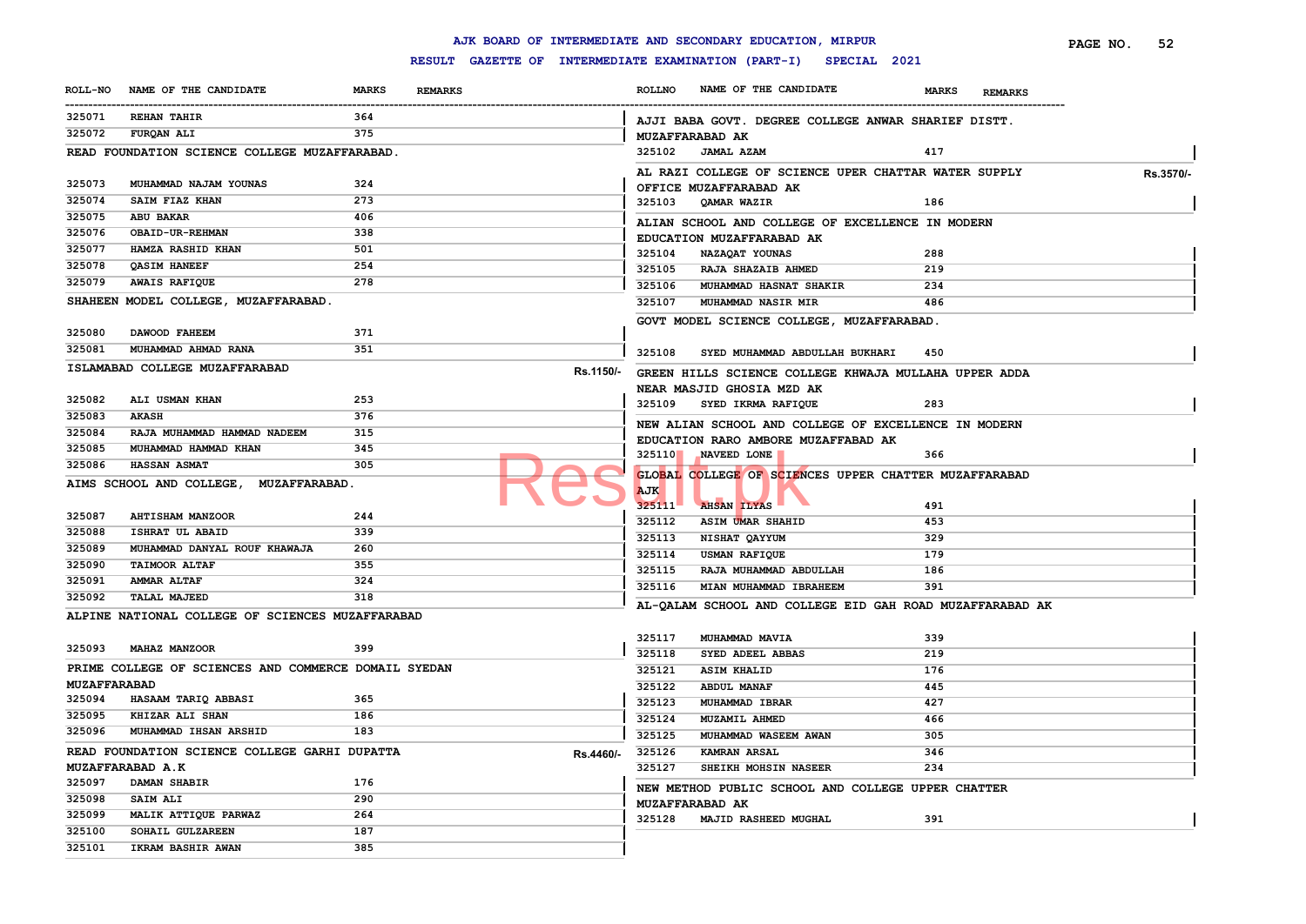# AJK BOARD OF INTERMEDIATE AND SECONDARY EDUCATION, MIRPUR

## RESULT GAZETTE OF INTERMEDIATE EXAMINATION (PART-I) SPECIAL 2021

| ROLL-NO | NAME OF THE CANDIDATE | MARKS | REMARKS |
|---|---|---|---|
| 325071 | REHAN TAHIR | 364 | |
| 325072 | FURQAN ALI | 375 | |

**READ FOUNDATION SCIENCE COLLEGE MUZAFFARABAD.**

| ROLL-NO | NAME OF THE CANDIDATE | MARKS | REMARKS |
|---|---|---|---|
| 325073 | MUHAMMAD NAJAM YOUNAS | 324 | |
| 325074 | SAIM FIAZ KHAN | 273 | |
| 325075 | ABU BAKAR | 406 | |
| 325076 | OBAID-UR-REHMAN | 338 | |
| 325077 | HAMZA RASHID KHAN | 501 | |
| 325078 | QASIM HANEEF | 254 | |
| 325079 | AWAIS RAFIQUE | 278 | |

**SHAHEEN MODEL COLLEGE, MUZAFFARABAD.**

| ROLL-NO | NAME OF THE CANDIDATE | MARKS | REMARKS |
|---|---|---|---|
| 325080 | DAWOOD FAHEEM | 371 | |
| 325081 | MUHAMMAD AHMAD RANA | 351 | |

**ISLAMABAD COLLEGE MUZAFFARABAD** Rs.1150/-

| ROLL-NO | NAME OF THE CANDIDATE | MARKS | REMARKS |
|---|---|---|---|
| 325082 | ALI USMAN KHAN | 253 | |
| 325083 | AKASH | 376 | |
| 325084 | RAJA MUHAMMAD HAMMAD NADEEM | 315 | |
| 325085 | MUHAMMAD HAMMAD KHAN | 345 | |
| 325086 | HASSAN ASMAT | 305 | |

**AIMS SCHOOL AND COLLEGE, MUZAFFARABAD.**

| ROLL-NO | NAME OF THE CANDIDATE | MARKS | REMARKS |
|---|---|---|---|
| 325087 | AHTISHAM MANZOOR | 244 | |
| 325088 | ISHRAT UL ABAID | 339 | |
| 325089 | MUHAMMAD DANYAL ROUF KHAWAJA | 260 | |
| 325090 | TAIMOOR ALTAF | 355 | |
| 325091 | AMMAR ALTAF | 324 | |
| 325092 | TALAL MAJEED | 318 | |

**ALPINE NATIONAL COLLEGE OF SCIENCES MUZAFFARABAD**

| ROLL-NO | NAME OF THE CANDIDATE | MARKS | REMARKS |
|---|---|---|---|
| 325093 | MAHAZ MANZOOR | 399 | |

**PRIME COLLEGE OF SCIENCES AND COMMERCE DOMAIL SYEDAN MUZAFFARABAD**

| ROLL-NO | NAME OF THE CANDIDATE | MARKS | REMARKS |
|---|---|---|---|
| 325094 | HASAAM TARIQ ABBASI | 365 | |
| 325095 | KHIZAR ALI SHAN | 186 | |
| 325096 | MUHAMMAD IHSAN ARSHID | 183 | |

**READ FOUNDATION SCIENCE COLLEGE GARHI DUPATTA MUZAFFARABAD A.K** Rs.4460/-

| ROLL-NO | NAME OF THE CANDIDATE | MARKS | REMARKS |
|---|---|---|---|
| 325097 | DAMAN SHABIR | 176 | |
| 325098 | SAIM ALI | 290 | |
| 325099 | MALIK ATTIQUE PARWAZ | 264 | |
| 325100 | SOHAIL GULZAREEN | 187 | |
| 325101 | IKRAM BASHIR AWAN | 385 | |

**AJJI BABA GOVT. DEGREE COLLEGE ANWAR SHARIEF DISTT. MUZAFFARABAD AK**

| ROLLNO | NAME OF THE CANDIDATE | MARKS | REMARKS |
|---|---|---|---|
| 325102 | JAMAL AZAM | 417 | |

**AL RAZI COLLEGE OF SCIENCE UPER CHATTAR WATER SUPPLY OFFICE MUZAFFARABAD AK** Rs.3570/-

| ROLLNO | NAME OF THE CANDIDATE | MARKS | REMARKS |
|---|---|---|---|
| 325103 | QAMAR WAZIR | 186 | |

**ALIAN SCHOOL AND COLLEGE OF EXCELLENCE IN MODERN EDUCATION MUZAFFARABAD AK**

| ROLLNO | NAME OF THE CANDIDATE | MARKS | REMARKS |
|---|---|---|---|
| 325104 | NAZAQAT YOUNAS | 288 | |
| 325105 | RAJA SHAZAIB AHMED | 219 | |
| 325106 | MUHAMMAD HASNAT SHAKIR | 234 | |
| 325107 | MUHAMMAD NASIR MIR | 486 | |

**GOVT MODEL SCIENCE COLLEGE, MUZAFFARABAD.**

| ROLLNO | NAME OF THE CANDIDATE | MARKS | REMARKS |
|---|---|---|---|
| 325108 | SYED MUHAMMAD ABDULLAH BUKHARI | 450 | |

**GREEN HILLS SCIENCE COLLEGE KHWAJA MULLAHA UPPER ADDA NEAR MASJID GHOSIA MZD AK**

| ROLLNO | NAME OF THE CANDIDATE | MARKS | REMARKS |
|---|---|---|---|
| 325109 | SYED IKRMA RAFIQUE | 283 | |

**NEW ALIAN SCHOOL AND COLLEGE OF EXCELLENCE IN MODERN EDUCATION RARO AMBORE MUZAFFABAD AK**

| ROLLNO | NAME OF THE CANDIDATE | MARKS | REMARKS |
|---|---|---|---|
| 325110 | NAVEED LONE | 366 | |

**GLOBAL COLLEGE OF SCIENCES UPPER CHATTER MUZAFFARABAD AJK**

| ROLLNO | NAME OF THE CANDIDATE | MARKS | REMARKS |
|---|---|---|---|
| 325111 | AHSAN ILYAS | 491 | |
| 325112 | ASIM UMAR SHAHID | 453 | |
| 325113 | NISHAT QAYYUM | 329 | |
| 325114 | USMAN RAFIQUE | 179 | |
| 325115 | RAJA MUHAMMAD ABDULLAH | 186 | |
| 325116 | MIAN MUHAMMAD IBRAHEEM | 391 | |

**AL-QALAM SCHOOL AND COLLEGE EID GAH ROAD MUZAFFARABAD AK**

| ROLLNO | NAME OF THE CANDIDATE | MARKS | REMARKS |
|---|---|---|---|
| 325117 | MUHAMMAD MAVIA | 339 | |
| 325118 | SYED ADEEL ABBAS | 219 | |
| 325121 | ASIM KHALID | 176 | |
| 325122 | ABDUL MANAF | 445 | |
| 325123 | MUHAMMAD IBRAR | 427 | |
| 325124 | MUZAMIL AHMED | 466 | |
| 325125 | MUHAMMAD WASEEM AWAN | 305 | |
| 325126 | KAMRAN ARSAL | 346 | |
| 325127 | SHEIKH MOHSIN NASEER | 234 | |

**NEW METHOD PUBLIC SCHOOL AND COLLEGE UPPER CHATTER MUZAFFARABAD AK**

| ROLLNO | NAME OF THE CANDIDATE | MARKS | REMARKS |
|---|---|---|---|
| 325128 | MAJID RASHEED MUGHAL | 391 | |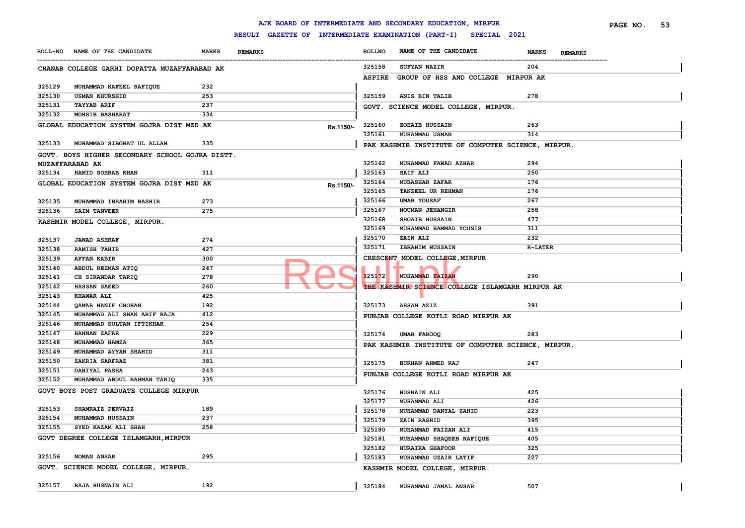# AJK BOARD OF INTERMEDIATE AND SECONDARY EDUCATION, MIRPUR

## RESULT GAZETTE OF INTERMEDIATE EXAMINATION (PART-I) SPECIAL 2021

| ROLL-NO | NAME OF THE CANDIDATE | MARKS | REMARKS |
|---|---|---|---|
| **CHANAB COLLEGE GARHI DOPATTA MUZAFFARABAD AK** | | | |
| 325129 | MUHAMMAD KAFEEL RAFIQUE | 232 | |
| 325130 | USMAN KHURSHID | 253 | |
| 325131 | TAYYAB ARIF | 237 | |
| 325132 | MOHSIB BASHARAT | 334 | |
| **GLOBAL EDUCATION SYSTEM GOJRA DIST MZD AK** | | | Rs.1150/- |
| 325133 | MUHAMMAD SIBGHAT UL ALLAH | 335 | |
| **GOVT. BOYS HIGHER SECONDARY SCHOOL GOJRA DISTT. MUZAFFARABAD AK** | | | |
| 325134 | HAMID SOHRAB KHAN | 311 | |
| **GLOBAL EDUCATION SYSTEM GOJRA DIST MZD AK** | | | Rs.1150/- |
| 325135 | MUHAMMAD IBRAHIM BASHIR | 273 | |
| 325136 | SAIM TANVEER | 275 | |
| **KASHMIR MODEL COLLEGE, MIRPUR.** | | | |
| 325137 | JAWAD ASHRAF | 274 | |
| 325138 | RAMISH TAHIR | 427 | |
| 325139 | AFFAN KABIR | 300 | |
| 325140 | ABDUL REHMAN ATIQ | 247 | |
| 325141 | CH SIKANDAR TARIQ | 278 | |
| 325142 | HASSAN SAEED | 260 | |
| 325143 | KHAWAR ALI | 425 | |
| 325144 | QAMAR HANIF CHOHAN | 192 | |
| 325145 | MUHAMMAD ALI SHAN ARIF RAJA | 412 | |
| 325146 | MUHAMMAD SULTAN IFTIKHAR | 254 | |
| 325147 | HANNAN ZAFAR | 229 | |
| 325148 | MUHAMMAD HAMZA | 365 | |
| 325149 | MUHAMMAD AYYAN SHAHID | 311 | |
| 325150 | ZAKRIA SARFRAZ | 381 | |
| 325151 | DANIYAL PASHA | 243 | |
| 325152 | MUHAMMAD ABDUL RAHMAN TARIQ | 335 | |
| **GOVT BOYS POST GRADUATE COLLEGE MIRPUR** | | | |
| 325153 | SHAMRAIZ PERVAIZ | 189 | |
| 325154 | MUHAMMAD HUSSAIN | 237 | |
| 325155 | SYED KAZAM ALI SHAH | 258 | |
| **GOVT DEGREE COLLEGE ISLAMGARH,MIRPUR** | | | |
| 325156 | NOMAN ANSAR | 295 | |
| **GOVT. SCIENCE MODEL COLLEGE, MIRPUR.** | | | |
| 325157 | RAJA HUSNAIN ALI | 192 | |
| 325158 | SUFYAN WAZIR | 204 | |
| **ASPIRE GROUP OF HSS AND COLLEGE MIRPUR AK** | | | |
| 325159 | ANIS BIN TALIB | 278 | |
| **GOVT. SCIENCE MODEL COLLEGE, MIRPUR.** | | | |
| 325160 | ZOHAIB HUSSAIN | 263 | |
| 325161 | MUHAMMAD USMAN | 314 | |
| **PAK KASHMIR INSTITUTE OF COMPUTER SCIENCE, MIRPUR.** | | | |
| 325162 | MUHAMMAD FAWAD AZHAR | 294 | |
| 325163 | SAIF ALI | 250 | |
| 325164 | MUBASHAR ZAFAR | 176 | |
| 325165 | TANZEEL UR REHMAN | 176 | |
| 325166 | UMAR YOUSAF | 267 | |
| 325167 | NOUMAN JEHANGIR | 258 | |
| 325168 | SHOAIB HUSSAIN | 477 | |
| 325169 | MUHAMMAD HAMMAD YOUNIS | 311 | |
| 325170 | ZAIN ALI | 232 | |
| 325171 | IBRAHIM HUSSAIN | R-LATER | |
| **CRESCENT MODEL COLLEGE,MIRPUR** | | | |
| 325172 | MUHAMMAD FAIZAN | 290 | |
| **THE KASHMIR SCIENCE COLLEGE ISLAMGARH MIRPUR AK** | | | |
| 325173 | AHSAN AZIZ | 391 | |
| **PUNJAB COLLEGE KOTLI ROAD MIRPUR AK** | | | |
| 325174 | UMAR FAROOQ | 283 | |
| **PAK KASHMIR INSTITUTE OF COMPUTER SCIENCE, MIRPUR.** | | | |
| 325175 | BURHAN AHMED RAJ | 247 | |
| **PUNJAB COLLEGE KOTLI ROAD MIRPUR AK** | | | |
| 325176 | HUSNAIN ALI | 425 | |
| 325177 | MUHAMMAD ALI | 426 | |
| 325178 | MUHAMMAD DANYAL ZAHID | 223 | |
| 325179 | ZAIN RASHID | 395 | |
| 325180 | MUHAMMAD FAIZAN ALI | 415 | |
| 325181 | MUHAMMAD SHAQEEB RAFIQUE | 405 | |
| 325182 | HURAIRA GHAFOOR | 325 | |
| 325183 | MUHAMMAD UZAIR LATIF | 227 | |
| **KASHMIR MODEL COLLEGE, MIRPUR.** | | | |
| 325184 | MUHAMMAD JAMAL ANSAR | 507 | |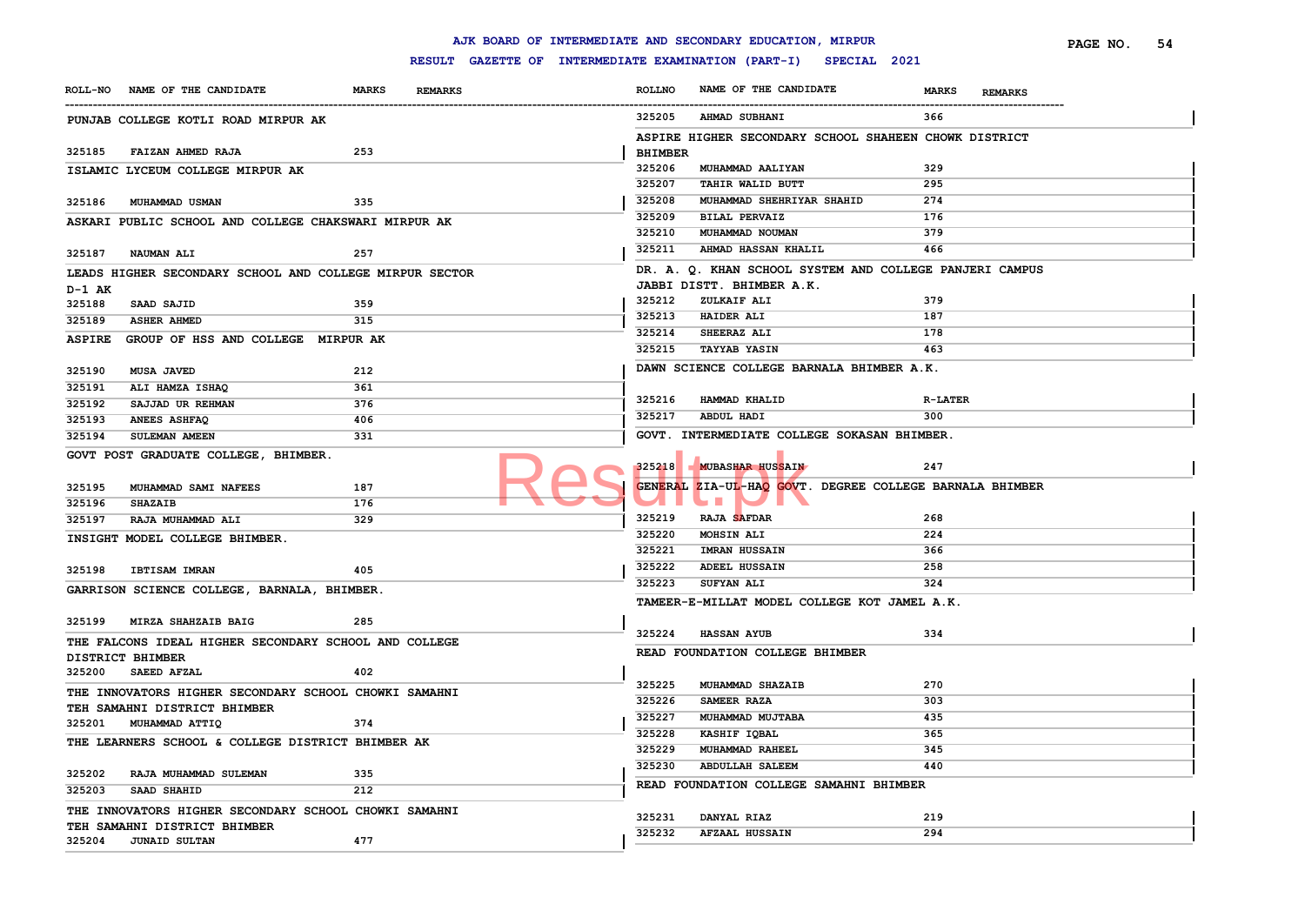# AJK BOARD OF INTERMEDIATE AND SECONDARY EDUCATION, MIRPUR

## RESULT GAZETTE OF INTERMEDIATE EXAMINATION (PART-I) SPECIAL 2021

| ROLL-NO | NAME OF THE CANDIDATE | MARKS | REMARKS |
|---|---|---|---|
| **PUNJAB COLLEGE KOTLI ROAD MIRPUR AK** | | | |
| 325185 | FAIZAN AHMED RAJA | 253 | |
| **ISLAMIC LYCEUM COLLEGE MIRPUR AK** | | | |
| 325186 | MUHAMMAD USMAN | 335 | |
| **ASKARI PUBLIC SCHOOL AND COLLEGE CHAKSWARI MIRPUR AK** | | | |
| 325187 | NAUMAN ALI | 257 | |
| **LEADS HIGHER SECONDARY SCHOOL AND COLLEGE MIRPUR SECTOR D-1 AK** | | | |
| 325188 | SAAD SAJID | 359 | |
| 325189 | ASHER AHMED | 315 | |
| **ASPIRE GROUP OF HSS AND COLLEGE MIRPUR AK** | | | |
| 325190 | MUSA JAVED | 212 | |
| 325191 | ALI HAMZA ISHAQ | 361 | |
| 325192 | SAJJAD UR REHMAN | 376 | |
| 325193 | ANEES ASHFAQ | 406 | |
| 325194 | SULEMAN AMEEN | 331 | |
| **GOVT POST GRADUATE COLLEGE, BHIMBER.** | | | |
| 325195 | MUHAMMAD SAMI NAFEES | 187 | |
| 325196 | SHAZAIB | 176 | |
| 325197 | RAJA MUHAMMAD ALI | 329 | |
| **INSIGHT MODEL COLLEGE BHIMBER.** | | | |
| 325198 | IBTISAM IMRAN | 405 | |
| **GARRISON SCIENCE COLLEGE, BARNALA, BHIMBER.** | | | |
| 325199 | MIRZA SHAHZAIB BAIG | 285 | |
| **THE FALCONS IDEAL HIGHER SECONDARY SCHOOL AND COLLEGE DISTRICT BHIMBER** | | | |
| 325200 | SAEED AFZAL | 402 | |
| **THE INNOVATORS HIGHER SECONDARY SCHOOL CHOWKI SAMAHNI TEH SAMAHNI DISTRICT BHIMBER** | | | |
| 325201 | MUHAMMAD ATTIQ | 374 | |
| **THE LEARNERS SCHOOL & COLLEGE DISTRICT BHIMBER AK** | | | |
| 325202 | RAJA MUHAMMAD SULEMAN | 335 | |
| 325203 | SAAD SHAHID | 212 | |
| **THE INNOVATORS HIGHER SECONDARY SCHOOL CHOWKI SAMAHNI TEH SAMAHNI DISTRICT BHIMBER** | | | |
| 325204 | JUNAID SULTAN | 477 | |
| 325205 | AHMAD SUBHANI | 366 | |
| **ASPIRE HIGHER SECONDARY SCHOOL SHAHEEN CHOWK DISTRICT BHIMBER** | | | |
| 325206 | MUHAMMAD AALIYAN | 329 | |
| 325207 | TAHIR WALID BUTT | 295 | |
| 325208 | MUHAMMAD SHEHRIYAR SHAHID | 274 | |
| 325209 | BILAL PERVAIZ | 176 | |
| 325210 | MUHAMMAD NOUMAN | 379 | |
| 325211 | AHMAD HASSAN KHALIL | 466 | |
| **DR. A. Q. KHAN SCHOOL SYSTEM AND COLLEGE PANJERI CAMPUS JABBI DISTT. BHIMBER A.K.** | | | |
| 325212 | ZULKAIF ALI | 379 | |
| 325213 | HAIDER ALI | 187 | |
| 325214 | SHEERAZ ALI | 178 | |
| 325215 | TAYYAB YASIN | 463 | |
| **DAWN SCIENCE COLLEGE BARNALA BHIMBER A.K.** | | | |
| 325216 | HAMMAD KHALID | R-LATER | |
| 325217 | ABDUL HADI | 300 | |
| **GOVT. INTERMEDIATE COLLEGE SOKASAN BHIMBER.** | | | |
| 325218 | MUBASHAR HUSSAIN | 247 | |
| **GENERAL ZIA-UL-HAQ GOVT. DEGREE COLLEGE BARNALA BHIMBER** | | | |
| 325219 | RAJA SAFDAR | 268 | |
| 325220 | MOHSIN ALI | 224 | |
| 325221 | IMRAN HUSSAIN | 366 | |
| 325222 | ADEEL HUSSAIN | 258 | |
| 325223 | SUFYAN ALI | 324 | |
| **TAMEER-E-MILLAT MODEL COLLEGE KOT JAMEL A.K.** | | | |
| 325224 | HASSAN AYUB | 334 | |
| **READ FOUNDATION COLLEGE BHIMBER** | | | |
| 325225 | MUHAMMAD SHAZAIB | 270 | |
| 325226 | SAMEER RAZA | 303 | |
| 325227 | MUHAMMAD MUJTABA | 435 | |
| 325228 | KASHIF IQBAL | 365 | |
| 325229 | MUHAMMAD RAHEEL | 345 | |
| 325230 | ABDULLAH SALEEM | 440 | |
| **READ FOUNDATION COLLEGE SAMAHNI BHIMBER** | | | |
| 325231 | DANYAL RIAZ | 219 | |
| 325232 | AFZAAL HUSSAIN | 294 | |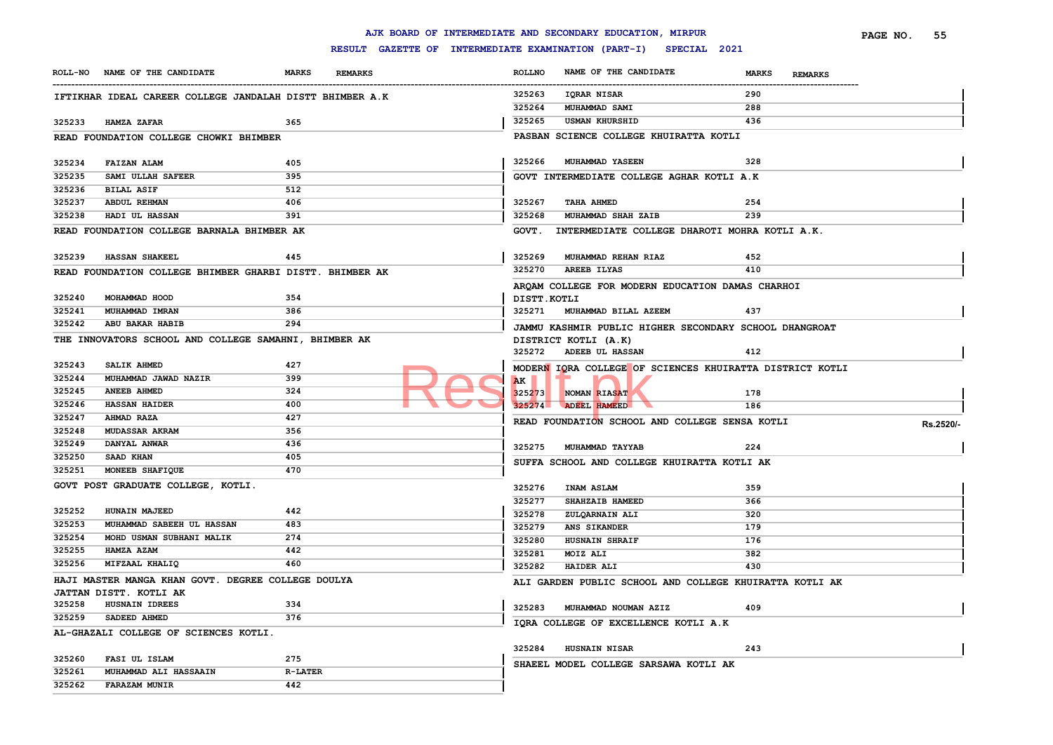# AJK BOARD OF INTERMEDIATE AND SECONDARY EDUCATION, MIRPUR

## RESULT GAZETTE OF INTERMEDIATE EXAMINATION (PART-I) SPECIAL 2021

### IFTIKHAR IDEAL CAREER COLLEGE JANDALAH DISTT BHIMBER A.K

| ROLL-NO | NAME OF THE CANDIDATE | MARKS | REMARKS |
|---|---|---|---|
| 325233 | HAMZA ZAFAR | 365 | |

### READ FOUNDATION COLLEGE CHOWKI BHIMBER

| ROLL-NO | NAME OF THE CANDIDATE | MARKS | REMARKS |
|---|---|---|---|
| 325234 | FAIZAN ALAM | 405 | |
| 325235 | SAMI ULLAH SAFEER | 395 | |
| 325236 | BILAL ASIF | 512 | |
| 325237 | ABDUL REHMAN | 406 | |
| 325238 | HADI UL HASSAN | 391 | |

### READ FOUNDATION COLLEGE BARNALA BHIMBER AK

| ROLL-NO | NAME OF THE CANDIDATE | MARKS | REMARKS |
|---|---|---|---|
| 325239 | HASSAN SHAKEEL | 445 | |

### READ FOUNDATION COLLEGE BHIMBER GHARBI DISTT. BHIMBER AK

| ROLL-NO | NAME OF THE CANDIDATE | MARKS | REMARKS |
|---|---|---|---|
| 325240 | MOHAMMAD HOOD | 354 | |
| 325241 | MUHAMMAD IMRAN | 386 | |
| 325242 | ABU BAKAR HABIB | 294 | |

### THE INNOVATORS SCHOOL AND COLLEGE SAMAHNI, BHIMBER AK

| ROLL-NO | NAME OF THE CANDIDATE | MARKS | REMARKS |
|---|---|---|---|
| 325243 | SALIK AHMED | 427 | |
| 325244 | MUHAMMAD JAWAD NAZIR | 399 | |
| 325245 | ANEEB AHMED | 324 | |
| 325246 | HASSAN HAIDER | 400 | |
| 325247 | AHMAD RAZA | 427 | |
| 325248 | MUDASSAR AKRAM | 356 | |
| 325249 | DANYAL ANWAR | 436 | |
| 325250 | SAAD KHAN | 405 | |
| 325251 | MONEEB SHAFIQUE | 470 | |

### GOVT POST GRADUATE COLLEGE, KOTLI.

| ROLL-NO | NAME OF THE CANDIDATE | MARKS | REMARKS |
|---|---|---|---|
| 325252 | HUNAIN MAJEED | 442 | |
| 325253 | MUHAMMAD SABEEH UL HASSAN | 483 | |
| 325254 | MOHD USMAN SUBHANI MALIK | 274 | |
| 325255 | HAMZA AZAM | 442 | |
| 325256 | MIFZAAL KHALIQ | 460 | |

### HAJI MASTER MANGA KHAN GOVT. DEGREE COLLEGE DOULYA JATTAN DISTT. KOTLI AK

| ROLL-NO | NAME OF THE CANDIDATE | MARKS | REMARKS |
|---|---|---|---|
| 325258 | HUSNAIN IDREES | 334 | |
| 325259 | SADEED AHMED | 376 | |

### AL-GHAZALI COLLEGE OF SCIENCES KOTLI.

| ROLL-NO | NAME OF THE CANDIDATE | MARKS | REMARKS |
|---|---|---|---|
| 325260 | FASI UL ISLAM | 275 | |
| 325261 | MUHAMMAD ALI HASSAAIN | R-LATER | |
| 325262 | FARAZAM MUNIR | 442 | |
| 325263 | IQRAR NISAR | 290 | |
| 325264 | MUHAMMAD SAMI | 288 | |
| 325265 | USMAN KHURSHID | 436 | |

### PASBAN SCIENCE COLLEGE KHUIRATTA KOTLI

| ROLL-NO | NAME OF THE CANDIDATE | MARKS | REMARKS |
|---|---|---|---|
| 325266 | MUHAMMAD YASEEN | 328 | |

### GOVT INTERMEDIATE COLLEGE AGHAR KOTLI A.K

| ROLL-NO | NAME OF THE CANDIDATE | MARKS | REMARKS |
|---|---|---|---|
| 325267 | TAHA AHMED | 254 | |
| 325268 | MUHAMMAD SHAH ZAIB | 239 | |

### GOVT. INTERMEDIATE COLLEGE DHAROTI MOHRA KOTLI A.K.

| ROLL-NO | NAME OF THE CANDIDATE | MARKS | REMARKS |
|---|---|---|---|
| 325269 | MUHAMMAD REHAN RIAZ | 452 | |
| 325270 | AREEB ILYAS | 410 | |

### ARQAM COLLEGE FOR MODERN EDUCATION DAMAS CHARHOI DISTT.KOTLI

| ROLL-NO | NAME OF THE CANDIDATE | MARKS | REMARKS |
|---|---|---|---|
| 325271 | MUHAMMAD BILAL AZEEM | 437 | |

### JAMMU KASHMIR PUBLIC HIGHER SECONDARY SCHOOL DHANGROAT DISTRICT KOTLI (A.K)

| ROLL-NO | NAME OF THE CANDIDATE | MARKS | REMARKS |
|---|---|---|---|
| 325272 | ADEEB UL HASSAN | 412 | |

### MODERN IQRA COLLEGE OF SCIENCES KHUIRATTA DISTRICT KOTLI AK

| ROLL-NO | NAME OF THE CANDIDATE | MARKS | REMARKS |
|---|---|---|---|
| 325273 | NOMAN RIASAT | 178 | |
| 325274 | ADEEL HAMEED | 186 | |

### READ FOUNDATION SCHOOL AND COLLEGE SENSA KOTLI

| ROLL-NO | NAME OF THE CANDIDATE | MARKS | REMARKS |
|---|---|---|---|
| 325275 | MUHAMMAD TAYYAB | 224 | |

### SUFFA SCHOOL AND COLLEGE KHUIRATTA KOTLI AK

| ROLL-NO | NAME OF THE CANDIDATE | MARKS | REMARKS |
|---|---|---|---|
| 325276 | INAM ASLAM | 359 | |
| 325277 | SHAHZAIB HAMEED | 366 | |
| 325278 | ZULQARNAIN ALI | 320 | |
| 325279 | ANS SIKANDER | 179 | |
| 325280 | HUSNAIN SHRAIF | 176 | |
| 325281 | MOIZ ALI | 382 | |
| 325282 | HAIDER ALI | 430 | |

### ALI GARDEN PUBLIC SCHOOL AND COLLEGE KHUIRATTA KOTLI AK

| ROLL-NO | NAME OF THE CANDIDATE | MARKS | REMARKS |
|---|---|---|---|
| 325283 | MUHAMMAD NOUMAN AZIZ | 409 | |

### IQRA COLLEGE OF EXCELLENCE KOTLI A.K

| ROLL-NO | NAME OF THE CANDIDATE | MARKS | REMARKS |
|---|---|---|---|
| 325284 | HUSNAIN NISAR | 243 | |

### SHAEEL MODEL COLLEGE SARSAWA KOTLI AK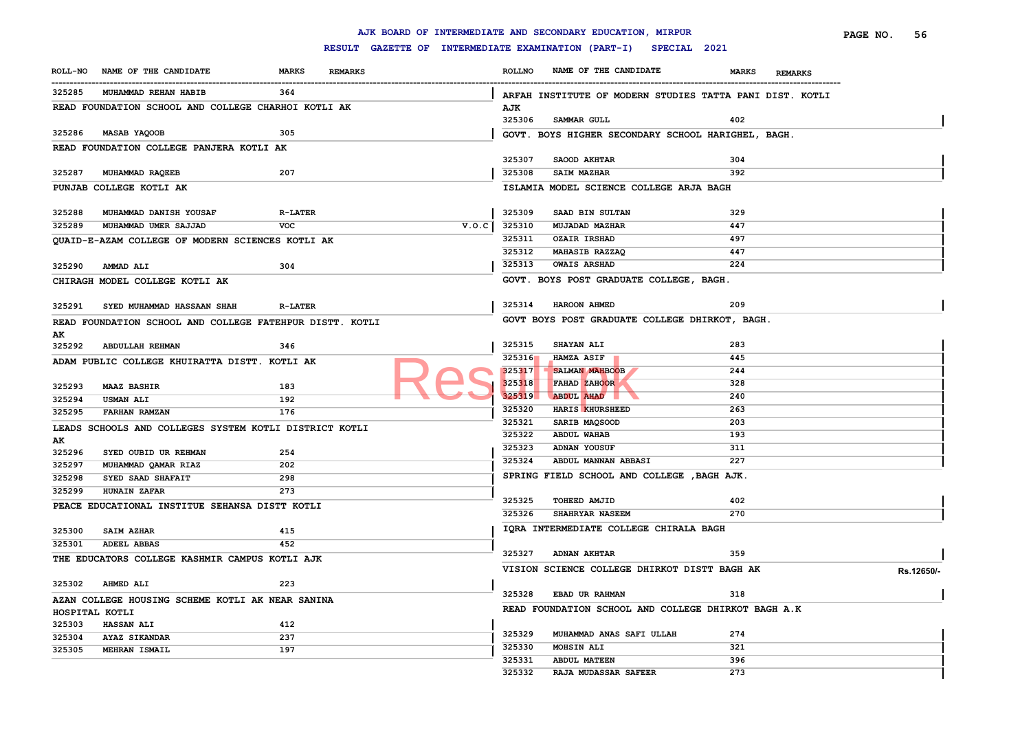# AJK BOARD OF INTERMEDIATE AND SECONDARY EDUCATION, MIRPUR

## RESULT GAZETTE OF INTERMEDIATE EXAMINATION (PART-I) SPECIAL 2021

| ROLL-NO | NAME OF THE CANDIDATE | MARKS | REMARKS |
|---|---|---|---|
| 325285 | MUHAMMAD REHAN HABIB | 364 | |

**READ FOUNDATION SCHOOL AND COLLEGE CHARHOI KOTLI AK**

| ROLL-NO | NAME OF THE CANDIDATE | MARKS | REMARKS |
|---|---|---|---|
| 325286 | MASAB YAQOOB | 305 | |

**READ FOUNDATION COLLEGE PANJERA KOTLI AK**

| ROLL-NO | NAME OF THE CANDIDATE | MARKS | REMARKS |
|---|---|---|---|
| 325287 | MUHAMMAD RAQEEB | 207 | |

**PUNJAB COLLEGE KOTLI AK**

| ROLL-NO | NAME OF THE CANDIDATE | MARKS | REMARKS |
|---|---|---|---|
| 325288 | MUHAMMAD DANISH YOUSAF | R-LATER | |
| 325289 | MUHAMMAD UMER SAJJAD | VOC | V.O.C |

**QUAID-E-AZAM COLLEGE OF MODERN SCIENCES KOTLI AK**

| ROLL-NO | NAME OF THE CANDIDATE | MARKS | REMARKS |
|---|---|---|---|
| 325290 | AMMAD ALI | 304 | |

**CHIRAGH MODEL COLLEGE KOTLI AK**

| ROLL-NO | NAME OF THE CANDIDATE | MARKS | REMARKS |
|---|---|---|---|
| 325291 | SYED MUHAMMAD HASSAAN SHAH | R-LATER | |

**READ FOUNDATION SCHOOL AND COLLEGE FATEHPUR DISTT. KOTLI AK**

| ROLL-NO | NAME OF THE CANDIDATE | MARKS | REMARKS |
|---|---|---|---|
| 325292 | ABDULLAH REHMAN | 346 | |

**ADAM PUBLIC COLLEGE KHUIRATTA DISTT. KOTLI AK**

| ROLL-NO | NAME OF THE CANDIDATE | MARKS | REMARKS |
|---|---|---|---|
| 325293 | MAAZ BASHIR | 183 | |
| 325294 | USMAN ALI | 192 | |
| 325295 | FARHAN RAMZAN | 176 | |

**LEADS SCHOOLS AND COLLEGES SYSTEM KOTLI DISTRICT KOTLI AK**

| ROLL-NO | NAME OF THE CANDIDATE | MARKS | REMARKS |
|---|---|---|---|
| 325296 | SYED OUBID UR REHMAN | 254 | |
| 325297 | MUHAMMAD QAMAR RIAZ | 202 | |
| 325298 | SYED SAAD SHAFAIT | 298 | |
| 325299 | HUNAIN ZAFAR | 273 | |

**PEACE EDUCATIONAL INSTITUE SEHANSA DISTT KOTLI**

| ROLL-NO | NAME OF THE CANDIDATE | MARKS | REMARKS |
|---|---|---|---|
| 325300 | SAIM AZHAR | 415 | |
| 325301 | ADEEL ABBAS | 452 | |

**THE EDUCATORS COLLEGE KASHMIR CAMPUS KOTLI AJK**

| ROLL-NO | NAME OF THE CANDIDATE | MARKS | REMARKS |
|---|---|---|---|
| 325302 | AHMED ALI | 223 | |

**AZAN COLLEGE HOUSING SCHEME KOTLI AK NEAR SANINA HOSPITAL KOTLI**

| ROLL-NO | NAME OF THE CANDIDATE | MARKS | REMARKS |
|---|---|---|---|
| 325303 | HASSAN ALI | 412 | |
| 325304 | AYAZ SIKANDAR | 237 | |
| 325305 | MEHRAN ISMAIL | 197 | |

**ARFAH INSTITUTE OF MODERN STUDIES TATTA PANI DIST. KOTLI AJK**

| ROLL-NO | NAME OF THE CANDIDATE | MARKS | REMARKS |
|---|---|---|---|
| 325306 | SAMMAR GULL | 402 | |

**GOVT. BOYS HIGHER SECONDARY SCHOOL HARIGHEL, BAGH.**

| ROLL-NO | NAME OF THE CANDIDATE | MARKS | REMARKS |
|---|---|---|---|
| 325307 | SAOOD AKHTAR | 304 | |
| 325308 | SAIM MAZHAR | 392 | |

**ISLAMIA MODEL SCIENCE COLLEGE ARJA BAGH**

| ROLL-NO | NAME OF THE CANDIDATE | MARKS | REMARKS |
|---|---|---|---|
| 325309 | SAAD BIN SULTAN | 329 | |
| 325310 | MUJADAD MAZHAR | 447 | |
| 325311 | OZAIR IRSHAD | 497 | |
| 325312 | MAHASIB RAZZAQ | 447 | |
| 325313 | OWAIS ARSHAD | 224 | |

**GOVT. BOYS POST GRADUATE COLLEGE, BAGH.**

| ROLL-NO | NAME OF THE CANDIDATE | MARKS | REMARKS |
|---|---|---|---|
| 325314 | HAROON AHMED | 209 | |

**GOVT BOYS POST GRADUATE COLLEGE DHIRKOT, BAGH.**

| ROLL-NO | NAME OF THE CANDIDATE | MARKS | REMARKS |
|---|---|---|---|
| 325315 | SHAYAN ALI | 283 | |
| 325316 | HAMZA ASIF | 445 | |
| 325317 | SALMAN MAHBOOB | 244 | |
| 325318 | FAHAD ZAHOOR | 328 | |
| 325319 | ABDUL AHAD | 240 | |
| 325320 | HARIS KHURSHEED | 263 | |
| 325321 | SARIB MAQSOOD | 203 | |
| 325322 | ABDUL WAHAB | 193 | |
| 325323 | ADNAN YOUSUF | 311 | |
| 325324 | ABDUL MANNAN ABBASI | 227 | |

**SPRING FIELD SCHOOL AND COLLEGE ,BAGH AJK.**

| ROLL-NO | NAME OF THE CANDIDATE | MARKS | REMARKS |
|---|---|---|---|
| 325325 | TOHEED AMJID | 402 | |
| 325326 | SHAHRYAR NASEEM | 270 | |

**IQRA INTERMEDIATE COLLEGE CHIRALA BAGH**

| ROLL-NO | NAME OF THE CANDIDATE | MARKS | REMARKS |
|---|---|---|---|
| 325327 | ADNAN AKHTAR | 359 | |

**VISION SCIENCE COLLEGE DHIRKOT DISTT BAGH AK** Rs.12650/-

| ROLL-NO | NAME OF THE CANDIDATE | MARKS | REMARKS |
|---|---|---|---|
| 325328 | EBAD UR RAHMAN | 318 | |

**READ FOUNDATION SCHOOL AND COLLEGE DHIRKOT BAGH A.K**

| ROLL-NO | NAME OF THE CANDIDATE | MARKS | REMARKS |
|---|---|---|---|
| 325329 | MUHAMMAD ANAS SAFI ULLAH | 274 | |
| 325330 | MOHSIN ALI | 321 | |
| 325331 | ABDUL MATEEN | 396 | |
| 325332 | RAJA MUDASSAR SAFEER | 273 | |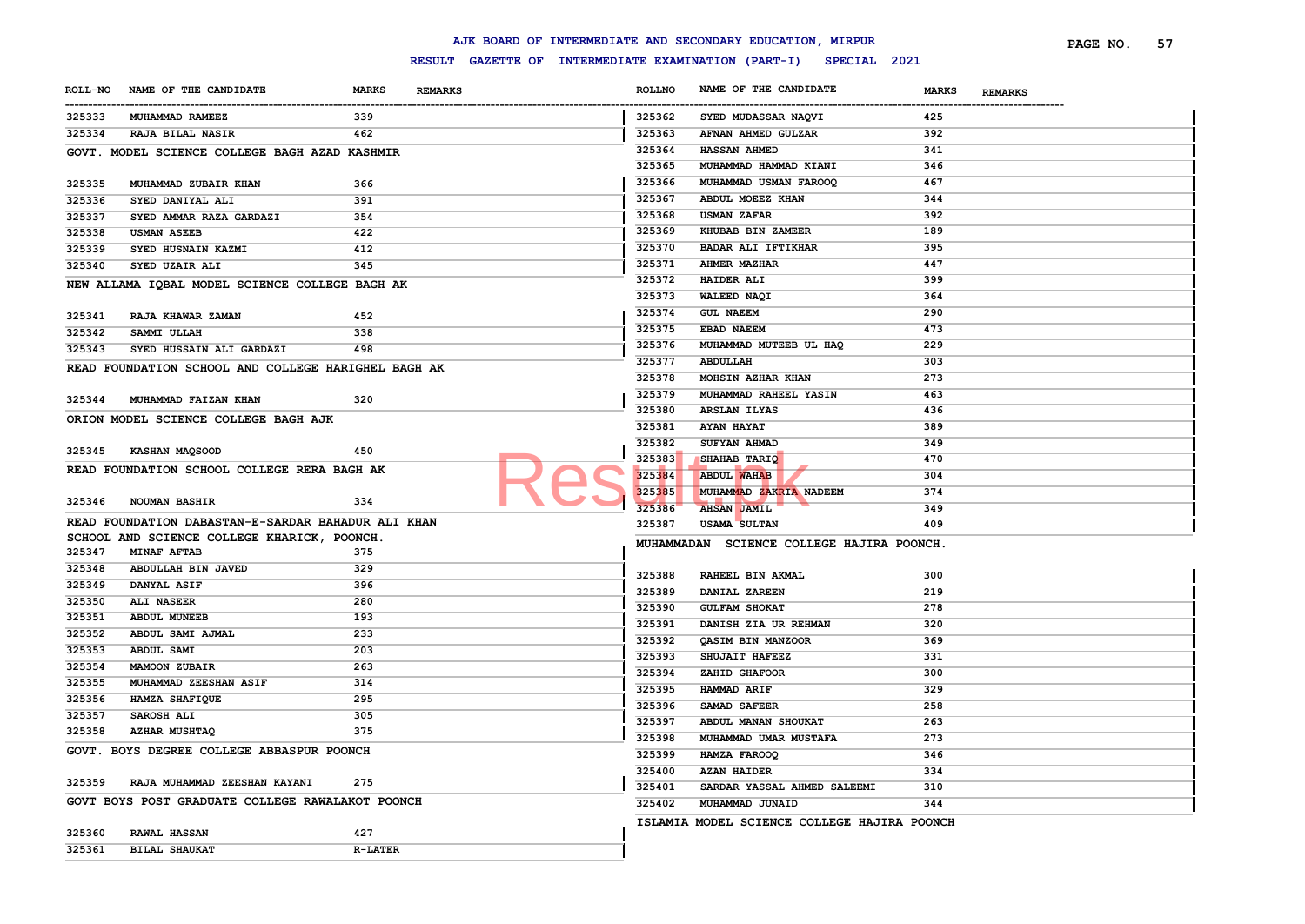# AJK BOARD OF INTERMEDIATE AND SECONDARY EDUCATION, MIRPUR

## RESULT GAZETTE OF INTERMEDIATE EXAMINATION (PART-I) SPECIAL 2021

| ROLL-NO | NAME OF THE CANDIDATE | MARKS | REMARKS |
|---|---|---|---|
| 325333 | MUHAMMAD RAMEEZ | 339 | |
| 325334 | RAJA BILAL NASIR | 462 | |

**GOVT. MODEL SCIENCE COLLEGE BAGH AZAD KASHMIR**

| ROLL-NO | NAME OF THE CANDIDATE | MARKS | REMARKS |
|---|---|---|---|
| 325335 | MUHAMMAD ZUBAIR KHAN | 366 | |
| 325336 | SYED DANIYAL ALI | 391 | |
| 325337 | SYED AMMAR RAZA GARDAZI | 354 | |
| 325338 | USMAN ASEEB | 422 | |
| 325339 | SYED HUSNAIN KAZMI | 412 | |
| 325340 | SYED UZAIR ALI | 345 | |

**NEW ALLAMA IQBAL MODEL SCIENCE COLLEGE BAGH AK**

| ROLL-NO | NAME OF THE CANDIDATE | MARKS | REMARKS |
|---|---|---|---|
| 325341 | RAJA KHAWAR ZAMAN | 452 | |
| 325342 | SAMMI ULLAH | 338 | |
| 325343 | SYED HUSSAIN ALI GARDAZI | 498 | |

**READ FOUNDATION SCHOOL AND COLLEGE HARIGHEL BAGH AK**

| ROLL-NO | NAME OF THE CANDIDATE | MARKS | REMARKS |
|---|---|---|---|
| 325344 | MUHAMMAD FAIZAN KHAN | 320 | |

**ORION MODEL SCIENCE COLLEGE BAGH AJK**

| ROLL-NO | NAME OF THE CANDIDATE | MARKS | REMARKS |
|---|---|---|---|
| 325345 | KASHAN MAQSOOD | 450 | |

**READ FOUNDATION SCHOOL COLLEGE RERA BAGH AK**

| ROLL-NO | NAME OF THE CANDIDATE | MARKS | REMARKS |
|---|---|---|---|
| 325346 | NOUMAN BASHIR | 334 | |

**READ FOUNDATION DABASTAN-E-SARDAR BAHADUR ALI KHAN SCHOOL AND SCIENCE COLLEGE KHARICK, POONCH.**

| ROLL-NO | NAME OF THE CANDIDATE | MARKS | REMARKS |
|---|---|---|---|
| 325347 | MINAF AFTAB | 375 | |
| 325348 | ABDULLAH BIN JAVED | 329 | |
| 325349 | DANYAL ASIF | 396 | |
| 325350 | ALI NASEER | 280 | |
| 325351 | ABDUL MUNEEB | 193 | |
| 325352 | ABDUL SAMI AJMAL | 233 | |
| 325353 | ABDUL SAMI | 203 | |
| 325354 | MAMOON ZUBAIR | 263 | |
| 325355 | MUHAMMAD ZEESHAN ASIF | 314 | |
| 325356 | HAMZA SHAFIQUE | 295 | |
| 325357 | SAROSH ALI | 305 | |
| 325358 | AZHAR MUSHTAQ | 375 | |

**GOVT. BOYS DEGREE COLLEGE ABBASPUR POONCH**

| ROLL-NO | NAME OF THE CANDIDATE | MARKS | REMARKS |
|---|---|---|---|
| 325359 | RAJA MUHAMMAD ZEESHAN KAYANI | 275 | |

**GOVT BOYS POST GRADUATE COLLEGE RAWALAKOT POONCH**

| ROLL-NO | NAME OF THE CANDIDATE | MARKS | REMARKS |
|---|---|---|---|
| 325360 | RAWAL HASSAN | 427 | |
| 325361 | BILAL SHAUKAT | R-LATER | |
| 325362 | SYED MUDASSAR NAQVI | 425 | |
| 325363 | AFNAN AHMED GULZAR | 392 | |
| 325364 | HASSAN AHMED | 341 | |
| 325365 | MUHAMMAD HAMMAD KIANI | 346 | |
| 325366 | MUHAMMAD USMAN FAROOQ | 467 | |
| 325367 | ABDUL MOEEZ KHAN | 344 | |
| 325368 | USMAN ZAFAR | 392 | |
| 325369 | KHUBAB BIN ZAMEER | 189 | |
| 325370 | BADAR ALI IFTIKHAR | 395 | |
| 325371 | AHMER MAZHAR | 447 | |
| 325372 | HAIDER ALI | 399 | |
| 325373 | WALEED NAQI | 364 | |
| 325374 | GUL NAEEM | 290 | |
| 325375 | EBAD NAEEM | 473 | |
| 325376 | MUHAMMAD MUTEEB UL HAQ | 229 | |
| 325377 | ABDULLAH | 303 | |
| 325378 | MOHSIN AZHAR KHAN | 273 | |
| 325379 | MUHAMMAD RAHEEL YASIN | 463 | |
| 325380 | ARSLAN ILYAS | 436 | |
| 325381 | AYAN HAYAT | 389 | |
| 325382 | SUFYAN AHMAD | 349 | |
| 325383 | SHAHAB TARIQ | 470 | |
| 325384 | ABDUL WAHAB | 304 | |
| 325385 | MUHAMMAD ZAKRIA NADEEM | 374 | |
| 325386 | AHSAN JAMIL | 349 | |
| 325387 | USAMA SULTAN | 409 | |

**MUHAMMADAN SCIENCE COLLEGE HAJIRA POONCH.**

| ROLL-NO | NAME OF THE CANDIDATE | MARKS | REMARKS |
|---|---|---|---|
| 325388 | RAHEEL BIN AKMAL | 300 | |
| 325389 | DANIAL ZAREEN | 219 | |
| 325390 | GULFAM SHOKAT | 278 | |
| 325391 | DANISH ZIA UR REHMAN | 320 | |
| 325392 | QASIM BIN MANZOOR | 369 | |
| 325393 | SHUJAIT HAFEEZ | 331 | |
| 325394 | ZAHID GHAFOOR | 300 | |
| 325395 | HAMMAD ARIF | 329 | |
| 325396 | SAMAD SAFEER | 258 | |
| 325397 | ABDUL MANAN SHOUKAT | 263 | |
| 325398 | MUHAMMAD UMAR MUSTAFA | 273 | |
| 325399 | HAMZA FAROOQ | 346 | |
| 325400 | AZAN HAIDER | 334 | |
| 325401 | SARDAR YASSAL AHMED SALEEMI | 310 | |
| 325402 | MUHAMMAD JUNAID | 344 | |

**ISLAMIA MODEL SCIENCE COLLEGE HAJIRA POONCH**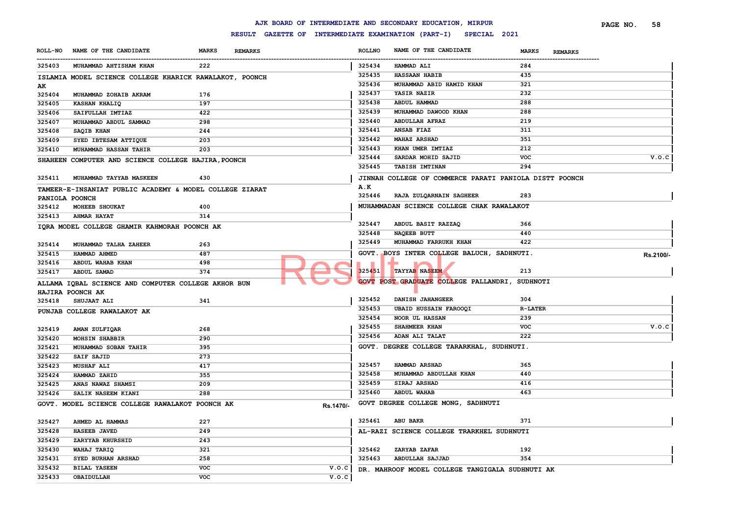AJK BOARD OF INTERMEDIATE AND SECONDARY EDUCATION, MIRPUR

RESULT GAZETTE OF INTERMEDIATE EXAMINATION (PART-I) SPECIAL 2021

| ROLL-NO | NAME OF THE CANDIDATE | MARKS | REMARKS |
|---|---|---|---|
| 325403 | MUHAMMAD AHTISHAM KHAN | 222 | |

**ISLAMIA MODEL SCIENCE COLLEGE KHARICK RAWALAKOT, POONCH AK**

| ROLL-NO | NAME OF THE CANDIDATE | MARKS | REMARKS |
|---|---|---|---|
| 325404 | MUHAMMAD ZOHAIB AKRAM | 176 | |
| 325405 | KASHAN KHALIQ | 197 | |
| 325406 | SAIFULLAH IMTIAZ | 422 | |
| 325407 | MUHAMMAD ABDUL SAMMAD | 298 | |
| 325408 | SAQIB KHAN | 244 | |
| 325409 | SYED IBTESAM ATTIQUE | 203 | |
| 325410 | MUHAMMAD HASSAN TAHIR | 203 | |

**SHAHEEN COMPUTER AND SCIENCE COLLEGE HAJIRA,POONCH**

| ROLL-NO | NAME OF THE CANDIDATE | MARKS | REMARKS |
|---|---|---|---|
| 325411 | MUHAMMAD TAYYAB MASKEEN | 430 | |

**TAMEER-E-INSANIAT PUBLIC ACADEMY & MODEL COLLEGE ZIARAT PANIOLA POONCH**

| ROLL-NO | NAME OF THE CANDIDATE | MARKS | REMARKS |
|---|---|---|---|
| 325412 | MOHEEB SHOUKAT | 400 | |
| 325413 | AHMAR HAYAT | 314 | |

**IQRA MODEL COLLEGE GHAMIR KAHMORAH POONCH AK**

| ROLL-NO | NAME OF THE CANDIDATE | MARKS | REMARKS |
|---|---|---|---|
| 325414 | MUHAMMAD TALHA ZAHEER | 263 | |
| 325415 | HAMMAD AHMED | 487 | |
| 325416 | ABDUL WAHAB KHAN | 498 | |
| 325417 | ABDUL SAMAD | 374 | |

**ALLAMA IQBAL SCIENCE AND COMPUTER COLLEGE AKHOR BUN HAJIRA POONCH AK**

| ROLL-NO | NAME OF THE CANDIDATE | MARKS | REMARKS |
|---|---|---|---|
| 325418 | SHUJAAT ALI | 341 | |

**PUNJAB COLLEGE RAWALAKOT AK**

| ROLL-NO | NAME OF THE CANDIDATE | MARKS | REMARKS |
|---|---|---|---|
| 325419 | AMAN ZULFIQAR | 268 | |
| 325420 | MOHSIN SHABBIR | 290 | |
| 325421 | MUHAMMAD SOBAN TAHIR | 395 | |
| 325422 | SAIF SAJID | 273 | |
| 325423 | MUSHAF ALI | 417 | |
| 325424 | HAMMAD ZAHID | 355 | |
| 325425 | ANAS NAWAZ SHAMSI | 209 | |
| 325426 | SALIK NASEEM KIANI | 288 | |

**GOVT. MODEL SCIENCE COLLEGE RAWALAKOT POONCH AK** Rs.1470/-

| ROLL-NO | NAME OF THE CANDIDATE | MARKS | REMARKS |
|---|---|---|---|
| 325427 | AHMED AL HAMMAS | 227 | |
| 325428 | HASEEB JAVED | 249 | |
| 325429 | ZARYYAB KHURSHID | 243 | |
| 325430 | WAHAJ TARIQ | 321 | |
| 325431 | SYED BURHAN ARSHAD | 258 | |
| 325432 | BILAL YASEEN | VOC | V.O.C |
| 325433 | OBAIDULLAH | VOC | V.O.C |
| 325434 | HAMMAD ALI | 284 | |
| 325435 | HASSAAN HABIB | 435 | |
| 325436 | MUHAMMAD ABID HAMID KHAN | 321 | |
| 325437 | YASIR NAZIR | 232 | |
| 325438 | ABDUL HAMMAD | 288 | |
| 325439 | MUHAMMAD DAWOOD KHAN | 288 | |
| 325440 | ABDULLAH AFRAZ | 219 | |
| 325441 | ANSAB FIAZ | 311 | |
| 325442 | MAHAZ ARSHAD | 351 | |
| 325443 | KHAN UMER IMTIAZ | 212 | |
| 325444 | SARDAR MOHID SAJID | VOC | V.O.C |
| 325445 | TABISH IMTINAN | 294 | |

**JINNAH COLLEGE OF COMMERCE PARATI PANIOLA DISTT POONCH A.K**

| ROLL-NO | NAME OF THE CANDIDATE | MARKS | REMARKS |
|---|---|---|---|
| 325446 | RAJA ZULQARNAIN SAGHEER | 283 | |

**MUHAMMADAN SCIENCE COLLEGE CHAK RAWALAKOT**

| ROLL-NO | NAME OF THE CANDIDATE | MARKS | REMARKS |
|---|---|---|---|
| 325447 | ABDUL BASIT RAZZAQ | 366 | |
| 325448 | NAQEEB BUTT | 440 | |
| 325449 | MUHAMMAD FARRUKH KHAN | 422 | |

**GOVT. BOYS INTER COLLEGE BALUCH, SADHNUTI.** Rs.2100/-

| ROLL-NO | NAME OF THE CANDIDATE | MARKS | REMARKS |
|---|---|---|---|
| 325451 | TAYYAB NASEEM | 213 | |

**GOVT POST GRADUATE COLLEGE PALLANDRI, SUDHNOTI**

| ROLL-NO | NAME OF THE CANDIDATE | MARKS | REMARKS |
|---|---|---|---|
| 325452 | DANISH JAHANGEER | 304 | |
| 325453 | UBAID HUSSAIN FAROOQI | R-LATER | |
| 325454 | NOOR UL HASSAN | 239 | |
| 325455 | SHAHMEER KHAN | VOC | V.O.C |
| 325456 | ADAN ALI TALAT | 222 | |

**GOVT. DEGREE COLLEGE TARARKHAL, SUDHNUTI.**

| ROLL-NO | NAME OF THE CANDIDATE | MARKS | REMARKS |
|---|---|---|---|
| 325457 | HAMMAD ARSHAD | 365 | |
| 325458 | MUHAMMAD ABDULLAH KHAN | 440 | |
| 325459 | SIRAJ ARSHAD | 416 | |
| 325460 | ABDUL WAHAB | 463 | |

**GOVT DEGREE COLLEGE MONG, SADHNUTI**

| ROLL-NO | NAME OF THE CANDIDATE | MARKS | REMARKS |
|---|---|---|---|
| 325461 | ABU BAKR | 371 | |

**AL-RAZI SCIENCE COLLEGE TRARKHEL SUDHNUTI**

| ROLL-NO | NAME OF THE CANDIDATE | MARKS | REMARKS |
|---|---|---|---|
| 325462 | ZARYAB ZAFAR | 192 | |
| 325463 | ABDULLAH SAJJAD | 354 | |

**DR. MAHROOF MODEL COLLEGE TANGIGALA SUDHNUTI AK**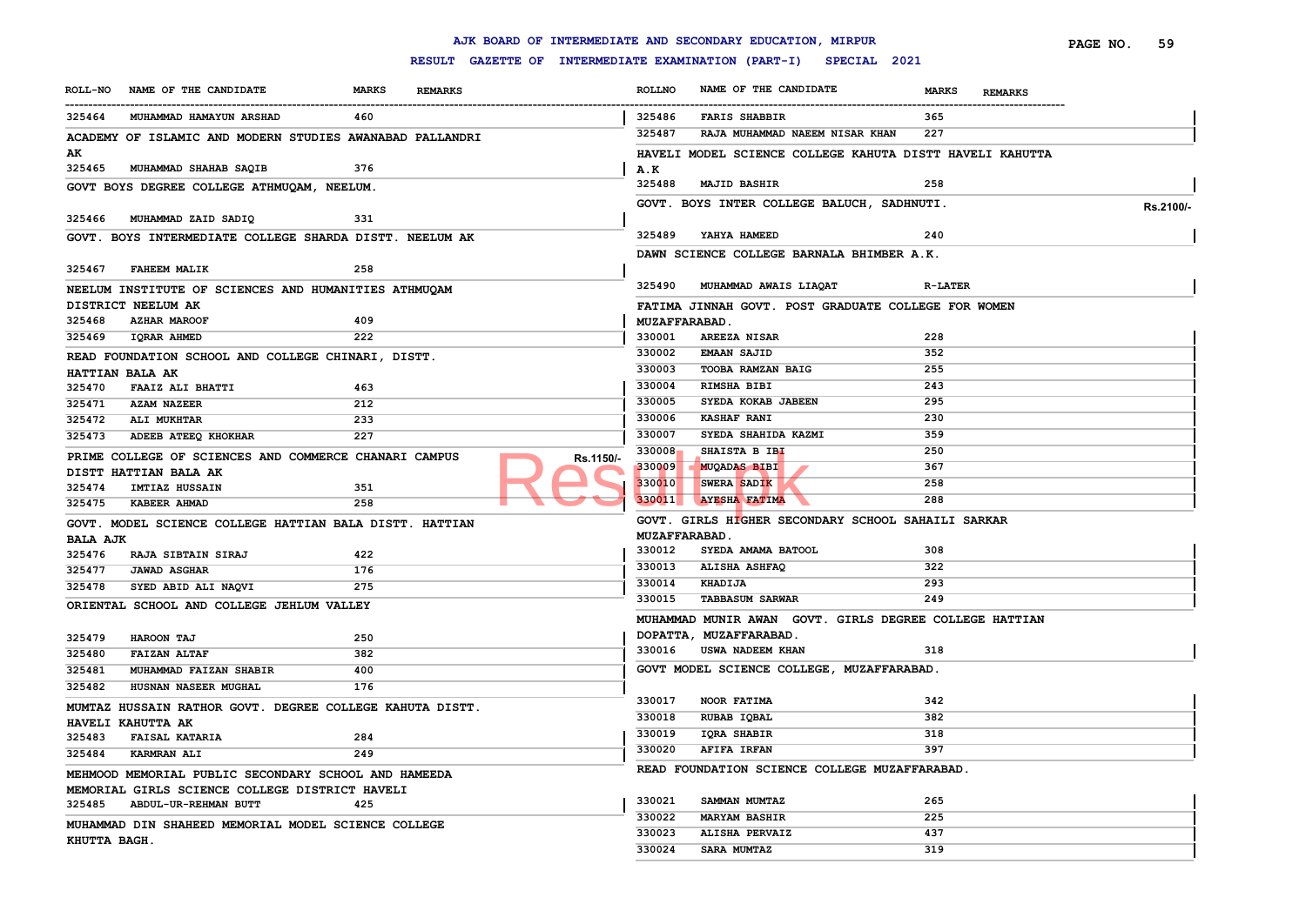# AJK BOARD OF INTERMEDIATE AND SECONDARY EDUCATION, MIRPUR

## RESULT GAZETTE OF INTERMEDIATE EXAMINATION (PART-I) SPECIAL 2021

| ROLL-NO | NAME OF THE CANDIDATE | MARKS | REMARKS |
|---|---|---|---|
| 325464 | MUHAMMAD HAMAYUN ARSHAD | 460 | |

**ACADEMY OF ISLAMIC AND MODERN STUDIES AWANABAD PALLANDRI AK**

| ROLL-NO | NAME OF THE CANDIDATE | MARKS | REMARKS |
|---|---|---|---|
| 325465 | MUHAMMAD SHAHAB SAQIB | 376 | |

**GOVT BOYS DEGREE COLLEGE ATHMUQAM, NEELUM.**

| ROLL-NO | NAME OF THE CANDIDATE | MARKS | REMARKS |
|---|---|---|---|
| 325466 | MUHAMMAD ZAID SADIQ | 331 | |

**GOVT. BOYS INTERMEDIATE COLLEGE SHARDA DISTT. NEELUM AK**

| ROLL-NO | NAME OF THE CANDIDATE | MARKS | REMARKS |
|---|---|---|---|
| 325467 | FAHEEM MALIK | 258 | |

**NEELUM INSTITUTE OF SCIENCES AND HUMANITIES ATHMUQAM DISTRICT NEELUM AK**

| ROLL-NO | NAME OF THE CANDIDATE | MARKS | REMARKS |
|---|---|---|---|
| 325468 | AZHAR MAROOF | 409 | |
| 325469 | IQRAR AHMED | 222 | |

**READ FOUNDATION SCHOOL AND COLLEGE CHINARI, DISTT. HATTIAN BALA AK**

| ROLL-NO | NAME OF THE CANDIDATE | MARKS | REMARKS |
|---|---|---|---|
| 325470 | FAAIZ ALI BHATTI | 463 | |
| 325471 | AZAM NAZEER | 212 | |
| 325472 | ALI MUKHTAR | 233 | |
| 325473 | ADEEB ATEEQ KHOKHAR | 227 | |

**PRIME COLLEGE OF SCIENCES AND COMMERCE CHANARI CAMPUS DISTT HATTIAN BALA AK** Rs.1150/-

| ROLL-NO | NAME OF THE CANDIDATE | MARKS | REMARKS |
|---|---|---|---|
| 325474 | IMTIAZ HUSSAIN | 351 | |
| 325475 | KABEER AHMAD | 258 | |

**GOVT. MODEL SCIENCE COLLEGE HATTIAN BALA DISTT. HATTIAN BALA AJK**

| ROLL-NO | NAME OF THE CANDIDATE | MARKS | REMARKS |
|---|---|---|---|
| 325476 | RAJA SIBTAIN SIRAJ | 422 | |
| 325477 | JAWAD ASGHAR | 176 | |
| 325478 | SYED ABID ALI NAQVI | 275 | |

**ORIENTAL SCHOOL AND COLLEGE JEHLUM VALLEY**

| ROLL-NO | NAME OF THE CANDIDATE | MARKS | REMARKS |
|---|---|---|---|
| 325479 | HAROON TAJ | 250 | |
| 325480 | FAIZAN ALTAF | 382 | |
| 325481 | MUHAMMAD FAIZAN SHABIR | 400 | |
| 325482 | HUSNAN NASEER MUGHAL | 176 | |

**MUMTAZ HUSSAIN RATHOR GOVT. DEGREE COLLEGE KAHUTA DISTT. HAVELI KAHUTTA AK**

| ROLL-NO | NAME OF THE CANDIDATE | MARKS | REMARKS |
|---|---|---|---|
| 325483 | FAISAL KATARIA | 284 | |
| 325484 | KARMRAN ALI | 249 | |

**MEHMOOD MEMORIAL PUBLIC SECONDARY SCHOOL AND HAMEEDA MEMORIAL GIRLS SCIENCE COLLEGE DISTRICT HAVELI**

| ROLL-NO | NAME OF THE CANDIDATE | MARKS | REMARKS |
|---|---|---|---|
| 325485 | ABDUL-UR-REHMAN BUTT | 425 | |

**MUHAMMAD DIN SHAHEED MEMORIAL MODEL SCIENCE COLLEGE KHUTTA BAGH.**

| ROLLNO | NAME OF THE CANDIDATE | MARKS | REMARKS |
|---|---|---|---|
| 325486 | FARIS SHABBIR | 365 | |
| 325487 | RAJA MUHAMMAD NAEEM NISAR KHAN | 227 | |

**HAVELI MODEL SCIENCE COLLEGE KAHUTA DISTT HAVELI KAHUTTA A.K**

| ROLLNO | NAME OF THE CANDIDATE | MARKS | REMARKS |
|---|---|---|---|
| 325488 | MAJID BASHIR | 258 | |

**GOVT. BOYS INTER COLLEGE BALUCH, SADHNUTI.** Rs.2100/-

| ROLLNO | NAME OF THE CANDIDATE | MARKS | REMARKS |
|---|---|---|---|
| 325489 | YAHYA HAMEED | 240 | |

**DAWN SCIENCE COLLEGE BARNALA BHIMBER A.K.**

| ROLLNO | NAME OF THE CANDIDATE | MARKS | REMARKS |
|---|---|---|---|
| 325490 | MUHAMMAD AWAIS LIAQAT | R-LATER | |

**FATIMA JINNAH GOVT. POST GRADUATE COLLEGE FOR WOMEN MUZAFFARABAD.**

| ROLLNO | NAME OF THE CANDIDATE | MARKS | REMARKS |
|---|---|---|---|
| 330001 | AREEZA NISAR | 228 | |
| 330002 | EMAAN SAJID | 352 | |
| 330003 | TOOBA RAMZAN BAIG | 255 | |
| 330004 | RIMSHA BIBI | 243 | |
| 330005 | SYEDA KOKAB JABEEN | 295 | |
| 330006 | KASHAF RANI | 230 | |
| 330007 | SYEDA SHAHIDA KAZMI | 359 | |
| 330008 | SHAISTA B IBI | 250 | |
| 330009 | MUQADAS BIBI | 367 | |
| 330010 | SWERA SADIK | 258 | |
| 330011 | AYESHA FATIMA | 288 | |

**GOVT. GIRLS HIGHER SECONDARY SCHOOL SAHAILI SARKAR MUZAFFARABAD.**

| ROLLNO | NAME OF THE CANDIDATE | MARKS | REMARKS |
|---|---|---|---|
| 330012 | SYEDA AMAMA BATOOL | 308 | |
| 330013 | ALISHA ASHFAQ | 322 | |
| 330014 | KHADIJA | 293 | |
| 330015 | TABBASUM SARWAR | 249 | |

**MUHAMMAD MUNIR AWAN GOVT. GIRLS DEGREE COLLEGE HATTIAN DOPATTA, MUZAFFARABAD.**

| ROLLNO | NAME OF THE CANDIDATE | MARKS | REMARKS |
|---|---|---|---|
| 330016 | USWA NADEEM KHAN | 318 | |

**GOVT MODEL SCIENCE COLLEGE, MUZAFFARABAD.**

| ROLLNO | NAME OF THE CANDIDATE | MARKS | REMARKS |
|---|---|---|---|
| 330017 | NOOR FATIMA | 342 | |
| 330018 | RUBAB IQBAL | 382 | |
| 330019 | IQRA SHABIR | 318 | |
| 330020 | AFIFA IRFAN | 397 | |

**READ FOUNDATION SCIENCE COLLEGE MUZAFFARABAD.**

| ROLLNO | NAME OF THE CANDIDATE | MARKS | REMARKS |
|---|---|---|---|
| 330021 | SAMMAN MUMTAZ | 265 | |
| 330022 | MARYAM BASHIR | 225 | |
| 330023 | ALISHA PERVAIZ | 437 | |
| 330024 | SARA MUMTAZ | 319 | |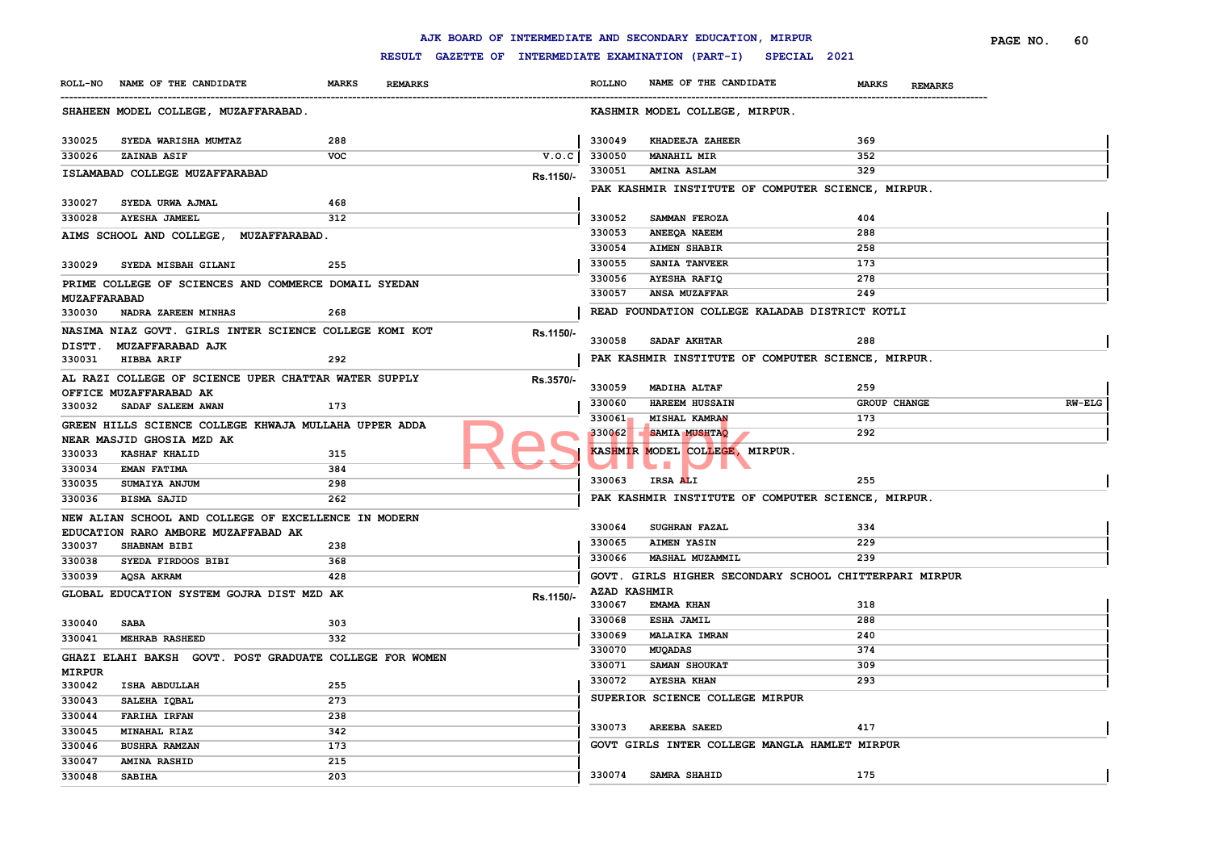# AJK BOARD OF INTERMEDIATE AND SECONDARY EDUCATION, MIRPUR

## RESULT GAZETTE OF INTERMEDIATE EXAMINATION (PART-I) SPECIAL 2021

| ROLL-NO | NAME OF THE CANDIDATE | MARKS | REMARKS |
|---|---|---|---|
| **SHAHEEN MODEL COLLEGE, MUZAFFARABAD.** | | | |
| 330025 | SYEDA WARISHA MUMTAZ | 288 | |
| 330026 | ZAINAB ASIF | VOC | V.O.C |
| **ISLAMABAD COLLEGE MUZAFFARABAD** | | | Rs.1150/- |
| 330027 | SYEDA URWA AJMAL | 468 | |
| 330028 | AYESHA JAMEEL | 312 | |
| **AIMS SCHOOL AND COLLEGE, MUZAFFARABAD.** | | | |
| 330029 | SYEDA MISBAH GILANI | 255 | |
| **PRIME COLLEGE OF SCIENCES AND COMMERCE DOMAIL SYEDAN MUZAFFARABAD** | | | |
| 330030 | NADRA ZAREEN MINHAS | 268 | |
| **NASIMA NIAZ GOVT. GIRLS INTER SCIENCE COLLEGE KOMI KOT DISTT. MUZAFFARABAD AJK** | | | Rs.1150/- |
| 330031 | HIBBA ARIF | 292 | |
| **AL RAZI COLLEGE OF SCIENCE UPER CHATTAR WATER SUPPLY OFFICE MUZAFFARABAD AK** | | | Rs.3570/- |
| 330032 | SADAF SALEEM AWAN | 173 | |
| **GREEN HILLS SCIENCE COLLEGE KHWAJA MULLAHA UPPER ADDA NEAR MASJID GHOSIA MZD AK** | | | |
| 330033 | KASHAF KHALID | 315 | |
| 330034 | EMAN FATIMA | 384 | |
| 330035 | SUMAIYA ANJUM | 298 | |
| 330036 | BISMA SAJID | 262 | |
| **NEW ALIAN SCHOOL AND COLLEGE OF EXCELLENCE IN MODERN EDUCATION RARO AMBORE MUZAFFABAD AK** | | | |
| 330037 | SHABNAM BIBI | 238 | |
| 330038 | SYEDA FIRDOOS BIBI | 368 | |
| 330039 | AQSA AKRAM | 428 | |
| **GLOBAL EDUCATION SYSTEM GOJRA DIST MZD AK** | | | Rs.1150/- |
| 330040 | SABA | 303 | |
| 330041 | MEHRAB RASHEED | 332 | |
| **GHAZI ELAHI BAKSH GOVT. POST GRADUATE COLLEGE FOR WOMEN MIRPUR** | | | |
| 330042 | ISHA ABDULLAH | 255 | |
| 330043 | SALEHA IQBAL | 273 | |
| 330044 | FARIHA IRFAN | 238 | |
| 330045 | MINAHAL RIAZ | 342 | |
| 330046 | BUSHRA RAMZAN | 173 | |
| 330047 | AMINA RASHID | 215 | |
| 330048 | SABIHA | 203 | |
| **KASHMIR MODEL COLLEGE, MIRPUR.** | | | |
| 330049 | KHADEEJA ZAHEER | 369 | |
| 330050 | MANAHIL MIR | 352 | |
| 330051 | AMINA ASLAM | 329 | |
| **PAK KASHMIR INSTITUTE OF COMPUTER SCIENCE, MIRPUR.** | | | |
| 330052 | SAMMAN FEROZA | 404 | |
| 330053 | ANEEQA NAEEM | 288 | |
| 330054 | AIMEN SHABIR | 258 | |
| 330055 | SANIA TANVEER | 173 | |
| 330056 | AYESHA RAFIQ | 278 | |
| 330057 | ANSA MUZAFFAR | 249 | |
| **READ FOUNDATION COLLEGE KALADAB DISTRICT KOTLI** | | | |
| 330058 | SADAF AKHTAR | 288 | |
| **PAK KASHMIR INSTITUTE OF COMPUTER SCIENCE, MIRPUR.** | | | |
| 330059 | MADIHA ALTAF | 259 | |
| 330060 | HAREEM HUSSAIN | GROUP CHANGE | RW-ELG |
| 330061 | MISHAL KAMRAN | 173 | |
| 330062 | SAMIA MUSHTAQ | 292 | |
| **KASHMIR MODEL COLLEGE, MIRPUR.** | | | |
| 330063 | IRSA ALI | 255 | |
| **PAK KASHMIR INSTITUTE OF COMPUTER SCIENCE, MIRPUR.** | | | |
| 330064 | SUGHRAN FAZAL | 334 | |
| 330065 | AIMEN YASIN | 229 | |
| 330066 | MASHAL MUZAMMIL | 239 | |
| **GOVT. GIRLS HIGHER SECONDARY SCHOOL CHITTERPARI MIRPUR AZAD KASHMIR** | | | |
| 330067 | EMAMA KHAN | 318 | |
| 330068 | ESHA JAMIL | 288 | |
| 330069 | MALAIKA IMRAN | 240 | |
| 330070 | MUQADAS | 374 | |
| 330071 | SAMAN SHOUKAT | 309 | |
| 330072 | AYESHA KHAN | 293 | |
| **SUPERIOR SCIENCE COLLEGE MIRPUR** | | | |
| 330073 | AREEBA SAEED | 417 | |
| **GOVT GIRLS INTER COLLEGE MANGLA HAMLET MIRPUR** | | | |
| 330074 | SAMRA SHAHID | 175 | |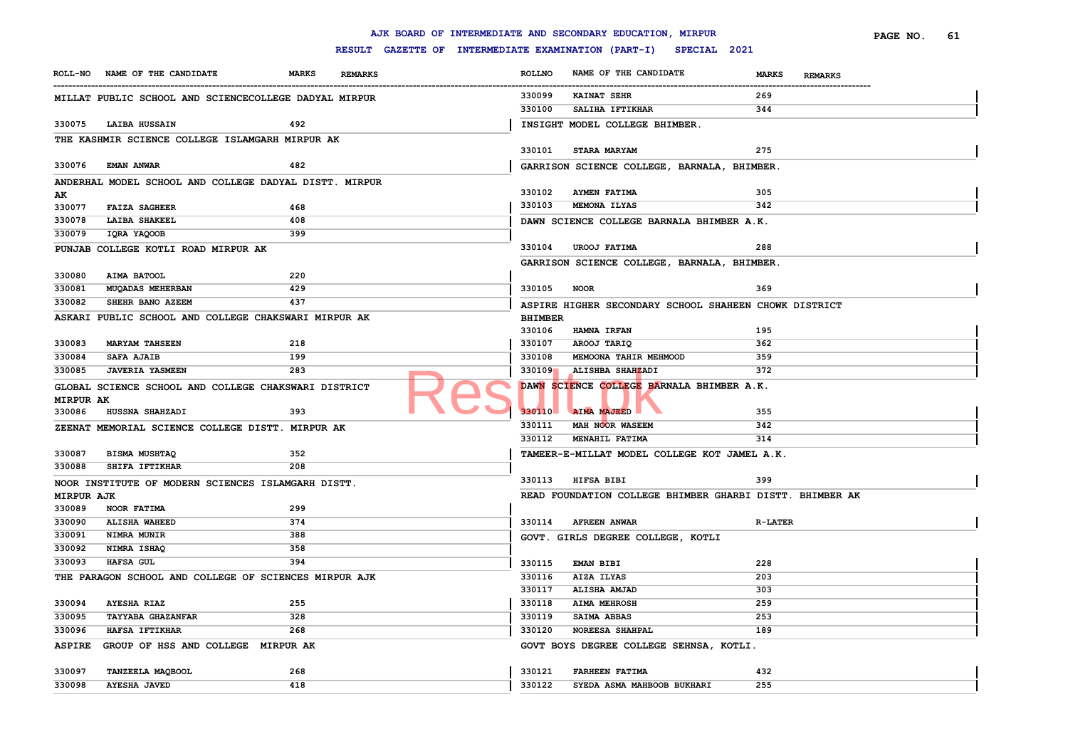# AJK BOARD OF INTERMEDIATE AND SECONDARY EDUCATION, MIRPUR

## RESULT GAZETTE OF INTERMEDIATE EXAMINATION (PART-I) SPECIAL 2021

| ROLL-NO | NAME OF THE CANDIDATE | MARKS | REMARKS |
|---|---|---|---|
| **MILLAT PUBLIC SCHOOL AND SCIENCECOLLEGE DADYAL MIRPUR** | | | |
| 330075 | LAIBA HUSSAIN | 492 | |
| **THE KASHMIR SCIENCE COLLEGE ISLAMGARH MIRPUR AK** | | | |
| 330076 | EMAN ANWAR | 482 | |
| **ANDERHAL MODEL SCHOOL AND COLLEGE DADYAL DISTT. MIRPUR AK** | | | |
| 330077 | FAIZA SAGHEER | 468 | |
| 330078 | LAIBA SHAKEEL | 408 | |
| 330079 | IQRA YAQOOB | 399 | |
| **PUNJAB COLLEGE KOTLI ROAD MIRPUR AK** | | | |
| 330080 | AIMA BATOOL | 220 | |
| 330081 | MUQADAS MEHERBAN | 429 | |
| 330082 | SHEHR BANO AZEEM | 437 | |
| **ASKARI PUBLIC SCHOOL AND COLLEGE CHAKSWARI MIRPUR AK** | | | |
| 330083 | MARYAM TAHSEEN | 218 | |
| 330084 | SAFA AJAIB | 199 | |
| 330085 | JAVERIA YASMEEN | 283 | |
| **GLOBAL SCIENCE SCHOOL AND COLLEGE CHAKSWARI DISTRICT MIRPUR AK** | | | |
| 330086 | HUSSNA SHAHZADI | 393 | |
| **ZEENAT MEMORIAL SCIENCE COLLEGE DISTT. MIRPUR AK** | | | |
| 330087 | BISMA MUSHTAQ | 352 | |
| 330088 | SHIFA IFTIKHAR | 208 | |
| **NOOR INSTITUTE OF MODERN SCIENCES ISLAMGARH DISTT. MIRPUR AJK** | | | |
| 330089 | NOOR FATIMA | 299 | |
| 330090 | ALISHA WAHEED | 374 | |
| 330091 | NIMRA MUNIR | 388 | |
| 330092 | NIMRA ISHAQ | 358 | |
| 330093 | HAFSA GUL | 394 | |
| **THE PARAGON SCHOOL AND COLLEGE OF SCIENCES MIRPUR AJK** | | | |
| 330094 | AYESHA RIAZ | 255 | |
| 330095 | TAYYABA GHAZANFAR | 328 | |
| 330096 | HAFSA IFTIKHAR | 268 | |
| **ASPIRE GROUP OF HSS AND COLLEGE MIRPUR AK** | | | |
| 330097 | TANZEELA MAQBOOL | 268 | |
| 330098 | AYESHA JAVED | 418 | |
| 330099 | KAINAT SEHR | 269 | |
| 330100 | SALIHA IFTIKHAR | 344 | |
| **INSIGHT MODEL COLLEGE BHIMBER.** | | | |
| 330101 | STARA MARYAM | 275 | |
| **GARRISON SCIENCE COLLEGE, BARNALA, BHIMBER.** | | | |
| 330102 | AYMEN FATIMA | 305 | |
| 330103 | MEMONA ILYAS | 342 | |
| **DAWN SCIENCE COLLEGE BARNALA BHIMBER A.K.** | | | |
| 330104 | UROOJ FATIMA | 288 | |
| **GARRISON SCIENCE COLLEGE, BARNALA, BHIMBER.** | | | |
| 330105 | NOOR | 369 | |
| **ASPIRE HIGHER SECONDARY SCHOOL SHAHEEN CHOWK DISTRICT BHIMBER** | | | |
| 330106 | HAMNA IRFAN | 195 | |
| 330107 | AROOJ TARIQ | 362 | |
| 330108 | MEMOONA TAHIR MEHMOOD | 359 | |
| 330109 | ALISHBA SHAHZADI | 372 | |
| **DAWN SCIENCE COLLEGE BARNALA BHIMBER A.K.** | | | |
| 330110 | AIMA MAJEED | 355 | |
| 330111 | MAH NOOR WASEEM | 342 | |
| 330112 | MENAHIL FATIMA | 314 | |
| **TAMEER-E-MILLAT MODEL COLLEGE KOT JAMEL A.K.** | | | |
| 330113 | HIFSA BIBI | 399 | |
| **READ FOUNDATION COLLEGE BHIMBER GHARBI DISTT. BHIMBER AK** | | | |
| 330114 | AFREEN ANWAR | R-LATER | |
| **GOVT. GIRLS DEGREE COLLEGE, KOTLI** | | | |
| 330115 | EMAN BIBI | 228 | |
| 330116 | AIZA ILYAS | 203 | |
| 330117 | ALISHA AMJAD | 303 | |
| 330118 | AIMA MEHROSH | 259 | |
| 330119 | SAIMA ABBAS | 253 | |
| 330120 | NOREESA SHAHPAL | 189 | |
| **GOVT BOYS DEGREE COLLEGE SEHNSA, KOTLI.** | | | |
| 330121 | FARHEEN FATIMA | 432 | |
| 330122 | SYEDA ASMA MAHBOOB BUKHARI | 255 | |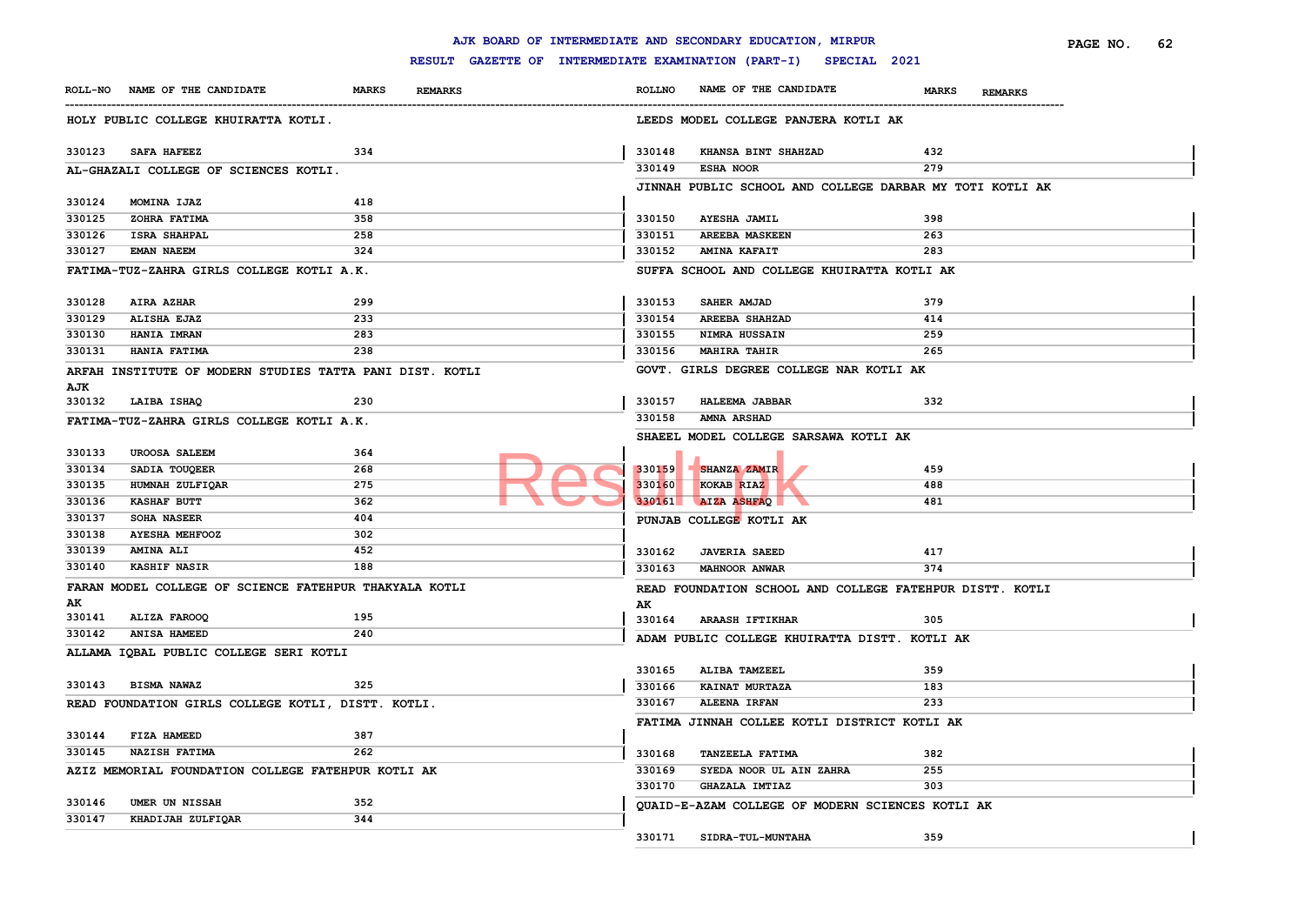# AJK BOARD OF INTERMEDIATE AND SECONDARY EDUCATION, MIRPUR

## RESULT GAZETTE OF INTERMEDIATE EXAMINATION (PART-I) SPECIAL 2021

| ROLL-NO | NAME OF THE CANDIDATE | MARKS | REMARKS |
|---|---|---|---|
| **HOLY PUBLIC COLLEGE KHUIRATTA KOTLI.** | | | |
| 330123 | SAFA HAFEEZ | 334 | |
| **AL-GHAZALI COLLEGE OF SCIENCES KOTLI.** | | | |
| 330124 | MOMINA IJAZ | 418 | |
| 330125 | ZOHRA FATIMA | 358 | |
| 330126 | ISRA SHAHPAL | 258 | |
| 330127 | EMAN NAEEM | 324 | |
| **FATIMA-TUZ-ZAHRA GIRLS COLLEGE KOTLI A.K.** | | | |
| 330128 | AIRA AZHAR | 299 | |
| 330129 | ALISHA EJAZ | 233 | |
| 330130 | HANIA IMRAN | 283 | |
| 330131 | HANIA FATIMA | 238 | |
| **ARFAH INSTITUTE OF MODERN STUDIES TATTA PANI DIST. KOTLI AJK** | | | |
| 330132 | LAIBA ISHAQ | 230 | |
| **FATIMA-TUZ-ZAHRA GIRLS COLLEGE KOTLI A.K.** | | | |
| 330133 | UROOSA SALEEM | 364 | |
| 330134 | SADIA TOUQEER | 268 | |
| 330135 | HUMNAH ZULFIQAR | 275 | |
| 330136 | KASHAF BUTT | 362 | |
| 330137 | SOHA NASEER | 404 | |
| 330138 | AYESHA MEHFOOZ | 302 | |
| 330139 | AMINA ALI | 452 | |
| 330140 | KASHIF NASIR | 188 | |
| **FARAN MODEL COLLEGE OF SCIENCE FATEHPUR THAKYALA KOTLI AK** | | | |
| 330141 | ALIZA FAROOQ | 195 | |
| 330142 | ANISA HAMEED | 240 | |
| **ALLAMA IQBAL PUBLIC COLLEGE SERI KOTLI** | | | |
| 330143 | BISMA NAWAZ | 325 | |
| **READ FOUNDATION GIRLS COLLEGE KOTLI, DISTT. KOTLI.** | | | |
| 330144 | FIZA HAMEED | 387 | |
| 330145 | NAZISH FATIMA | 262 | |
| **AZIZ MEMORIAL FOUNDATION COLLEGE FATEHPUR KOTLI AK** | | | |
| 330146 | UMER UN NISSAH | 352 | |
| 330147 | KHADIJAH ZULFIQAR | 344 | |
| **LEEDS MODEL COLLEGE PANJERA KOTLI AK** | | | |
| 330148 | KHANSA BINT SHAHZAD | 432 | |
| 330149 | ESHA NOOR | 279 | |
| **JINNAH PUBLIC SCHOOL AND COLLEGE DARBAR MY TOTI KOTLI AK** | | | |
| 330150 | AYESHA JAMIL | 398 | |
| 330151 | AREEBA MASKEEN | 263 | |
| 330152 | AMINA KAFAIT | 283 | |
| **SUFFA SCHOOL AND COLLEGE KHUIRATTA KOTLI AK** | | | |
| 330153 | SAHER AMJAD | 379 | |
| 330154 | AREEBA SHAHZAD | 414 | |
| 330155 | NIMRA HUSSAIN | 259 | |
| 330156 | MAHIRA TAHIR | 265 | |
| **GOVT. GIRLS DEGREE COLLEGE NAR KOTLI AK** | | | |
| 330157 | HALEEMA JABBAR | 332 | |
| 330158 | AMNA ARSHAD | | |
| **SHAEEL MODEL COLLEGE SARSAWA KOTLI AK** | | | |
| 330159 | SHANZA ZAMIR | 459 | |
| 330160 | KOKAB RIAZ | 488 | |
| 330161 | AIZA ASHFAQ | 481 | |
| **PUNJAB COLLEGE KOTLI AK** | | | |
| 330162 | JAVERIA SAEED | 417 | |
| 330163 | MAHNOOR ANWAR | 374 | |
| **READ FOUNDATION SCHOOL AND COLLEGE FATEHPUR DISTT. KOTLI AK** | | | |
| 330164 | ARAASH IFTIKHAR | 305 | |
| **ADAM PUBLIC COLLEGE KHUIRATTA DISTT. KOTLI AK** | | | |
| 330165 | ALIBA TAMZEEL | 359 | |
| 330166 | KAINAT MURTAZA | 183 | |
| 330167 | ALEENA IRFAN | 233 | |
| **FATIMA JINNAH COLLEE KOTLI DISTRICT KOTLI AK** | | | |
| 330168 | TANZEELA FATIMA | 382 | |
| 330169 | SYEDA NOOR UL AIN ZAHRA | 255 | |
| 330170 | GHAZALA IMTIAZ | 303 | |
| **QUAID-E-AZAM COLLEGE OF MODERN SCIENCES KOTLI AK** | | | |
| 330171 | SIDRA-TUL-MUNTAHA | 359 | |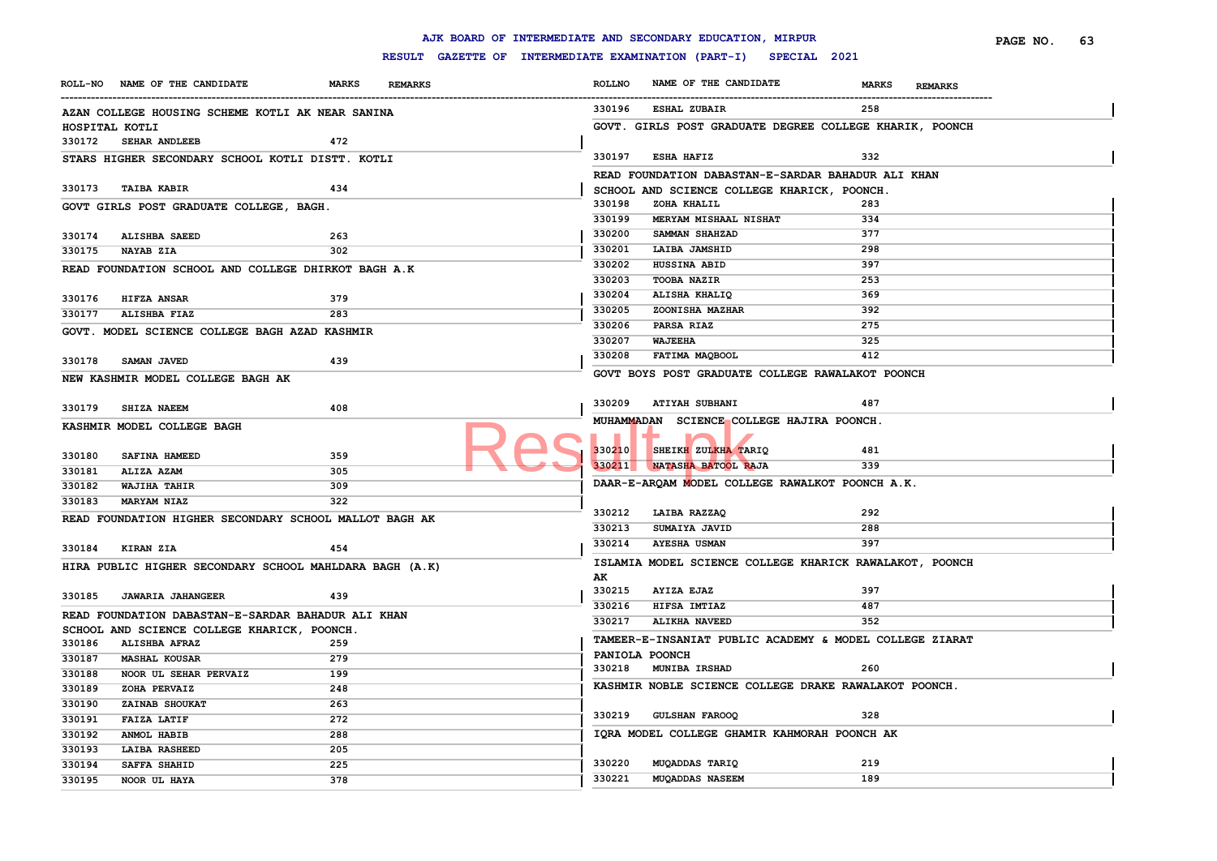# AJK BOARD OF INTERMEDIATE AND SECONDARY EDUCATION, MIRPUR

## RESULT GAZETTE OF INTERMEDIATE EXAMINATION (PART-I) SPECIAL 2021

| ROLL-NO | NAME OF THE CANDIDATE | MARKS | REMARKS |
|---|---|---|---|
| **AZAN COLLEGE HOUSING SCHEME KOTLI AK NEAR SANINA HOSPITAL KOTLI** | | | |
| 330172 | SEHAR ANDLEEB | 472 | |
| **STARS HIGHER SECONDARY SCHOOL KOTLI DISTT. KOTLI** | | | |
| 330173 | TAIBA KABIR | 434 | |
| **GOVT GIRLS POST GRADUATE COLLEGE, BAGH.** | | | |
| 330174 | ALISHBA SAEED | 263 | |
| 330175 | NAYAB ZIA | 302 | |
| **READ FOUNDATION SCHOOL AND COLLEGE DHIRKOT BAGH A.K** | | | |
| 330176 | HIFZA ANSAR | 379 | |
| 330177 | ALISHBA FIAZ | 283 | |
| **GOVT. MODEL SCIENCE COLLEGE BAGH AZAD KASHMIR** | | | |
| 330178 | SAMAN JAVED | 439 | |
| **NEW KASHMIR MODEL COLLEGE BAGH AK** | | | |
| 330179 | SHIZA NAEEM | 408 | |
| **KASHMIR MODEL COLLEGE BAGH** | | | |
| 330180 | SAFINA HAMEED | 359 | |
| 330181 | ALIZA AZAM | 305 | |
| 330182 | WAJIHA TAHIR | 309 | |
| 330183 | MARYAM NIAZ | 322 | |
| **READ FOUNDATION HIGHER SECONDARY SCHOOL MALLOT BAGH AK** | | | |
| 330184 | KIRAN ZIA | 454 | |
| **HIRA PUBLIC HIGHER SECONDARY SCHOOL MAHLDARA BAGH (A.K)** | | | |
| 330185 | JAWARIA JAHANGEER | 439 | |
| **READ FOUNDATION DABASTAN-E-SARDAR BAHADUR ALI KHAN SCHOOL AND SCIENCE COLLEGE KHARICK, POONCH.** | | | |
| 330186 | ALISHBA AFRAZ | 259 | |
| 330187 | MASHAL KOUSAR | 279 | |
| 330188 | NOOR UL SEHAR PERVAIZ | 199 | |
| 330189 | ZOHA PERVAIZ | 248 | |
| 330190 | ZAINAB SHOUKAT | 263 | |
| 330191 | FAIZA LATIF | 272 | |
| 330192 | ANMOL HABIB | 288 | |
| 330193 | LAIBA RASHEED | 205 | |
| 330194 | SAFFA SHAHID | 225 | |
| 330195 | NOOR UL HAYA | 378 | |
| 330196 | ESHAL ZUBAIR | 258 | |
| **GOVT. GIRLS POST GRADUATE DEGREE COLLEGE KHARIK, POONCH** | | | |
| 330197 | ESHA HAFIZ | 332 | |
| **READ FOUNDATION DABASTAN-E-SARDAR BAHADUR ALI KHAN SCHOOL AND SCIENCE COLLEGE KHARICK, POONCH.** | | | |
| 330198 | ZOHA KHALIL | 283 | |
| 330199 | MERYAM MISHAAL NISHAT | 334 | |
| 330200 | SAMMAN SHAHZAD | 377 | |
| 330201 | LAIBA JAMSHID | 298 | |
| 330202 | HUSSINA ABID | 397 | |
| 330203 | TOOBA NAZIR | 253 | |
| 330204 | ALISHA KHALIQ | 369 | |
| 330205 | ZOONISHA MAZHAR | 392 | |
| 330206 | PARSA RIAZ | 275 | |
| 330207 | WAJEEHA | 325 | |
| 330208 | FATIMA MAQBOOL | 412 | |
| **GOVT BOYS POST GRADUATE COLLEGE RAWALAKOT POONCH** | | | |
| 330209 | ATIYAH SUBHANI | 487 | |
| **MUHAMMADAN SCIENCE COLLEGE HAJIRA POONCH.** | | | |
| 330210 | SHEIKH ZULKHA TARIQ | 481 | |
| 330211 | NATASHA BATOOL RAJA | 339 | |
| **DAAR-E-ARQAM MODEL COLLEGE RAWALKOT POONCH A.K.** | | | |
| 330212 | LAIBA RAZZAQ | 292 | |
| 330213 | SUMAIYA JAVID | 288 | |
| 330214 | AYESHA USMAN | 397 | |
| **ISLAMIA MODEL SCIENCE COLLEGE KHARICK RAWALAKOT, POONCH AK** | | | |
| 330215 | AYIZA EJAZ | 397 | |
| 330216 | HIFSA IMTIAZ | 487 | |
| 330217 | ALIKHA NAVEED | 352 | |
| **TAMEER-E-INSANIAT PUBLIC ACADEMY & MODEL COLLEGE ZIARAT PANIOLA POONCH** | | | |
| 330218 | MUNIBA IRSHAD | 260 | |
| **KASHMIR NOBLE SCIENCE COLLEGE DRAKE RAWALAKOT POONCH.** | | | |
| 330219 | GULSHAN FAROOQ | 328 | |
| **IQRA MODEL COLLEGE GHAMIR KAHMORAH POONCH AK** | | | |
| 330220 | MUQADDAS TARIQ | 219 | |
| 330221 | MUQADDAS NASEEM | 189 | |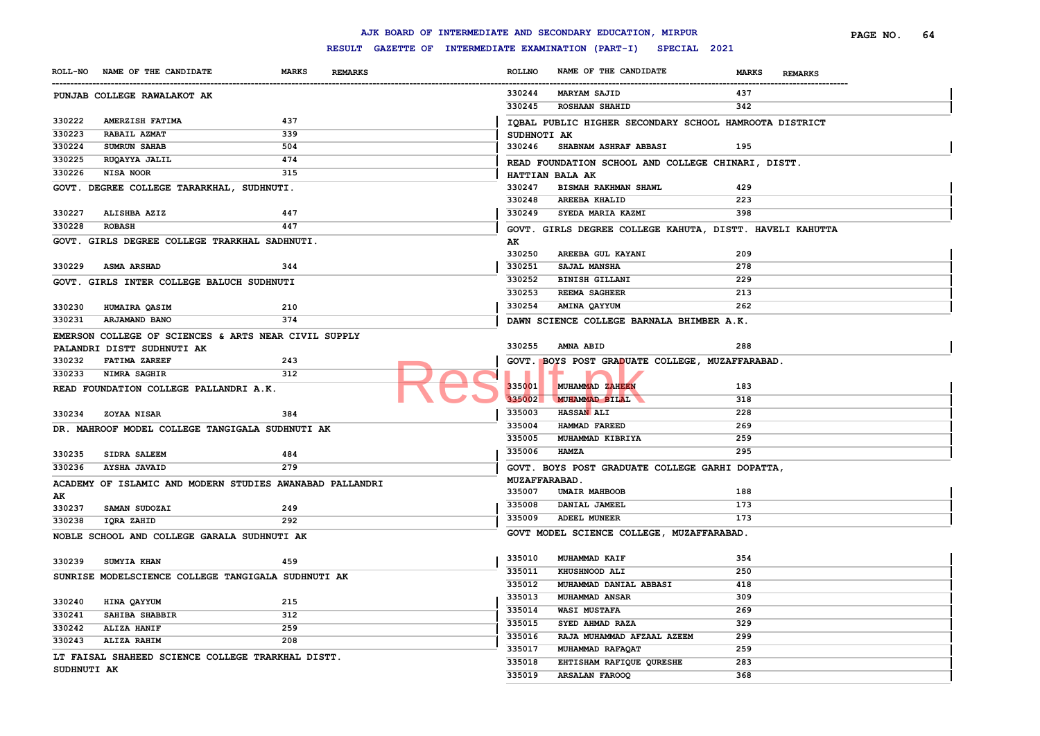# AJK BOARD OF INTERMEDIATE AND SECONDARY EDUCATION, MIRPUR

## RESULT GAZETTE OF INTERMEDIATE EXAMINATION (PART-I) SPECIAL 2021

**PUNJAB COLLEGE RAWALAKOT AK**

| ROLL-NO | NAME OF THE CANDIDATE | MARKS | REMARKS |
|---|---|---|---|
| 330222 | AMERZISH FATIMA | 437 | |
| 330223 | RABAIL AZMAT | 339 | |
| 330224 | SUMRUN SAHAB | 504 | |
| 330225 | RUQAYYA JALIL | 474 | |
| 330226 | NISA NOOR | 315 | |

**GOVT. DEGREE COLLEGE TARARKHAL, SUDHNUTI.**

| ROLL-NO | NAME OF THE CANDIDATE | MARKS | REMARKS |
|---|---|---|---|
| 330227 | ALISHBA AZIZ | 447 | |
| 330228 | ROBASH | 447 | |

**GOVT. GIRLS DEGREE COLLEGE TRARKHAL SADHNUTI.**

| ROLL-NO | NAME OF THE CANDIDATE | MARKS | REMARKS |
|---|---|---|---|
| 330229 | ASMA ARSHAD | 344 | |

**GOVT. GIRLS INTER COLLEGE BALUCH SUDHNUTI**

| ROLL-NO | NAME OF THE CANDIDATE | MARKS | REMARKS |
|---|---|---|---|
| 330230 | HUMAIRA QASIM | 210 | |
| 330231 | ARJAMAND BANO | 374 | |

**EMERSON COLLEGE OF SCIENCES & ARTS NEAR CIVIL SUPPLY PALANDRI DISTT SUDHNUTI AK**

| ROLL-NO | NAME OF THE CANDIDATE | MARKS | REMARKS |
|---|---|---|---|
| 330232 | FATIMA ZAREEF | 243 | |
| 330233 | NIMRA SAGHIR | 312 | |

**READ FOUNDATION COLLEGE PALLANDRI A.K.**

| ROLL-NO | NAME OF THE CANDIDATE | MARKS | REMARKS |
|---|---|---|---|
| 330234 | ZOYAA NISAR | 384 | |

**DR. MAHROOF MODEL COLLEGE TANGIGALA SUDHNUTI AK**

| ROLL-NO | NAME OF THE CANDIDATE | MARKS | REMARKS |
|---|---|---|---|
| 330235 | SIDRA SALEEM | 484 | |
| 330236 | AYSHA JAVAID | 279 | |

**ACADEMY OF ISLAMIC AND MODERN STUDIES AWANABAD PALLANDRI AK**

| ROLL-NO | NAME OF THE CANDIDATE | MARKS | REMARKS |
|---|---|---|---|
| 330237 | SAMAN SUDOZAI | 249 | |
| 330238 | IQRA ZAHID | 292 | |

**NOBLE SCHOOL AND COLLEGE GARALA SUDHNUTI AK**

| ROLL-NO | NAME OF THE CANDIDATE | MARKS | REMARKS |
|---|---|---|---|
| 330239 | SUMYIA KHAN | 459 | |

**SUNRISE MODELSCIENCE COLLEGE TANGIGALA SUDHNUTI AK**

| ROLL-NO | NAME OF THE CANDIDATE | MARKS | REMARKS |
|---|---|---|---|
| 330240 | HINA QAYYUM | 215 | |
| 330241 | SAHIBA SHABBIR | 312 | |
| 330242 | ALIZA HANIF | 259 | |
| 330243 | ALIZA RAHIM | 208 | |

**LT FAISAL SHAHEED SCIENCE COLLEGE TRARKHAL DISTT. SUDHNUTI AK**

| ROLL-NO | NAME OF THE CANDIDATE | MARKS | REMARKS |
|---|---|---|---|
| 330244 | MARYAM SAJID | 437 | |
| 330245 | ROSHAAN SHAHID | 342 | |

**IQBAL PUBLIC HIGHER SECONDARY SCHOOL HAMROOTA DISTRICT SUDHNOTI AK**

| ROLL-NO | NAME OF THE CANDIDATE | MARKS | REMARKS |
|---|---|---|---|
| 330246 | SHABNAM ASHRAF ABBASI | 195 | |

**READ FOUNDATION SCHOOL AND COLLEGE CHINARI, DISTT. HATTIAN BALA AK**

| ROLL-NO | NAME OF THE CANDIDATE | MARKS | REMARKS |
|---|---|---|---|
| 330247 | BISMAH RAKHMAN SHAWL | 429 | |
| 330248 | AREEBA KHALID | 223 | |
| 330249 | SYEDA MARIA KAZMI | 398 | |

**GOVT. GIRLS DEGREE COLLEGE KAHUTA, DISTT. HAVELI KAHUTTA AK**

| ROLL-NO | NAME OF THE CANDIDATE | MARKS | REMARKS |
|---|---|---|---|
| 330250 | AREEBA GUL KAYANI | 209 | |
| 330251 | SAJAL MANSHA | 278 | |
| 330252 | BINISH GILLANI | 229 | |
| 330253 | REEMA SAGHEER | 213 | |
| 330254 | AMINA QAYYUM | 262 | |

**DAWN SCIENCE COLLEGE BARNALA BHIMBER A.K.**

| ROLL-NO | NAME OF THE CANDIDATE | MARKS | REMARKS |
|---|---|---|---|
| 330255 | AMNA ABID | 288 | |

**GOVT. BOYS POST GRADUATE COLLEGE, MUZAFFARABAD.**

| ROLL-NO | NAME OF THE CANDIDATE | MARKS | REMARKS |
|---|---|---|---|
| 335001 | MUHAMMAD ZAHEEN | 183 | |
| 335002 | MUHAMMAD BILAL | 318 | |
| 335003 | HASSAN ALI | 228 | |
| 335004 | HAMMAD FAREED | 269 | |
| 335005 | MUHAMMAD KIBRIYA | 259 | |
| 335006 | HAMZA | 295 | |

**GOVT. BOYS POST GRADUATE COLLEGE GARHI DOPATTA, MUZAFFARABAD.**

| ROLL-NO | NAME OF THE CANDIDATE | MARKS | REMARKS |
|---|---|---|---|
| 335007 | UMAIR MAHBOOB | 188 | |
| 335008 | DANIAL JAMEEL | 173 | |
| 335009 | ADEEL MUNEER | 173 | |

**GOVT MODEL SCIENCE COLLEGE, MUZAFFARABAD.**

| ROLL-NO | NAME OF THE CANDIDATE | MARKS | REMARKS |
|---|---|---|---|
| 335010 | MUHAMMAD KAIF | 354 | |
| 335011 | KHUSHNOOD ALI | 250 | |
| 335012 | MUHAMMAD DANIAL ABBASI | 418 | |
| 335013 | MUHAMMAD ANSAR | 309 | |
| 335014 | WASI MUSTAFA | 269 | |
| 335015 | SYED AHMAD RAZA | 329 | |
| 335016 | RAJA MUHAMMAD AFZAAL AZEEM | 299 | |
| 335017 | MUHAMMAD RAFAQAT | 259 | |
| 335018 | EHTISHAM RAFIQUE QURESHE | 283 | |
| 335019 | ARSALAN FAROOQ | 368 | |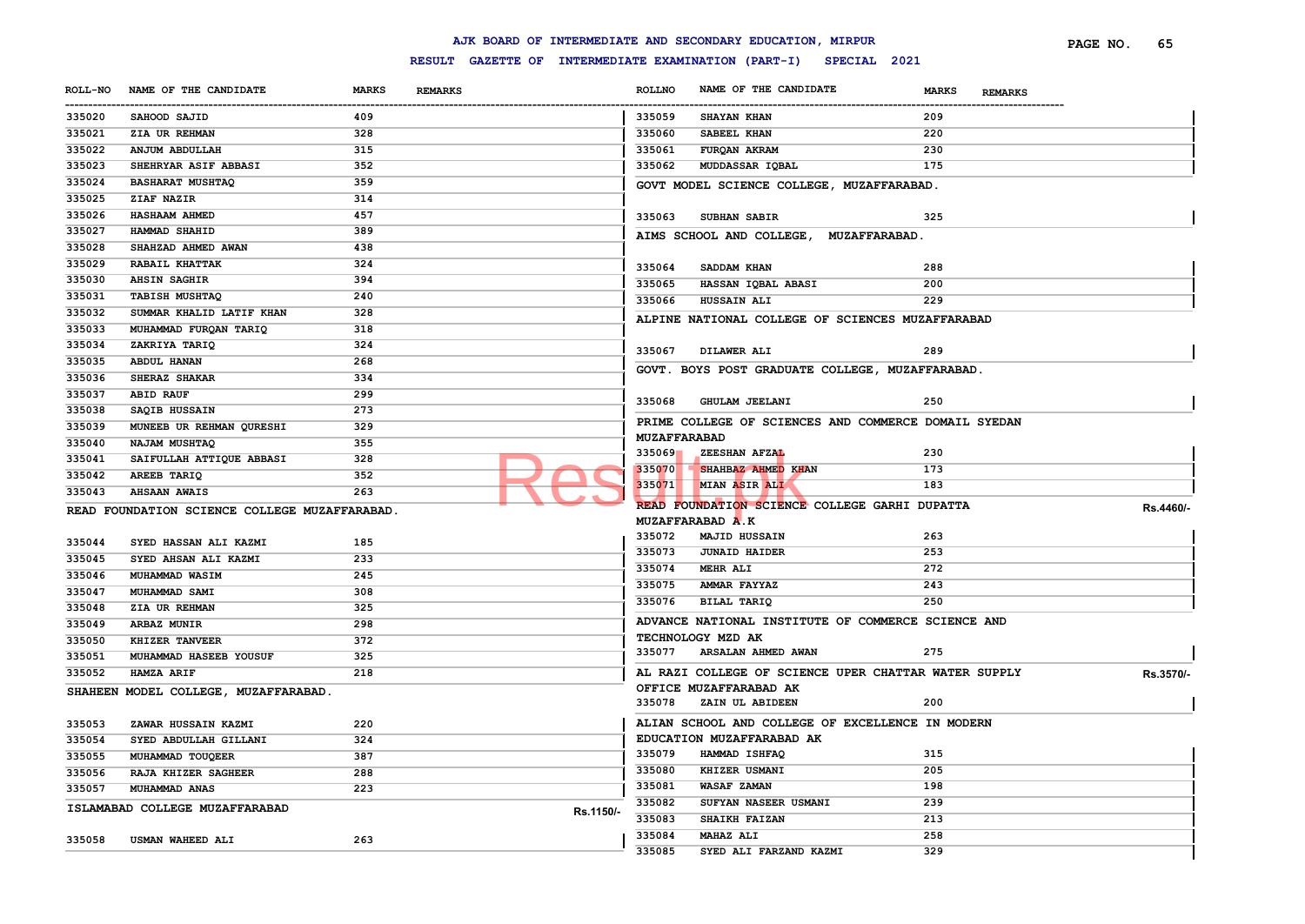# AJK BOARD OF INTERMEDIATE AND SECONDARY EDUCATION, MIRPUR

## RESULT GAZETTE OF INTERMEDIATE EXAMINATION (PART-I) SPECIAL 2021

| ROLL-NO | NAME OF THE CANDIDATE | MARKS | REMARKS |
|---|---|---|---|
| 335020 | SAHOOD SAJID | 409 | |
| 335021 | ZIA UR REHMAN | 328 | |
| 335022 | ANJUM ABDULLAH | 315 | |
| 335023 | SHEHRYAR ASIF ABBASI | 352 | |
| 335024 | BASHARAT MUSHTAQ | 359 | |
| 335025 | ZIAF NAZIR | 314 | |
| 335026 | HASHAAM AHMED | 457 | |
| 335027 | HAMMAD SHAHID | 389 | |
| 335028 | SHAHZAD AHMED AWAN | 438 | |
| 335029 | RABAIL KHATTAK | 324 | |
| 335030 | AHSIN SAGHIR | 394 | |
| 335031 | TABISH MUSHTAQ | 240 | |
| 335032 | SUMMAR KHALID LATIF KHAN | 328 | |
| 335033 | MUHAMMAD FURQAN TARIQ | 318 | |
| 335034 | ZAKRIYA TARIQ | 324 | |
| 335035 | ABDUL HANAN | 268 | |
| 335036 | SHERAZ SHAKAR | 334 | |
| 335037 | ABID RAUF | 299 | |
| 335038 | SAQIB HUSSAIN | 273 | |
| 335039 | MUNEEB UR REHMAN QURESHI | 329 | |
| 335040 | NAJAM MUSHTAQ | 355 | |
| 335041 | SAIFULLAH ATTIQUE ABBASI | 328 | |
| 335042 | AREEB TARIQ | 352 | |
| 335043 | AHSAAN AWAIS | 263 | |

**READ FOUNDATION SCIENCE COLLEGE MUZAFFARABAD.**

| ROLL-NO | NAME OF THE CANDIDATE | MARKS | REMARKS |
|---|---|---|---|
| 335044 | SYED HASSAN ALI KAZMI | 185 | |
| 335045 | SYED AHSAN ALI KAZMI | 233 | |
| 335046 | MUHAMMAD WASIM | 245 | |
| 335047 | MUHAMMAD SAMI | 308 | |
| 335048 | ZIA UR REHMAN | 325 | |
| 335049 | ARBAZ MUNIR | 298 | |
| 335050 | KHIZER TANVEER | 372 | |
| 335051 | MUHAMMAD HASEEB YOUSUF | 325 | |
| 335052 | HAMZA ARIF | 218 | |

**SHAHEEN MODEL COLLEGE, MUZAFFARABAD.**

| ROLL-NO | NAME OF THE CANDIDATE | MARKS | REMARKS |
|---|---|---|---|
| 335053 | ZAWAR HUSSAIN KAZMI | 220 | |
| 335054 | SYED ABDULLAH GILLANI | 324 | |
| 335055 | MUHAMMAD TOUQEER | 387 | |
| 335056 | RAJA KHIZER SAGHEER | 288 | |
| 335057 | MUHAMMAD ANAS | 223 | |

**ISLAMABAD COLLEGE MUZAFFARABAD** Rs.1150/-

| ROLL-NO | NAME OF THE CANDIDATE | MARKS | REMARKS |
|---|---|---|---|
| 335058 | USMAN WAHEED ALI | 263 | |
| 335059 | SHAYAN KHAN | 209 | |
| 335060 | SABEEL KHAN | 220 | |
| 335061 | FURQAN AKRAM | 230 | |
| 335062 | MUDDASSAR IQBAL | 175 | |

**GOVT MODEL SCIENCE COLLEGE, MUZAFFARABAD.**

| ROLL-NO | NAME OF THE CANDIDATE | MARKS | REMARKS |
|---|---|---|---|
| 335063 | SUBHAN SABIR | 325 | |

**AIMS SCHOOL AND COLLEGE, MUZAFFARABAD.**

| ROLL-NO | NAME OF THE CANDIDATE | MARKS | REMARKS |
|---|---|---|---|
| 335064 | SADDAM KHAN | 288 | |
| 335065 | HASSAN IQBAL ABASI | 200 | |
| 335066 | HUSSAIN ALI | 229 | |

**ALPINE NATIONAL COLLEGE OF SCIENCES MUZAFFARABAD**

| ROLL-NO | NAME OF THE CANDIDATE | MARKS | REMARKS |
|---|---|---|---|
| 335067 | DILAWER ALI | 289 | |

**GOVT. BOYS POST GRADUATE COLLEGE, MUZAFFARABAD.**

| ROLL-NO | NAME OF THE CANDIDATE | MARKS | REMARKS |
|---|---|---|---|
| 335068 | GHULAM JEELANI | 250 | |

**PRIME COLLEGE OF SCIENCES AND COMMERCE DOMAIL SYEDAN MUZAFFARABAD**

| ROLL-NO | NAME OF THE CANDIDATE | MARKS | REMARKS |
|---|---|---|---|
| 335069 | ZEESHAN AFZAL | 230 | |
| 335070 | SHAHBAZ AHMED KHAN | 173 | |
| 335071 | MIAN ASIR ALI | 183 | |

**READ FOUNDATION SCIENCE COLLEGE GARHI DUPATTA MUZAFFARABAD A.K** Rs.4460/-

| ROLL-NO | NAME OF THE CANDIDATE | MARKS | REMARKS |
|---|---|---|---|
| 335072 | MAJID HUSSAIN | 263 | |
| 335073 | JUNAID HAIDER | 253 | |
| 335074 | MEHR ALI | 272 | |
| 335075 | AMMAR FAYYAZ | 243 | |
| 335076 | BILAL TARIQ | 250 | |

**ADVANCE NATIONAL INSTITUTE OF COMMERCE SCIENCE AND TECHNOLOGY MZD AK**

| ROLL-NO | NAME OF THE CANDIDATE | MARKS | REMARKS |
|---|---|---|---|
| 335077 | ARSALAN AHMED AWAN | 275 | |

**AL RAZI COLLEGE OF SCIENCE UPER CHATTAR WATER SUPPLY OFFICE MUZAFFARABAD AK** Rs.3570/-

| ROLL-NO | NAME OF THE CANDIDATE | MARKS | REMARKS |
|---|---|---|---|
| 335078 | ZAIN UL ABIDEEN | 200 | |

**ALIAN SCHOOL AND COLLEGE OF EXCELLENCE IN MODERN EDUCATION MUZAFFARABAD AK**

| ROLL-NO | NAME OF THE CANDIDATE | MARKS | REMARKS |
|---|---|---|---|
| 335079 | HAMMAD ISHFAQ | 315 | |
| 335080 | KHIZER USMANI | 205 | |
| 335081 | WASAF ZAMAN | 198 | |
| 335082 | SUFYAN NASEER USMANI | 239 | |
| 335083 | SHAIKH FAIZAN | 213 | |
| 335084 | MAHAZ ALI | 258 | |
| 335085 | SYED ALI FARZAND KAZMI | 329 | |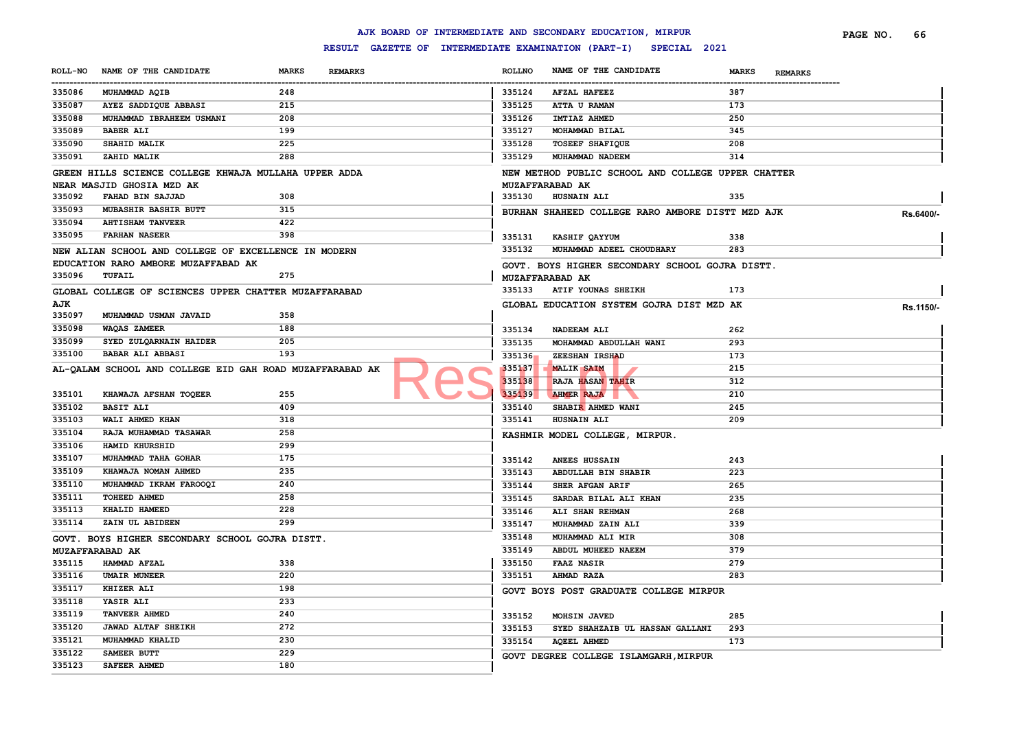# AJK BOARD OF INTERMEDIATE AND SECONDARY EDUCATION, MIRPUR

## RESULT GAZETTE OF INTERMEDIATE EXAMINATION (PART-I) SPECIAL 2021

| ROLL-NO | NAME OF THE CANDIDATE | MARKS | REMARKS |
|---|---|---|---|
| 335086 | MUHAMMAD AQIB | 248 | |
| 335087 | AYEZ SADDIQUE ABBASI | 215 | |
| 335088 | MUHAMMAD IBRAHEEM USMANI | 208 | |
| 335089 | BABER ALI | 199 | |
| 335090 | SHAHID MALIK | 225 | |
| 335091 | ZAHID MALIK | 288 | |

**GREEN HILLS SCIENCE COLLEGE KHWAJA MULLAHA UPPER ADDA NEAR MASJID GHOSIA MZD AK**

| ROLL-NO | NAME OF THE CANDIDATE | MARKS | REMARKS |
|---|---|---|---|
| 335092 | FAHAD BIN SAJJAD | 308 | |
| 335093 | MUBASHIR BASHIR BUTT | 315 | |
| 335094 | AHTISHAM TANVEER | 422 | |
| 335095 | FARHAN NASEER | 398 | |

**NEW ALIAN SCHOOL AND COLLEGE OF EXCELLENCE IN MODERN EDUCATION RARO AMBORE MUZAFFABAD AK**

| ROLL-NO | NAME OF THE CANDIDATE | MARKS | REMARKS |
|---|---|---|---|
| 335096 | TUFAIL | 275 | |

**GLOBAL COLLEGE OF SCIENCES UPPER CHATTER MUZAFFARABAD AJK**

| ROLL-NO | NAME OF THE CANDIDATE | MARKS | REMARKS |
|---|---|---|---|
| 335097 | MUHAMMAD USMAN JAVAID | 358 | |
| 335098 | WAQAS ZAMEER | 188 | |
| 335099 | SYED ZULQARNAIN HAIDER | 205 | |
| 335100 | BABAR ALI ABBASI | 193 | |

**AL-QALAM SCHOOL AND COLLEGE EID GAH ROAD MUZAFFARABAD AK**

| ROLL-NO | NAME OF THE CANDIDATE | MARKS | REMARKS |
|---|---|---|---|
| 335101 | KHAWAJA AFSHAN TOQEER | 255 | |
| 335102 | BASIT ALI | 409 | |
| 335103 | WALI AHMED KHAN | 318 | |
| 335104 | RAJA MUHAMMAD TASAWAR | 258 | |
| 335106 | HAMID KHURSHID | 299 | |
| 335107 | MUHAMMAD TAHA GOHAR | 175 | |
| 335109 | KHAWAJA NOMAN AHMED | 235 | |
| 335110 | MUHAMMAD IKRAM FAROOQI | 240 | |
| 335111 | TOHEED AHMED | 258 | |
| 335113 | KHALID HAMEED | 228 | |
| 335114 | ZAIN UL ABIDEEN | 299 | |

**GOVT. BOYS HIGHER SECONDARY SCHOOL GOJRA DISTT. MUZAFFARABAD AK**

| ROLL-NO | NAME OF THE CANDIDATE | MARKS | REMARKS |
|---|---|---|---|
| 335115 | HAMMAD AFZAL | 338 | |
| 335116 | UMAIR MUNEER | 220 | |
| 335117 | KHIZER ALI | 198 | |
| 335118 | YASIR ALI | 233 | |
| 335119 | TANVEER AHMED | 240 | |
| 335120 | JAWAD ALTAF SHEIKH | 272 | |
| 335121 | MUHAMMAD KHALID | 230 | |
| 335122 | SAMEER BUTT | 229 | |
| 335123 | SAFEER AHMED | 180 | |
| 335124 | AFZAL HAFEEZ | 387 | |
| 335125 | ATTA U RAMAN | 173 | |
| 335126 | IMTIAZ AHMED | 250 | |
| 335127 | MOHAMMAD BILAL | 345 | |
| 335128 | TOSEEF SHAFIQUE | 208 | |
| 335129 | MUHAMMAD NADEEM | 314 | |

**NEW METHOD PUBLIC SCHOOL AND COLLEGE UPPER CHATTER MUZAFFARABAD AK**

| ROLL-NO | NAME OF THE CANDIDATE | MARKS | REMARKS |
|---|---|---|---|
| 335130 | HUSNAIN ALI | 335 | |

**BURHAN SHAHEED COLLEGE RARO AMBORE DISTT MZD AJK** Rs.6400/-

| ROLL-NO | NAME OF THE CANDIDATE | MARKS | REMARKS |
|---|---|---|---|
| 335131 | KASHIF QAYYUM | 338 | |
| 335132 | MUHAMMAD ADEEL CHOUDHARY | 283 | |

**GOVT. BOYS HIGHER SECONDARY SCHOOL GOJRA DISTT. MUZAFFARABAD AK**

| ROLL-NO | NAME OF THE CANDIDATE | MARKS | REMARKS |
|---|---|---|---|
| 335133 | ATIF YOUNAS SHEIKH | 173 | |

**GLOBAL EDUCATION SYSTEM GOJRA DIST MZD AK** Rs.1150/-

| ROLL-NO | NAME OF THE CANDIDATE | MARKS | REMARKS |
|---|---|---|---|
| 335134 | NADEEAM ALI | 262 | |
| 335135 | MOHAMMAD ABDULLAH WANI | 293 | |
| 335136 | ZEESHAN IRSHAD | 173 | |
| 335137 | MALIK SAIM | 215 | |
| 335138 | RAJA HASAN TAHIR | 312 | |
| 335139 | AHMER RAJA | 210 | |
| 335140 | SHABIR AHMED WANI | 245 | |
| 335141 | HUSNAIN ALI | 209 | |

**KASHMIR MODEL COLLEGE, MIRPUR.**

| ROLL-NO | NAME OF THE CANDIDATE | MARKS | REMARKS |
|---|---|---|---|
| 335142 | ANEES HUSSAIN | 243 | |
| 335143 | ABDULLAH BIN SHABIR | 223 | |
| 335144 | SHER AFGAN ARIF | 265 | |
| 335145 | SARDAR BILAL ALI KHAN | 235 | |
| 335146 | ALI SHAN REHMAN | 268 | |
| 335147 | MUHAMMAD ZAIN ALI | 339 | |
| 335148 | MUHAMMAD ALI MIR | 308 | |
| 335149 | ABDUL MUHEED NAEEM | 379 | |
| 335150 | FAAZ NASIR | 279 | |
| 335151 | AHMAD RAZA | 283 | |

**GOVT BOYS POST GRADUATE COLLEGE MIRPUR**

| ROLL-NO | NAME OF THE CANDIDATE | MARKS | REMARKS |
|---|---|---|---|
| 335152 | MOHSIN JAVED | 285 | |
| 335153 | SYED SHAHZAIB UL HASSAN GALLANI | 293 | |
| 335154 | AQEEL AHMED | 173 | |

**GOVT DEGREE COLLEGE ISLAMGARH,MIRPUR**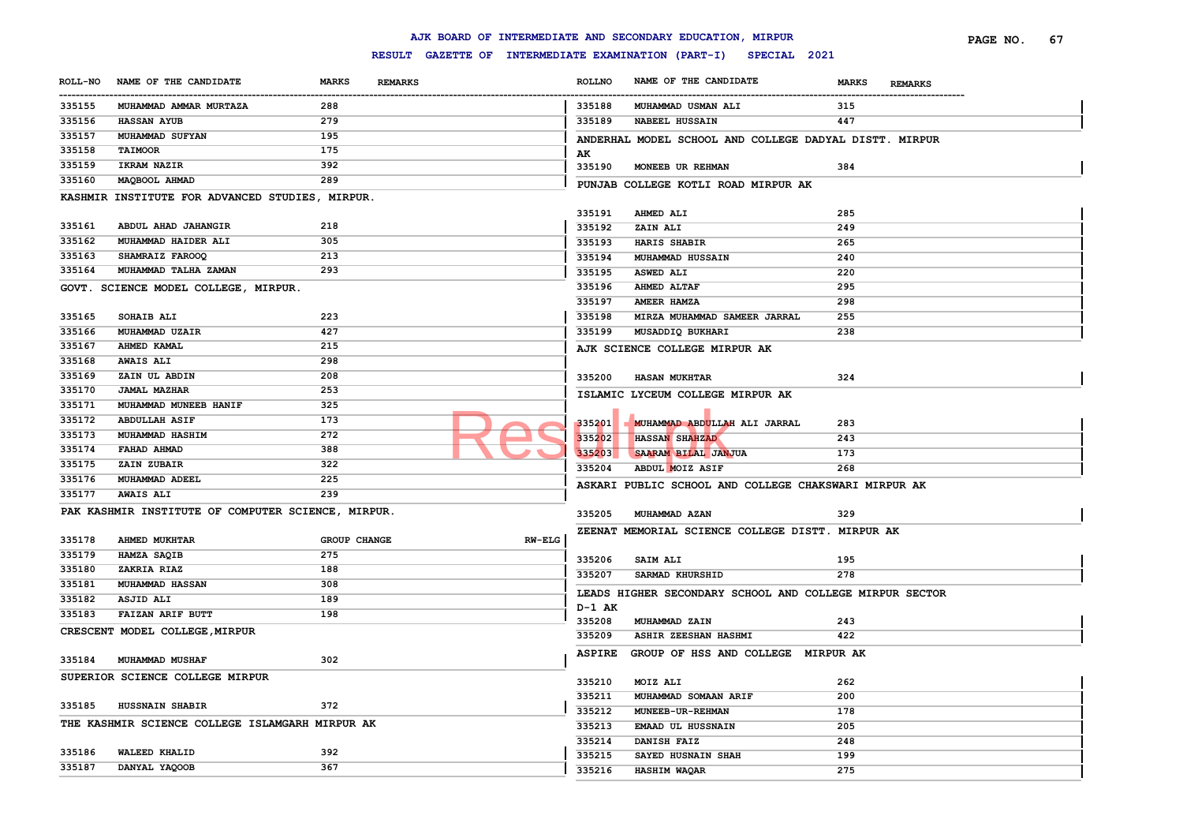# AJK BOARD OF INTERMEDIATE AND SECONDARY EDUCATION, MIRPUR

## RESULT GAZETTE OF INTERMEDIATE EXAMINATION (PART-I) SPECIAL 2021

| ROLL-NO | NAME OF THE CANDIDATE | MARKS | REMARKS |
|---|---|---|---|
| 335155 | MUHAMMAD AMMAR MURTAZA | 288 | |
| 335156 | HASSAN AYUB | 279 | |
| 335157 | MUHAMMAD SUFYAN | 195 | |
| 335158 | TAIMOOR | 175 | |
| 335159 | IKRAM NAZIR | 392 | |
| 335160 | MAQBOOL AHMAD | 289 | |

KASHMIR INSTITUTE FOR ADVANCED STUDIES, MIRPUR.

| ROLL-NO | NAME OF THE CANDIDATE | MARKS | REMARKS |
|---|---|---|---|
| 335161 | ABDUL AHAD JAHANGIR | 218 | |
| 335162 | MUHAMMAD HAIDER ALI | 305 | |
| 335163 | SHAMRAIZ FAROOQ | 213 | |
| 335164 | MUHAMMAD TALHA ZAMAN | 293 | |

GOVT. SCIENCE MODEL COLLEGE, MIRPUR.

| ROLL-NO | NAME OF THE CANDIDATE | MARKS | REMARKS |
|---|---|---|---|
| 335165 | SOHAIB ALI | 223 | |
| 335166 | MUHAMMAD UZAIR | 427 | |
| 335167 | AHMED KAMAL | 215 | |
| 335168 | AWAIS ALI | 298 | |
| 335169 | ZAIN UL ABDIN | 208 | |
| 335170 | JAMAL MAZHAR | 253 | |
| 335171 | MUHAMMAD MUNEEB HANIF | 325 | |
| 335172 | ABDULLAH ASIF | 173 | |
| 335173 | MUHAMMAD HASHIM | 272 | |
| 335174 | FAHAD AHMAD | 388 | |
| 335175 | ZAIN ZUBAIR | 322 | |
| 335176 | MUHAMMAD ADEEL | 225 | |
| 335177 | AWAIS ALI | 239 | |

PAK KASHMIR INSTITUTE OF COMPUTER SCIENCE, MIRPUR.

| ROLL-NO | NAME OF THE CANDIDATE | MARKS | REMARKS |
|---|---|---|---|
| 335178 | AHMED MUKHTAR | GROUP CHANGE | RW-ELG |
| 335179 | HAMZA SAQIB | 275 | |
| 335180 | ZAKRIA RIAZ | 188 | |
| 335181 | MUHAMMAD HASSAN | 308 | |
| 335182 | ASJID ALI | 189 | |
| 335183 | FAIZAN ARIF BUTT | 198 | |

CRESCENT MODEL COLLEGE,MIRPUR

| ROLL-NO | NAME OF THE CANDIDATE | MARKS | REMARKS |
|---|---|---|---|
| 335184 | MUHAMMAD MUSHAF | 302 | |

SUPERIOR SCIENCE COLLEGE MIRPUR

| ROLL-NO | NAME OF THE CANDIDATE | MARKS | REMARKS |
|---|---|---|---|
| 335185 | HUSSNAIN SHABIR | 372 | |

THE KASHMIR SCIENCE COLLEGE ISLAMGARH MIRPUR AK

| ROLL-NO | NAME OF THE CANDIDATE | MARKS | REMARKS |
|---|---|---|---|
| 335186 | WALEED KHALID | 392 | |
| 335187 | DANYAL YAQOOB | 367 | |
| 335188 | MUHAMMAD USMAN ALI | 315 | |
| 335189 | NABEEL HUSSAIN | 447 | |

ANDERHAL MODEL SCHOOL AND COLLEGE DADYAL DISTT. MIRPUR AK

| ROLL-NO | NAME OF THE CANDIDATE | MARKS | REMARKS |
|---|---|---|---|
| 335190 | MONEEB UR REHMAN | 384 | |

PUNJAB COLLEGE KOTLI ROAD MIRPUR AK

| ROLL-NO | NAME OF THE CANDIDATE | MARKS | REMARKS |
|---|---|---|---|
| 335191 | AHMED ALI | 285 | |
| 335192 | ZAIN ALI | 249 | |
| 335193 | HARIS SHABIR | 265 | |
| 335194 | MUHAMMAD HUSSAIN | 240 | |
| 335195 | ASWED ALI | 220 | |
| 335196 | AHMED ALTAF | 295 | |
| 335197 | AMEER HAMZA | 298 | |
| 335198 | MIRZA MUHAMMAD SAMEER JARRAL | 255 | |
| 335199 | MUSADDIQ BUKHARI | 238 | |

AJK SCIENCE COLLEGE MIRPUR AK

| ROLL-NO | NAME OF THE CANDIDATE | MARKS | REMARKS |
|---|---|---|---|
| 335200 | HASAN MUKHTAR | 324 | |

ISLAMIC LYCEUM COLLEGE MIRPUR AK

| ROLL-NO | NAME OF THE CANDIDATE | MARKS | REMARKS |
|---|---|---|---|
| 335201 | MUHAMMAD ABDULLAH ALI JARRAL | 283 | |
| 335202 | HASSAN SHAHZAD | 243 | |
| 335203 | SAARAM BILAL JANJUA | 173 | |
| 335204 | ABDUL MOIZ ASIF | 268 | |

ASKARI PUBLIC SCHOOL AND COLLEGE CHAKSWARI MIRPUR AK

| ROLL-NO | NAME OF THE CANDIDATE | MARKS | REMARKS |
|---|---|---|---|
| 335205 | MUHAMMAD AZAN | 329 | |

ZEENAT MEMORIAL SCIENCE COLLEGE DISTT. MIRPUR AK

| ROLL-NO | NAME OF THE CANDIDATE | MARKS | REMARKS |
|---|---|---|---|
| 335206 | SAIM ALI | 195 | |
| 335207 | SARMAD KHURSHID | 278 | |

LEADS HIGHER SECONDARY SCHOOL AND COLLEGE MIRPUR SECTOR D-1 AK

| ROLL-NO | NAME OF THE CANDIDATE | MARKS | REMARKS |
|---|---|---|---|
| 335208 | MUHAMMAD ZAIN | 243 | |
| 335209 | ASHIR ZEESHAN HASHMI | 422 | |

ASPIRE GROUP OF HSS AND COLLEGE MIRPUR AK

| ROLL-NO | NAME OF THE CANDIDATE | MARKS | REMARKS |
|---|---|---|---|
| 335210 | MOIZ ALI | 262 | |
| 335211 | MUHAMMAD SOMAAN ARIF | 200 | |
| 335212 | MUNEEB-UR-REHMAN | 178 | |
| 335213 | EMAAD UL HUSSNAIN | 205 | |
| 335214 | DANISH FAIZ | 248 | |
| 335215 | SAYED HUSNAIN SHAH | 199 | |
| 335216 | HASHIM WAQAR | 275 | |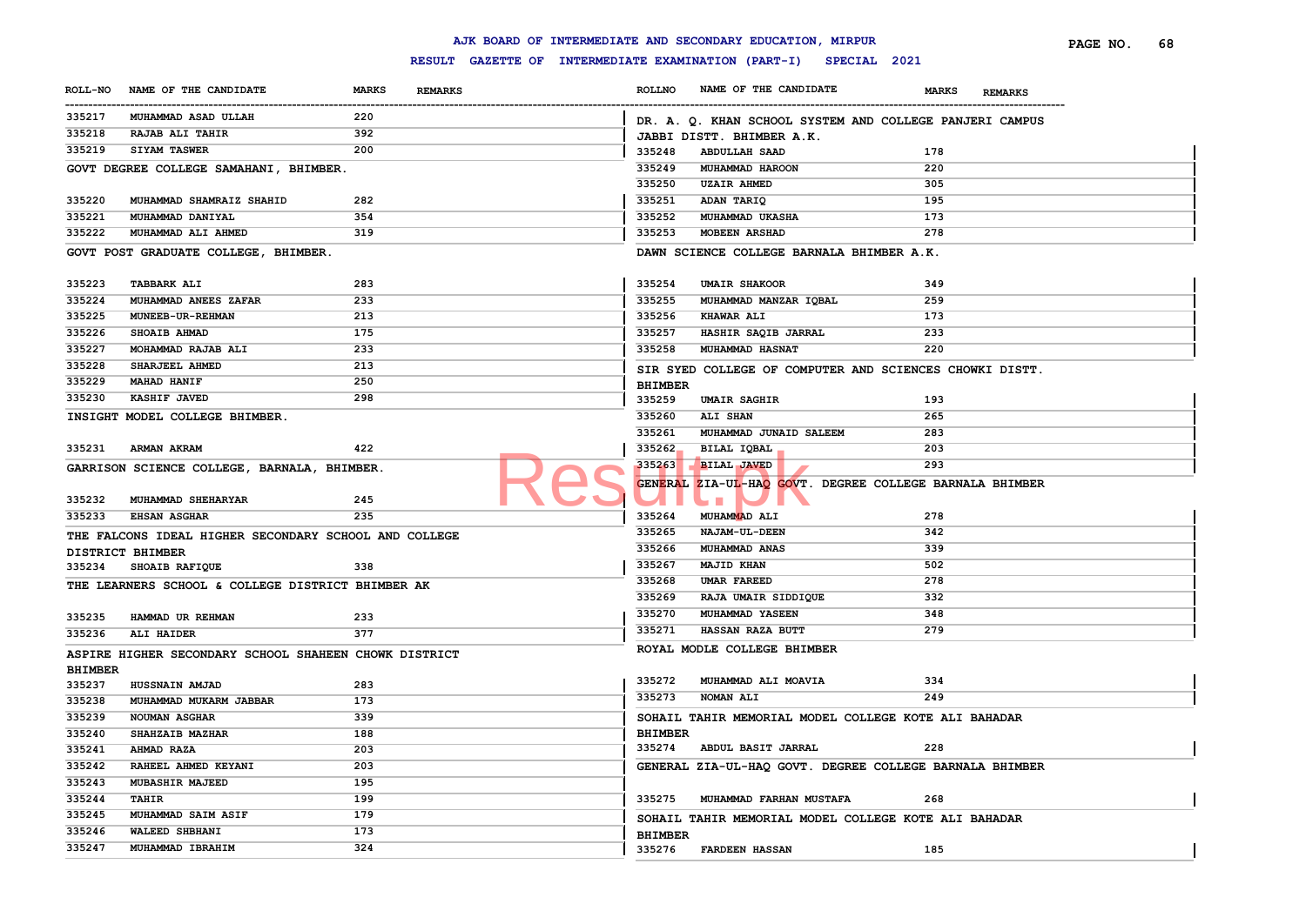# AJK BOARD OF INTERMEDIATE AND SECONDARY EDUCATION, MIRPUR

## RESULT GAZETTE OF INTERMEDIATE EXAMINATION (PART-I) SPECIAL 2021

| ROLL-NO | NAME OF THE CANDIDATE | MARKS | REMARKS |
|---|---|---|---|
| 335217 | MUHAMMAD ASAD ULLAH | 220 | |
| 335218 | RAJAB ALI TAHIR | 392 | |
| 335219 | SIYAM TASWER | 200 | |

**GOVT DEGREE COLLEGE SAMAHANI, BHIMBER.**

| ROLL-NO | NAME OF THE CANDIDATE | MARKS | REMARKS |
|---|---|---|---|
| 335220 | MUHAMMAD SHAMRAIZ SHAHID | 282 | |
| 335221 | MUHAMMAD DANIYAL | 354 | |
| 335222 | MUHAMMAD ALI AHMED | 319 | |

**GOVT POST GRADUATE COLLEGE, BHIMBER.**

| ROLL-NO | NAME OF THE CANDIDATE | MARKS | REMARKS |
|---|---|---|---|
| 335223 | TABBARK ALI | 283 | |
| 335224 | MUHAMMAD ANEES ZAFAR | 233 | |
| 335225 | MUNEEB-UR-REHMAN | 213 | |
| 335226 | SHOAIB AHMAD | 175 | |
| 335227 | MOHAMMAD RAJAB ALI | 233 | |
| 335228 | SHARJEEL AHMED | 213 | |
| 335229 | MAHAD HANIF | 250 | |
| 335230 | KASHIF JAVED | 298 | |

**INSIGHT MODEL COLLEGE BHIMBER.**

| ROLL-NO | NAME OF THE CANDIDATE | MARKS | REMARKS |
|---|---|---|---|
| 335231 | ARMAN AKRAM | 422 | |

**GARRISON SCIENCE COLLEGE, BARNALA, BHIMBER.**

| ROLL-NO | NAME OF THE CANDIDATE | MARKS | REMARKS |
|---|---|---|---|
| 335232 | MUHAMMAD SHEHARYAR | 245 | |
| 335233 | EHSAN ASGHAR | 235 | |

**THE FALCONS IDEAL HIGHER SECONDARY SCHOOL AND COLLEGE DISTRICT BHIMBER**

| ROLL-NO | NAME OF THE CANDIDATE | MARKS | REMARKS |
|---|---|---|---|
| 335234 | SHOAIB RAFIQUE | 338 | |

**THE LEARNERS SCHOOL & COLLEGE DISTRICT BHIMBER AK**

| ROLL-NO | NAME OF THE CANDIDATE | MARKS | REMARKS |
|---|---|---|---|
| 335235 | HAMMAD UR REHMAN | 233 | |
| 335236 | ALI HAIDER | 377 | |

**ASPIRE HIGHER SECONDARY SCHOOL SHAHEEN CHOWK DISTRICT BHIMBER**

| ROLL-NO | NAME OF THE CANDIDATE | MARKS | REMARKS |
|---|---|---|---|
| 335237 | HUSSNAIN AMJAD | 283 | |
| 335238 | MUHAMMAD MUKARM JABBAR | 173 | |
| 335239 | NOUMAN ASGHAR | 339 | |
| 335240 | SHAHZAIB MAZHAR | 188 | |
| 335241 | AHMAD RAZA | 203 | |
| 335242 | RAHEEL AHMED KEYANI | 203 | |
| 335243 | MUBASHIR MAJEED | 195 | |
| 335244 | TAHIR | 199 | |
| 335245 | MUHAMMAD SAIM ASIF | 179 | |
| 335246 | WALEED SHBHANI | 173 | |
| 335247 | MUHAMMAD IBRAHIM | 324 | |

**DR. A. Q. KHAN SCHOOL SYSTEM AND COLLEGE PANJERI CAMPUS JABBI DISTT. BHIMBER A.K.**

| ROLLNO | NAME OF THE CANDIDATE | MARKS | REMARKS |
|---|---|---|---|
| 335248 | ABDULLAH SAAD | 178 | |
| 335249 | MUHAMMAD HAROON | 220 | |
| 335250 | UZAIR AHMED | 305 | |
| 335251 | ADAN TARIQ | 195 | |
| 335252 | MUHAMMAD UKASHA | 173 | |
| 335253 | MOBEEN ARSHAD | 278 | |

**DAWN SCIENCE COLLEGE BARNALA BHIMBER A.K.**

| ROLLNO | NAME OF THE CANDIDATE | MARKS | REMARKS |
|---|---|---|---|
| 335254 | UMAIR SHAKOOR | 349 | |
| 335255 | MUHAMMAD MANZAR IQBAL | 259 | |
| 335256 | KHAWAR ALI | 173 | |
| 335257 | HASHIR SAQIB JARRAL | 233 | |
| 335258 | MUHAMMAD HASNAT | 220 | |

**SIR SYED COLLEGE OF COMPUTER AND SCIENCES CHOWKI DISTT. BHIMBER**

| ROLLNO | NAME OF THE CANDIDATE | MARKS | REMARKS |
|---|---|---|---|
| 335259 | UMAIR SAGHIR | 193 | |
| 335260 | ALI SHAN | 265 | |
| 335261 | MUHAMMAD JUNAID SALEEM | 283 | |
| 335262 | BILAL IQBAL | 203 | |
| 335263 | BILAL JAVED | 293 | |

**GENERAL ZIA-UL-HAQ GOVT. DEGREE COLLEGE BARNALA BHIMBER**

| ROLLNO | NAME OF THE CANDIDATE | MARKS | REMARKS |
|---|---|---|---|
| 335264 | MUHAMMAD ALI | 278 | |
| 335265 | NAJAM-UL-DEEN | 342 | |
| 335266 | MUHAMMAD ANAS | 339 | |
| 335267 | MAJID KHAN | 502 | |
| 335268 | UMAR FAREED | 278 | |
| 335269 | RAJA UMAIR SIDDIQUE | 332 | |
| 335270 | MUHAMMAD YASEEN | 348 | |
| 335271 | HASSAN RAZA BUTT | 279 | |

**ROYAL MODLE COLLEGE BHIMBER**

| ROLLNO | NAME OF THE CANDIDATE | MARKS | REMARKS |
|---|---|---|---|
| 335272 | MUHAMMAD ALI MOAVIA | 334 | |
| 335273 | NOMAN ALI | 249 | |

**SOHAIL TAHIR MEMORIAL MODEL COLLEGE KOTE ALI BAHADAR BHIMBER**

| ROLLNO | NAME OF THE CANDIDATE | MARKS | REMARKS |
|---|---|---|---|
| 335274 | ABDUL BASIT JARRAL | 228 | |

**GENERAL ZIA-UL-HAQ GOVT. DEGREE COLLEGE BARNALA BHIMBER**

| ROLLNO | NAME OF THE CANDIDATE | MARKS | REMARKS |
|---|---|---|---|
| 335275 | MUHAMMAD FARHAN MUSTAFA | 268 | |

**SOHAIL TAHIR MEMORIAL MODEL COLLEGE KOTE ALI BAHADAR BHIMBER**

| ROLLNO | NAME OF THE CANDIDATE | MARKS | REMARKS |
|---|---|---|---|
| 335276 | FARDEEN HASSAN | 185 | |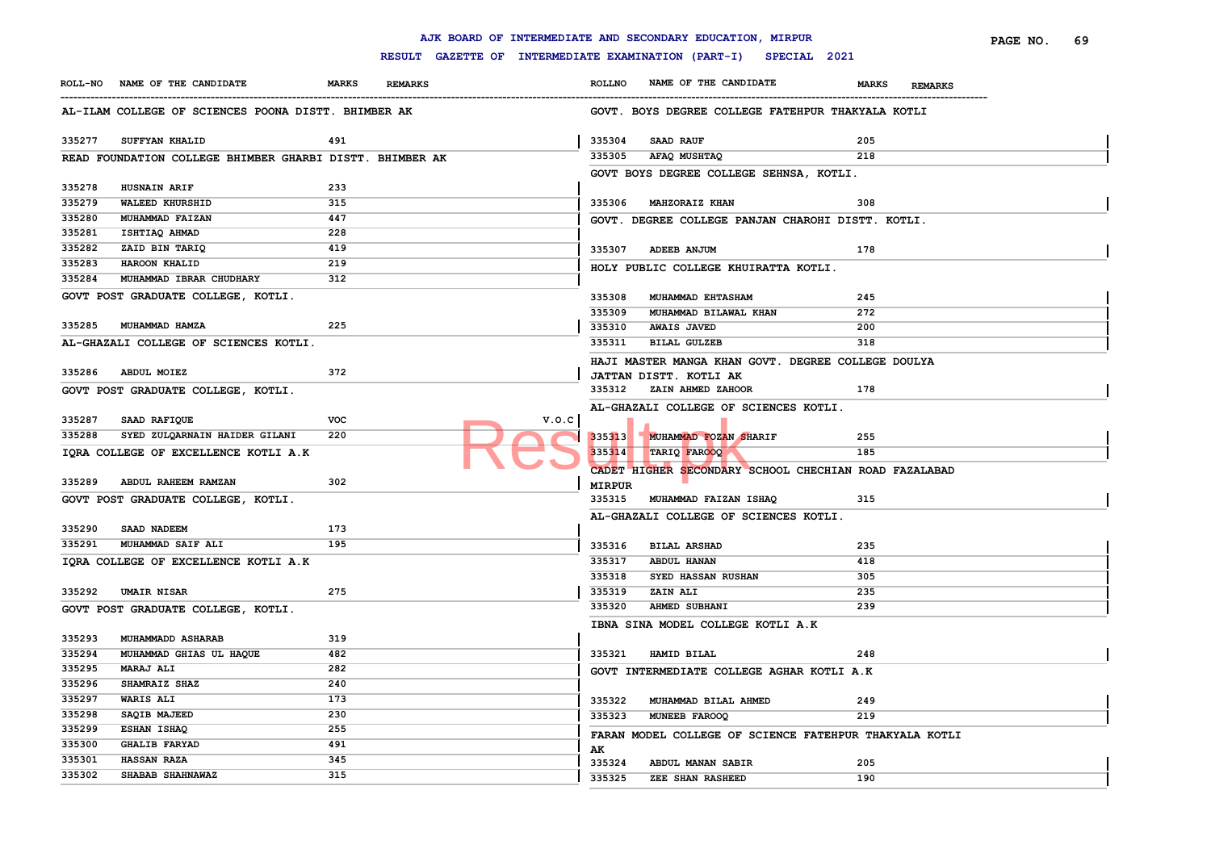# AJK BOARD OF INTERMEDIATE AND SECONDARY EDUCATION, MIRPUR

## RESULT GAZETTE OF INTERMEDIATE EXAMINATION (PART-I) SPECIAL 2021

### AL-ILAM COLLEGE OF SCIENCES POONA DISTT. BHIMBER AK

| ROLL-NO | NAME OF THE CANDIDATE | MARKS | REMARKS |
|---|---|---|---|
| 335277 | SUFFYAN KHALID | 491 | |

### READ FOUNDATION COLLEGE BHIMBER GHARBI DISTT. BHIMBER AK

| ROLL-NO | NAME OF THE CANDIDATE | MARKS | REMARKS |
|---|---|---|---|
| 335278 | HUSNAIN ARIF | 233 | |
| 335279 | WALEED KHURSHID | 315 | |
| 335280 | MUHAMMAD FAIZAN | 447 | |
| 335281 | ISHTIAQ AHMAD | 228 | |
| 335282 | ZAID BIN TARIQ | 419 | |
| 335283 | HAROON KHALID | 219 | |
| 335284 | MUHAMMAD IBRAR CHUDHARY | 312 | |

### GOVT POST GRADUATE COLLEGE, KOTLI.

| ROLL-NO | NAME OF THE CANDIDATE | MARKS | REMARKS |
|---|---|---|---|
| 335285 | MUHAMMAD HAMZA | 225 | |

### AL-GHAZALI COLLEGE OF SCIENCES KOTLI.

| ROLL-NO | NAME OF THE CANDIDATE | MARKS | REMARKS |
|---|---|---|---|
| 335286 | ABDUL MOIEZ | 372 | |

### GOVT POST GRADUATE COLLEGE, KOTLI.

| ROLL-NO | NAME OF THE CANDIDATE | MARKS | REMARKS |
|---|---|---|---|
| 335287 | SAAD RAFIQUE | VOC | V.O.C |
| 335288 | SYED ZULQARNAIN HAIDER GILANI | 220 | |

### IQRA COLLEGE OF EXCELLENCE KOTLI A.K

| ROLL-NO | NAME OF THE CANDIDATE | MARKS | REMARKS |
|---|---|---|---|
| 335289 | ABDUL RAHEEM RAMZAN | 302 | |

### GOVT POST GRADUATE COLLEGE, KOTLI.

| ROLL-NO | NAME OF THE CANDIDATE | MARKS | REMARKS |
|---|---|---|---|
| 335290 | SAAD NADEEM | 173 | |
| 335291 | MUHAMMAD SAIF ALI | 195 | |

### IQRA COLLEGE OF EXCELLENCE KOTLI A.K

| ROLL-NO | NAME OF THE CANDIDATE | MARKS | REMARKS |
|---|---|---|---|
| 335292 | UMAIR NISAR | 275 | |

### GOVT POST GRADUATE COLLEGE, KOTLI.

| ROLL-NO | NAME OF THE CANDIDATE | MARKS | REMARKS |
|---|---|---|---|
| 335293 | MUHAMMADD ASHARAB | 319 | |
| 335294 | MUHAMMAD GHIAS UL HAQUE | 482 | |
| 335295 | MARAJ ALI | 282 | |
| 335296 | SHAMRAIZ SHAZ | 240 | |
| 335297 | WARIS ALI | 173 | |
| 335298 | SAQIB MAJEED | 230 | |
| 335299 | ESHAN ISHAQ | 255 | |
| 335300 | GHALIB FARYAD | 491 | |
| 335301 | HASSAN RAZA | 345 | |
| 335302 | SHABAB SHAHNAWAZ | 315 | |

### GOVT. BOYS DEGREE COLLEGE FATEHPUR THAKYALA KOTLI

| ROLLNO | NAME OF THE CANDIDATE | MARKS | REMARKS |
|---|---|---|---|
| 335304 | SAAD RAUF | 205 | |
| 335305 | AFAQ MUSHTAQ | 218 | |

### GOVT BOYS DEGREE COLLEGE SEHNSA, KOTLI.

| ROLLNO | NAME OF THE CANDIDATE | MARKS | REMARKS |
|---|---|---|---|
| 335306 | MAHZORAIZ KHAN | 308 | |

### GOVT. DEGREE COLLEGE PANJAN CHAROHI DISTT. KOTLI.

| ROLLNO | NAME OF THE CANDIDATE | MARKS | REMARKS |
|---|---|---|---|
| 335307 | ADEEB ANJUM | 178 | |

### HOLY PUBLIC COLLEGE KHUIRATTA KOTLI.

| ROLLNO | NAME OF THE CANDIDATE | MARKS | REMARKS |
|---|---|---|---|
| 335308 | MUHAMMAD EHTASHAM | 245 | |
| 335309 | MUHAMMAD BILAWAL KHAN | 272 | |
| 335310 | AWAIS JAVED | 200 | |
| 335311 | BILAL GULZEB | 318 | |

### HAJI MASTER MANGA KHAN GOVT. DEGREE COLLEGE DOULYA JATTAN DISTT. KOTLI AK

| ROLLNO | NAME OF THE CANDIDATE | MARKS | REMARKS |
|---|---|---|---|
| 335312 | ZAIN AHMED ZAHOOR | 178 | |

### AL-GHAZALI COLLEGE OF SCIENCES KOTLI.

| ROLLNO | NAME OF THE CANDIDATE | MARKS | REMARKS |
|---|---|---|---|
| 335313 | MUHAMMAD FOZAN SHARIF | 255 | |
| 335314 | TARIQ FAROOQ | 185 | |

### CADET HIGHER SECONDARY SCHOOL CHECHIAN ROAD FAZALABAD MIRPUR

| ROLLNO | NAME OF THE CANDIDATE | MARKS | REMARKS |
|---|---|---|---|
| 335315 | MUHAMMAD FAIZAN ISHAQ | 315 | |

### AL-GHAZALI COLLEGE OF SCIENCES KOTLI.

| ROLLNO | NAME OF THE CANDIDATE | MARKS | REMARKS |
|---|---|---|---|
| 335316 | BILAL ARSHAD | 235 | |
| 335317 | ABDUL HANAN | 418 | |
| 335318 | SYED HASSAN RUSHAN | 305 | |
| 335319 | ZAIN ALI | 235 | |
| 335320 | AHMED SUBHANI | 239 | |

### IBNA SINA MODEL COLLEGE KOTLI A.K

| ROLLNO | NAME OF THE CANDIDATE | MARKS | REMARKS |
|---|---|---|---|
| 335321 | HAMID BILAL | 248 | |

### GOVT INTERMEDIATE COLLEGE AGHAR KOTLI A.K

| ROLLNO | NAME OF THE CANDIDATE | MARKS | REMARKS |
|---|---|---|---|
| 335322 | MUHAMMAD BILAL AHMED | 249 | |
| 335323 | MUNEEB FAROOQ | 219 | |

### FARAN MODEL COLLEGE OF SCIENCE FATEHPUR THAKYALA KOTLI AK

| ROLLNO | NAME OF THE CANDIDATE | MARKS | REMARKS |
|---|---|---|---|
| 335324 | ABDUL MANAN SABIR | 205 | |
| 335325 | ZEE SHAN RASHEED | 190 | |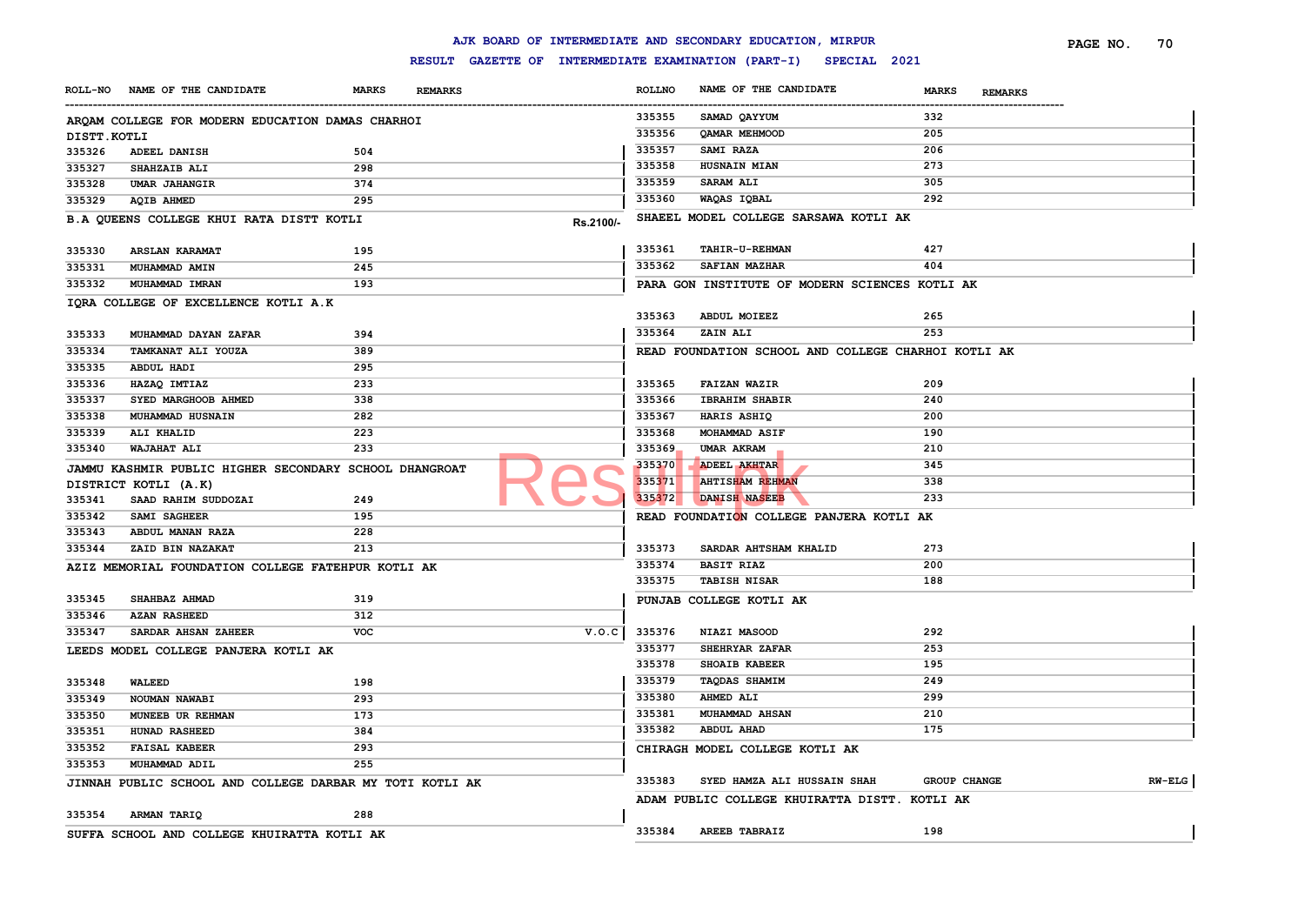# AJK BOARD OF INTERMEDIATE AND SECONDARY EDUCATION, MIRPUR

## RESULT GAZETTE OF INTERMEDIATE EXAMINATION (PART-I) SPECIAL 2021

| ROLL-NO | NAME OF THE CANDIDATE | MARKS | REMARKS |
|---|---|---|---|
| **ARQAM COLLEGE FOR MODERN EDUCATION DAMAS CHARHOI DISTT.KOTLI** | | | |
| 335326 | ADEEL DANISH | 504 | |
| 335327 | SHAHZAIB ALI | 298 | |
| 335328 | UMAR JAHANGIR | 374 | |
| 335329 | AQIB AHMED | 295 | |
| **B.A QUEENS COLLEGE KHUI RATA DISTT KOTLI** | | | Rs.2100/- |
| 335330 | ARSLAN KARAMAT | 195 | |
| 335331 | MUHAMMAD AMIN | 245 | |
| 335332 | MUHAMMAD IMRAN | 193 | |
| **IQRA COLLEGE OF EXCELLENCE KOTLI A.K** | | | |
| 335333 | MUHAMMAD DAYAN ZAFAR | 394 | |
| 335334 | TAMKANAT ALI YOUZA | 389 | |
| 335335 | ABDUL HADI | 295 | |
| 335336 | HAZAQ IMTIAZ | 233 | |
| 335337 | SYED MARGHOOB AHMED | 338 | |
| 335338 | MUHAMMAD HUSNAIN | 282 | |
| 335339 | ALI KHALID | 223 | |
| 335340 | WAJAHAT ALI | 233 | |
| **JAMMU KASHMIR PUBLIC HIGHER SECONDARY SCHOOL DHANGROAT DISTRICT KOTLI (A.K)** | | | |
| 335341 | SAAD RAHIM SUDDOZAI | 249 | |
| 335342 | SAMI SAGHEER | 195 | |
| 335343 | ABDUL MANAN RAZA | 228 | |
| 335344 | ZAID BIN NAZAKAT | 213 | |
| **AZIZ MEMORIAL FOUNDATION COLLEGE FATEHPUR KOTLI AK** | | | |
| 335345 | SHAHBAZ AHMAD | 319 | |
| 335346 | AZAN RASHEED | 312 | |
| 335347 | SARDAR AHSAN ZAHEER | VOC | V.O.C |
| **LEEDS MODEL COLLEGE PANJERA KOTLI AK** | | | |
| 335348 | WALEED | 198 | |
| 335349 | NOUMAN NAWABI | 293 | |
| 335350 | MUNEEB UR REHMAN | 173 | |
| 335351 | HUNAD RASHEED | 384 | |
| 335352 | FAISAL KABEER | 293 | |
| 335353 | MUHAMMAD ADIL | 255 | |
| **JINNAH PUBLIC SCHOOL AND COLLEGE DARBAR MY TOTI KOTLI AK** | | | |
| 335354 | ARMAN TARIQ | 288 | |
| **SUFFA SCHOOL AND COLLEGE KHUIRATTA KOTLI AK** | | | |
| 335355 | SAMAD QAYYUM | 332 | |
| 335356 | QAMAR MEHMOOD | 205 | |
| 335357 | SAMI RAZA | 206 | |
| 335358 | HUSNAIN MIAN | 273 | |
| 335359 | SARAM ALI | 305 | |
| 335360 | WAQAS IQBAL | 292 | |
| **SHAEEL MODEL COLLEGE SARSAWA KOTLI AK** | | | |
| 335361 | TAHIR-U-REHMAN | 427 | |
| 335362 | SAFIAN MAZHAR | 404 | |
| **PARA GON INSTITUTE OF MODERN SCIENCES KOTLI AK** | | | |
| 335363 | ABDUL MOIEEZ | 265 | |
| 335364 | ZAIN ALI | 253 | |
| **READ FOUNDATION SCHOOL AND COLLEGE CHARHOI KOTLI AK** | | | |
| 335365 | FAIZAN WAZIR | 209 | |
| 335366 | IBRAHIM SHABIR | 240 | |
| 335367 | HARIS ASHIQ | 200 | |
| 335368 | MOHAMMAD ASIF | 190 | |
| 335369 | UMAR AKRAM | 210 | |
| 335370 | ADEEL AKHTAR | 345 | |
| 335371 | AHTISHAM REHMAN | 338 | |
| 335372 | DANISH NASEEB | 233 | |
| **READ FOUNDATION COLLEGE PANJERA KOTLI AK** | | | |
| 335373 | SARDAR AHTSHAM KHALID | 273 | |
| 335374 | BASIT RIAZ | 200 | |
| 335375 | TABISH NISAR | 188 | |
| **PUNJAB COLLEGE KOTLI AK** | | | |
| 335376 | NIAZI MASOOD | 292 | |
| 335377 | SHEHRYAR ZAFAR | 253 | |
| 335378 | SHOAIB KABEER | 195 | |
| 335379 | TAQDAS SHAMIM | 249 | |
| 335380 | AHMED ALI | 299 | |
| 335381 | MUHAMMAD AHSAN | 210 | |
| 335382 | ABDUL AHAD | 175 | |
| **CHIRAGH MODEL COLLEGE KOTLI AK** | | | |
| 335383 | SYED HAMZA ALI HUSSAIN SHAH | GROUP CHANGE | RW-ELG |
| **ADAM PUBLIC COLLEGE KHUIRATTA DISTT. KOTLI AK** | | | |
| 335384 | AREEB TABRAIZ | 198 | |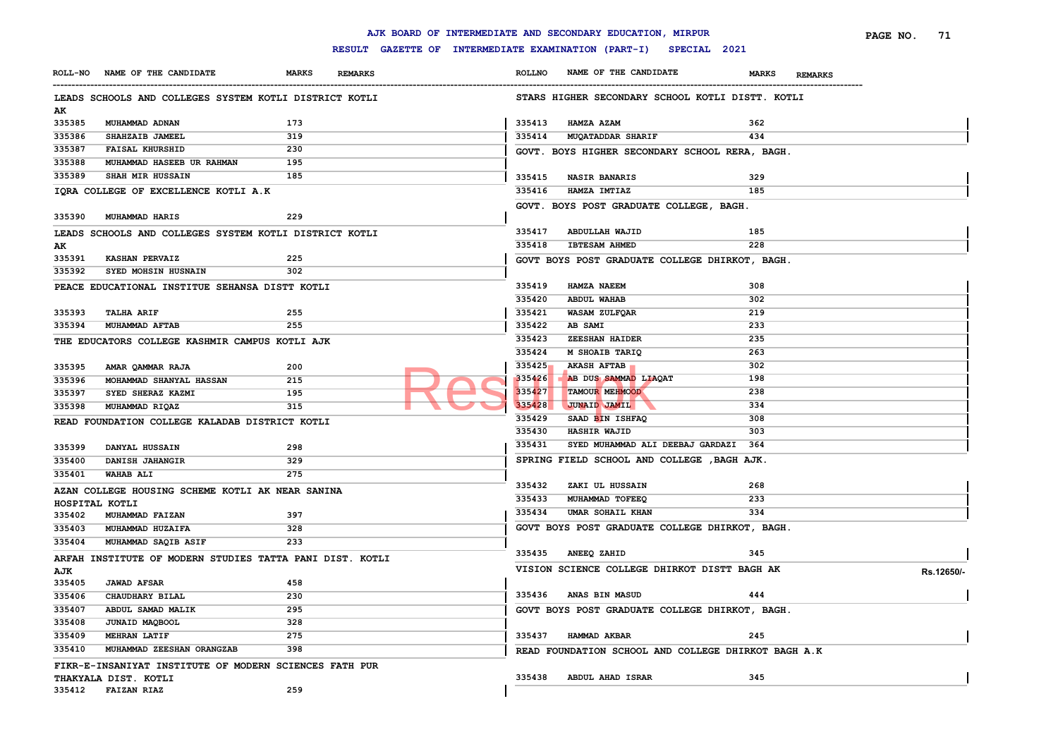# AJK BOARD OF INTERMEDIATE AND SECONDARY EDUCATION, MIRPUR

## RESULT GAZETTE OF INTERMEDIATE EXAMINATION (PART-I) SPECIAL 2021

**LEADS SCHOOLS AND COLLEGES SYSTEM KOTLI DISTRICT KOTLI AK**

| ROLL-NO | NAME OF THE CANDIDATE | MARKS | REMARKS |
|---|---|---|---|
| 335385 | MUHAMMAD ADNAN | 173 | |
| 335386 | SHAHZAIB JAMEEL | 319 | |
| 335387 | FAISAL KHURSHID | 230 | |
| 335388 | MUHAMMAD HASEEB UR RAHMAN | 195 | |
| 335389 | SHAH MIR HUSSAIN | 185 | |

**IQRA COLLEGE OF EXCELLENCE KOTLI A.K**

| ROLL-NO | NAME OF THE CANDIDATE | MARKS | REMARKS |
|---|---|---|---|
| 335390 | MUHAMMAD HARIS | 229 | |

**LEADS SCHOOLS AND COLLEGES SYSTEM KOTLI DISTRICT KOTLI AK**

| ROLL-NO | NAME OF THE CANDIDATE | MARKS | REMARKS |
|---|---|---|---|
| 335391 | KASHAN PERVAIZ | 225 | |
| 335392 | SYED MOHSIN HUSNAIN | 302 | |

**PEACE EDUCATIONAL INSTITUE SEHANSA DISTT KOTLI**

| ROLL-NO | NAME OF THE CANDIDATE | MARKS | REMARKS |
|---|---|---|---|
| 335393 | TALHA ARIF | 255 | |
| 335394 | MUHAMMAD AFTAB | 255 | |

**THE EDUCATORS COLLEGE KASHMIR CAMPUS KOTLI AJK**

| ROLL-NO | NAME OF THE CANDIDATE | MARKS | REMARKS |
|---|---|---|---|
| 335395 | AMAR QAMMAR RAJA | 200 | |
| 335396 | MOHAMMAD SHANYAL HASSAN | 215 | |
| 335397 | SYED SHERAZ KAZMI | 195 | |
| 335398 | MUHAMMAD RIQAZ | 315 | |

**READ FOUNDATION COLLEGE KALADAB DISTRICT KOTLI**

| ROLL-NO | NAME OF THE CANDIDATE | MARKS | REMARKS |
|---|---|---|---|
| 335399 | DANYAL HUSSAIN | 298 | |
| 335400 | DANISH JAHANGIR | 329 | |
| 335401 | WAHAB ALI | 275 | |

**AZAN COLLEGE HOUSING SCHEME KOTLI AK NEAR SANINA HOSPITAL KOTLI**

| ROLL-NO | NAME OF THE CANDIDATE | MARKS | REMARKS |
|---|---|---|---|
| 335402 | MUHAMMAD FAIZAN | 397 | |
| 335403 | MUHAMMAD HUZAIFA | 328 | |
| 335404 | MUHAMMAD SAQIB ASIF | 233 | |

**ARFAH INSTITUTE OF MODERN STUDIES TATTA PANI DIST. KOTLI AJK**

| ROLL-NO | NAME OF THE CANDIDATE | MARKS | REMARKS |
|---|---|---|---|
| 335405 | JAWAD AFSAR | 458 | |
| 335406 | CHAUDHARY BILAL | 230 | |
| 335407 | ABDUL SAMAD MALIK | 295 | |
| 335408 | JUNAID MAQBOOL | 328 | |
| 335409 | MEHRAN LATIF | 275 | |
| 335410 | MUHAMMAD ZEESHAN ORANGZAB | 398 | |

**FIKR-E-INSANIYAT INSTITUTE OF MODERN SCIENCES FATH PUR THAKYALA DIST. KOTLI**

| ROLL-NO | NAME OF THE CANDIDATE | MARKS | REMARKS |
|---|---|---|---|
| 335412 | FAIZAN RIAZ | 259 | |

**STARS HIGHER SECONDARY SCHOOL KOTLI DISTT. KOTLI**

| ROLL-NO | NAME OF THE CANDIDATE | MARKS | REMARKS |
|---|---|---|---|
| 335413 | HAMZA AZAM | 362 | |
| 335414 | MUQATADDAR SHARIF | 434 | |

**GOVT. BOYS HIGHER SECONDARY SCHOOL RERA, BAGH.**

| ROLL-NO | NAME OF THE CANDIDATE | MARKS | REMARKS |
|---|---|---|---|
| 335415 | NASIR BANARIS | 329 | |
| 335416 | HAMZA IMTIAZ | 185 | |

**GOVT. BOYS POST GRADUATE COLLEGE, BAGH.**

| ROLL-NO | NAME OF THE CANDIDATE | MARKS | REMARKS |
|---|---|---|---|
| 335417 | ABDULLAH WAJID | 185 | |
| 335418 | IBTESAM AHMED | 228 | |

**GOVT BOYS POST GRADUATE COLLEGE DHIRKOT, BAGH.**

| ROLL-NO | NAME OF THE CANDIDATE | MARKS | REMARKS |
|---|---|---|---|
| 335419 | HAMZA NAEEM | 308 | |
| 335420 | ABDUL WAHAB | 302 | |
| 335421 | WASAM ZULFQAR | 219 | |
| 335422 | AB SAMI | 233 | |
| 335423 | ZEESHAN HAIDER | 235 | |
| 335424 | M SHOAIB TARIQ | 263 | |
| 335425 | AKASH AFTAB | 302 | |
| 335426 | AB DUS SAMMAD LIAQAT | 198 | |
| 335427 | TAMOUR MEHMOOD | 238 | |
| 335428 | JUNAID JAMIL | 334 | |
| 335429 | SAAD BIN ISHFAQ | 308 | |
| 335430 | HASHIR WAJID | 303 | |
| 335431 | SYED MUHAMMAD ALI DEEBAJ GARDAZI | 364 | |

**SPRING FIELD SCHOOL AND COLLEGE ,BAGH AJK.**

| ROLL-NO | NAME OF THE CANDIDATE | MARKS | REMARKS |
|---|---|---|---|
| 335432 | ZAKI UL HUSSAIN | 268 | |
| 335433 | MUHAMMAD TOFEEQ | 233 | |
| 335434 | UMAR SOHAIL KHAN | 334 | |

**GOVT BOYS POST GRADUATE COLLEGE DHIRKOT, BAGH.**

| ROLL-NO | NAME OF THE CANDIDATE | MARKS | REMARKS |
|---|---|---|---|
| 335435 | ANEEQ ZAHID | 345 | |

**VISION SCIENCE COLLEGE DHIRKOT DISTT BAGH AK** — Rs.12650/-

| ROLL-NO | NAME OF THE CANDIDATE | MARKS | REMARKS |
|---|---|---|---|
| 335436 | ANAS BIN MASUD | 444 | |

**GOVT BOYS POST GRADUATE COLLEGE DHIRKOT, BAGH.**

| ROLL-NO | NAME OF THE CANDIDATE | MARKS | REMARKS |
|---|---|---|---|
| 335437 | HAMMAD AKBAR | 245 | |

**READ FOUNDATION SCHOOL AND COLLEGE DHIRKOT BAGH A.K**

| ROLL-NO | NAME OF THE CANDIDATE | MARKS | REMARKS |
|---|---|---|---|
| 335438 | ABDUL AHAD ISRAR | 345 | |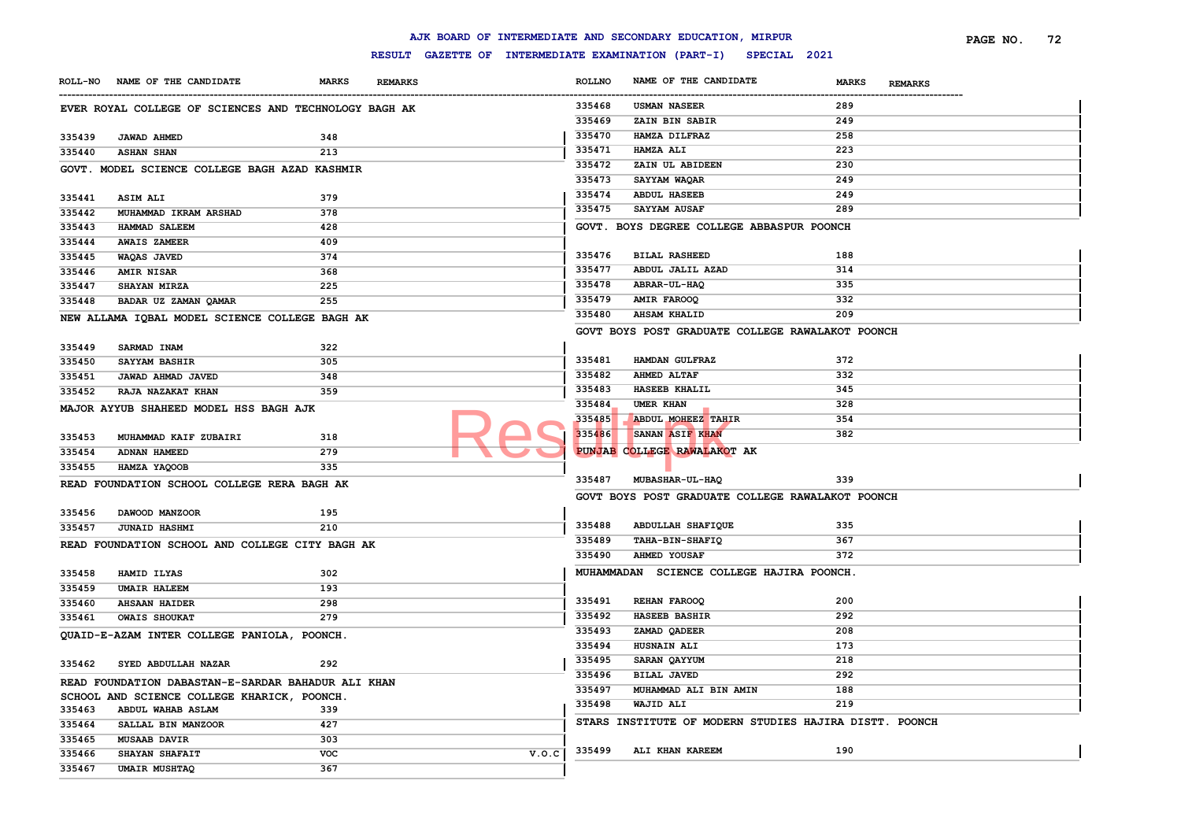# AJK BOARD OF INTERMEDIATE AND SECONDARY EDUCATION, MIRPUR

## RESULT GAZETTE OF INTERMEDIATE EXAMINATION (PART-I) SPECIAL 2021

| ROLL-NO | NAME OF THE CANDIDATE | MARKS | REMARKS |
|---|---|---|---|
| **EVER ROYAL COLLEGE OF SCIENCES AND TECHNOLOGY BAGH AK** | | | |
| 335439 | JAWAD AHMED | 348 | |
| 335440 | ASHAN SHAN | 213 | |
| **GOVT. MODEL SCIENCE COLLEGE BAGH AZAD KASHMIR** | | | |
| 335441 | ASIM ALI | 379 | |
| 335442 | MUHAMMAD IKRAM ARSHAD | 378 | |
| 335443 | HAMMAD SALEEM | 428 | |
| 335444 | AWAIS ZAMEER | 409 | |
| 335445 | WAQAS JAVED | 374 | |
| 335446 | AMIR NISAR | 368 | |
| 335447 | SHAYAN MIRZA | 225 | |
| 335448 | BADAR UZ ZAMAN QAMAR | 255 | |
| **NEW ALLAMA IQBAL MODEL SCIENCE COLLEGE BAGH AK** | | | |
| 335449 | SARMAD INAM | 322 | |
| 335450 | SAYYAM BASHIR | 305 | |
| 335451 | JAWAD AHMAD JAVED | 348 | |
| 335452 | RAJA NAZAKAT KHAN | 359 | |
| **MAJOR AYYUB SHAHEED MODEL HSS BAGH AJK** | | | |
| 335453 | MUHAMMAD KAIF ZUBAIRI | 318 | |
| 335454 | ADNAN HAMEED | 279 | |
| 335455 | HAMZA YAQOOB | 335 | |
| **READ FOUNDATION SCHOOL COLLEGE RERA BAGH AK** | | | |
| 335456 | DAWOOD MANZOOR | 195 | |
| 335457 | JUNAID HASHMI | 210 | |
| **READ FOUNDATION SCHOOL AND COLLEGE CITY BAGH AK** | | | |
| 335458 | HAMID ILYAS | 302 | |
| 335459 | UMAIR HALEEM | 193 | |
| 335460 | AHSAAN HAIDER | 298 | |
| 335461 | OWAIS SHOUKAT | 279 | |
| **QUAID-E-AZAM INTER COLLEGE PANIOLA, POONCH.** | | | |
| 335462 | SYED ABDULLAH NAZAR | 292 | |
| **READ FOUNDATION DABASTAN-E-SARDAR BAHADUR ALI KHAN SCHOOL AND SCIENCE COLLEGE KHARICK, POONCH.** | | | |
| 335463 | ABDUL WAHAB ASLAM | 339 | |
| 335464 | SALLAL BIN MANZOOR | 427 | |
| 335465 | MUSAAB DAVIR | 303 | |
| 335466 | SHAYAN SHAFAIT | VOC | V.O.C |
| 335467 | UMAIR MUSHTAQ | 367 | |
| 335468 | USMAN NASEER | 289 | |
| 335469 | ZAIN BIN SABIR | 249 | |
| 335470 | HAMZA DILFRAZ | 258 | |
| 335471 | HAMZA ALI | 223 | |
| 335472 | ZAIN UL ABIDEEN | 230 | |
| 335473 | SAYYAM WAQAR | 249 | |
| 335474 | ABDUL HASEEB | 249 | |
| 335475 | SAYYAM AUSAF | 289 | |
| **GOVT. BOYS DEGREE COLLEGE ABBASPUR POONCH** | | | |
| 335476 | BILAL RASHEED | 188 | |
| 335477 | ABDUL JALIL AZAD | 314 | |
| 335478 | ABRAR-UL-HAQ | 335 | |
| 335479 | AMIR FAROOQ | 332 | |
| 335480 | AHSAM KHALID | 209 | |
| **GOVT BOYS POST GRADUATE COLLEGE RAWALAKOT POONCH** | | | |
| 335481 | HAMDAN GULFRAZ | 372 | |
| 335482 | AHMED ALTAF | 332 | |
| 335483 | HASEEB KHALIL | 345 | |
| 335484 | UMER KHAN | 328 | |
| 335485 | ABDUL MOHEEZ TAHIR | 354 | |
| 335486 | SANAN ASIF KHAN | 382 | |
| **PUNJAB COLLEGE RAWALAKOT AK** | | | |
| 335487 | MUBASHAR-UL-HAQ | 339 | |
| **GOVT BOYS POST GRADUATE COLLEGE RAWALAKOT POONCH** | | | |
| 335488 | ABDULLAH SHAFIQUE | 335 | |
| 335489 | TAHA-BIN-SHAFIQ | 367 | |
| 335490 | AHMED YOUSAF | 372 | |
| **MUHAMMADAN SCIENCE COLLEGE HAJIRA POONCH.** | | | |
| 335491 | REHAN FAROOQ | 200 | |
| 335492 | HASEEB BASHIR | 292 | |
| 335493 | ZAMAD QADEER | 208 | |
| 335494 | HUSNAIN ALI | 173 | |
| 335495 | SARAN QAYYUM | 218 | |
| 335496 | BILAL JAVED | 292 | |
| 335497 | MUHAMMAD ALI BIN AMIN | 188 | |
| 335498 | WAJID ALI | 219 | |
| **STARS INSTITUTE OF MODERN STUDIES HAJIRA DISTT. POONCH** | | | |
| 335499 | ALI KHAN KAREEM | 190 | |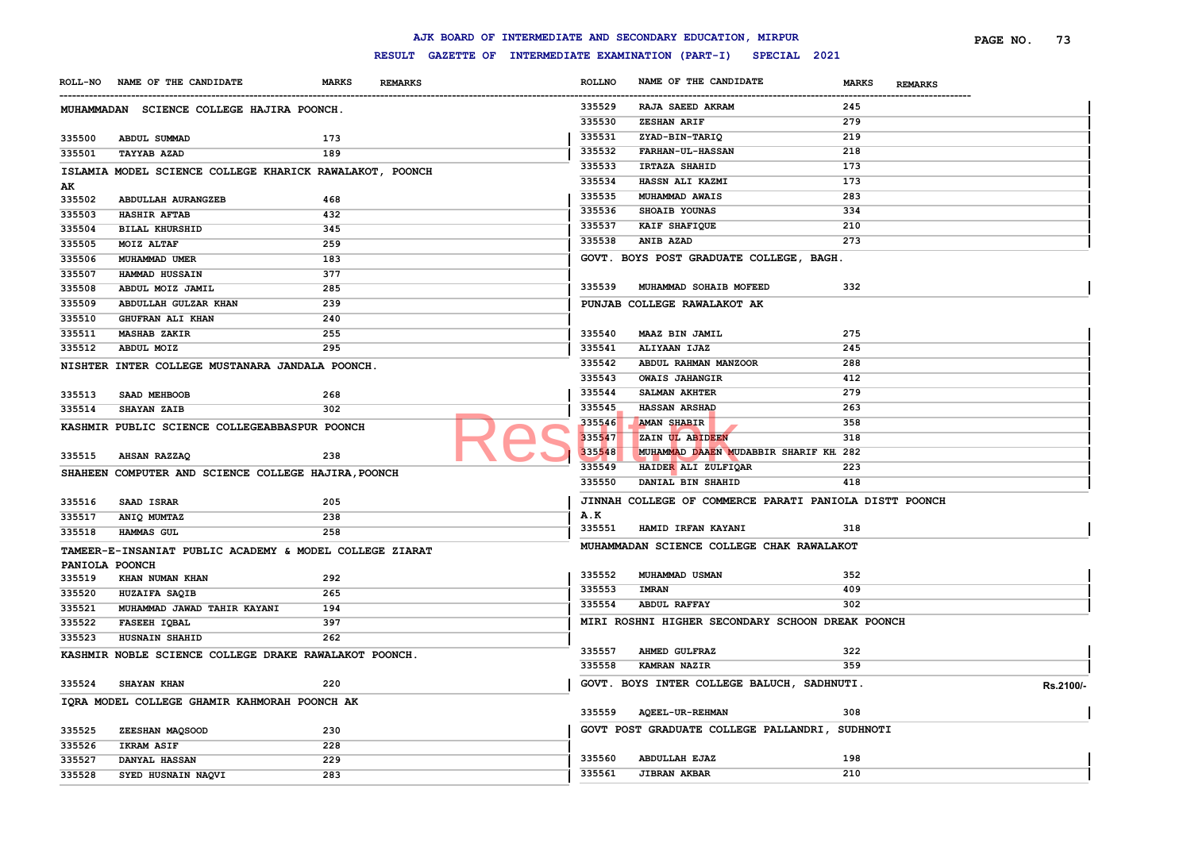# AJK BOARD OF INTERMEDIATE AND SECONDARY EDUCATION, MIRPUR

## RESULT GAZETTE OF INTERMEDIATE EXAMINATION (PART-I) SPECIAL 2021

| ROLL-NO | NAME OF THE CANDIDATE | MARKS | REMARKS |
|---|---|---|---|
| **MUHAMMADAN SCIENCE COLLEGE HAJIRA POONCH.** | | | |
| 335500 | ABDUL SUMMAD | 173 | |
| 335501 | TAYYAB AZAD | 189 | |
| **ISLAMIA MODEL SCIENCE COLLEGE KHARICK RAWALAKOT, POONCH AK** | | | |
| 335502 | ABDULLAH AURANGZEB | 468 | |
| 335503 | HASHIR AFTAB | 432 | |
| 335504 | BILAL KHURSHID | 345 | |
| 335505 | MOIZ ALTAF | 259 | |
| 335506 | MUHAMMAD UMER | 183 | |
| 335507 | HAMMAD HUSSAIN | 377 | |
| 335508 | ABDUL MOIZ JAMIL | 285 | |
| 335509 | ABDULLAH GULZAR KHAN | 239 | |
| 335510 | GHUFRAN ALI KHAN | 240 | |
| 335511 | MASHAB ZAKIR | 255 | |
| 335512 | ABDUL MOIZ | 295 | |
| **NISHTER INTER COLLEGE MUSTANARA JANDALA POONCH.** | | | |
| 335513 | SAAD MEHBOOB | 268 | |
| 335514 | SHAYAN ZAIB | 302 | |
| **KASHMIR PUBLIC SCIENCE COLLEGEABBASPUR POONCH** | | | |
| 335515 | AHSAN RAZZAQ | 238 | |
| **SHAHEEN COMPUTER AND SCIENCE COLLEGE HAJIRA,POONCH** | | | |
| 335516 | SAAD ISRAR | 205 | |
| 335517 | ANIQ MUMTAZ | 238 | |
| 335518 | HAMMAS GUL | 258 | |
| **TAMEER-E-INSANIAT PUBLIC ACADEMY & MODEL COLLEGE ZIARAT PANIOLA POONCH** | | | |
| 335519 | KHAN NUMAN KHAN | 292 | |
| 335520 | HUZAIFA SAQIB | 265 | |
| 335521 | MUHAMMAD JAWAD TAHIR KAYANI | 194 | |
| 335522 | FASEEH IQBAL | 397 | |
| 335523 | HUSNAIN SHAHID | 262 | |
| **KASHMIR NOBLE SCIENCE COLLEGE DRAKE RAWALAKOT POONCH.** | | | |
| 335524 | SHAYAN KHAN | 220 | |
| **IQRA MODEL COLLEGE GHAMIR KAHMORAH POONCH AK** | | | |
| 335525 | ZEESHAN MAQSOOD | 230 | |
| 335526 | IKRAM ASIF | 228 | |
| 335527 | DANYAL HASSAN | 229 | |
| 335528 | SYED HUSNAIN NAQVI | 283 | |
| 335529 | RAJA SAEED AKRAM | 245 | |
| 335530 | ZESHAN ARIF | 279 | |
| 335531 | ZYAD-BIN-TARIQ | 219 | |
| 335532 | FARHAN-UL-HASSAN | 218 | |
| 335533 | IRTAZA SHAHID | 173 | |
| 335534 | HASSN ALI KAZMI | 173 | |
| 335535 | MUHAMMAD AWAIS | 283 | |
| 335536 | SHOAIB YOUNAS | 334 | |
| 335537 | KAIF SHAFIQUE | 210 | |
| 335538 | ANIB AZAD | 273 | |
| **GOVT. BOYS POST GRADUATE COLLEGE, BAGH.** | | | |
| 335539 | MUHAMMAD SOHAIB MOFEED | 332 | |
| **PUNJAB COLLEGE RAWALAKOT AK** | | | |
| 335540 | MAAZ BIN JAMIL | 275 | |
| 335541 | ALIYAAN IJAZ | 245 | |
| 335542 | ABDUL RAHMAN MANZOOR | 288 | |
| 335543 | OWAIS JAHANGIR | 412 | |
| 335544 | SALMAN AKHTER | 279 | |
| 335545 | HASSAN ARSHAD | 263 | |
| 335546 | AMAN SHABIR | 358 | |
| 335547 | ZAIN UL ABIDEEN | 318 | |
| 335548 | MUHAMMAD DAAEN MUDABBIR SHARIF KH | 282 | |
| 335549 | HAIDER ALI ZULFIQAR | 223 | |
| 335550 | DANIAL BIN SHAHID | 418 | |
| **JINNAH COLLEGE OF COMMERCE PARATI PANIOLA DISTT POONCH A.K** | | | |
| 335551 | HAMID IRFAN KAYANI | 318 | |
| **MUHAMMADAN SCIENCE COLLEGE CHAK RAWALAKOT** | | | |
| 335552 | MUHAMMAD USMAN | 352 | |
| 335553 | IMRAN | 409 | |
| 335554 | ABDUL RAFFAY | 302 | |
| **MIRI ROSHNI HIGHER SECONDARY SCHOON DREAK POONCH** | | | |
| 335557 | AHMED GULFRAZ | 322 | |
| 335558 | KAMRAN NAZIR | 359 | |
| **GOVT. BOYS INTER COLLEGE BALUCH, SADHNUTI.** | | | |
| 335559 | AQEEL-UR-REHMAN | 308 | |
| **GOVT POST GRADUATE COLLEGE PALLANDRI, SUDHNOTI** | | | |
| 335560 | ABDULLAH EJAZ | 198 | |
| 335561 | JIBRAN AKBAR | 210 | |

Rs.2100/-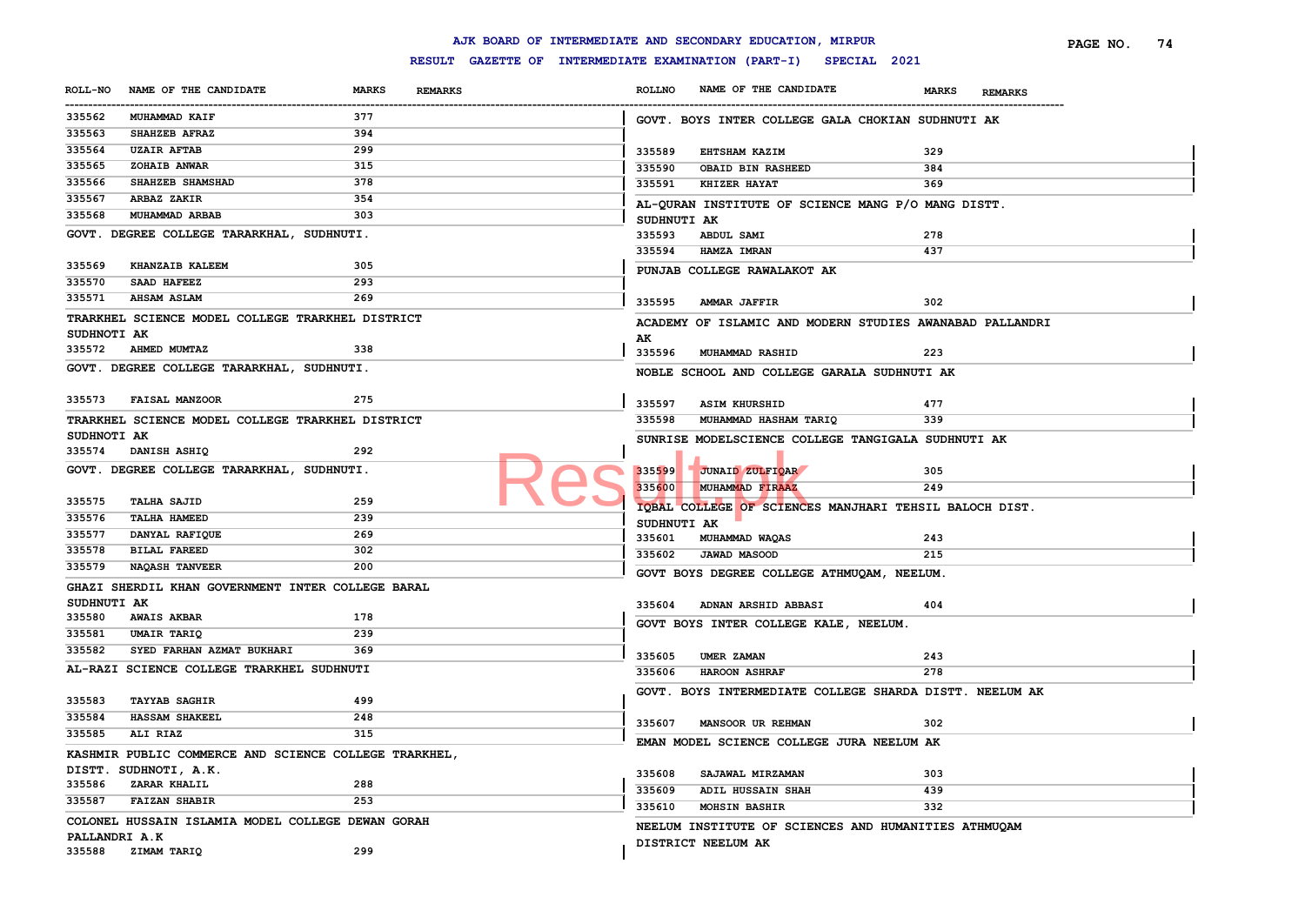# AJK BOARD OF INTERMEDIATE AND SECONDARY EDUCATION, MIRPUR

## RESULT GAZETTE OF INTERMEDIATE EXAMINATION (PART-I) SPECIAL 2021

| ROLL-NO | NAME OF THE CANDIDATE | MARKS | REMARKS |
|---|---|---|---|
| 335562 | MUHAMMAD KAIF | 377 | |
| 335563 | SHAHZEB AFRAZ | 394 | |
| 335564 | UZAIR AFTAB | 299 | |
| 335565 | ZOHAIB ANWAR | 315 | |
| 335566 | SHAHZEB SHAMSHAD | 378 | |
| 335567 | ARBAZ ZAKIR | 354 | |
| 335568 | MUHAMMAD ARBAB | 303 | |

**GOVT. DEGREE COLLEGE TARARKHAL, SUDHNUTI.**

| ROLL-NO | NAME OF THE CANDIDATE | MARKS | REMARKS |
|---|---|---|---|
| 335569 | KHANZAIB KALEEM | 305 | |
| 335570 | SAAD HAFEEZ | 293 | |
| 335571 | AHSAM ASLAM | 269 | |

**TRARKHEL SCIENCE MODEL COLLEGE TRARKHEL DISTRICT SUDHNOTI AK**

| ROLL-NO | NAME OF THE CANDIDATE | MARKS | REMARKS |
|---|---|---|---|
| 335572 | AHMED MUMTAZ | 338 | |

**GOVT. DEGREE COLLEGE TARARKHAL, SUDHNUTI.**

| ROLL-NO | NAME OF THE CANDIDATE | MARKS | REMARKS |
|---|---|---|---|
| 335573 | FAISAL MANZOOR | 275 | |

**TRARKHEL SCIENCE MODEL COLLEGE TRARKHEL DISTRICT SUDHNOTI AK**

| ROLL-NO | NAME OF THE CANDIDATE | MARKS | REMARKS |
|---|---|---|---|
| 335574 | DANISH ASHIQ | 292 | |

**GOVT. DEGREE COLLEGE TARARKHAL, SUDHNUTI.**

| ROLL-NO | NAME OF THE CANDIDATE | MARKS | REMARKS |
|---|---|---|---|
| 335575 | TALHA SAJID | 259 | |
| 335576 | TALHA HAMEED | 239 | |
| 335577 | DANYAL RAFIQUE | 269 | |
| 335578 | BILAL FAREED | 302 | |
| 335579 | NAQASH TANVEER | 200 | |

**GHAZI SHERDIL KHAN GOVERNMENT INTER COLLEGE BARAL SUDHNUTI AK**

| ROLL-NO | NAME OF THE CANDIDATE | MARKS | REMARKS |
|---|---|---|---|
| 335580 | AWAIS AKBAR | 178 | |
| 335581 | UMAIR TARIQ | 239 | |
| 335582 | SYED FARHAN AZMAT BUKHARI | 369 | |

**AL-RAZI SCIENCE COLLEGE TRARKHEL SUDHNUTI**

| ROLL-NO | NAME OF THE CANDIDATE | MARKS | REMARKS |
|---|---|---|---|
| 335583 | TAYYAB SAGHIR | 499 | |
| 335584 | HASSAM SHAKEEL | 248 | |
| 335585 | ALI RIAZ | 315 | |

**KASHMIR PUBLIC COMMERCE AND SCIENCE COLLEGE TRARKHEL, DISTT. SUDHNOTI, A.K.**

| ROLL-NO | NAME OF THE CANDIDATE | MARKS | REMARKS |
|---|---|---|---|
| 335586 | ZARAR KHALIL | 288 | |
| 335587 | FAIZAN SHABIR | 253 | |

**COLONEL HUSSAIN ISLAMIA MODEL COLLEGE DEWAN GORAH PALLANDRI A.K**

| ROLL-NO | NAME OF THE CANDIDATE | MARKS | REMARKS |
|---|---|---|---|
| 335588 | ZIMAM TARIQ | 299 | |

**GOVT. BOYS INTER COLLEGE GALA CHOKIAN SUDHNUTI AK**

| ROLLNO | NAME OF THE CANDIDATE | MARKS | REMARKS |
|---|---|---|---|
| 335589 | EHTSHAM KAZIM | 329 | |
| 335590 | OBAID BIN RASHEED | 384 | |
| 335591 | KHIZER HAYAT | 369 | |

**AL-QURAN INSTITUTE OF SCIENCE MANG P/O MANG DISTT. SUDHNUTI AK**

| ROLLNO | NAME OF THE CANDIDATE | MARKS | REMARKS |
|---|---|---|---|
| 335593 | ABDUL SAMI | 278 | |
| 335594 | HAMZA IMRAN | 437 | |

**PUNJAB COLLEGE RAWALAKOT AK**

| ROLLNO | NAME OF THE CANDIDATE | MARKS | REMARKS |
|---|---|---|---|
| 335595 | AMMAR JAFFIR | 302 | |

**ACADEMY OF ISLAMIC AND MODERN STUDIES AWANABAD PALLANDRI AK**

| ROLLNO | NAME OF THE CANDIDATE | MARKS | REMARKS |
|---|---|---|---|
| 335596 | MUHAMMAD RASHID | 223 | |

**NOBLE SCHOOL AND COLLEGE GARALA SUDHNUTI AK**

| ROLLNO | NAME OF THE CANDIDATE | MARKS | REMARKS |
|---|---|---|---|
| 335597 | ASIM KHURSHID | 477 | |
| 335598 | MUHAMMAD HASHAM TARIQ | 339 | |

**SUNRISE MODELSCIENCE COLLEGE TANGIGALA SUDHNUTI AK**

| ROLLNO | NAME OF THE CANDIDATE | MARKS | REMARKS |
|---|---|---|---|
| 335599 | JUNAID ZULFIQAR | 305 | |
| 335600 | MUHAMMAD FIRAAZ | 249 | |

**IQBAL COLLEGE OF SCIENCES MANJHARI TEHSIL BALOCH DIST. SUDHNUTI AK**

| ROLLNO | NAME OF THE CANDIDATE | MARKS | REMARKS |
|---|---|---|---|
| 335601 | MUHAMMAD WAQAS | 243 | |
| 335602 | JAWAD MASOOD | 215 | |

**GOVT BOYS DEGREE COLLEGE ATHMUQAM, NEELUM.**

| ROLLNO | NAME OF THE CANDIDATE | MARKS | REMARKS |
|---|---|---|---|
| 335604 | ADNAN ARSHID ABBASI | 404 | |

**GOVT BOYS INTER COLLEGE KALE, NEELUM.**

| ROLLNO | NAME OF THE CANDIDATE | MARKS | REMARKS |
|---|---|---|---|
| 335605 | UMER ZAMAN | 243 | |
| 335606 | HAROON ASHRAF | 278 | |

**GOVT. BOYS INTERMEDIATE COLLEGE SHARDA DISTT. NEELUM AK**

| ROLLNO | NAME OF THE CANDIDATE | MARKS | REMARKS |
|---|---|---|---|
| 335607 | MANSOOR UR REHMAN | 302 | |

**EMAN MODEL SCIENCE COLLEGE JURA NEELUM AK**

| ROLLNO | NAME OF THE CANDIDATE | MARKS | REMARKS |
|---|---|---|---|
| 335608 | SAJAWAL MIRZAMAN | 303 | |
| 335609 | ADIL HUSSAIN SHAH | 439 | |
| 335610 | MOHSIN BASHIR | 332 | |

**NEELUM INSTITUTE OF SCIENCES AND HUMANITIES ATHMUQAM DISTRICT NEELUM AK**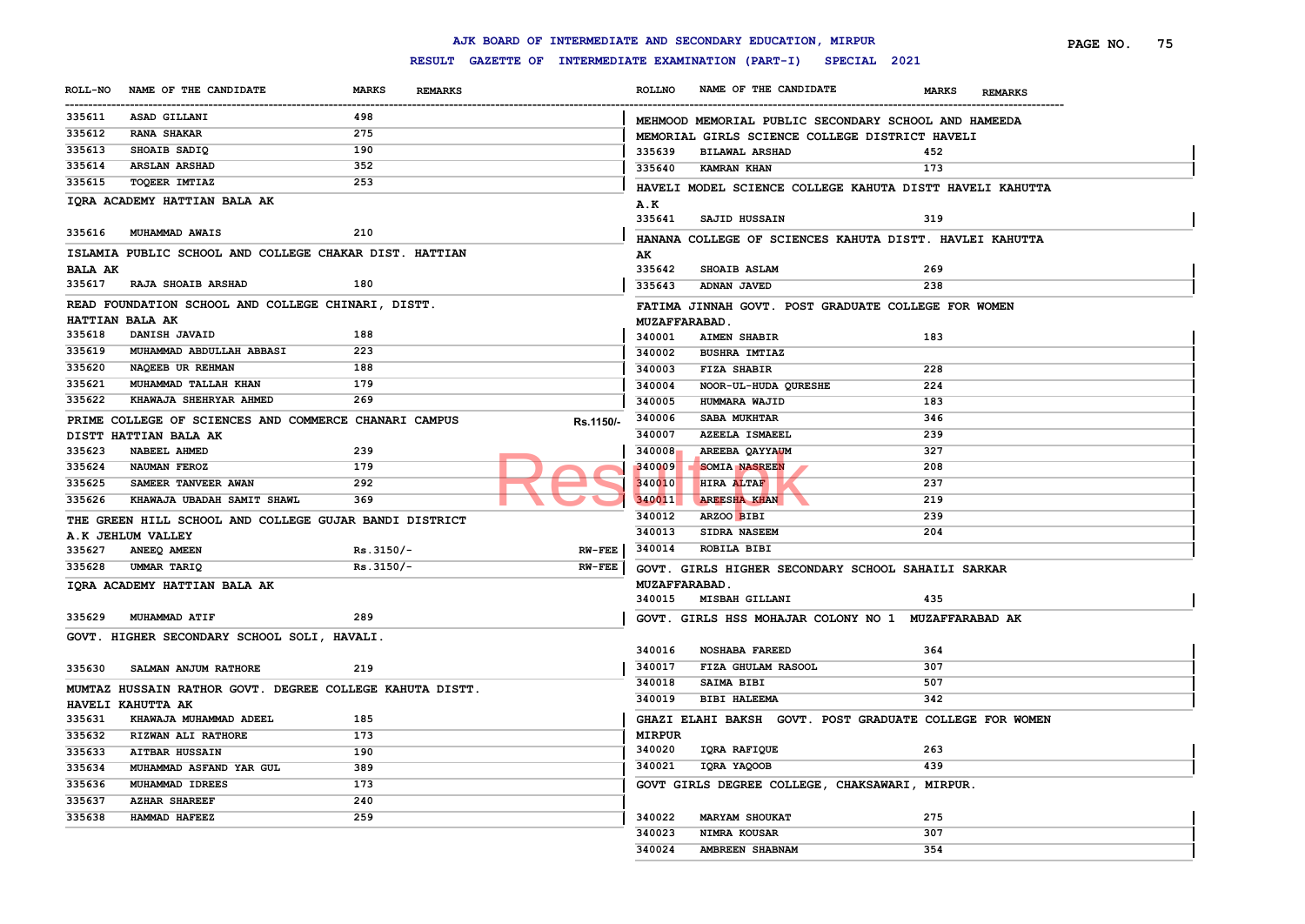# AJK BOARD OF INTERMEDIATE AND SECONDARY EDUCATION, MIRPUR

## RESULT GAZETTE OF INTERMEDIATE EXAMINATION (PART-I) SPECIAL 2021

| ROLL-NO | NAME OF THE CANDIDATE | MARKS | REMARKS |
|---|---|---|---|
| 335611 | ASAD GILLANI | 498 | |
| 335612 | RANA SHAKAR | 275 | |
| 335613 | SHOAIB SADIQ | 190 | |
| 335614 | ARSLAN ARSHAD | 352 | |
| 335615 | TOQEER IMTIAZ | 253 | |

**IQRA ACADEMY HATTIAN BALA AK**

| ROLL-NO | NAME OF THE CANDIDATE | MARKS | REMARKS |
|---|---|---|---|
| 335616 | MUHAMMAD AWAIS | 210 | |

**ISLAMIA PUBLIC SCHOOL AND COLLEGE CHAKAR DIST. HATTIAN BALA AK**

| ROLL-NO | NAME OF THE CANDIDATE | MARKS | REMARKS |
|---|---|---|---|
| 335617 | RAJA SHOAIB ARSHAD | 180 | |

**READ FOUNDATION SCHOOL AND COLLEGE CHINARI, DISTT. HATTIAN BALA AK**

| ROLL-NO | NAME OF THE CANDIDATE | MARKS | REMARKS |
|---|---|---|---|
| 335618 | DANISH JAVAID | 188 | |
| 335619 | MUHAMMAD ABDULLAH ABBASI | 223 | |
| 335620 | NAQEEB UR REHMAN | 188 | |
| 335621 | MUHAMMAD TALLAH KHAN | 179 | |
| 335622 | KHAWAJA SHEHRYAR AHMED | 269 | |

**PRIME COLLEGE OF SCIENCES AND COMMERCE CHANARI CAMPUS DISTT HATTIAN BALA AK** Rs.1150/-

| ROLL-NO | NAME OF THE CANDIDATE | MARKS | REMARKS |
|---|---|---|---|
| 335623 | NABEEL AHMED | 239 | |
| 335624 | NAUMAN FEROZ | 179 | |
| 335625 | SAMEER TANVEER AWAN | 292 | |
| 335626 | KHAWAJA UBADAH SAMIT SHAWL | 369 | |

**THE GREEN HILL SCHOOL AND COLLEGE GUJAR BANDI DISTRICT A.K JEHLUM VALLEY**

| ROLL-NO | NAME OF THE CANDIDATE | MARKS | REMARKS |
|---|---|---|---|
| 335627 | ANEEQ AMEEN | Rs.3150/- | RW-FEE |
| 335628 | UMMAR TARIQ | Rs.3150/- | RW-FEE |

**IQRA ACADEMY HATTIAN BALA AK**

| ROLL-NO | NAME OF THE CANDIDATE | MARKS | REMARKS |
|---|---|---|---|
| 335629 | MUHAMMAD ATIF | 289 | |

**GOVT. HIGHER SECONDARY SCHOOL SOLI, HAVALI.**

| ROLL-NO | NAME OF THE CANDIDATE | MARKS | REMARKS |
|---|---|---|---|
| 335630 | SALMAN ANJUM RATHORE | 219 | |

**MUMTAZ HUSSAIN RATHOR GOVT. DEGREE COLLEGE KAHUTA DISTT. HAVELI KAHUTTA AK**

| ROLL-NO | NAME OF THE CANDIDATE | MARKS | REMARKS |
|---|---|---|---|
| 335631 | KHAWAJA MUHAMMAD ADEEL | 185 | |
| 335632 | RIZWAN ALI RATHORE | 173 | |
| 335633 | AITBAR HUSSAIN | 190 | |
| 335634 | MUHAMMAD ASFAND YAR GUL | 389 | |
| 335636 | MUHAMMAD IDREES | 173 | |
| 335637 | AZHAR SHAREEF | 240 | |
| 335638 | HAMMAD HAFEEZ | 259 | |

**MEHMOOD MEMORIAL PUBLIC SECONDARY SCHOOL AND HAMEEDA MEMORIAL GIRLS SCIENCE COLLEGE DISTRICT HAVELI**

| ROLLNO | NAME OF THE CANDIDATE | MARKS | REMARKS |
|---|---|---|---|
| 335639 | BILAWAL ARSHAD | 452 | |
| 335640 | KAMRAN KHAN | 173 | |

**HAVELI MODEL SCIENCE COLLEGE KAHUTA DISTT HAVELI KAHUTTA A.K**

| ROLLNO | NAME OF THE CANDIDATE | MARKS | REMARKS |
|---|---|---|---|
| 335641 | SAJID HUSSAIN | 319 | |

**HANANA COLLEGE OF SCIENCES KAHUTA DISTT. HAVLEI KAHUTTA AK**

| ROLLNO | NAME OF THE CANDIDATE | MARKS | REMARKS |
|---|---|---|---|
| 335642 | SHOAIB ASLAM | 269 | |
| 335643 | ADNAN JAVED | 238 | |

**FATIMA JINNAH GOVT. POST GRADUATE COLLEGE FOR WOMEN MUZAFFARABAD.**

| ROLLNO | NAME OF THE CANDIDATE | MARKS | REMARKS |
|---|---|---|---|
| 340001 | AIMEN SHABIR | 183 | |
| 340002 | BUSHRA IMTIAZ | | |
| 340003 | FIZA SHABIR | 228 | |
| 340004 | NOOR-UL-HUDA QURESHE | 224 | |
| 340005 | HUMMARA WAJID | 183 | |
| 340006 | SABA MUKHTAR | 346 | |
| 340007 | AZEELA ISMAEEL | 239 | |
| 340008 | AREEBA QAYYAUM | 327 | |
| 340009 | SOMIA NASREEN | 208 | |
| 340010 | HIRA ALTAF | 237 | |
| 340011 | AREESHA KHAN | 219 | |
| 340012 | ARZOO BIBI | 239 | |
| 340013 | SIDRA NASEEM | 204 | |
| 340014 | ROBILA BIBI | | |

**GOVT. GIRLS HIGHER SECONDARY SCHOOL SAHAILI SARKAR MUZAFFARABAD.**

| ROLLNO | NAME OF THE CANDIDATE | MARKS | REMARKS |
|---|---|---|---|
| 340015 | MISBAH GILLANI | 435 | |

**GOVT. GIRLS HSS MOHAJAR COLONY NO 1 MUZAFFARABAD AK**

| ROLLNO | NAME OF THE CANDIDATE | MARKS | REMARKS |
|---|---|---|---|
| 340016 | NOSHABA FAREED | 364 | |
| 340017 | FIZA GHULAM RASOOL | 307 | |
| 340018 | SAIMA BIBI | 507 | |
| 340019 | BIBI HALEEMA | 342 | |

**GHAZI ELAHI BAKSH GOVT. POST GRADUATE COLLEGE FOR WOMEN MIRPUR**

| ROLLNO | NAME OF THE CANDIDATE | MARKS | REMARKS |
|---|---|---|---|
| 340020 | IQRA RAFIQUE | 263 | |
| 340021 | IQRA YAQOOB | 439 | |

**GOVT GIRLS DEGREE COLLEGE, CHAKSAWARI, MIRPUR.**

| ROLLNO | NAME OF THE CANDIDATE | MARKS | REMARKS |
|---|---|---|---|
| 340022 | MARYAM SHOUKAT | 275 | |
| 340023 | NIMRA KOUSAR | 307 | |
| 340024 | AMBREEN SHABNAM | 354 | |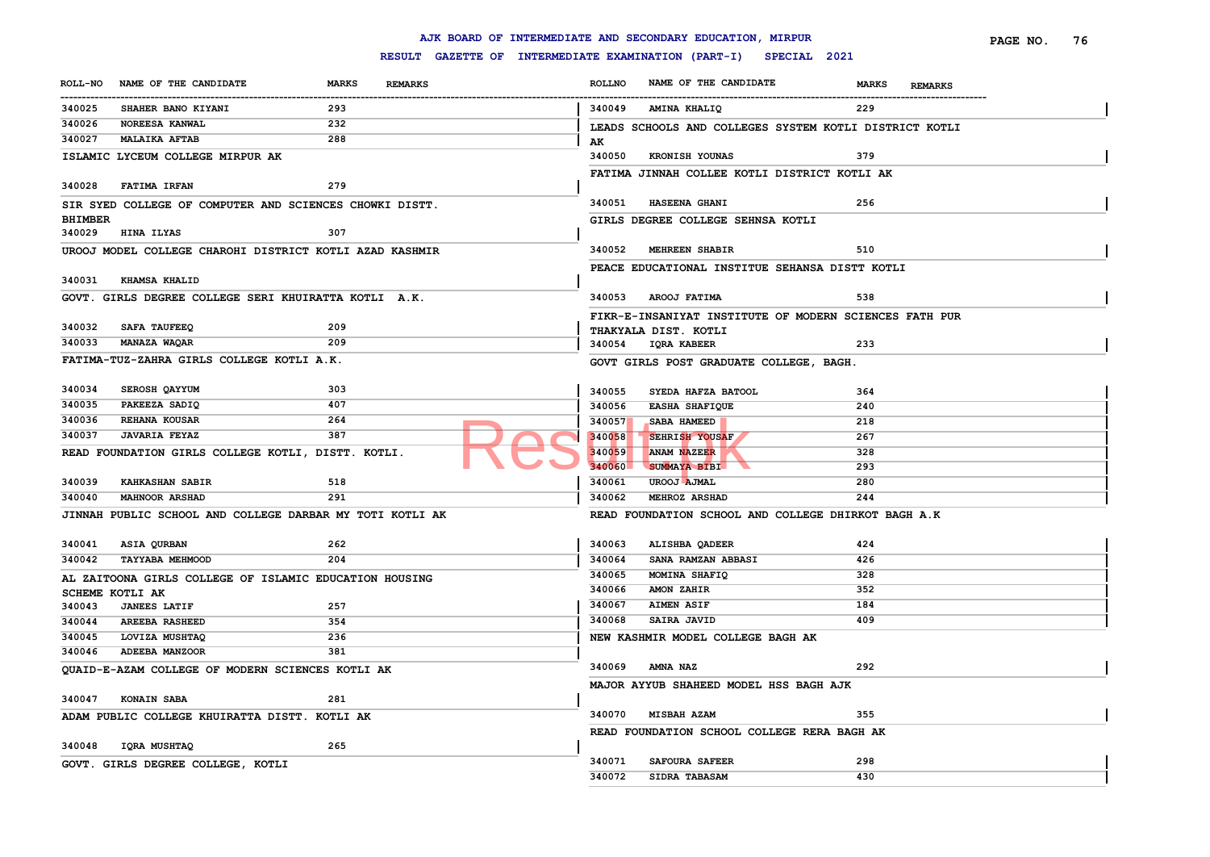# AJK BOARD OF INTERMEDIATE AND SECONDARY EDUCATION, MIRPUR

## RESULT GAZETTE OF INTERMEDIATE EXAMINATION (PART-I) SPECIAL 2021

| ROLL-NO | NAME OF THE CANDIDATE | MARKS | REMARKS |
|---|---|---|---|
| 340025 | SHAHER BANO KIYANI | 293 | |
| 340026 | NOREESA KANWAL | 232 | |
| 340027 | MALAIKA AFTAB | 288 | |

**ISLAMIC LYCEUM COLLEGE MIRPUR AK**

| ROLL-NO | NAME OF THE CANDIDATE | MARKS | REMARKS |
|---|---|---|---|
| 340028 | FATIMA IRFAN | 279 | |

**SIR SYED COLLEGE OF COMPUTER AND SCIENCES CHOWKI DISTT. BHIMBER**

| ROLL-NO | NAME OF THE CANDIDATE | MARKS | REMARKS |
|---|---|---|---|
| 340029 | HINA ILYAS | 307 | |

**UROOJ MODEL COLLEGE CHAROHI DISTRICT KOTLI AZAD KASHMIR**

| ROLL-NO | NAME OF THE CANDIDATE | MARKS | REMARKS |
|---|---|---|---|
| 340031 | KHAMSA KHALID | | |

**GOVT. GIRLS DEGREE COLLEGE SERI KHUIRATTA KOTLI A.K.**

| ROLL-NO | NAME OF THE CANDIDATE | MARKS | REMARKS |
|---|---|---|---|
| 340032 | SAFA TAUFEEQ | 209 | |
| 340033 | MANAZA WAQAR | 209 | |

**FATIMA-TUZ-ZAHRA GIRLS COLLEGE KOTLI A.K.**

| ROLL-NO | NAME OF THE CANDIDATE | MARKS | REMARKS |
|---|---|---|---|
| 340034 | SEROSH QAYYUM | 303 | |
| 340035 | PAKEEZA SADIQ | 407 | |
| 340036 | REHANA KOUSAR | 264 | |
| 340037 | JAVARIA FEYAZ | 387 | |

**READ FOUNDATION GIRLS COLLEGE KOTLI, DISTT. KOTLI.**

| ROLL-NO | NAME OF THE CANDIDATE | MARKS | REMARKS |
|---|---|---|---|
| 340039 | KAHKASHAN SABIR | 518 | |
| 340040 | MAHNOOR ARSHAD | 291 | |

**JINNAH PUBLIC SCHOOL AND COLLEGE DARBAR MY TOTI KOTLI AK**

| ROLL-NO | NAME OF THE CANDIDATE | MARKS | REMARKS |
|---|---|---|---|
| 340041 | ASIA QURBAN | 262 | |
| 340042 | TAYYABA MEHMOOD | 204 | |

**AL ZAITOONA GIRLS COLLEGE OF ISLAMIC EDUCATION HOUSING SCHEME KOTLI AK**

| ROLL-NO | NAME OF THE CANDIDATE | MARKS | REMARKS |
|---|---|---|---|
| 340043 | JANEES LATIF | 257 | |
| 340044 | AREEBA RASHEED | 354 | |
| 340045 | LOVIZA MUSHTAQ | 236 | |
| 340046 | ADEEBA MANZOOR | 381 | |

**QUAID-E-AZAM COLLEGE OF MODERN SCIENCES KOTLI AK**

| ROLL-NO | NAME OF THE CANDIDATE | MARKS | REMARKS |
|---|---|---|---|
| 340047 | KONAIN SABA | 281 | |

**ADAM PUBLIC COLLEGE KHUIRATTA DISTT. KOTLI AK**

| ROLL-NO | NAME OF THE CANDIDATE | MARKS | REMARKS |
|---|---|---|---|
| 340048 | IQRA MUSHTAQ | 265 | |

**GOVT. GIRLS DEGREE COLLEGE, KOTLI**

| ROLL-NO | NAME OF THE CANDIDATE | MARKS | REMARKS |
|---|---|---|---|
| 340049 | AMINA KHALIQ | 229 | |

**LEADS SCHOOLS AND COLLEGES SYSTEM KOTLI DISTRICT KOTLI AK**

| ROLL-NO | NAME OF THE CANDIDATE | MARKS | REMARKS |
|---|---|---|---|
| 340050 | KRONISH YOUNAS | 379 | |

**FATIMA JINNAH COLLEE KOTLI DISTRICT KOTLI AK**

| ROLL-NO | NAME OF THE CANDIDATE | MARKS | REMARKS |
|---|---|---|---|
| 340051 | HASEENA GHANI | 256 | |

**GIRLS DEGREE COLLEGE SEHNSA KOTLI**

| ROLL-NO | NAME OF THE CANDIDATE | MARKS | REMARKS |
|---|---|---|---|
| 340052 | MEHREEN SHABIR | 510 | |

**PEACE EDUCATIONAL INSTITUE SEHANSA DISTT KOTLI**

| ROLL-NO | NAME OF THE CANDIDATE | MARKS | REMARKS |
|---|---|---|---|
| 340053 | AROOJ FATIMA | 538 | |

**FIKR-E-INSANIYAT INSTITUTE OF MODERN SCIENCES FATH PUR THAKYALA DIST. KOTLI**

| ROLL-NO | NAME OF THE CANDIDATE | MARKS | REMARKS |
|---|---|---|---|
| 340054 | IQRA KABEER | 233 | |

**GOVT GIRLS POST GRADUATE COLLEGE, BAGH.**

| ROLL-NO | NAME OF THE CANDIDATE | MARKS | REMARKS |
|---|---|---|---|
| 340055 | SYEDA HAFZA BATOOL | 364 | |
| 340056 | EASHA SHAFIQUE | 240 | |
| 340057 | SABA HAMEED | 218 | |
| 340058 | SEHRISH YOUSAF | 267 | |
| 340059 | ANAM NAZEER | 328 | |
| 340060 | SUMMAYA BIBI | 293 | |
| 340061 | UROOJ AJMAL | 280 | |
| 340062 | MEHROZ ARSHAD | 244 | |

**READ FOUNDATION SCHOOL AND COLLEGE DHIRKOT BAGH A.K**

| ROLL-NO | NAME OF THE CANDIDATE | MARKS | REMARKS |
|---|---|---|---|
| 340063 | ALISHBA QADEER | 424 | |
| 340064 | SANA RAMZAN ABBASI | 426 | |
| 340065 | MOMINA SHAFIQ | 328 | |
| 340066 | AMON ZAHIR | 352 | |
| 340067 | AIMEN ASIF | 184 | |
| 340068 | SAIRA JAVID | 409 | |

**NEW KASHMIR MODEL COLLEGE BAGH AK**

| ROLL-NO | NAME OF THE CANDIDATE | MARKS | REMARKS |
|---|---|---|---|
| 340069 | AMNA NAZ | 292 | |

**MAJOR AYYUB SHAHEED MODEL HSS BAGH AJK**

| ROLL-NO | NAME OF THE CANDIDATE | MARKS | REMARKS |
|---|---|---|---|
| 340070 | MISBAH AZAM | 355 | |

**READ FOUNDATION SCHOOL COLLEGE RERA BAGH AK**

| ROLL-NO | NAME OF THE CANDIDATE | MARKS | REMARKS |
|---|---|---|---|
| 340071 | SAFOURA SAFEER | 298 | |
| 340072 | SIDRA TABASAM | 430 | |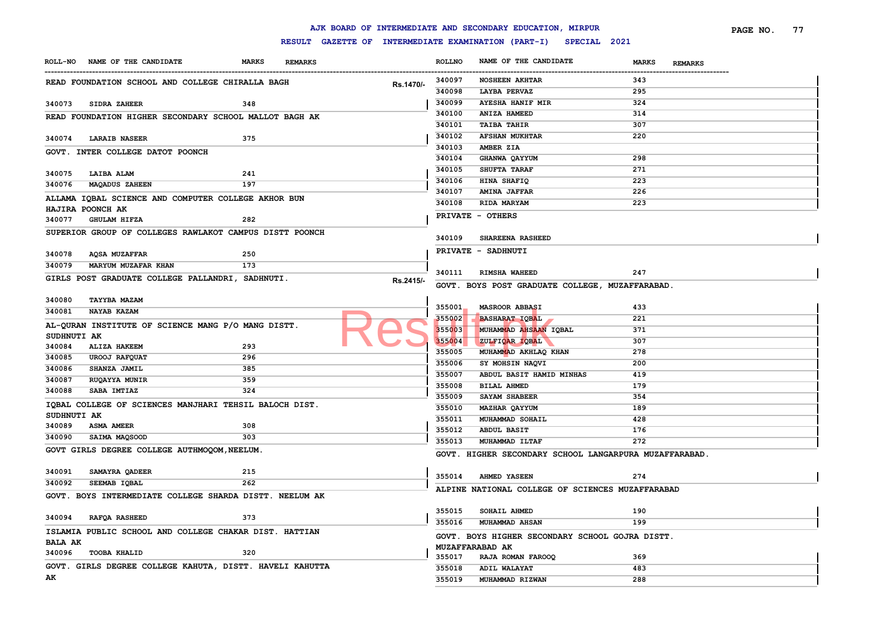# AJK BOARD OF INTERMEDIATE AND SECONDARY EDUCATION, MIRPUR

## RESULT GAZETTE OF INTERMEDIATE EXAMINATION (PART-I) SPECIAL 2021

| ROLL-NO | NAME OF THE CANDIDATE | MARKS | REMARKS |
|---|---|---|---|
| **READ FOUNDATION SCHOOL AND COLLEGE CHIRALLA BAGH** | | | Rs.1470/- |
| 340073 | SIDRA ZAHEER | 348 | |
| **READ FOUNDATION HIGHER SECONDARY SCHOOL MALLOT BAGH AK** | | | |
| 340074 | LARAIB NASEER | 375 | |
| **GOVT. INTER COLLEGE DATOT POONCH** | | | |
| 340075 | LAIBA ALAM | 241 | |
| 340076 | MAQADUS ZAHEEN | 197 | |
| **ALLAMA IQBAL SCIENCE AND COMPUTER COLLEGE AKHOR BUN HAJIRA POONCH AK** | | | |
| 340077 | GHULAM HIFZA | 282 | |
| **SUPERIOR GROUP OF COLLEGES RAWLAKOT CAMPUS DISTT POONCH** | | | |
| 340078 | AQSA MUZAFFAR | 250 | |
| 340079 | MARYUM MUZAFAR KHAN | 173 | |
| **GIRLS POST GRADUATE COLLEGE PALLANDRI, SADHNUTI.** | | | Rs.2415/- |
| 340080 | TAYYBA MAZAM | | |
| 340081 | NAYAB KAZAM | | |
| **AL-QURAN INSTITUTE OF SCIENCE MANG P/O MANG DISTT. SUDHNUTI AK** | | | |
| 340084 | ALIZA HAKEEM | 293 | |
| 340085 | UROOJ RAFQUAT | 296 | |
| 340086 | SHANZA JAMIL | 385 | |
| 340087 | RUQAYYA MUNIR | 359 | |
| 340088 | SABA IMTIAZ | 324 | |
| **IQBAL COLLEGE OF SCIENCES MANJHARI TEHSIL BALOCH DIST. SUDHNUTI AK** | | | |
| 340089 | ASMA AMEER | 308 | |
| 340090 | SAIMA MAQSOOD | 303 | |
| **GOVT GIRLS DEGREE COLLEGE AUTHMOQOM,NEELUM.** | | | |
| 340091 | SAMAYRA QADEER | 215 | |
| 340092 | SEEMAB IQBAL | 262 | |
| **GOVT. BOYS INTERMEDIATE COLLEGE SHARDA DISTT. NEELUM AK** | | | |
| 340094 | RAFQA RASHEED | 373 | |
| **ISLAMIA PUBLIC SCHOOL AND COLLEGE CHAKAR DIST. HATTIAN BALA AK** | | | |
| 340096 | TOOBA KHALID | 320 | |
| **GOVT. GIRLS DEGREE COLLEGE KAHUTA, DISTT. HAVELI KAHUTTA AK** | | | |
| 340097 | NOSHEEN AKHTAR | 343 | |
| 340098 | LAYBA PERVAZ | 295 | |
| 340099 | AYESHA HANIF MIR | 324 | |
| 340100 | ANIZA HAMEED | 314 | |
| 340101 | TAIBA TAHIR | 307 | |
| 340102 | AFSHAN MUKHTAR | 220 | |
| 340103 | AMBER ZIA | | |
| 340104 | GHANWA QAYYUM | 298 | |
| 340105 | SHUFTA TARAF | 271 | |
| 340106 | HINA SHAFIQ | 223 | |
| 340107 | AMINA JAFFAR | 226 | |
| 340108 | RIDA MARYAM | 223 | |
| **PRIVATE - OTHERS** | | | |
| 340109 | SHAREENA RASHEED | | |
| **PRIVATE - SADHNUTI** | | | |
| 340111 | RIMSHA WAHEED | 247 | |
| **GOVT. BOYS POST GRADUATE COLLEGE, MUZAFFARABAD.** | | | |
| 355001 | MASROOR ABBASI | 433 | |
| 355002 | BASHARAT IQBAL | 221 | |
| 355003 | MUHAMMAD AHSAAN IQBAL | 371 | |
| 355004 | ZULFIQAR IQBAL | 307 | |
| 355005 | MUHAMMAD AKHLAQ KHAN | 278 | |
| 355006 | SY MOHSIN NAQVI | 200 | |
| 355007 | ABDUL BASIT HAMID MINHAS | 419 | |
| 355008 | BILAL AHMED | 179 | |
| 355009 | SAYAM SHABEER | 354 | |
| 355010 | MAZHAR QAYYUM | 189 | |
| 355011 | MUHAMMAD SOHAIL | 428 | |
| 355012 | ABDUL BASIT | 176 | |
| 355013 | MUHAMMAD ILTAF | 272 | |
| **GOVT. HIGHER SECONDARY SCHOOL LANGARPURA MUZAFFARABAD.** | | | |
| 355014 | AHMED YASEEN | 274 | |
| **ALPINE NATIONAL COLLEGE OF SCIENCES MUZAFFARABAD** | | | |
| 355015 | SOHAIL AHMED | 190 | |
| 355016 | MUHAMMAD AHSAN | 199 | |
| **GOVT. BOYS HIGHER SECONDARY SCHOOL GOJRA DISTT. MUZAFFARABAD AK** | | | |
| 355017 | RAJA ROMAN FAROOQ | 369 | |
| 355018 | ADIL WALAYAT | 483 | |
| 355019 | MUHAMMAD RIZWAN | 288 | |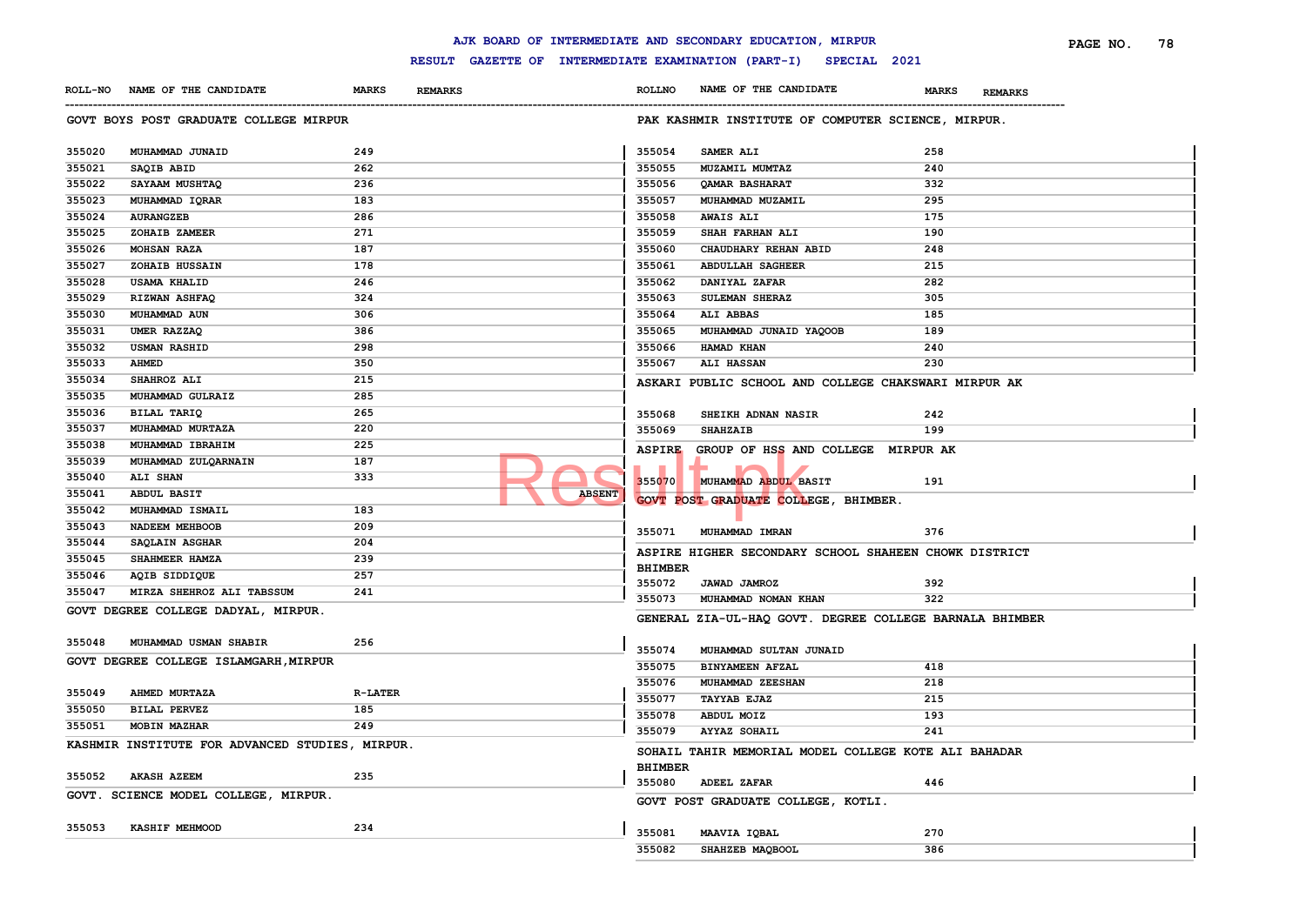AJK BOARD OF INTERMEDIATE AND SECONDARY EDUCATION, MIRPUR

RESULT GAZETTE OF INTERMEDIATE EXAMINATION (PART-I) SPECIAL 2021

### GOVT BOYS POST GRADUATE COLLEGE MIRPUR

| ROLL-NO | NAME OF THE CANDIDATE | MARKS | REMARKS |
|---|---|---|---|
| 355020 | MUHAMMAD JUNAID | 249 | |
| 355021 | SAQIB ABID | 262 | |
| 355022 | SAYAAM MUSHTAQ | 236 | |
| 355023 | MUHAMMAD IQRAR | 183 | |
| 355024 | AURANGZEB | 286 | |
| 355025 | ZOHAIB ZAMEER | 271 | |
| 355026 | MOHSAN RAZA | 187 | |
| 355027 | ZOHAIB HUSSAIN | 178 | |
| 355028 | USAMA KHALID | 246 | |
| 355029 | RIZWAN ASHFAQ | 324 | |
| 355030 | MUHAMMAD AUN | 306 | |
| 355031 | UMER RAZZAQ | 386 | |
| 355032 | USMAN RASHID | 298 | |
| 355033 | AHMED | 350 | |
| 355034 | SHAHROZ ALI | 215 | |
| 355035 | MUHAMMAD GULRAIZ | 285 | |
| 355036 | BILAL TARIQ | 265 | |
| 355037 | MUHAMMAD MURTAZA | 220 | |
| 355038 | MUHAMMAD IBRAHIM | 225 | |
| 355039 | MUHAMMAD ZULQARNAIN | 187 | |
| 355040 | ALI SHAN | 333 | |
| 355041 | ABDUL BASIT | | ABSENT |
| 355042 | MUHAMMAD ISMAIL | 183 | |
| 355043 | NADEEM MEHBOOB | 209 | |
| 355044 | SAQLAIN ASGHAR | 204 | |
| 355045 | SHAHMEER HAMZA | 239 | |
| 355046 | AQIB SIDDIQUE | 257 | |
| 355047 | MIRZA SHEHROZ ALI TABSSUM | 241 | |

### GOVT DEGREE COLLEGE DADYAL, MIRPUR.

| ROLL-NO | NAME OF THE CANDIDATE | MARKS | REMARKS |
|---|---|---|---|
| 355048 | MUHAMMAD USMAN SHABIR | 256 | |

### GOVT DEGREE COLLEGE ISLAMGARH,MIRPUR

| ROLL-NO | NAME OF THE CANDIDATE | MARKS | REMARKS |
|---|---|---|---|
| 355049 | AHMED MURTAZA | R-LATER | |
| 355050 | BILAL PERVEZ | 185 | |
| 355051 | MOBIN MAZHAR | 249 | |

### KASHMIR INSTITUTE FOR ADVANCED STUDIES, MIRPUR.

| ROLL-NO | NAME OF THE CANDIDATE | MARKS | REMARKS |
|---|---|---|---|
| 355052 | AKASH AZEEM | 235 | |

### GOVT. SCIENCE MODEL COLLEGE, MIRPUR.

| ROLL-NO | NAME OF THE CANDIDATE | MARKS | REMARKS |
|---|---|---|---|
| 355053 | KASHIF MEHMOOD | 234 | |

### PAK KASHMIR INSTITUTE OF COMPUTER SCIENCE, MIRPUR.

| ROLLNO | NAME OF THE CANDIDATE | MARKS | REMARKS |
|---|---|---|---|
| 355054 | SAMER ALI | 258 | |
| 355055 | MUZAMIL MUMTAZ | 240 | |
| 355056 | QAMAR BASHARAT | 332 | |
| 355057 | MUHAMMAD MUZAMIL | 295 | |
| 355058 | AWAIS ALI | 175 | |
| 355059 | SHAH FARHAN ALI | 190 | |
| 355060 | CHAUDHARY REHAN ABID | 248 | |
| 355061 | ABDULLAH SAGHEER | 215 | |
| 355062 | DANIYAL ZAFAR | 282 | |
| 355063 | SULEMAN SHERAZ | 305 | |
| 355064 | ALI ABBAS | 185 | |
| 355065 | MUHAMMAD JUNAID YAQOOB | 189 | |
| 355066 | HAMAD KHAN | 240 | |
| 355067 | ALI HASSAN | 230 | |

### ASKARI PUBLIC SCHOOL AND COLLEGE CHAKSWARI MIRPUR AK

| ROLLNO | NAME OF THE CANDIDATE | MARKS | REMARKS |
|---|---|---|---|
| 355068 | SHEIKH ADNAN NASIR | 242 | |
| 355069 | SHAHZAIB | 199 | |

### ASPIRE GROUP OF HSS AND COLLEGE MIRPUR AK

| ROLLNO | NAME OF THE CANDIDATE | MARKS | REMARKS |
|---|---|---|---|
| 355070 | MUHAMMAD ABDUL BASIT | 191 | |

### GOVT POST GRADUATE COLLEGE, BHIMBER.

| ROLLNO | NAME OF THE CANDIDATE | MARKS | REMARKS |
|---|---|---|---|
| 355071 | MUHAMMAD IMRAN | 376 | |

### ASPIRE HIGHER SECONDARY SCHOOL SHAHEEN CHOWK DISTRICT BHIMBER

| ROLLNO | NAME OF THE CANDIDATE | MARKS | REMARKS |
|---|---|---|---|
| 355072 | JAWAD JAMROZ | 392 | |
| 355073 | MUHAMMAD NOMAN KHAN | 322 | |

### GENERAL ZIA-UL-HAQ GOVT. DEGREE COLLEGE BARNALA BHIMBER

| ROLLNO | NAME OF THE CANDIDATE | MARKS | REMARKS |
|---|---|---|---|
| 355074 | MUHAMMAD SULTAN JUNAID | | |
| 355075 | BINYAMEEN AFZAL | 418 | |
| 355076 | MUHAMMAD ZEESHAN | 218 | |
| 355077 | TAYYAB EJAZ | 215 | |
| 355078 | ABDUL MOIZ | 193 | |
| 355079 | AYYAZ SOHAIL | 241 | |

### SOHAIL TAHIR MEMORIAL MODEL COLLEGE KOTE ALI BAHADAR BHIMBER

| ROLLNO | NAME OF THE CANDIDATE | MARKS | REMARKS |
|---|---|---|---|
| 355080 | ADEEL ZAFAR | 446 | |

### GOVT POST GRADUATE COLLEGE, KOTLI.

| ROLLNO | NAME OF THE CANDIDATE | MARKS | REMARKS |
|---|---|---|---|
| 355081 | MAAVIA IQBAL | 270 | |
| 355082 | SHAHZEB MAQBOOL | 386 | |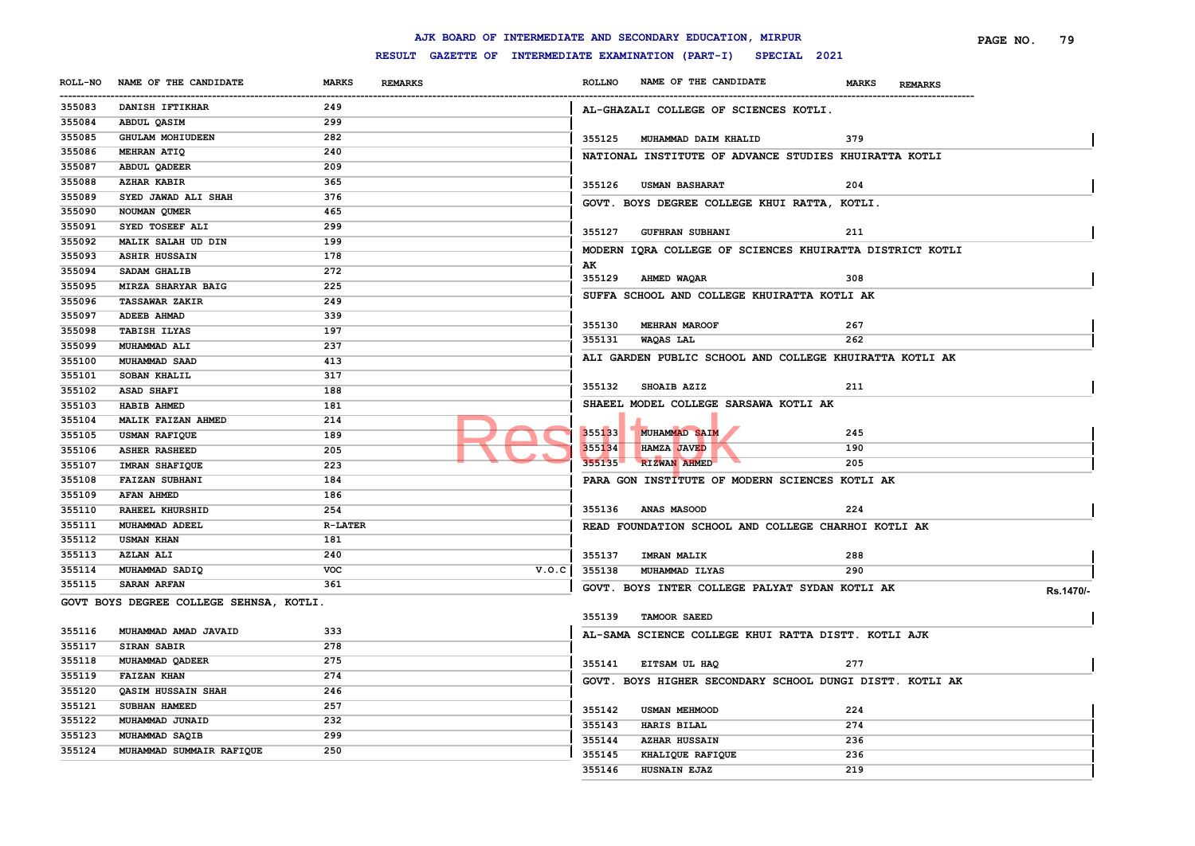# AJK BOARD OF INTERMEDIATE AND SECONDARY EDUCATION, MIRPUR

## RESULT GAZETTE OF INTERMEDIATE EXAMINATION (PART-I) SPECIAL 2021

| ROLL-NO | NAME OF THE CANDIDATE | MARKS | REMARKS |
|---|---|---|---|
| 355083 | DANISH IFTIKHAR | 249 | |
| 355084 | ABDUL QASIM | 299 | |
| 355085 | GHULAM MOHIUDEEN | 282 | |
| 355086 | MEHRAN ATIQ | 240 | |
| 355087 | ABDUL QADEER | 209 | |
| 355088 | AZHAR KABIR | 365 | |
| 355089 | SYED JAWAD ALI SHAH | 376 | |
| 355090 | NOUMAN QUMER | 465 | |
| 355091 | SYED TOSEEF ALI | 299 | |
| 355092 | MALIK SALAH UD DIN | 199 | |
| 355093 | ASHIR HUSSAIN | 178 | |
| 355094 | SADAM GHALIB | 272 | |
| 355095 | MIRZA SHARYAR BAIG | 225 | |
| 355096 | TASSAWAR ZAKIR | 249 | |
| 355097 | ADEEB AHMAD | 339 | |
| 355098 | TABISH ILYAS | 197 | |
| 355099 | MUHAMMAD ALI | 237 | |
| 355100 | MUHAMMAD SAAD | 413 | |
| 355101 | SOBAN KHALIL | 317 | |
| 355102 | ASAD SHAFI | 188 | |
| 355103 | HABIB AHMED | 181 | |
| 355104 | MALIK FAIZAN AHMED | 214 | |
| 355105 | USMAN RAFIQUE | 189 | |
| 355106 | ASHER RASHEED | 205 | |
| 355107 | IMRAN SHAFIQUE | 223 | |
| 355108 | FAIZAN SUBHANI | 184 | |
| 355109 | AFAN AHMED | 186 | |
| 355110 | RAHEEL KHURSHID | 254 | |
| 355111 | MUHAMMAD ADEEL | R-LATER | |
| 355112 | USMAN KHAN | 181 | |
| 355113 | AZLAN ALI | 240 | |
| 355114 | MUHAMMAD SADIQ | VOC | V.O.C |
| 355115 | SARAN ARFAN | 361 | |

**GOVT BOYS DEGREE COLLEGE SEHNSA, KOTLI.**

| ROLL-NO | NAME OF THE CANDIDATE | MARKS | REMARKS |
|---|---|---|---|
| 355116 | MUHAMMAD AMAD JAVAID | 333 | |
| 355117 | SIRAN SABIR | 278 | |
| 355118 | MUHAMMAD QADEER | 275 | |
| 355119 | FAIZAN KHAN | 274 | |
| 355120 | QASIM HUSSAIN SHAH | 246 | |
| 355121 | SUBHAN HAMEED | 257 | |
| 355122 | MUHAMMAD JUNAID | 232 | |
| 355123 | MUHAMMAD SAQIB | 299 | |
| 355124 | MUHAMMAD SUMMAIR RAFIQUE | 250 | |

**AL-GHAZALI COLLEGE OF SCIENCES KOTLI.**

| ROLLNO | NAME OF THE CANDIDATE | MARKS | REMARKS |
|---|---|---|---|
| 355125 | MUHAMMAD DAIM KHALID | 379 | |

**NATIONAL INSTITUTE OF ADVANCE STUDIES KHUIRATTA KOTLI**

| ROLLNO | NAME OF THE CANDIDATE | MARKS | REMARKS |
|---|---|---|---|
| 355126 | USMAN BASHARAT | 204 | |

**GOVT. BOYS DEGREE COLLEGE KHUI RATTA, KOTLI.**

| ROLLNO | NAME OF THE CANDIDATE | MARKS | REMARKS |
|---|---|---|---|
| 355127 | GUFHRAN SUBHANI | 211 | |

**MODERN IQRA COLLEGE OF SCIENCES KHUIRATTA DISTRICT KOTLI AK**

| ROLLNO | NAME OF THE CANDIDATE | MARKS | REMARKS |
|---|---|---|---|
| 355129 | AHMED WAQAR | 308 | |

**SUFFA SCHOOL AND COLLEGE KHUIRATTA KOTLI AK**

| ROLLNO | NAME OF THE CANDIDATE | MARKS | REMARKS |
|---|---|---|---|
| 355130 | MEHRAN MAROOF | 267 | |
| 355131 | WAQAS LAL | 262 | |

**ALI GARDEN PUBLIC SCHOOL AND COLLEGE KHUIRATTA KOTLI AK**

| ROLLNO | NAME OF THE CANDIDATE | MARKS | REMARKS |
|---|---|---|---|
| 355132 | SHOAIB AZIZ | 211 | |

**SHAEEL MODEL COLLEGE SARSAWA KOTLI AK**

| ROLLNO | NAME OF THE CANDIDATE | MARKS | REMARKS |
|---|---|---|---|
| 355133 | MUHAMMAD SAIM | 245 | |
| 355134 | HAMZA JAVED | 190 | |
| 355135 | RIZWAN AHMED | 205 | |

**PARA GON INSTITUTE OF MODERN SCIENCES KOTLI AK**

| ROLLNO | NAME OF THE CANDIDATE | MARKS | REMARKS |
|---|---|---|---|
| 355136 | ANAS MASOOD | 224 | |

**READ FOUNDATION SCHOOL AND COLLEGE CHARHOI KOTLI AK**

| ROLLNO | NAME OF THE CANDIDATE | MARKS | REMARKS |
|---|---|---|---|
| 355137 | IMRAN MALIK | 288 | |
| 355138 | MUHAMMAD ILYAS | 290 | |

**GOVT. BOYS INTER COLLEGE PALYAT SYDAN KOTLI AK** Rs.1470/-

| ROLLNO | NAME OF THE CANDIDATE | MARKS | REMARKS |
|---|---|---|---|
| 355139 | TAMOOR SAEED | | |

**AL-SAMA SCIENCE COLLEGE KHUI RATTA DISTT. KOTLI AJK**

| ROLLNO | NAME OF THE CANDIDATE | MARKS | REMARKS |
|---|---|---|---|
| 355141 | EITSAM UL HAQ | 277 | |

**GOVT. BOYS HIGHER SECONDARY SCHOOL DUNGI DISTT. KOTLI AK**

| ROLLNO | NAME OF THE CANDIDATE | MARKS | REMARKS |
|---|---|---|---|
| 355142 | USMAN MEHMOOD | 224 | |
| 355143 | HARIS BILAL | 274 | |
| 355144 | AZHAR HUSSAIN | 236 | |
| 355145 | KHALIQUE RAFIQUE | 236 | |
| 355146 | HUSNAIN EJAZ | 219 | |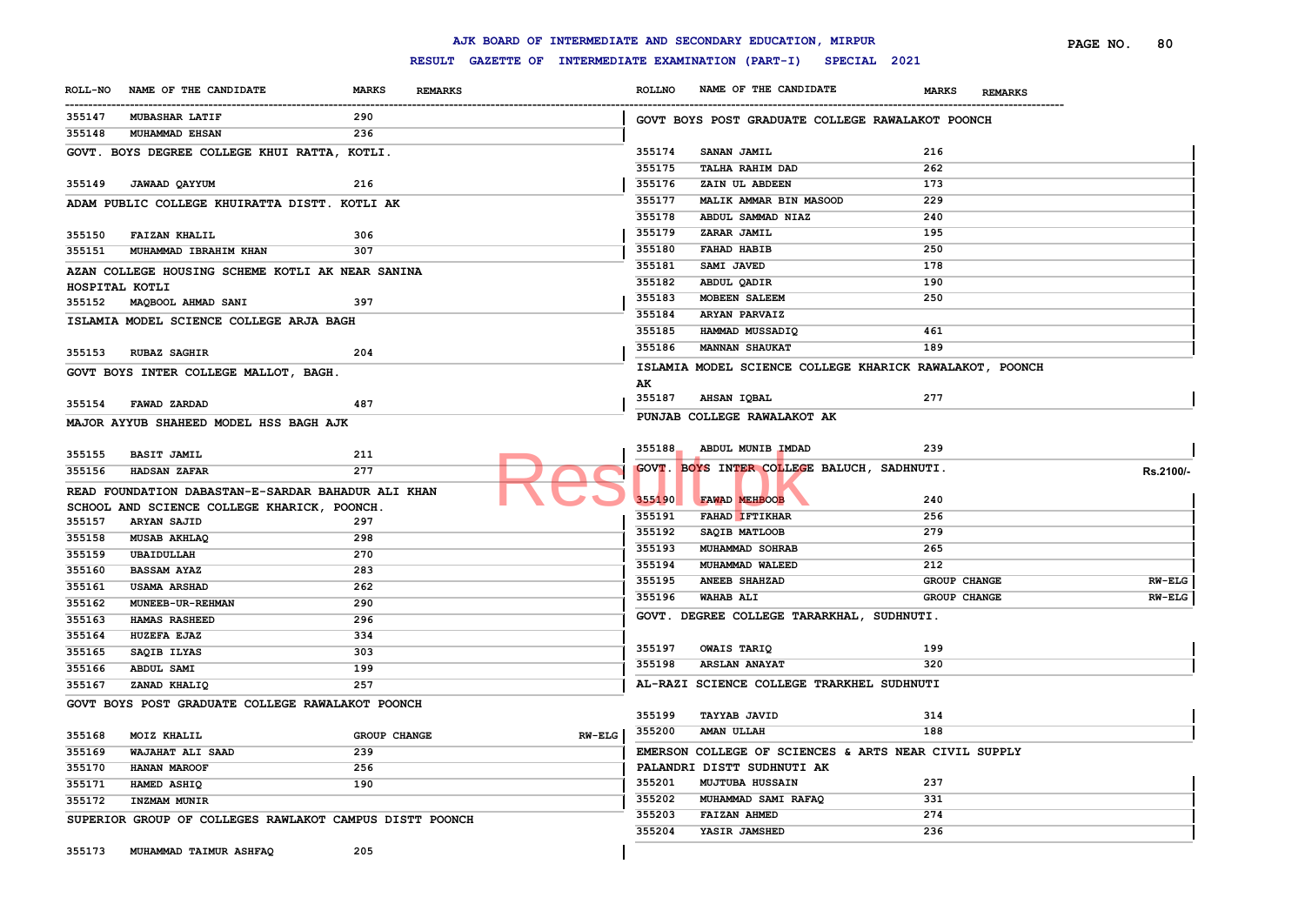# AJK BOARD OF INTERMEDIATE AND SECONDARY EDUCATION, MIRPUR

## RESULT GAZETTE OF INTERMEDIATE EXAMINATION (PART-I) SPECIAL 2021

| ROLL-NO | NAME OF THE CANDIDATE | MARKS | REMARKS |
|---|---|---|---|
| 355147 | MUBASHAR LATIF | 290 | |
| 355148 | MUHAMMAD EHSAN | 236 | |

**GOVT. BOYS DEGREE COLLEGE KHUI RATTA, KOTLI.**

| ROLL-NO | NAME OF THE CANDIDATE | MARKS | REMARKS |
|---|---|---|---|
| 355149 | JAWAAD QAYYUM | 216 | |

**ADAM PUBLIC COLLEGE KHUIRATTA DISTT. KOTLI AK**

| ROLL-NO | NAME OF THE CANDIDATE | MARKS | REMARKS |
|---|---|---|---|
| 355150 | FAIZAN KHALIL | 306 | |
| 355151 | MUHAMMAD IBRAHIM KHAN | 307 | |

**AZAN COLLEGE HOUSING SCHEME KOTLI AK NEAR SANINA HOSPITAL KOTLI**

| ROLL-NO | NAME OF THE CANDIDATE | MARKS | REMARKS |
|---|---|---|---|
| 355152 | MAQBOOL AHMAD SANI | 397 | |

**ISLAMIA MODEL SCIENCE COLLEGE ARJA BAGH**

| ROLL-NO | NAME OF THE CANDIDATE | MARKS | REMARKS |
|---|---|---|---|
| 355153 | RUBAZ SAGHIR | 204 | |

**GOVT BOYS INTER COLLEGE MALLOT, BAGH.**

| ROLL-NO | NAME OF THE CANDIDATE | MARKS | REMARKS |
|---|---|---|---|
| 355154 | FAWAD ZARDAD | 487 | |

**MAJOR AYYUB SHAHEED MODEL HSS BAGH AJK**

| ROLL-NO | NAME OF THE CANDIDATE | MARKS | REMARKS |
|---|---|---|---|
| 355155 | BASIT JAMIL | 211 | |
| 355156 | HADSAN ZAFAR | 277 | |

**READ FOUNDATION DABASTAN-E-SARDAR BAHADUR ALI KHAN SCHOOL AND SCIENCE COLLEGE KHARICK, POONCH.**

| ROLL-NO | NAME OF THE CANDIDATE | MARKS | REMARKS |
|---|---|---|---|
| 355157 | ARYAN SAJID | 297 | |
| 355158 | MUSAB AKHLAQ | 298 | |
| 355159 | UBAIDULLAH | 270 | |
| 355160 | BASSAM AYAZ | 283 | |
| 355161 | USAMA ARSHAD | 262 | |
| 355162 | MUNEEB-UR-REHMAN | 290 | |
| 355163 | HAMAS RASHEED | 296 | |
| 355164 | HUZEFA EJAZ | 334 | |
| 355165 | SAQIB ILYAS | 303 | |
| 355166 | ABDUL SAMI | 199 | |
| 355167 | ZANAD KHALIQ | 257 | |

**GOVT BOYS POST GRADUATE COLLEGE RAWALAKOT POONCH**

| ROLL-NO | NAME OF THE CANDIDATE | MARKS | REMARKS |
|---|---|---|---|
| 355168 | MOIZ KHALIL | GROUP CHANGE | RW-ELG |
| 355169 | WAJAHAT ALI SAAD | 239 | |
| 355170 | HANAN MAROOF | 256 | |
| 355171 | HAMED ASHIQ | 190 | |
| 355172 | INZMAM MUNIR | | |

**SUPERIOR GROUP OF COLLEGES RAWLAKOT CAMPUS DISTT POONCH**

| ROLL-NO | NAME OF THE CANDIDATE | MARKS | REMARKS |
|---|---|---|---|
| 355173 | MUHAMMAD TAIMUR ASHFAQ | 205 | |

**GOVT BOYS POST GRADUATE COLLEGE RAWALAKOT POONCH**

| ROLLNO | NAME OF THE CANDIDATE | MARKS | REMARKS |
|---|---|---|---|
| 355174 | SANAN JAMIL | 216 | |
| 355175 | TALHA RAHIM DAD | 262 | |
| 355176 | ZAIN UL ABDEEN | 173 | |
| 355177 | MALIK AMMAR BIN MASOOD | 229 | |
| 355178 | ABDUL SAMMAD NIAZ | 240 | |
| 355179 | ZARAR JAMIL | 195 | |
| 355180 | FAHAD HABIB | 250 | |
| 355181 | SAMI JAVED | 178 | |
| 355182 | ABDUL QADIR | 190 | |
| 355183 | MOBEEN SALEEM | 250 | |
| 355184 | ARYAN PARVAIZ | | |
| 355185 | HAMMAD MUSSADIQ | 461 | |
| 355186 | MANNAN SHAUKAT | 189 | |

**ISLAMIA MODEL SCIENCE COLLEGE KHARICK RAWALAKOT, POONCH AK**

| ROLLNO | NAME OF THE CANDIDATE | MARKS | REMARKS |
|---|---|---|---|
| 355187 | AHSAN IQBAL | 277 | |

**PUNJAB COLLEGE RAWALAKOT AK**

| ROLLNO | NAME OF THE CANDIDATE | MARKS | REMARKS |
|---|---|---|---|
| 355188 | ABDUL MUNIB IMDAD | 239 | |

**GOVT. BOYS INTER COLLEGE BALUCH, SADHNUTI.**

| ROLLNO | NAME OF THE CANDIDATE | MARKS | REMARKS |
|---|---|---|---|
| 355190 | FAWAD MEHBOOB | 240 | |
| 355191 | FAHAD IFTIKHAR | 256 | |
| 355192 | SAQIB MATLOOB | 279 | |
| 355193 | MUHAMMAD SOHRAB | 265 | |
| 355194 | MUHAMMAD WALEED | 212 | |
| 355195 | ANEEB SHAHZAD | GROUP CHANGE | RW-ELG |
| 355196 | WAHAB ALI | GROUP CHANGE | RW-ELG |

**GOVT. DEGREE COLLEGE TARARKHAL, SUDHNUTI.**

| ROLLNO | NAME OF THE CANDIDATE | MARKS | REMARKS |
|---|---|---|---|
| 355197 | OWAIS TARIQ | 199 | |
| 355198 | ARSLAN ANAYAT | 320 | |

**AL-RAZI SCIENCE COLLEGE TRARKHEL SUDHNUTI**

| ROLLNO | NAME OF THE CANDIDATE | MARKS | REMARKS |
|---|---|---|---|
| 355199 | TAYYAB JAVID | 314 | |
| 355200 | AMAN ULLAH | 188 | |

**EMERSON COLLEGE OF SCIENCES & ARTS NEAR CIVIL SUPPLY PALANDRI DISTT SUDHNUTI AK**

| ROLLNO | NAME OF THE CANDIDATE | MARKS | REMARKS |
|---|---|---|---|
| 355201 | MUJTUBA HUSSAIN | 237 | |
| 355202 | MUHAMMAD SAMI RAFAQ | 331 | |
| 355203 | FAIZAN AHMED | 274 | |
| 355204 | YASIR JAMSHED | 236 | |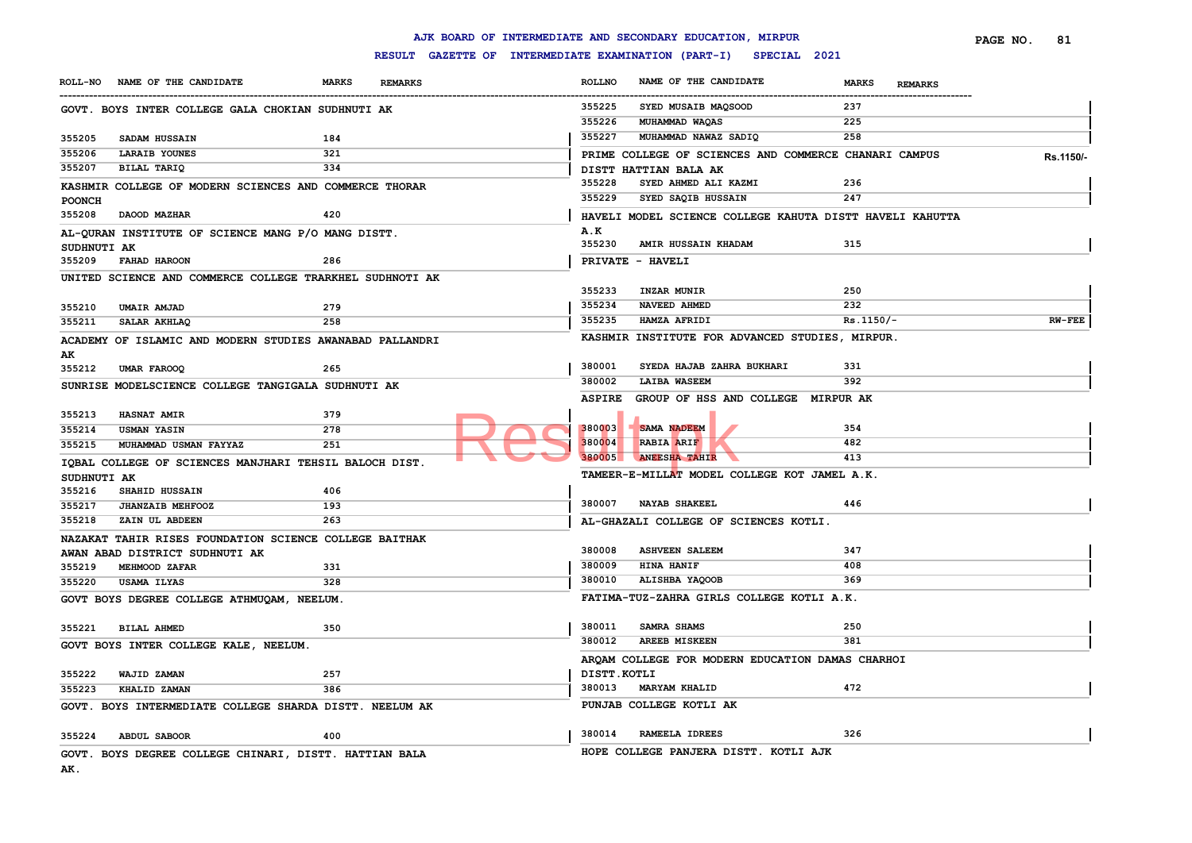# AJK BOARD OF INTERMEDIATE AND SECONDARY EDUCATION, MIRPUR

## RESULT GAZETTE OF INTERMEDIATE EXAMINATION (PART-I) SPECIAL 2021

| ROLL-NO | NAME OF THE CANDIDATE | MARKS | REMARKS |
|---|---|---|---|
| **GOVT. BOYS INTER COLLEGE GALA CHOKIAN SUDHNUTI AK** | | | |
| 355205 | SADAM HUSSAIN | 184 | |
| 355206 | LARAIB YOUNES | 321 | |
| 355207 | BILAL TARIQ | 334 | |
| **KASHMIR COLLEGE OF MODERN SCIENCES AND COMMERCE THORAR POONCH** | | | |
| 355208 | DAOOD MAZHAR | 420 | |
| **AL-QURAN INSTITUTE OF SCIENCE MANG P/O MANG DISTT. SUDHNUTI AK** | | | |
| 355209 | FAHAD HAROON | 286 | |
| **UNITED SCIENCE AND COMMERCE COLLEGE TRARKHEL SUDHNOTI AK** | | | |
| 355210 | UMAIR AMJAD | 279 | |
| 355211 | SALAR AKHLAQ | 258 | |
| **ACADEMY OF ISLAMIC AND MODERN STUDIES AWANABAD PALLANDRI AK** | | | |
| 355212 | UMAR FAROOQ | 265 | |
| **SUNRISE MODELSCIENCE COLLEGE TANGIGALA SUDHNUTI AK** | | | |
| 355213 | HASNAT AMIR | 379 | |
| 355214 | USMAN YASIN | 278 | |
| 355215 | MUHAMMAD USMAN FAYYAZ | 251 | |
| **IQBAL COLLEGE OF SCIENCES MANJHARI TEHSIL BALOCH DIST. SUDHNUTI AK** | | | |
| 355216 | SHAHID HUSSAIN | 406 | |
| 355217 | JHANZAIB MEHFOOZ | 193 | |
| 355218 | ZAIN UL ABDEEN | 263 | |
| **NAZAKAT TAHIR RISES FOUNDATION SCIENCE COLLEGE BAITHAK AWAN ABAD DISTRICT SUDHNUTI AK** | | | |
| 355219 | MEHMOOD ZAFAR | 331 | |
| 355220 | USAMA ILYAS | 328 | |
| **GOVT BOYS DEGREE COLLEGE ATHMUQAM, NEELUM.** | | | |
| 355221 | BILAL AHMED | 350 | |
| **GOVT BOYS INTER COLLEGE KALE, NEELUM.** | | | |
| 355222 | WAJID ZAMAN | 257 | |
| 355223 | KHALID ZAMAN | 386 | |
| **GOVT. BOYS INTERMEDIATE COLLEGE SHARDA DISTT. NEELUM AK** | | | |
| 355224 | ABDUL SABOOR | 400 | |
| **GOVT. BOYS DEGREE COLLEGE CHINARI, DISTT. HATTIAN BALA AK.** | | | |
| 355225 | SYED MUSAIB MAQSOOD | 237 | |
| 355226 | MUHAMMAD WAQAS | 225 | |
| 355227 | MUHAMMAD NAWAZ SADIQ | 258 | |
| **PRIME COLLEGE OF SCIENCES AND COMMERCE CHANARI CAMPUS DISTT HATTIAN BALA AK** | | | Rs.1150/- |
| 355228 | SYED AHMED ALI KAZMI | 236 | |
| 355229 | SYED SAQIB HUSSAIN | 247 | |
| **HAVELI MODEL SCIENCE COLLEGE KAHUTA DISTT HAVELI KAHUTTA A.K** | | | |
| 355230 | AMIR HUSSAIN KHADAM | 315 | |
| **PRIVATE - HAVELI** | | | |
| 355233 | INZAR MUNIR | 250 | |
| 355234 | NAVEED AHMED | 232 | |
| 355235 | HAMZA AFRIDI | Rs.1150/- | RW-FEE |
| **KASHMIR INSTITUTE FOR ADVANCED STUDIES, MIRPUR.** | | | |
| 380001 | SYEDA HAJAB ZAHRA BUKHARI | 331 | |
| 380002 | LAIBA WASEEM | 392 | |
| **ASPIRE GROUP OF HSS AND COLLEGE MIRPUR AK** | | | |
| 380003 | SAMA NADEEM | 354 | |
| 380004 | RABIA ARIF | 482 | |
| 380005 | ANEESHA TAHIR | 413 | |
| **TAMEER-E-MILLAT MODEL COLLEGE KOT JAMEL A.K.** | | | |
| 380007 | NAYAB SHAKEEL | 446 | |
| **AL-GHAZALI COLLEGE OF SCIENCES KOTLI.** | | | |
| 380008 | ASHVEEN SALEEM | 347 | |
| 380009 | HINA HANIF | 408 | |
| 380010 | ALISHBA YAQOOB | 369 | |
| **FATIMA-TUZ-ZAHRA GIRLS COLLEGE KOTLI A.K.** | | | |
| 380011 | SAMRA SHAMS | 250 | |
| 380012 | AREEB MISKEEN | 381 | |
| **ARQAM COLLEGE FOR MODERN EDUCATION DAMAS CHARHOI DISTT.KOTLI** | | | |
| 380013 | MARYAM KHALID | 472 | |
| **PUNJAB COLLEGE KOTLI AK** | | | |
| 380014 | RAMEELA IDREES | 326 | |
| **HOPE COLLEGE PANJERA DISTT. KOTLI AJK** | | | |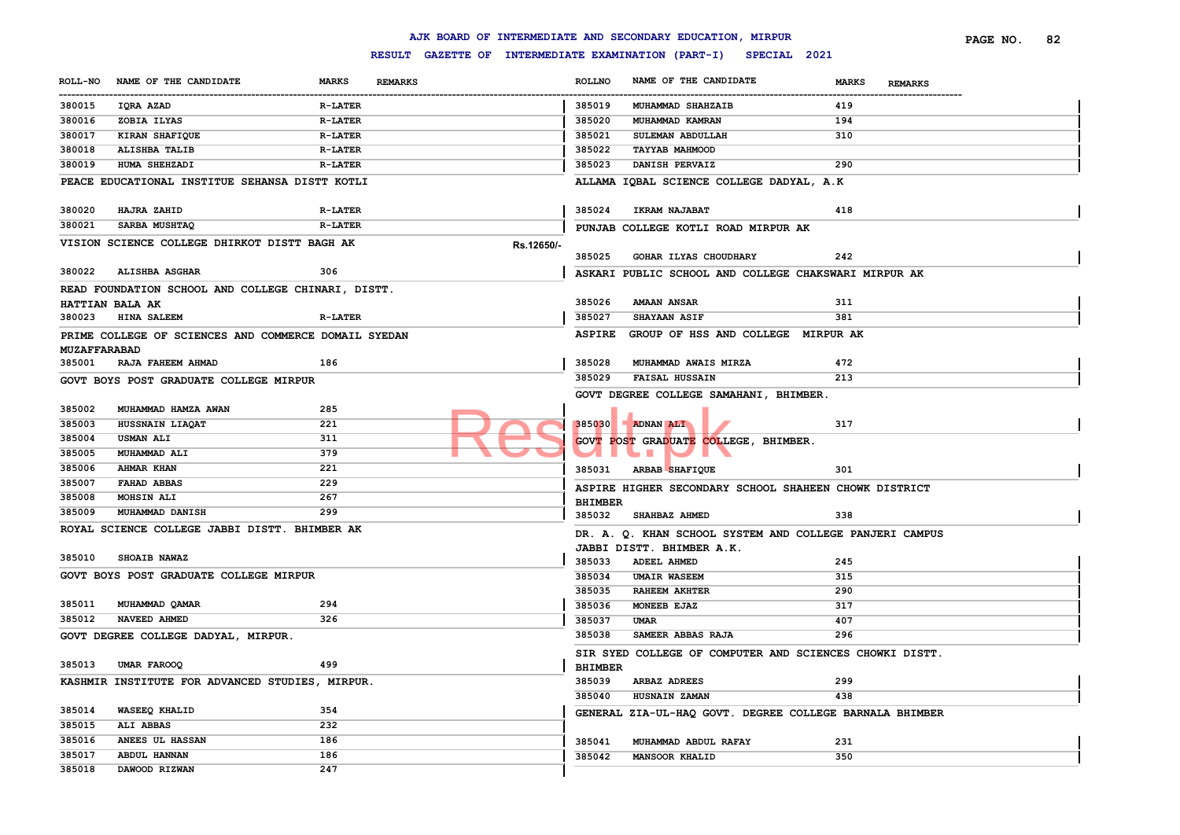# AJK BOARD OF INTERMEDIATE AND SECONDARY EDUCATION, MIRPUR

## RESULT GAZETTE OF INTERMEDIATE EXAMINATION (PART-I) SPECIAL 2021

| ROLL-NO | NAME OF THE CANDIDATE | MARKS | REMARKS |
|---|---|---|---|
| 380015 | IQRA AZAD | R-LATER | |
| 380016 | ZOBIA ILYAS | R-LATER | |
| 380017 | KIRAN SHAFIQUE | R-LATER | |
| 380018 | ALISHBA TALIB | R-LATER | |
| 380019 | HUMA SHEHZADI | R-LATER | |

**PEACE EDUCATIONAL INSTITUE SEHANSA DISTT KOTLI**

| ROLL-NO | NAME OF THE CANDIDATE | MARKS | REMARKS |
|---|---|---|---|
| 380020 | HAJRA ZAHID | R-LATER | |
| 380021 | SARBA MUSHTAQ | R-LATER | |

**VISION SCIENCE COLLEGE DHIRKOT DISTT BAGH AK** Rs.12650/-

| ROLL-NO | NAME OF THE CANDIDATE | MARKS | REMARKS |
|---|---|---|---|
| 380022 | ALISHBA ASGHAR | 306 | |

**READ FOUNDATION SCHOOL AND COLLEGE CHINARI, DISTT. HATTIAN BALA AK**

| ROLL-NO | NAME OF THE CANDIDATE | MARKS | REMARKS |
|---|---|---|---|
| 380023 | HINA SALEEM | R-LATER | |

**PRIME COLLEGE OF SCIENCES AND COMMERCE DOMAIL SYEDAN MUZAFFARABAD**

| ROLL-NO | NAME OF THE CANDIDATE | MARKS | REMARKS |
|---|---|---|---|
| 385001 | RAJA FAHEEM AHMAD | 186 | |

**GOVT BOYS POST GRADUATE COLLEGE MIRPUR**

| ROLL-NO | NAME OF THE CANDIDATE | MARKS | REMARKS |
|---|---|---|---|
| 385002 | MUHAMMAD HAMZA AWAN | 285 | |
| 385003 | HUSSNAIN LIAQAT | 221 | |
| 385004 | USMAN ALI | 311 | |
| 385005 | MUHAMMAD ALI | 379 | |
| 385006 | AHMAR KHAN | 221 | |
| 385007 | FAHAD ABBAS | 229 | |
| 385008 | MOHSIN ALI | 267 | |
| 385009 | MUHAMMAD DANISH | 299 | |

**ROYAL SCIENCE COLLEGE JABBI DISTT. BHIMBER AK**

| ROLL-NO | NAME OF THE CANDIDATE | MARKS | REMARKS |
|---|---|---|---|
| 385010 | SHOAIB NAWAZ | | |

**GOVT BOYS POST GRADUATE COLLEGE MIRPUR**

| ROLL-NO | NAME OF THE CANDIDATE | MARKS | REMARKS |
|---|---|---|---|
| 385011 | MUHAMMAD QAMAR | 294 | |
| 385012 | NAVEED AHMED | 326 | |

**GOVT DEGREE COLLEGE DADYAL, MIRPUR.**

| ROLL-NO | NAME OF THE CANDIDATE | MARKS | REMARKS |
|---|---|---|---|
| 385013 | UMAR FAROOQ | 499 | |

**KASHMIR INSTITUTE FOR ADVANCED STUDIES, MIRPUR.**

| ROLL-NO | NAME OF THE CANDIDATE | MARKS | REMARKS |
|---|---|---|---|
| 385014 | WASEEQ KHALID | 354 | |
| 385015 | ALI ABBAS | 232 | |
| 385016 | ANEES UL HASSAN | 186 | |
| 385017 | ABDUL HANNAN | 186 | |
| 385018 | DAWOOD RIZWAN | 247 | |
| 385019 | MUHAMMAD SHAHZAIB | 419 | |
| 385020 | MUHAMMAD KAMRAN | 194 | |
| 385021 | SULEMAN ABDULLAH | 310 | |
| 385022 | TAYYAB MAHMOOD | | |
| 385023 | DANISH PERVAIZ | 290 | |

**ALLAMA IQBAL SCIENCE COLLEGE DADYAL, A.K**

| ROLL-NO | NAME OF THE CANDIDATE | MARKS | REMARKS |
|---|---|---|---|
| 385024 | IKRAM NAJABAT | 418 | |

**PUNJAB COLLEGE KOTLI ROAD MIRPUR AK**

| ROLL-NO | NAME OF THE CANDIDATE | MARKS | REMARKS |
|---|---|---|---|
| 385025 | GOHAR ILYAS CHOUDHARY | 242 | |

**ASKARI PUBLIC SCHOOL AND COLLEGE CHAKSWARI MIRPUR AK**

| ROLL-NO | NAME OF THE CANDIDATE | MARKS | REMARKS |
|---|---|---|---|
| 385026 | AMAAN ANSAR | 311 | |
| 385027 | SHAYAAN ASIF | 381 | |

**ASPIRE GROUP OF HSS AND COLLEGE MIRPUR AK**

| ROLL-NO | NAME OF THE CANDIDATE | MARKS | REMARKS |
|---|---|---|---|
| 385028 | MUHAMMAD AWAIS MIRZA | 472 | |
| 385029 | FAISAL HUSSAIN | 213 | |

**GOVT DEGREE COLLEGE SAMAHANI, BHIMBER.**

| ROLL-NO | NAME OF THE CANDIDATE | MARKS | REMARKS |
|---|---|---|---|
| 385030 | ADNAN ALI | 317 | |

**GOVT POST GRADUATE COLLEGE, BHIMBER.**

| ROLL-NO | NAME OF THE CANDIDATE | MARKS | REMARKS |
|---|---|---|---|
| 385031 | ARBAB SHAFIQUE | 301 | |

**ASPIRE HIGHER SECONDARY SCHOOL SHAHEEN CHOWK DISTRICT BHIMBER**

| ROLL-NO | NAME OF THE CANDIDATE | MARKS | REMARKS |
|---|---|---|---|
| 385032 | SHAHBAZ AHMED | 338 | |

**DR. A. Q. KHAN SCHOOL SYSTEM AND COLLEGE PANJERI CAMPUS JABBI DISTT. BHIMBER A.K.**

| ROLL-NO | NAME OF THE CANDIDATE | MARKS | REMARKS |
|---|---|---|---|
| 385033 | ADEEL AHMED | 245 | |
| 385034 | UMAIR WASEEM | 315 | |
| 385035 | RAHEEM AKHTER | 290 | |
| 385036 | MONEEB EJAZ | 317 | |
| 385037 | UMAR | 407 | |
| 385038 | SAMEER ABBAS RAJA | 296 | |

**SIR SYED COLLEGE OF COMPUTER AND SCIENCES CHOWKI DISTT. BHIMBER**

| ROLL-NO | NAME OF THE CANDIDATE | MARKS | REMARKS |
|---|---|---|---|
| 385039 | ARBAZ ADREES | 299 | |
| 385040 | HUSNAIN ZAMAN | 438 | |

**GENERAL ZIA-UL-HAQ GOVT. DEGREE COLLEGE BARNALA BHIMBER**

| ROLL-NO | NAME OF THE CANDIDATE | MARKS | REMARKS |
|---|---|---|---|
| 385041 | MUHAMMAD ABDUL RAFAY | 231 | |
| 385042 | MANSOOR KHALID | 350 | |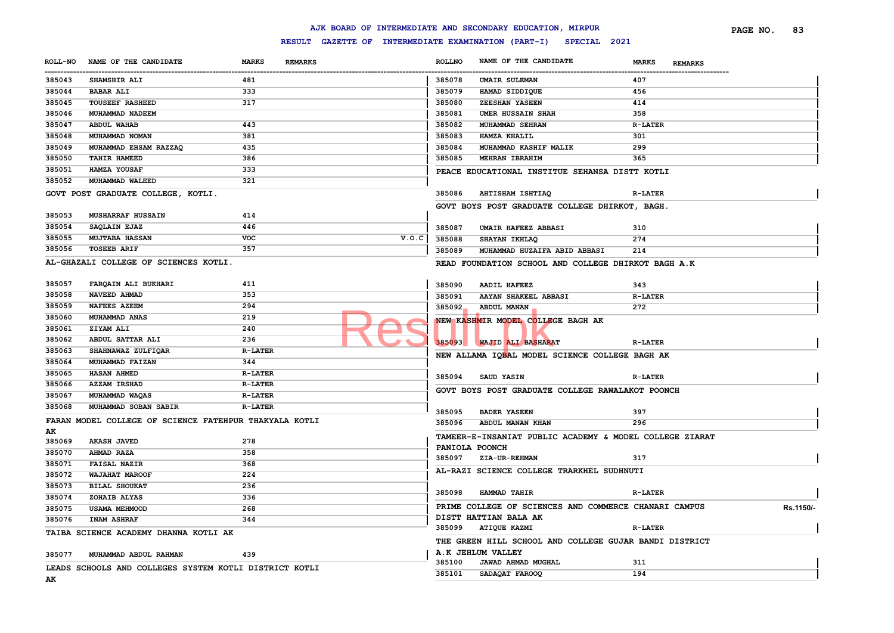# AJK BOARD OF INTERMEDIATE AND SECONDARY EDUCATION, MIRPUR

## RESULT GAZETTE OF INTERMEDIATE EXAMINATION (PART-I) SPECIAL 2021

| ROLL-NO | NAME OF THE CANDIDATE | MARKS | REMARKS |
|---|---|---|---|
| 385043 | SHAMSHIR ALI | 481 | |
| 385044 | BABAR ALI | 333 | |
| 385045 | TOUSEEF RASHEED | 317 | |
| 385046 | MUHAMMAD NADEEM | | |
| 385047 | ABDUL WAHAB | 443 | |
| 385048 | MUHAMMAD NOMAN | 381 | |
| 385049 | MUHAMMAD EHSAM RAZZAQ | 435 | |
| 385050 | TAHIR HAMEED | 386 | |
| 385051 | HAMZA YOUSAF | 333 | |
| 385052 | MUHAMMAD WALEED | 321 | |

**GOVT POST GRADUATE COLLEGE, KOTLI.**

| ROLL-NO | NAME OF THE CANDIDATE | MARKS | REMARKS |
|---|---|---|---|
| 385053 | MUSHARRAF HUSSAIN | 414 | |
| 385054 | SAQLAIN EJAZ | 446 | |
| 385055 | MUJTABA HASSAN | VOC | V.O.C |
| 385056 | TOSEEB ARIF | 357 | |

**AL-GHAZALI COLLEGE OF SCIENCES KOTLI.**

| ROLL-NO | NAME OF THE CANDIDATE | MARKS | REMARKS |
|---|---|---|---|
| 385057 | FARQAIN ALI BUKHARI | 411 | |
| 385058 | NAVEED AHMAD | 353 | |
| 385059 | NAFEES AZEEM | 294 | |
| 385060 | MUHAMMAD ANAS | 219 | |
| 385061 | ZIYAM ALI | 240 | |
| 385062 | ABDUL SATTAR ALI | 236 | |
| 385063 | SHAHNAWAZ ZULFIQAR | R-LATER | |
| 385064 | MUHAMMAD FAIZAN | 344 | |
| 385065 | HASAN AHMED | R-LATER | |
| 385066 | AZZAM IRSHAD | R-LATER | |
| 385067 | MUHAMMAD WAQAS | R-LATER | |
| 385068 | MUHAMMAD SOBAN SABIR | R-LATER | |

**FARAN MODEL COLLEGE OF SCIENCE FATEHPUR THAKYALA KOTLI AK**

| ROLL-NO | NAME OF THE CANDIDATE | MARKS | REMARKS |
|---|---|---|---|
| 385069 | AKASH JAVED | 278 | |
| 385070 | AHMAD RAZA | 358 | |
| 385071 | FAISAL NAZIR | 368 | |
| 385072 | WAJAHAT MAROOF | 224 | |
| 385073 | BILAL SHOUKAT | 236 | |
| 385074 | ZOHAIB ALYAS | 336 | |
| 385075 | USAMA MEHMOOD | 268 | |
| 385076 | INAM ASHRAF | 344 | |

**TAIBA SCIENCE ACADEMY DHANNA KOTLI AK**

| ROLL-NO | NAME OF THE CANDIDATE | MARKS | REMARKS |
|---|---|---|---|
| 385077 | MUHAMMAD ABDUL RAHMAN | 439 | |

**LEADS SCHOOLS AND COLLEGES SYSTEM KOTLI DISTRICT KOTLI AK**

| ROLL-NO | NAME OF THE CANDIDATE | MARKS | REMARKS |
|---|---|---|---|
| 385078 | UMAIR SULEMAN | 407 | |
| 385079 | HAMAD SIDDIQUE | 456 | |
| 385080 | ZEESHAN YASEEN | 414 | |
| 385081 | UMER HUSSAIN SHAH | 358 | |
| 385082 | MUHAMMAD SEHRAN | R-LATER | |
| 385083 | HAMZA KHALIL | 301 | |
| 385084 | MUHAMMAD KASHIF MALIK | 299 | |
| 385085 | MEHRAN IBRAHIM | 365 | |

**PEACE EDUCATIONAL INSTITUE SEHANSA DISTT KOTLI**

| ROLL-NO | NAME OF THE CANDIDATE | MARKS | REMARKS |
|---|---|---|---|
| 385086 | AHTISHAM ISHTIAQ | R-LATER | |

**GOVT BOYS POST GRADUATE COLLEGE DHIRKOT, BAGH.**

| ROLL-NO | NAME OF THE CANDIDATE | MARKS | REMARKS |
|---|---|---|---|
| 385087 | UMAIR HAFEEZ ABBASI | 310 | |
| 385088 | SHAYAN IKHLAQ | 274 | |
| 385089 | MUHAMMAD HUZAIFA ABID ABBASI | 214 | |

**READ FOUNDATION SCHOOL AND COLLEGE DHIRKOT BAGH A.K**

| ROLL-NO | NAME OF THE CANDIDATE | MARKS | REMARKS |
|---|---|---|---|
| 385090 | AADIL HAFEEZ | 343 | |
| 385091 | AAYAN SHAKEEL ABBASI | R-LATER | |
| 385092 | ABDUL MANAN | 272 | |

**NEW KASHMIR MODEL COLLEGE BAGH AK**

| ROLL-NO | NAME OF THE CANDIDATE | MARKS | REMARKS |
|---|---|---|---|
| 385093 | WAJID ALI BASHARAT | R-LATER | |

**NEW ALLAMA IQBAL MODEL SCIENCE COLLEGE BAGH AK**

| ROLL-NO | NAME OF THE CANDIDATE | MARKS | REMARKS |
|---|---|---|---|
| 385094 | SAUD YASIN | R-LATER | |

**GOVT BOYS POST GRADUATE COLLEGE RAWALAKOT POONCH**

| ROLL-NO | NAME OF THE CANDIDATE | MARKS | REMARKS |
|---|---|---|---|
| 385095 | BADER YASEEN | 397 | |
| 385096 | ABDUL MANAN KHAN | 296 | |

**TAMEER-E-INSANIAT PUBLIC ACADEMY & MODEL COLLEGE ZIARAT PANIOLA POONCH**

| ROLL-NO | NAME OF THE CANDIDATE | MARKS | REMARKS |
|---|---|---|---|
| 385097 | ZIA-UR-REHMAN | 317 | |

**AL-RAZI SCIENCE COLLEGE TRARKHEL SUDHNUTI**

| ROLL-NO | NAME OF THE CANDIDATE | MARKS | REMARKS |
|---|---|---|---|
| 385098 | HAMMAD TAHIR | R-LATER | |

**PRIME COLLEGE OF SCIENCES AND COMMERCE CHANARI CAMPUS DISTT HATTIAN BALA AK** Rs.1150/-

| ROLL-NO | NAME OF THE CANDIDATE | MARKS | REMARKS |
|---|---|---|---|
| 385099 | ATIQUE KAZMI | R-LATER | |

**THE GREEN HILL SCHOOL AND COLLEGE GUJAR BANDI DISTRICT A.K JHELUM VALLEY**

| ROLL-NO | NAME OF THE CANDIDATE | MARKS | REMARKS |
|---|---|---|---|
| 385100 | JAWAD AHMAD MUGHAL | 311 | |
| 385101 | SADAQAT FAROOQ | 194 | |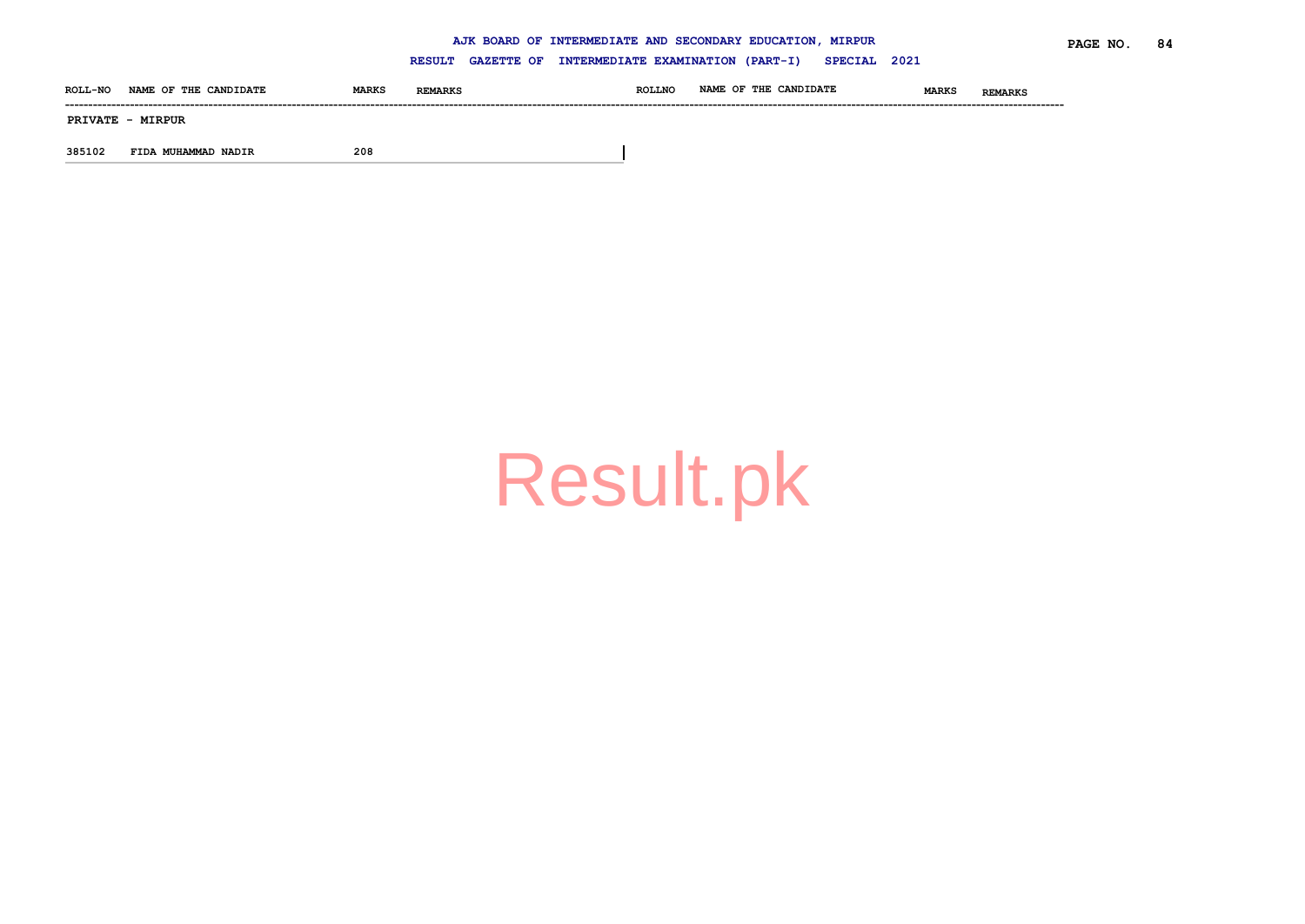AJK BOARD OF INTERMEDIATE AND SECONDARY EDUCATION, MIRPUR

RESULT GAZETTE OF INTERMEDIATE EXAMINATION (PART-I) SPECIAL 2021

| ROLL-NO | NAME OF THE CANDIDATE | MARKS | REMARKS | ROLLNO | NAME OF THE CANDIDATE | MARKS | REMARKS |
|---|---|---|---|---|---|---|---|
| PRIVATE - MIRPUR | | | | | | | |
| 385102 | FIDA MUHAMMAD NADIR | 208 | | | | | |

Result.pk